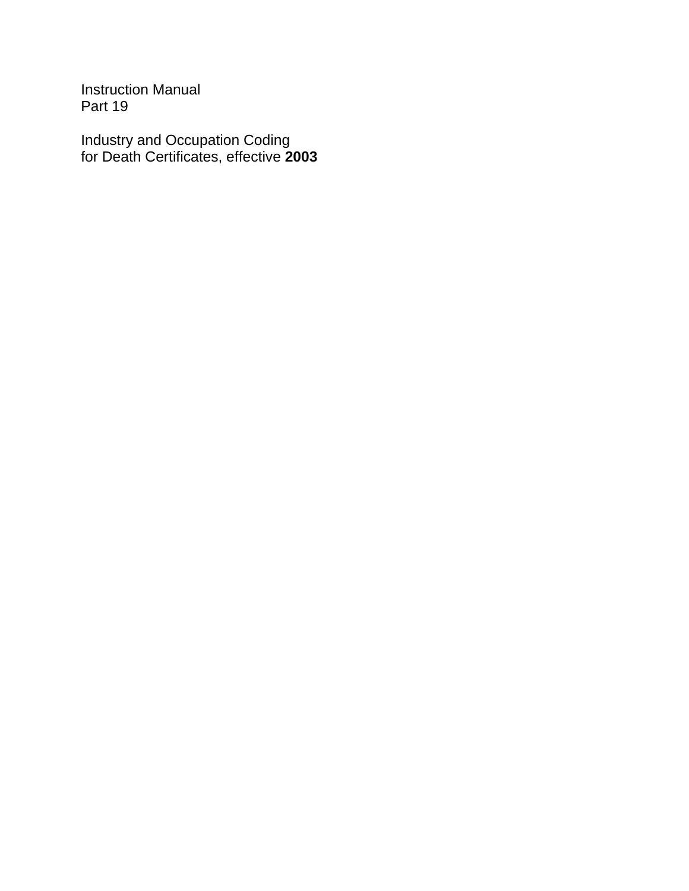Instruction Manual
Part 19

Industry and Occupation Coding
for Death Certificates, effective **2003**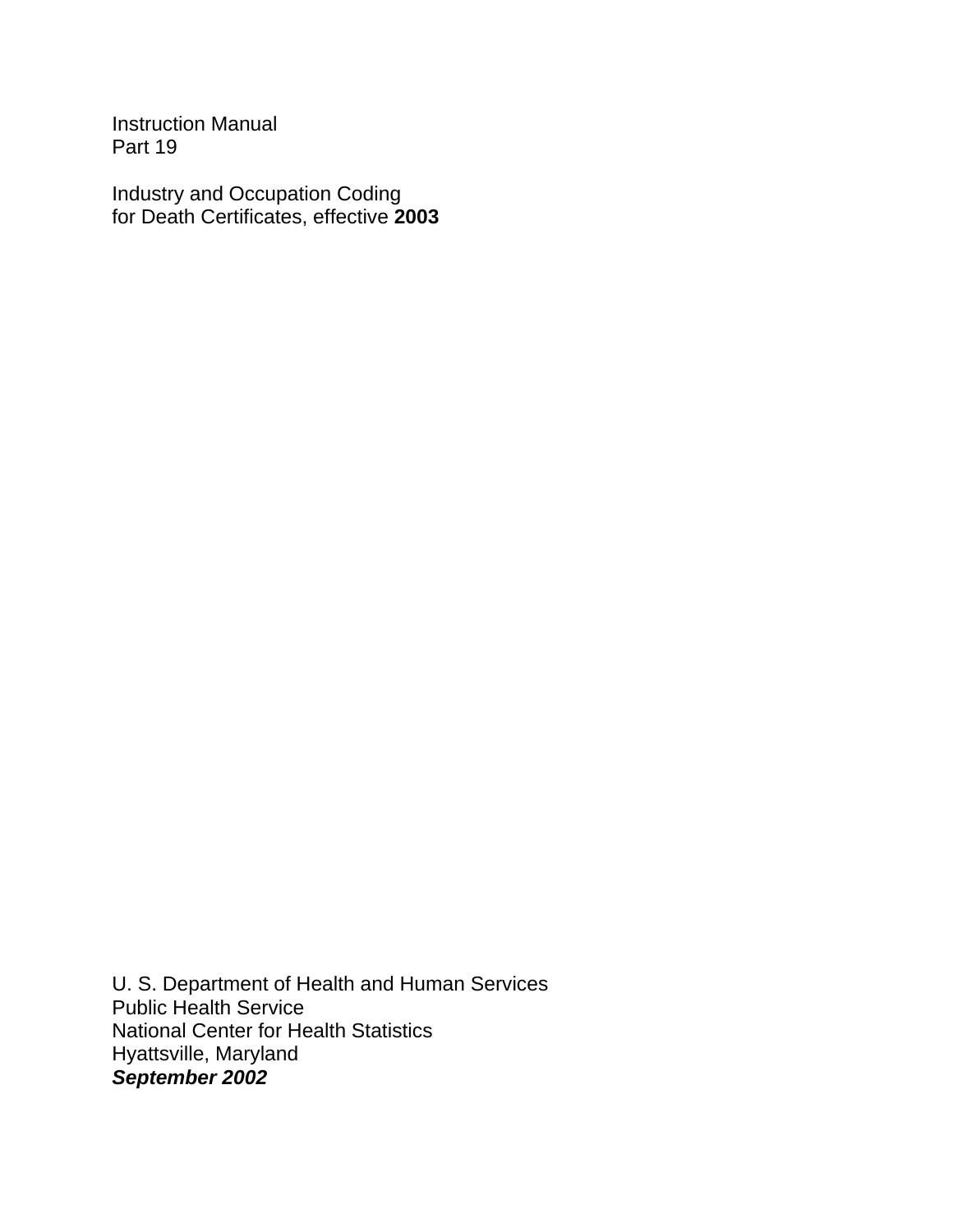Instruction Manual
Part 19

Industry and Occupation Coding
for Death Certificates, effective **2003**

U. S. Department of Health and Human Services
Public Health Service
National Center for Health Statistics
Hyattsville, Maryland
***September 2002***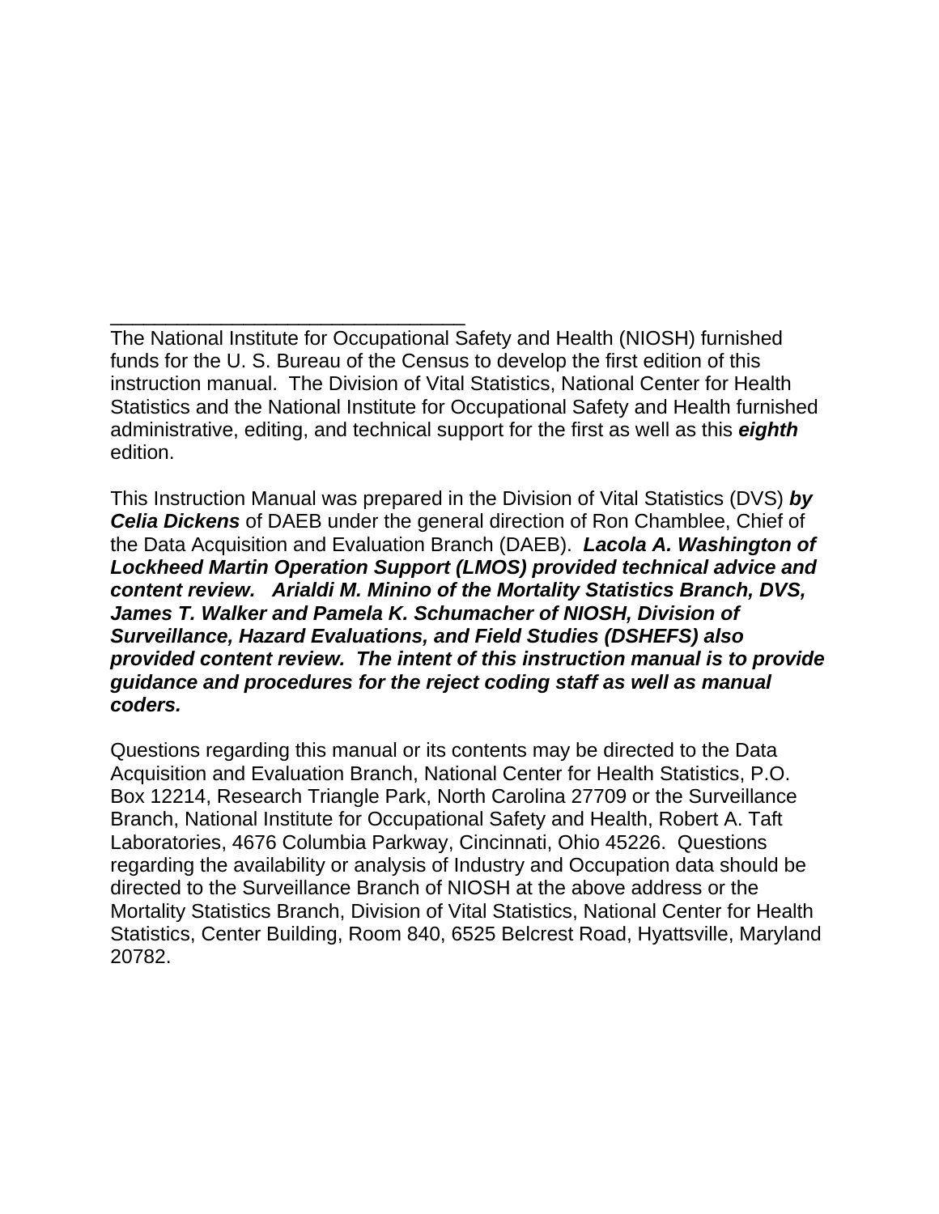\_\_\_\_\_\_\_\_\_\_\_\_\_\_\_\_\_\_\_\_\_\_\_\_\_\_\_\_\_\_\_\_

The National Institute for Occupational Safety and Health (NIOSH) furnished funds for the U. S. Bureau of the Census to develop the first edition of this instruction manual. The Division of Vital Statistics, National Center for Health Statistics and the National Institute for Occupational Safety and Health furnished administrative, editing, and technical support for the first as well as this ***eighth*** edition.

This Instruction Manual was prepared in the Division of Vital Statistics (DVS) ***by Celia Dickens*** of DAEB under the general direction of Ron Chamblee, Chief of the Data Acquisition and Evaluation Branch (DAEB). ***Lacola A. Washington of Lockheed Martin Operation Support (LMOS) provided technical advice and content review. Arialdi M. Minino of the Mortality Statistics Branch, DVS, James T. Walker and Pamela K. Schumacher of NIOSH, Division of Surveillance, Hazard Evaluations, and Field Studies (DSHEFS) also provided content review. The intent of this instruction manual is to provide guidance and procedures for the reject coding staff as well as manual coders.***

Questions regarding this manual or its contents may be directed to the Data Acquisition and Evaluation Branch, National Center for Health Statistics, P.O. Box 12214, Research Triangle Park, North Carolina 27709 or the Surveillance Branch, National Institute for Occupational Safety and Health, Robert A. Taft Laboratories, 4676 Columbia Parkway, Cincinnati, Ohio 45226. Questions regarding the availability or analysis of Industry and Occupation data should be directed to the Surveillance Branch of NIOSH at the above address or the Mortality Statistics Branch, Division of Vital Statistics, National Center for Health Statistics, Center Building, Room 840, 6525 Belcrest Road, Hyattsville, Maryland 20782.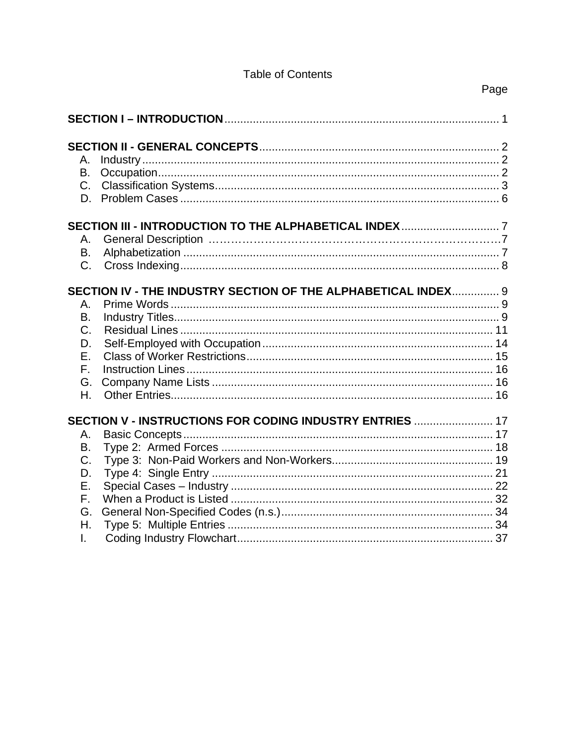# Table of Contents

| | Page |
|---|---|
| **SECTION I – INTRODUCTION** | 1 |
| **SECTION II - GENERAL CONCEPTS** | 2 |
| A. Industry | 2 |
| B. Occupation | 2 |
| C. Classification Systems | 3 |
| D. Problem Cases | 6 |
| **SECTION III - INTRODUCTION TO THE ALPHABETICAL INDEX** | 7 |
| A. General Description | 7 |
| B. Alphabetization | 7 |
| C. Cross Indexing | 8 |
| **SECTION IV - THE INDUSTRY SECTION OF THE ALPHABETICAL INDEX** | 9 |
| A. Prime Words | 9 |
| B. Industry Titles | 9 |
| C. Residual Lines | 11 |
| D. Self-Employed with Occupation | 14 |
| E. Class of Worker Restrictions | 15 |
| F. Instruction Lines | 16 |
| G. Company Name Lists | 16 |
| H. Other Entries | 16 |
| **SECTION V - INSTRUCTIONS FOR CODING INDUSTRY ENTRIES** | 17 |
| A. Basic Concepts | 17 |
| B. Type 2: Armed Forces | 18 |
| C. Type 3: Non-Paid Workers and Non-Workers | 19 |
| D. Type 4: Single Entry | 21 |
| E. Special Cases – Industry | 22 |
| F. When a Product is Listed | 32 |
| G. General Non-Specified Codes (n.s.) | 34 |
| H. Type 5: Multiple Entries | 34 |
| I. Coding Industry Flowchart | 37 |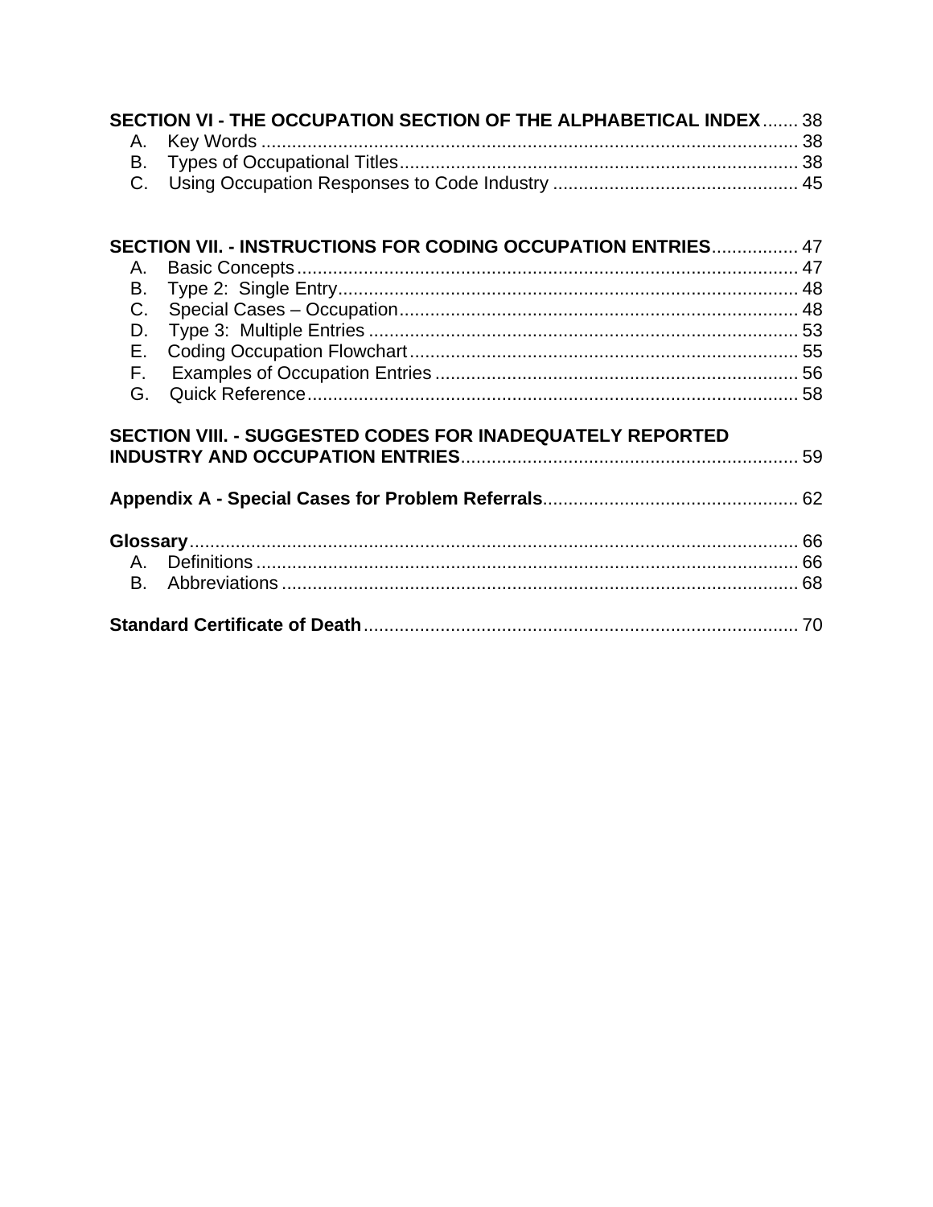**SECTION VI - THE OCCUPATION SECTION OF THE ALPHABETICAL INDEX** ....... 38

- A. Key Words ........................................................................................................ 38
- B. Types of Occupational Titles ............................................................................. 38
- C. Using Occupation Responses to Code Industry ............................................... 45

**SECTION VII. - INSTRUCTIONS FOR CODING OCCUPATION ENTRIES** ................. 47

- A. Basic Concepts ................................................................................................. 47
- B. Type 2: Single Entry ......................................................................................... 48
- C. Special Cases – Occupation ............................................................................. 48
- D. Type 3: Multiple Entries ................................................................................... 53
- E. Coding Occupation Flowchart ........................................................................... 55
- F. Examples of Occupation Entries ...................................................................... 56
- G. Quick Reference ............................................................................................... 58

**SECTION VIII. - SUGGESTED CODES FOR INADEQUATELY REPORTED INDUSTRY AND OCCUPATION ENTRIES** ................................................................. 59

**Appendix A - Special Cases for Problem Referrals** ................................................. 62

**Glossary** ..................................................................................................................... 66

- A. Definitions ........................................................................................................ 66
- B. Abbreviations .................................................................................................... 68

**Standard Certificate of Death** .................................................................................... 70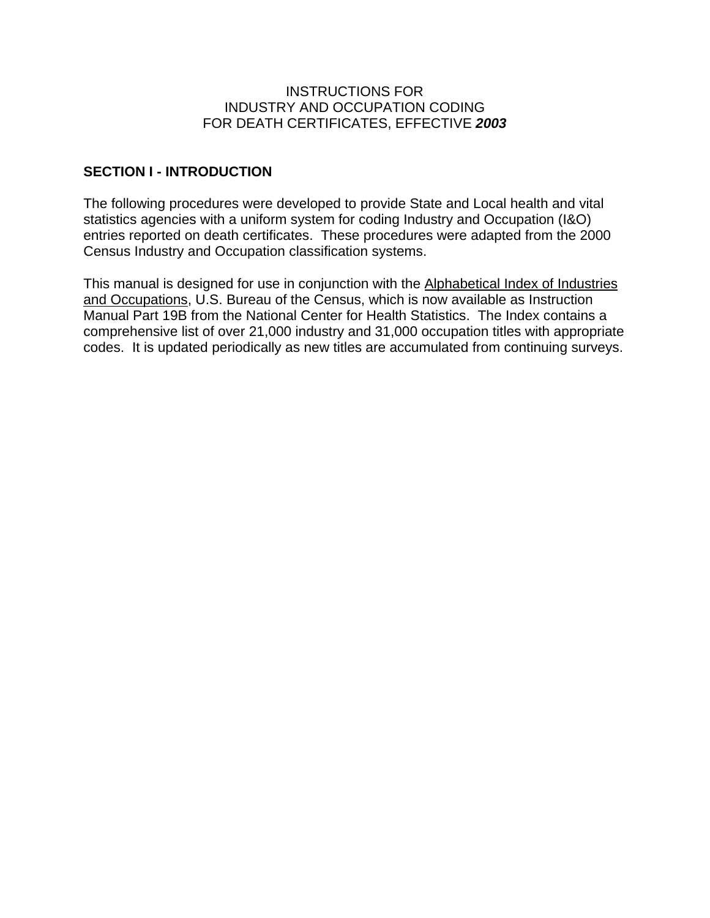# INSTRUCTIONS FOR INDUSTRY AND OCCUPATION CODING FOR DEATH CERTIFICATES, EFFECTIVE ***2003***

## SECTION I - INTRODUCTION

The following procedures were developed to provide State and Local health and vital statistics agencies with a uniform system for coding Industry and Occupation (I&O) entries reported on death certificates. These procedures were adapted from the 2000 Census Industry and Occupation classification systems.

This manual is designed for use in conjunction with the <u>Alphabetical Index of Industries and Occupations</u>, U.S. Bureau of the Census, which is now available as Instruction Manual Part 19B from the National Center for Health Statistics. The Index contains a comprehensive list of over 21,000 industry and 31,000 occupation titles with appropriate codes. It is updated periodically as new titles are accumulated from continuing surveys.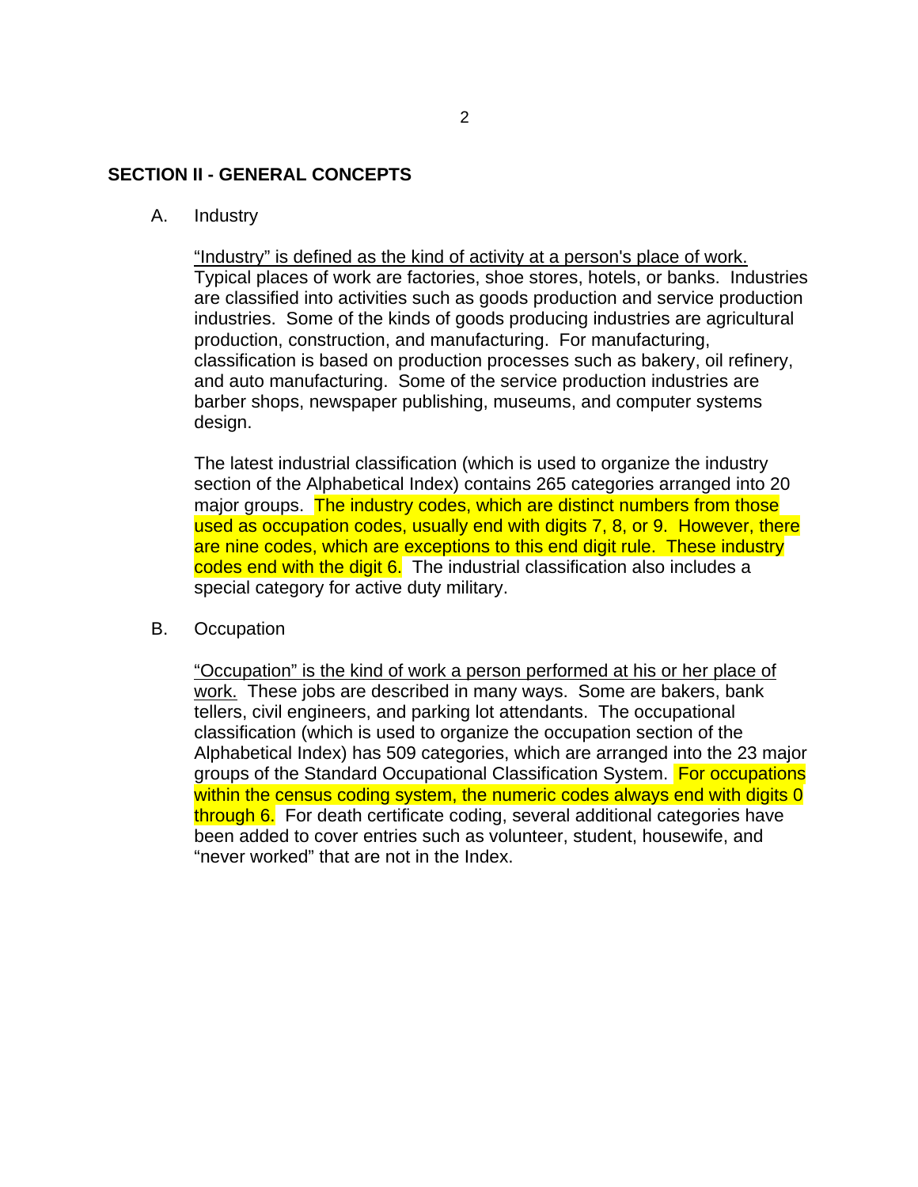## SECTION II - GENERAL CONCEPTS

A. Industry

"Industry" is defined as the kind of activity at a person's place of work. Typical places of work are factories, shoe stores, hotels, or banks. Industries are classified into activities such as goods production and service production industries. Some of the kinds of goods producing industries are agricultural production, construction, and manufacturing. For manufacturing, classification is based on production processes such as bakery, oil refinery, and auto manufacturing. Some of the service production industries are barber shops, newspaper publishing, museums, and computer systems design.

The latest industrial classification (which is used to organize the industry section of the Alphabetical Index) contains 265 categories arranged into 20 major groups. The industry codes, which are distinct numbers from those used as occupation codes, usually end with digits 7, 8, or 9. However, there are nine codes, which are exceptions to this end digit rule. These industry codes end with the digit 6. The industrial classification also includes a special category for active duty military.

B. Occupation

"Occupation" is the kind of work a person performed at his or her place of work. These jobs are described in many ways. Some are bakers, bank tellers, civil engineers, and parking lot attendants. The occupational classification (which is used to organize the occupation section of the Alphabetical Index) has 509 categories, which are arranged into the 23 major groups of the Standard Occupational Classification System. For occupations within the census coding system, the numeric codes always end with digits 0 through 6. For death certificate coding, several additional categories have been added to cover entries such as volunteer, student, housewife, and "never worked" that are not in the Index.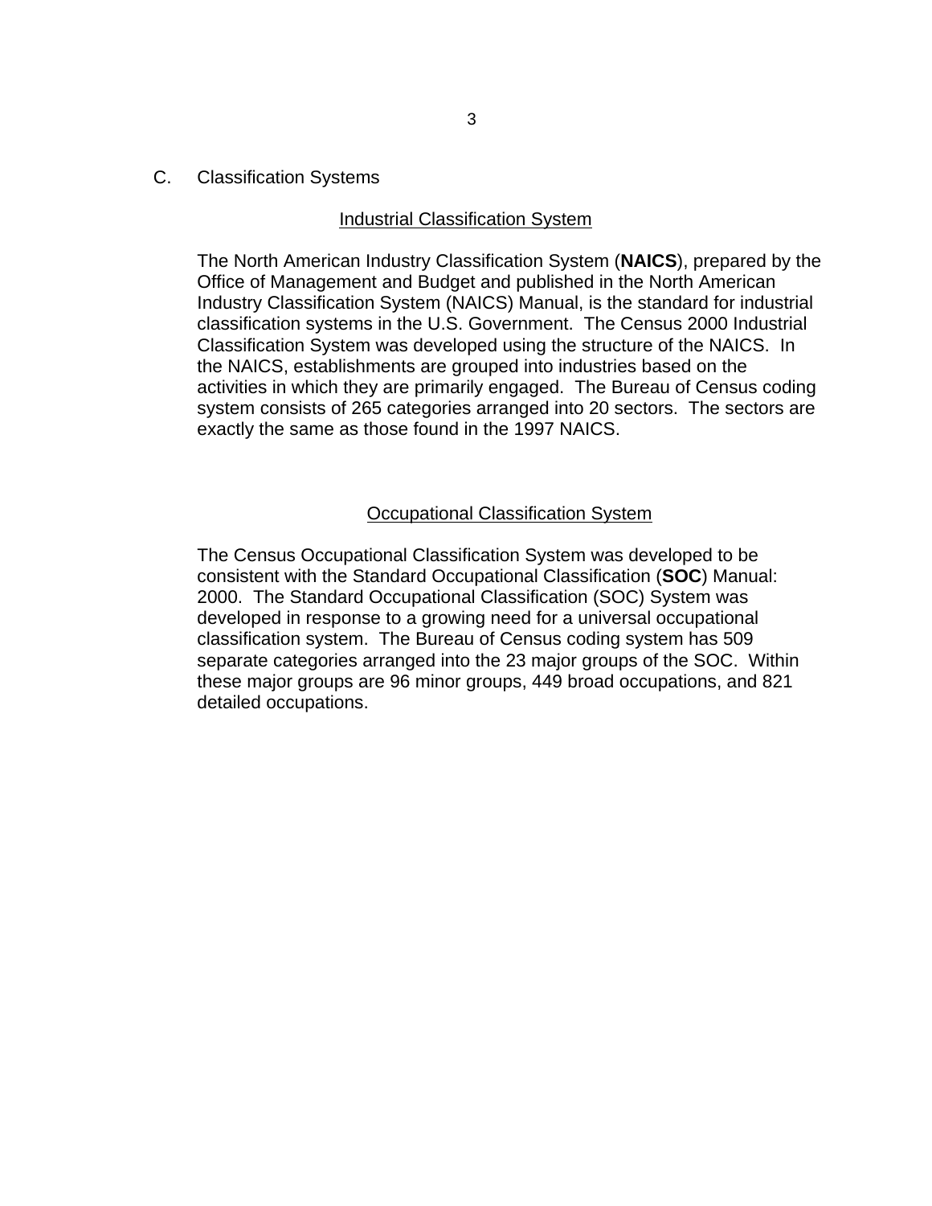## C. Classification Systems

### Industrial Classification System

The North American Industry Classification System (**NAICS**), prepared by the Office of Management and Budget and published in the North American Industry Classification System (NAICS) Manual, is the standard for industrial classification systems in the U.S. Government. The Census 2000 Industrial Classification System was developed using the structure of the NAICS. In the NAICS, establishments are grouped into industries based on the activities in which they are primarily engaged. The Bureau of Census coding system consists of 265 categories arranged into 20 sectors. The sectors are exactly the same as those found in the 1997 NAICS.

### Occupational Classification System

The Census Occupational Classification System was developed to be consistent with the Standard Occupational Classification (**SOC**) Manual: 2000. The Standard Occupational Classification (SOC) System was developed in response to a growing need for a universal occupational classification system. The Bureau of Census coding system has 509 separate categories arranged into the 23 major groups of the SOC. Within these major groups are 96 minor groups, 449 broad occupations, and 821 detailed occupations.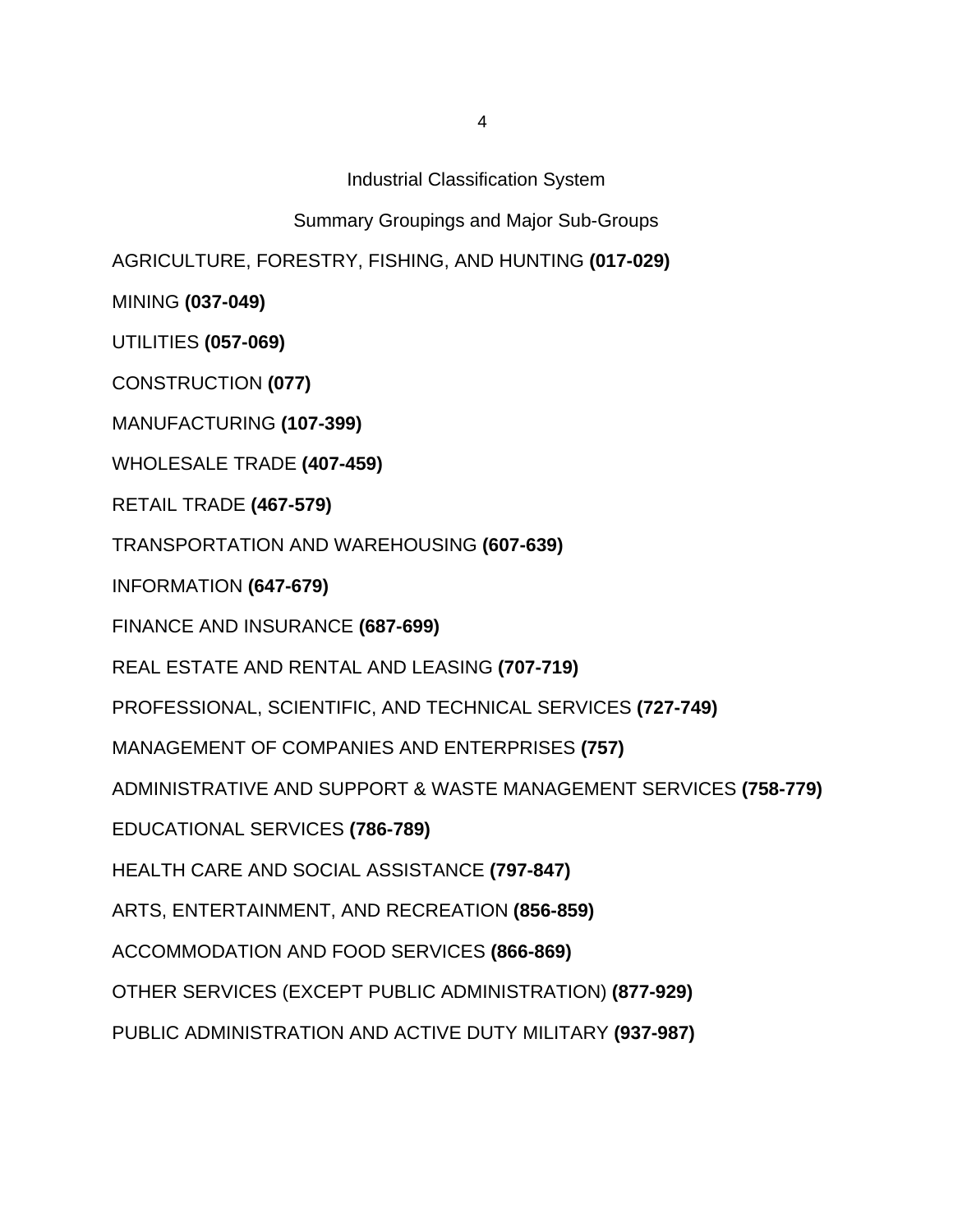# Industrial Classification System

## Summary Groupings and Major Sub-Groups

AGRICULTURE, FORESTRY, FISHING, AND HUNTING **(017-029)**

MINING **(037-049)**

UTILITIES **(057-069)**

CONSTRUCTION **(077)**

MANUFACTURING **(107-399)**

WHOLESALE TRADE **(407-459)**

RETAIL TRADE **(467-579)**

TRANSPORTATION AND WAREHOUSING **(607-639)**

INFORMATION **(647-679)**

FINANCE AND INSURANCE **(687-699)**

REAL ESTATE AND RENTAL AND LEASING **(707-719)**

PROFESSIONAL, SCIENTIFIC, AND TECHNICAL SERVICES **(727-749)**

MANAGEMENT OF COMPANIES AND ENTERPRISES **(757)**

ADMINISTRATIVE AND SUPPORT & WASTE MANAGEMENT SERVICES **(758-779)**

EDUCATIONAL SERVICES **(786-789)**

HEALTH CARE AND SOCIAL ASSISTANCE **(797-847)**

ARTS, ENTERTAINMENT, AND RECREATION **(856-859)**

ACCOMMODATION AND FOOD SERVICES **(866-869)**

OTHER SERVICES (EXCEPT PUBLIC ADMINISTRATION) **(877-929)**

PUBLIC ADMINISTRATION AND ACTIVE DUTY MILITARY **(937-987)**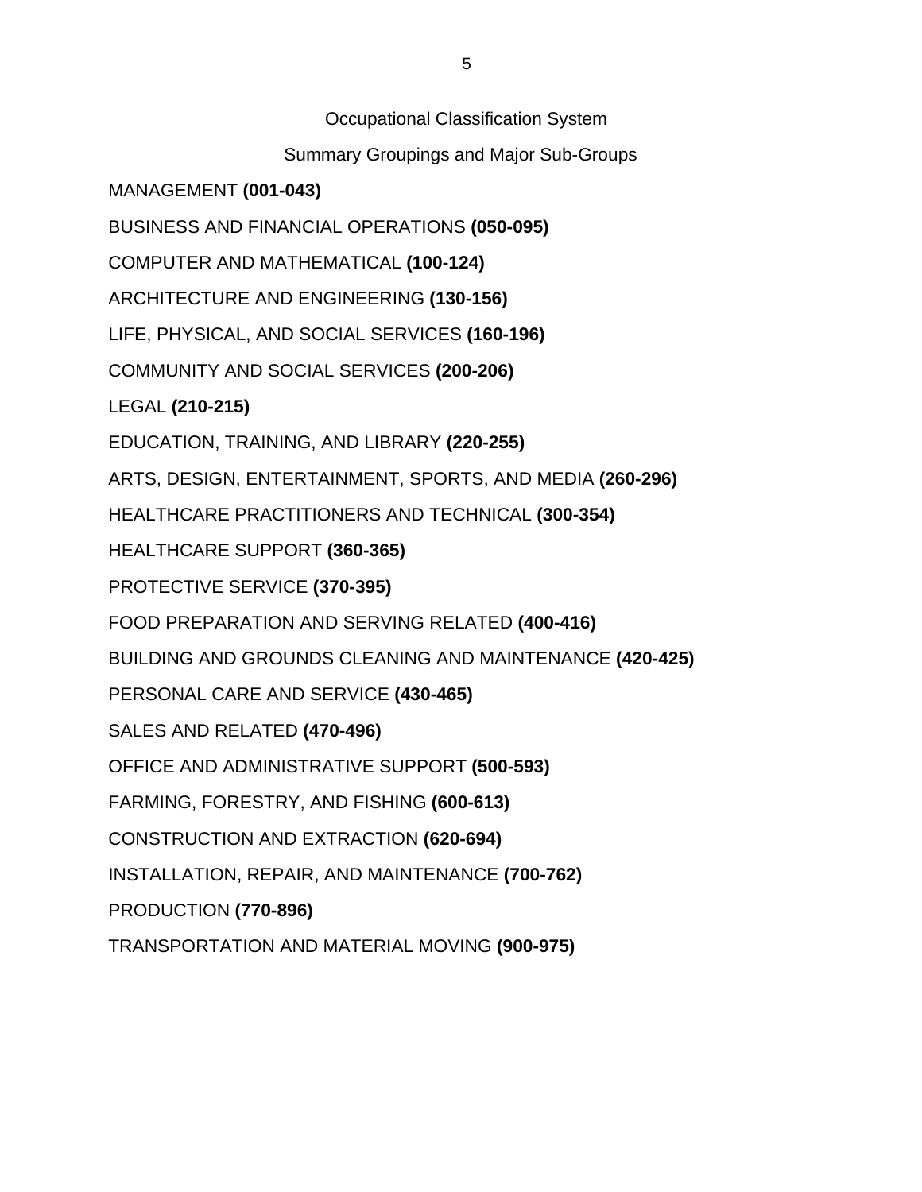Occupational Classification System

Summary Groupings and Major Sub-Groups

MANAGEMENT **(001-043)**

BUSINESS AND FINANCIAL OPERATIONS **(050-095)**

COMPUTER AND MATHEMATICAL **(100-124)**

ARCHITECTURE AND ENGINEERING **(130-156)**

LIFE, PHYSICAL, AND SOCIAL SERVICES **(160-196)**

COMMUNITY AND SOCIAL SERVICES **(200-206)**

LEGAL **(210-215)**

EDUCATION, TRAINING, AND LIBRARY **(220-255)**

ARTS, DESIGN, ENTERTAINMENT, SPORTS, AND MEDIA **(260-296)**

HEALTHCARE PRACTITIONERS AND TECHNICAL **(300-354)**

HEALTHCARE SUPPORT **(360-365)**

PROTECTIVE SERVICE **(370-395)**

FOOD PREPARATION AND SERVING RELATED **(400-416)**

BUILDING AND GROUNDS CLEANING AND MAINTENANCE **(420-425)**

PERSONAL CARE AND SERVICE **(430-465)**

SALES AND RELATED **(470-496)**

OFFICE AND ADMINISTRATIVE SUPPORT **(500-593)**

FARMING, FORESTRY, AND FISHING **(600-613)**

CONSTRUCTION AND EXTRACTION **(620-694)**

INSTALLATION, REPAIR, AND MAINTENANCE **(700-762)**

PRODUCTION **(770-896)**

TRANSPORTATION AND MATERIAL MOVING **(900-975)**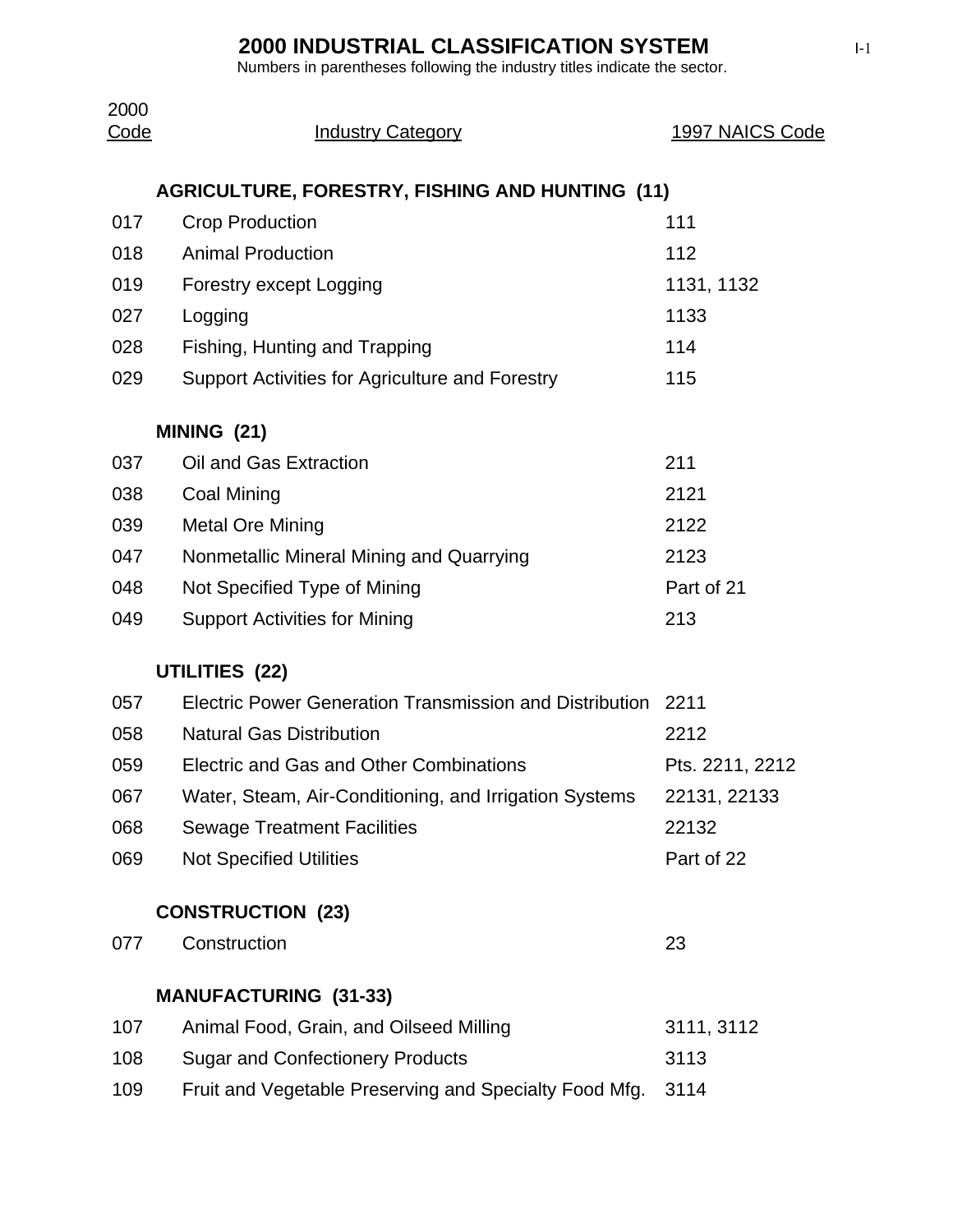# 2000 INDUSTRIAL CLASSIFICATION SYSTEM

Numbers in parentheses following the industry titles indicate the sector.

| 2000 Code | Industry Category | 1997 NAICS Code |
|---|---|---|
| | **AGRICULTURE, FORESTRY, FISHING AND HUNTING (11)** | |
| 017 | Crop Production | 111 |
| 018 | Animal Production | 112 |
| 019 | Forestry except Logging | 1131, 1132 |
| 027 | Logging | 1133 |
| 028 | Fishing, Hunting and Trapping | 114 |
| 029 | Support Activities for Agriculture and Forestry | 115 |
| | **MINING (21)** | |
| 037 | Oil and Gas Extraction | 211 |
| 038 | Coal Mining | 2121 |
| 039 | Metal Ore Mining | 2122 |
| 047 | Nonmetallic Mineral Mining and Quarrying | 2123 |
| 048 | Not Specified Type of Mining | Part of 21 |
| 049 | Support Activities for Mining | 213 |
| | **UTILITIES (22)** | |
| 057 | Electric Power Generation Transmission and Distribution | 2211 |
| 058 | Natural Gas Distribution | 2212 |
| 059 | Electric and Gas and Other Combinations | Pts. 2211, 2212 |
| 067 | Water, Steam, Air-Conditioning, and Irrigation Systems | 22131, 22133 |
| 068 | Sewage Treatment Facilities | 22132 |
| 069 | Not Specified Utilities | Part of 22 |
| | **CONSTRUCTION (23)** | |
| 077 | Construction | 23 |
| | **MANUFACTURING (31-33)** | |
| 107 | Animal Food, Grain, and Oilseed Milling | 3111, 3112 |
| 108 | Sugar and Confectionery Products | 3113 |
| 109 | Fruit and Vegetable Preserving and Specialty Food Mfg. | 3114 |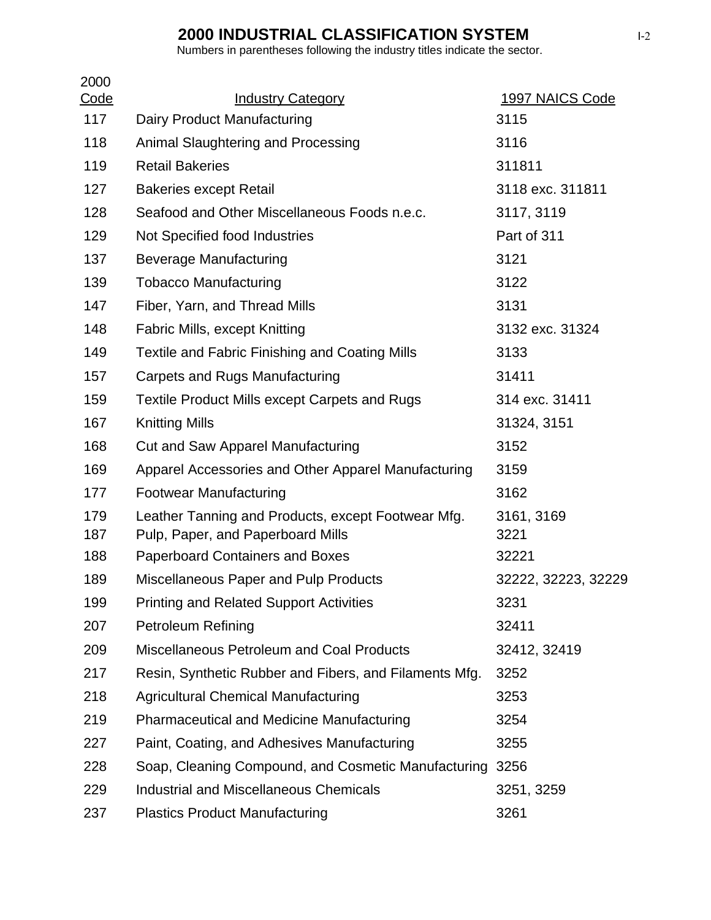# 2000 INDUSTRIAL CLASSIFICATION SYSTEM

Numbers in parentheses following the industry titles indicate the sector.

| 2000 Code | Industry Category | 1997 NAICS Code |
|---|---|---|
| 117 | Dairy Product Manufacturing | 3115 |
| 118 | Animal Slaughtering and Processing | 3116 |
| 119 | Retail Bakeries | 311811 |
| 127 | Bakeries except Retail | 3118 exc. 311811 |
| 128 | Seafood and Other Miscellaneous Foods n.e.c. | 3117, 3119 |
| 129 | Not Specified food Industries | Part of 311 |
| 137 | Beverage Manufacturing | 3121 |
| 139 | Tobacco Manufacturing | 3122 |
| 147 | Fiber, Yarn, and Thread Mills | 3131 |
| 148 | Fabric Mills, except Knitting | 3132 exc. 31324 |
| 149 | Textile and Fabric Finishing and Coating Mills | 3133 |
| 157 | Carpets and Rugs Manufacturing | 31411 |
| 159 | Textile Product Mills except Carpets and Rugs | 314 exc. 31411 |
| 167 | Knitting Mills | 31324, 3151 |
| 168 | Cut and Saw Apparel Manufacturing | 3152 |
| 169 | Apparel Accessories and Other Apparel Manufacturing | 3159 |
| 177 | Footwear Manufacturing | 3162 |
| 179 | Leather Tanning and Products, except Footwear Mfg. | 3161, 3169 |
| 187 | Pulp, Paper, and Paperboard Mills | 3221 |
| 188 | Paperboard Containers and Boxes | 32221 |
| 189 | Miscellaneous Paper and Pulp Products | 32222, 32223, 32229 |
| 199 | Printing and Related Support Activities | 3231 |
| 207 | Petroleum Refining | 32411 |
| 209 | Miscellaneous Petroleum and Coal Products | 32412, 32419 |
| 217 | Resin, Synthetic Rubber and Fibers, and Filaments Mfg. | 3252 |
| 218 | Agricultural Chemical Manufacturing | 3253 |
| 219 | Pharmaceutical and Medicine Manufacturing | 3254 |
| 227 | Paint, Coating, and Adhesives Manufacturing | 3255 |
| 228 | Soap, Cleaning Compound, and Cosmetic Manufacturing | 3256 |
| 229 | Industrial and Miscellaneous Chemicals | 3251, 3259 |
| 237 | Plastics Product Manufacturing | 3261 |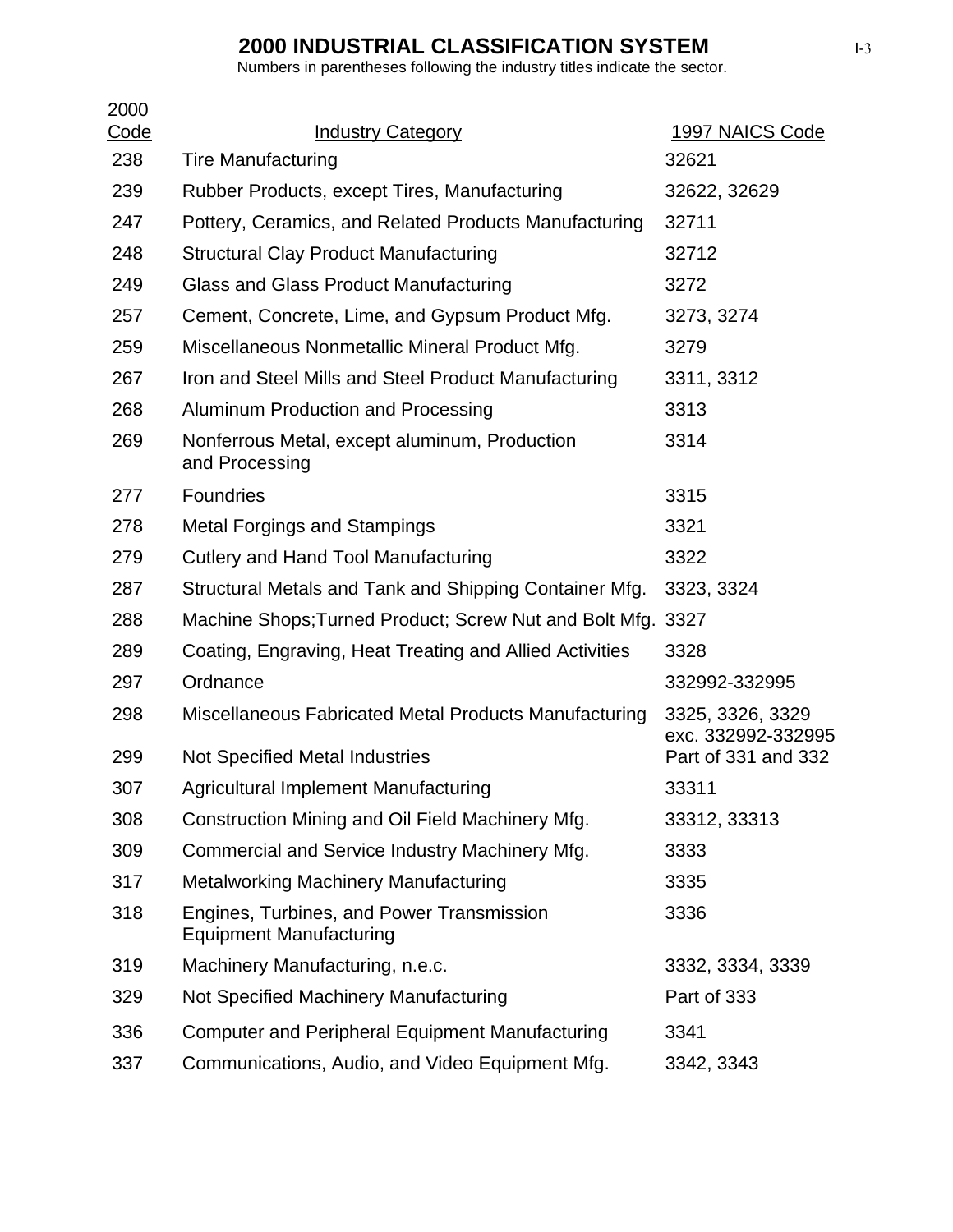# 2000 INDUSTRIAL CLASSIFICATION SYSTEM

Numbers in parentheses following the industry titles indicate the sector.

| 2000 Code | Industry Category | 1997 NAICS Code |
|---|---|---|
| 238 | Tire Manufacturing | 32621 |
| 239 | Rubber Products, except Tires, Manufacturing | 32622, 32629 |
| 247 | Pottery, Ceramics, and Related Products Manufacturing | 32711 |
| 248 | Structural Clay Product Manufacturing | 32712 |
| 249 | Glass and Glass Product Manufacturing | 3272 |
| 257 | Cement, Concrete, Lime, and Gypsum Product Mfg. | 3273, 3274 |
| 259 | Miscellaneous Nonmetallic Mineral Product Mfg. | 3279 |
| 267 | Iron and Steel Mills and Steel Product Manufacturing | 3311, 3312 |
| 268 | Aluminum Production and Processing | 3313 |
| 269 | Nonferrous Metal, except aluminum, Production and Processing | 3314 |
| 277 | Foundries | 3315 |
| 278 | Metal Forgings and Stampings | 3321 |
| 279 | Cutlery and Hand Tool Manufacturing | 3322 |
| 287 | Structural Metals and Tank and Shipping Container Mfg. | 3323, 3324 |
| 288 | Machine Shops;Turned Product; Screw Nut and Bolt Mfg. | 3327 |
| 289 | Coating, Engraving, Heat Treating and Allied Activities | 3328 |
| 297 | Ordnance | 332992-332995 |
| 298 | Miscellaneous Fabricated Metal Products Manufacturing | 3325, 3326, 3329 exc. 332992-332995 |
| 299 | Not Specified Metal Industries | Part of 331 and 332 |
| 307 | Agricultural Implement Manufacturing | 33311 |
| 308 | Construction Mining and Oil Field Machinery Mfg. | 33312, 33313 |
| 309 | Commercial and Service Industry Machinery Mfg. | 3333 |
| 317 | Metalworking Machinery Manufacturing | 3335 |
| 318 | Engines, Turbines, and Power Transmission Equipment Manufacturing | 3336 |
| 319 | Machinery Manufacturing, n.e.c. | 3332, 3334, 3339 |
| 329 | Not Specified Machinery Manufacturing | Part of 333 |
| 336 | Computer and Peripheral Equipment Manufacturing | 3341 |
| 337 | Communications, Audio, and Video Equipment Mfg. | 3342, 3343 |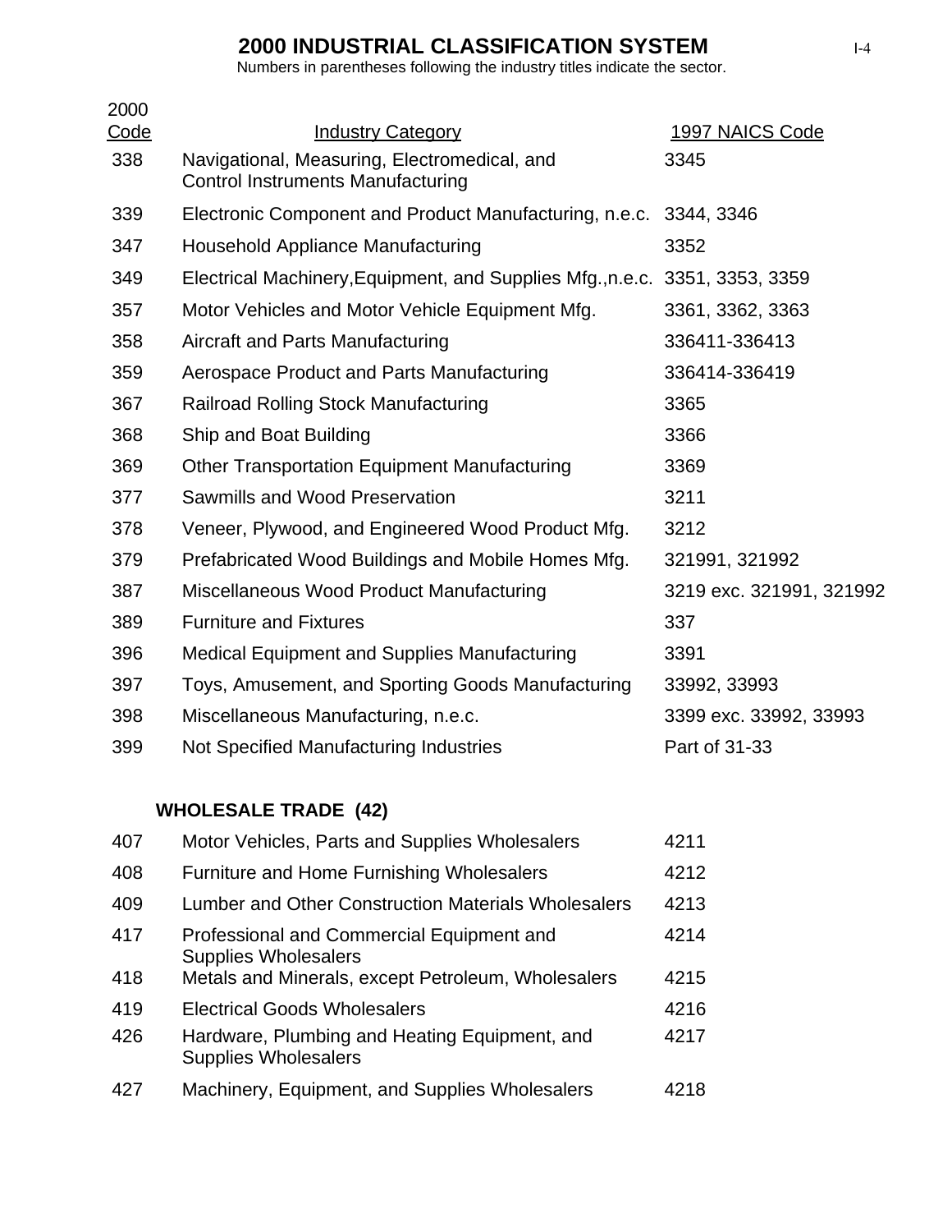# 2000 INDUSTRIAL CLASSIFICATION SYSTEM

Numbers in parentheses following the industry titles indicate the sector.

| 2000 Code | Industry Category | 1997 NAICS Code |
|---|---|---|
| 338 | Navigational, Measuring, Electromedical, and Control Instruments Manufacturing | 3345 |
| 339 | Electronic Component and Product Manufacturing, n.e.c. | 3344, 3346 |
| 347 | Household Appliance Manufacturing | 3352 |
| 349 | Electrical Machinery,Equipment, and Supplies Mfg.,n.e.c. | 3351, 3353, 3359 |
| 357 | Motor Vehicles and Motor Vehicle Equipment Mfg. | 3361, 3362, 3363 |
| 358 | Aircraft and Parts Manufacturing | 336411-336413 |
| 359 | Aerospace Product and Parts Manufacturing | 336414-336419 |
| 367 | Railroad Rolling Stock Manufacturing | 3365 |
| 368 | Ship and Boat Building | 3366 |
| 369 | Other Transportation Equipment Manufacturing | 3369 |
| 377 | Sawmills and Wood Preservation | 3211 |
| 378 | Veneer, Plywood, and Engineered Wood Product Mfg. | 3212 |
| 379 | Prefabricated Wood Buildings and Mobile Homes Mfg. | 321991, 321992 |
| 387 | Miscellaneous Wood Product Manufacturing | 3219 exc. 321991, 321992 |
| 389 | Furniture and Fixtures | 337 |
| 396 | Medical Equipment and Supplies Manufacturing | 3391 |
| 397 | Toys, Amusement, and Sporting Goods Manufacturing | 33992, 33993 |
| 398 | Miscellaneous Manufacturing, n.e.c. | 3399 exc. 33992, 33993 |
| 399 | Not Specified Manufacturing Industries | Part of 31-33 |
| | **WHOLESALE TRADE (42)** | |
| 407 | Motor Vehicles, Parts and Supplies Wholesalers | 4211 |
| 408 | Furniture and Home Furnishing Wholesalers | 4212 |
| 409 | Lumber and Other Construction Materials Wholesalers | 4213 |
| 417 | Professional and Commercial Equipment and Supplies Wholesalers | 4214 |
| 418 | Metals and Minerals, except Petroleum, Wholesalers | 4215 |
| 419 | Electrical Goods Wholesalers | 4216 |
| 426 | Hardware, Plumbing and Heating Equipment, and Supplies Wholesalers | 4217 |
| 427 | Machinery, Equipment, and Supplies Wholesalers | 4218 |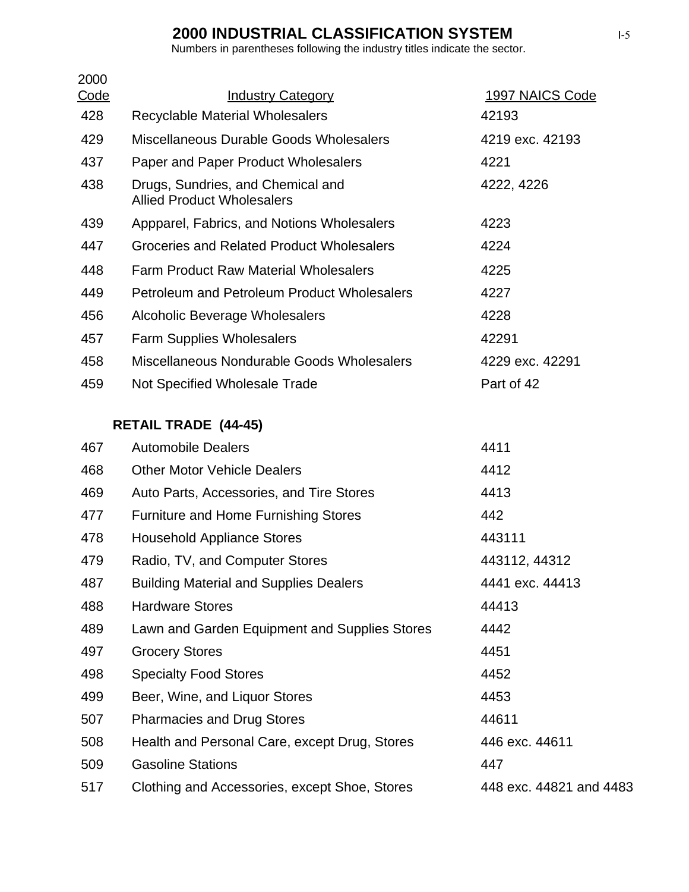## 2000 INDUSTRIAL CLASSIFICATION SYSTEM

Numbers in parentheses following the industry titles indicate the sector.

| 2000 Code | Industry Category | 1997 NAICS Code |
|---|---|---|
| 428 | Recyclable Material Wholesalers | 42193 |
| 429 | Miscellaneous Durable Goods Wholesalers | 4219 exc. 42193 |
| 437 | Paper and Paper Product Wholesalers | 4221 |
| 438 | Drugs, Sundries, and Chemical and Allied Product Wholesalers | 4222, 4226 |
| 439 | Appparel, Fabrics, and Notions Wholesalers | 4223 |
| 447 | Groceries and Related Product Wholesalers | 4224 |
| 448 | Farm Product Raw Material Wholesalers | 4225 |
| 449 | Petroleum and Petroleum Product Wholesalers | 4227 |
| 456 | Alcoholic Beverage Wholesalers | 4228 |
| 457 | Farm Supplies Wholesalers | 42291 |
| 458 | Miscellaneous Nondurable Goods Wholesalers | 4229 exc. 42291 |
| 459 | Not Specified Wholesale Trade | Part of 42 |
| | **RETAIL TRADE (44-45)** | |
| 467 | Automobile Dealers | 4411 |
| 468 | Other Motor Vehicle Dealers | 4412 |
| 469 | Auto Parts, Accessories, and Tire Stores | 4413 |
| 477 | Furniture and Home Furnishing Stores | 442 |
| 478 | Household Appliance Stores | 443111 |
| 479 | Radio, TV, and Computer Stores | 443112, 44312 |
| 487 | Building Material and Supplies Dealers | 4441 exc. 44413 |
| 488 | Hardware Stores | 44413 |
| 489 | Lawn and Garden Equipment and Supplies Stores | 4442 |
| 497 | Grocery Stores | 4451 |
| 498 | Specialty Food Stores | 4452 |
| 499 | Beer, Wine, and Liquor Stores | 4453 |
| 507 | Pharmacies and Drug Stores | 44611 |
| 508 | Health and Personal Care, except Drug, Stores | 446 exc. 44611 |
| 509 | Gasoline Stations | 447 |
| 517 | Clothing and Accessories, except Shoe, Stores | 448 exc. 44821 and 4483 |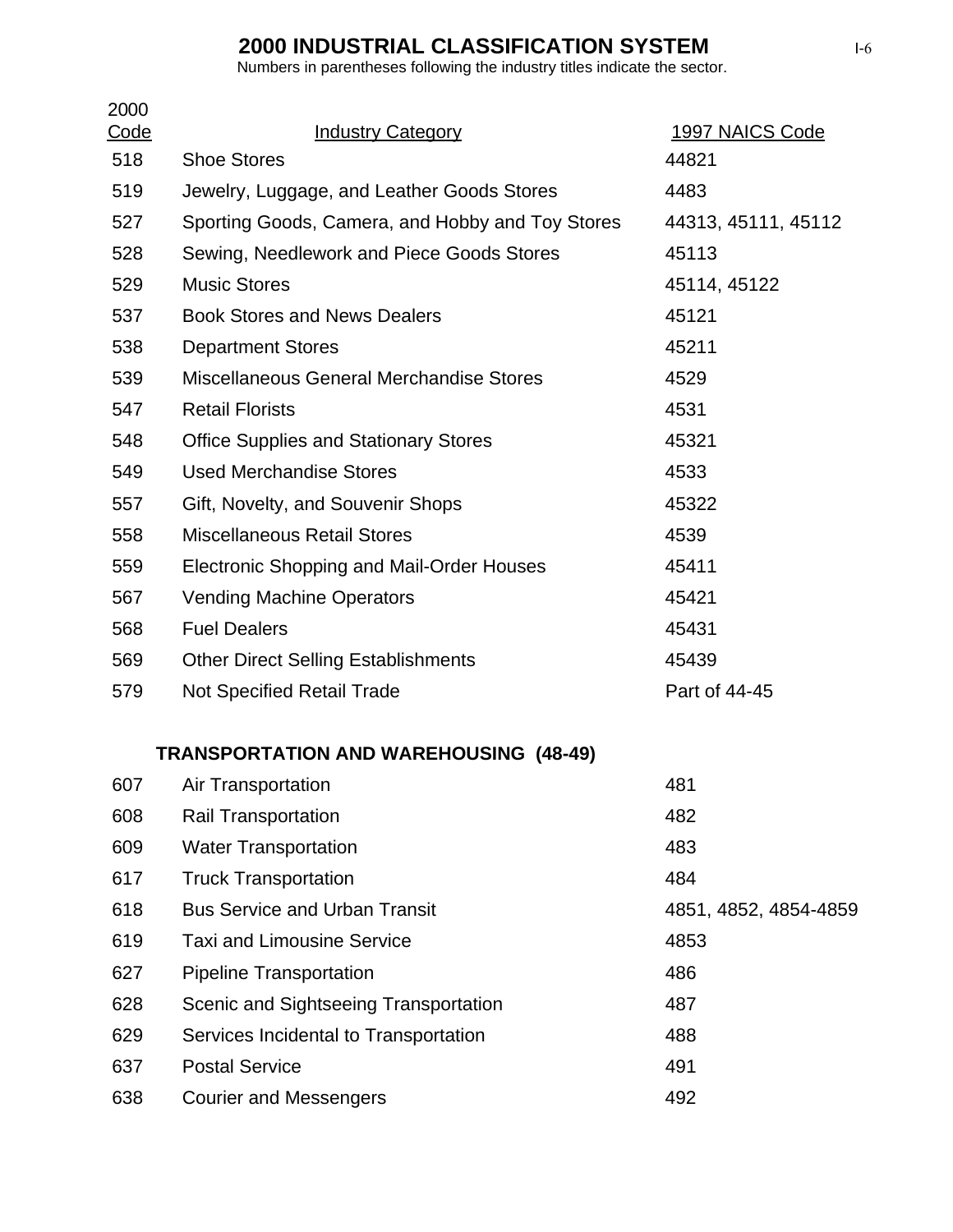# 2000 INDUSTRIAL CLASSIFICATION SYSTEM

Numbers in parentheses following the industry titles indicate the sector.

| 2000 Code | Industry Category | 1997 NAICS Code |
|---|---|---|
| 518 | Shoe Stores | 44821 |
| 519 | Jewelry, Luggage, and Leather Goods Stores | 4483 |
| 527 | Sporting Goods, Camera, and Hobby and Toy Stores | 44313, 45111, 45112 |
| 528 | Sewing, Needlework and Piece Goods Stores | 45113 |
| 529 | Music Stores | 45114, 45122 |
| 537 | Book Stores and News Dealers | 45121 |
| 538 | Department Stores | 45211 |
| 539 | Miscellaneous General Merchandise Stores | 4529 |
| 547 | Retail Florists | 4531 |
| 548 | Office Supplies and Stationary Stores | 45321 |
| 549 | Used Merchandise Stores | 4533 |
| 557 | Gift, Novelty, and Souvenir Shops | 45322 |
| 558 | Miscellaneous Retail Stores | 4539 |
| 559 | Electronic Shopping and Mail-Order Houses | 45411 |
| 567 | Vending Machine Operators | 45421 |
| 568 | Fuel Dealers | 45431 |
| 569 | Other Direct Selling Establishments | 45439 |
| 579 | Not Specified Retail Trade | Part of 44-45 |
| | **TRANSPORTATION AND WAREHOUSING (48-49)** | |
| 607 | Air Transportation | 481 |
| 608 | Rail Transportation | 482 |
| 609 | Water Transportation | 483 |
| 617 | Truck Transportation | 484 |
| 618 | Bus Service and Urban Transit | 4851, 4852, 4854-4859 |
| 619 | Taxi and Limousine Service | 4853 |
| 627 | Pipeline Transportation | 486 |
| 628 | Scenic and Sightseeing Transportation | 487 |
| 629 | Services Incidental to Transportation | 488 |
| 637 | Postal Service | 491 |
| 638 | Courier and Messengers | 492 |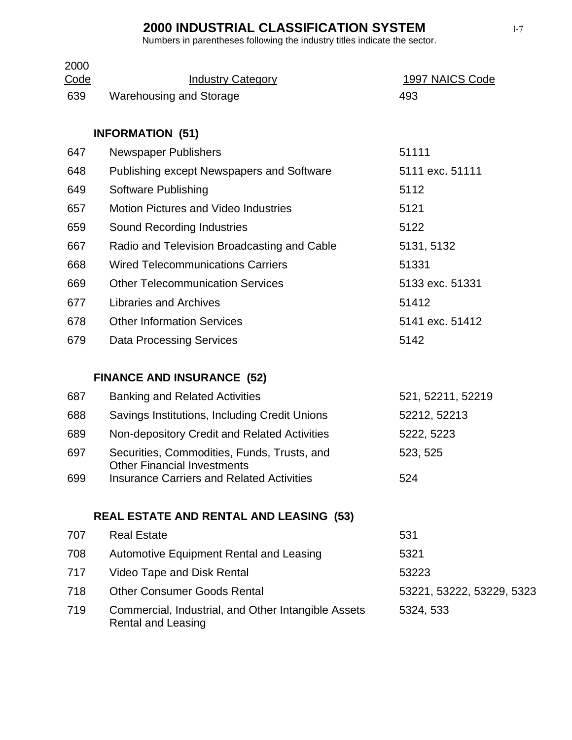# 2000 INDUSTRIAL CLASSIFICATION SYSTEM

Numbers in parentheses following the industry titles indicate the sector.

| 2000 Code | Industry Category | 1997 NAICS Code |
|---|---|---|
| 639 | Warehousing and Storage | 493 |
| | **INFORMATION (51)** | |
| 647 | Newspaper Publishers | 51111 |
| 648 | Publishing except Newspapers and Software | 5111 exc. 51111 |
| 649 | Software Publishing | 5112 |
| 657 | Motion Pictures and Video Industries | 5121 |
| 659 | Sound Recording Industries | 5122 |
| 667 | Radio and Television Broadcasting and Cable | 5131, 5132 |
| 668 | Wired Telecommunications Carriers | 51331 |
| 669 | Other Telecommunication Services | 5133 exc. 51331 |
| 677 | Libraries and Archives | 51412 |
| 678 | Other Information Services | 5141 exc. 51412 |
| 679 | Data Processing Services | 5142 |
| | **FINANCE AND INSURANCE (52)** | |
| 687 | Banking and Related Activities | 521, 52211, 52219 |
| 688 | Savings Institutions, Including Credit Unions | 52212, 52213 |
| 689 | Non-depository Credit and Related Activities | 5222, 5223 |
| 697 | Securities, Commodities, Funds, Trusts, and Other Financial Investments | 523, 525 |
| 699 | Insurance Carriers and Related Activities | 524 |
| | **REAL ESTATE AND RENTAL AND LEASING (53)** | |
| 707 | Real Estate | 531 |
| 708 | Automotive Equipment Rental and Leasing | 5321 |
| 717 | Video Tape and Disk Rental | 53223 |
| 718 | Other Consumer Goods Rental | 53221, 53222, 53229, 5323 |
| 719 | Commercial, Industrial, and Other Intangible Assets Rental and Leasing | 5324, 533 |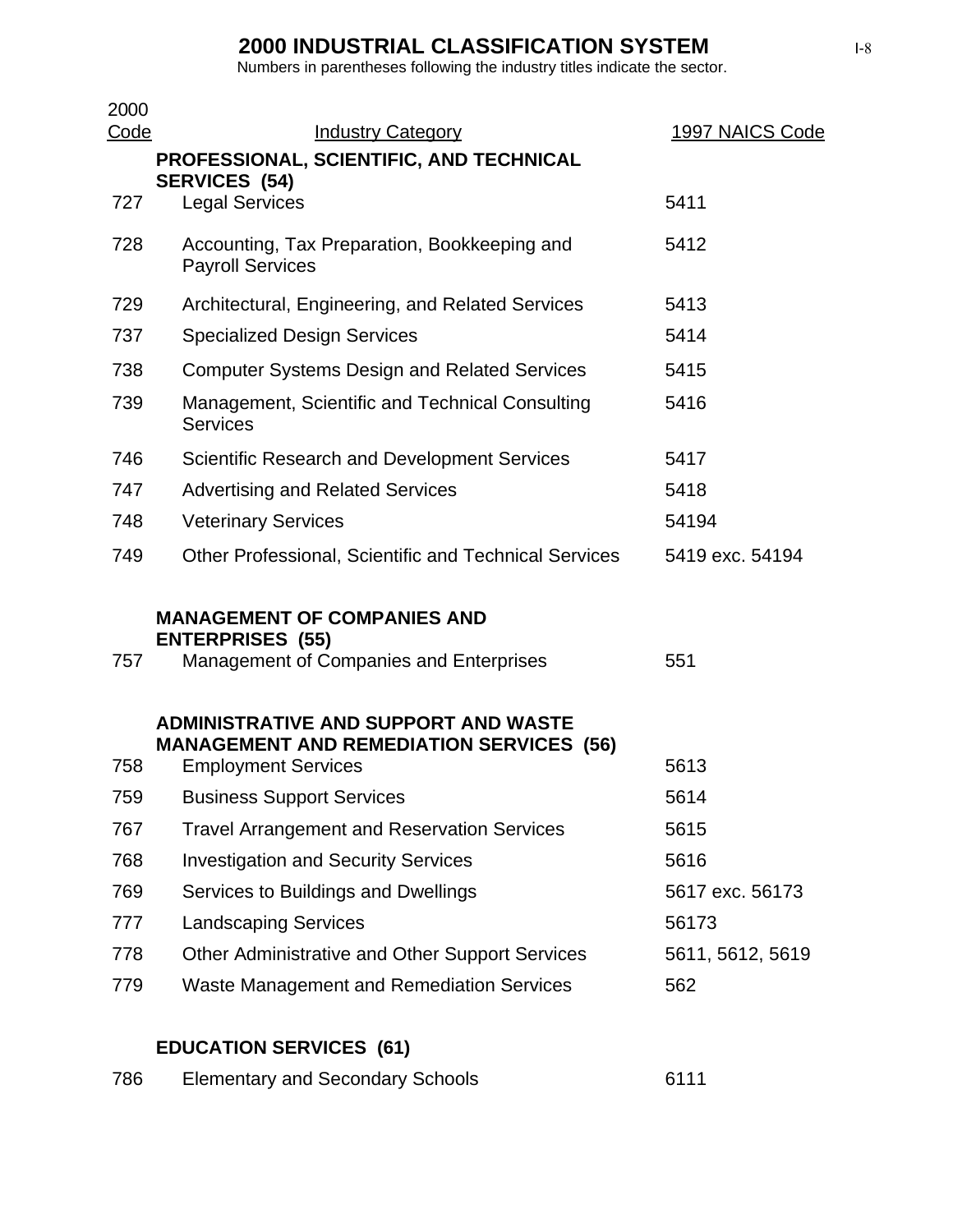## 2000 INDUSTRIAL CLASSIFICATION SYSTEM

Numbers in parentheses following the industry titles indicate the sector.

| 2000 Code | Industry Category | 1997 NAICS Code |
|---|---|---|
| | **PROFESSIONAL, SCIENTIFIC, AND TECHNICAL SERVICES (54)** | |
| 727 | Legal Services | 5411 |
| 728 | Accounting, Tax Preparation, Bookkeeping and Payroll Services | 5412 |
| 729 | Architectural, Engineering, and Related Services | 5413 |
| 737 | Specialized Design Services | 5414 |
| 738 | Computer Systems Design and Related Services | 5415 |
| 739 | Management, Scientific and Technical Consulting Services | 5416 |
| 746 | Scientific Research and Development Services | 5417 |
| 747 | Advertising and Related Services | 5418 |
| 748 | Veterinary Services | 54194 |
| 749 | Other Professional, Scientific and Technical Services | 5419 exc. 54194 |
| | **MANAGEMENT OF COMPANIES AND ENTERPRISES (55)** | |
| 757 | Management of Companies and Enterprises | 551 |
| | **ADMINISTRATIVE AND SUPPORT AND WASTE MANAGEMENT AND REMEDIATION SERVICES (56)** | |
| 758 | Employment Services | 5613 |
| 759 | Business Support Services | 5614 |
| 767 | Travel Arrangement and Reservation Services | 5615 |
| 768 | Investigation and Security Services | 5616 |
| 769 | Services to Buildings and Dwellings | 5617 exc. 56173 |
| 777 | Landscaping Services | 56173 |
| 778 | Other Administrative and Other Support Services | 5611, 5612, 5619 |
| 779 | Waste Management and Remediation Services | 562 |
| | **EDUCATION SERVICES (61)** | |
| 786 | Elementary and Secondary Schools | 6111 |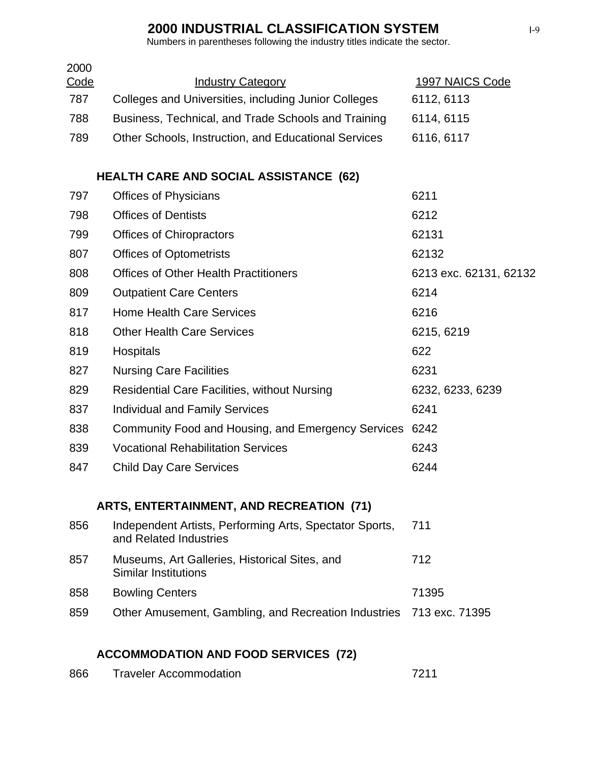# 2000 INDUSTRIAL CLASSIFICATION SYSTEM

Numbers in parentheses following the industry titles indicate the sector.

| 2000 Code | Industry Category | 1997 NAICS Code |
|---|---|---|
| 787 | Colleges and Universities, including Junior Colleges | 6112, 6113 |
| 788 | Business, Technical, and Trade Schools and Training | 6114, 6115 |
| 789 | Other Schools, Instruction, and Educational Services | 6116, 6117 |
| | **HEALTH CARE AND SOCIAL ASSISTANCE (62)** | |
| 797 | Offices of Physicians | 6211 |
| 798 | Offices of Dentists | 6212 |
| 799 | Offices of Chiropractors | 62131 |
| 807 | Offices of Optometrists | 62132 |
| 808 | Offices of Other Health Practitioners | 6213 exc. 62131, 62132 |
| 809 | Outpatient Care Centers | 6214 |
| 817 | Home Health Care Services | 6216 |
| 818 | Other Health Care Services | 6215, 6219 |
| 819 | Hospitals | 622 |
| 827 | Nursing Care Facilities | 6231 |
| 829 | Residential Care Facilities, without Nursing | 6232, 6233, 6239 |
| 837 | Individual and Family Services | 6241 |
| 838 | Community Food and Housing, and Emergency Services | 6242 |
| 839 | Vocational Rehabilitation Services | 6243 |
| 847 | Child Day Care Services | 6244 |
| | **ARTS, ENTERTAINMENT, AND RECREATION (71)** | |
| 856 | Independent Artists, Performing Arts, Spectator Sports, and Related Industries | 711 |
| 857 | Museums, Art Galleries, Historical Sites, and Similar Institutions | 712 |
| 858 | Bowling Centers | 71395 |
| 859 | Other Amusement, Gambling, and Recreation Industries | 713 exc. 71395 |
| | **ACCOMMODATION AND FOOD SERVICES (72)** | |
| 866 | Traveler Accommodation | 7211 |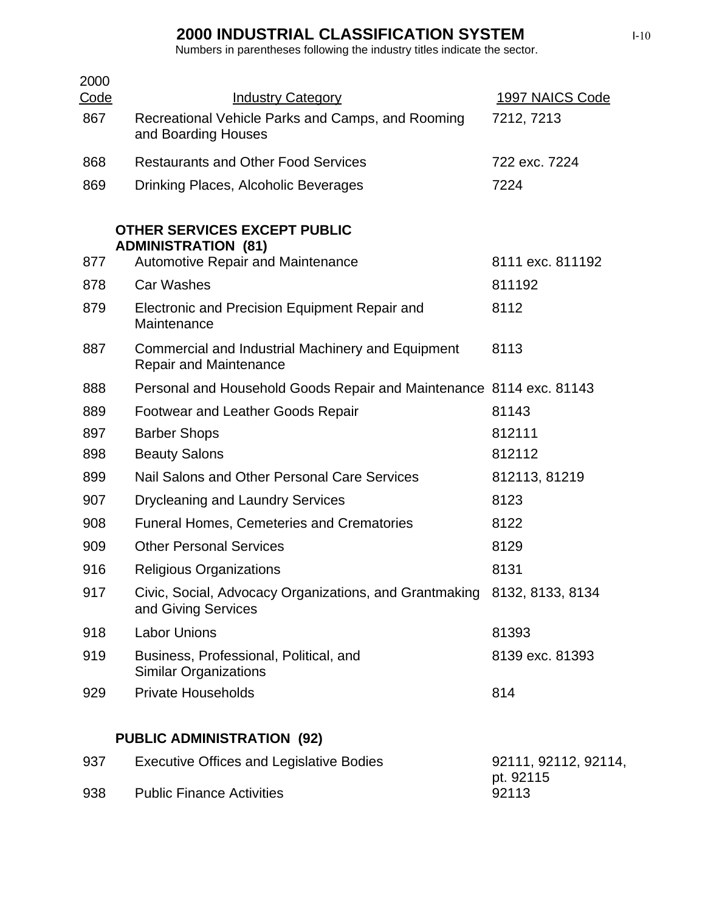# 2000 INDUSTRIAL CLASSIFICATION SYSTEM

Numbers in parentheses following the industry titles indicate the sector.

| 2000 Code | Industry Category | 1997 NAICS Code |
|---|---|---|
| 867 | Recreational Vehicle Parks and Camps, and Rooming and Boarding Houses | 7212, 7213 |
| 868 | Restaurants and Other Food Services | 722 exc. 7224 |
| 869 | Drinking Places, Alcoholic Beverages | 7224 |
| | **OTHER SERVICES EXCEPT PUBLIC ADMINISTRATION (81)** | |
| 877 | Automotive Repair and Maintenance | 8111 exc. 811192 |
| 878 | Car Washes | 811192 |
| 879 | Electronic and Precision Equipment Repair and Maintenance | 8112 |
| 887 | Commercial and Industrial Machinery and Equipment Repair and Maintenance | 8113 |
| 888 | Personal and Household Goods Repair and Maintenance | 8114 exc. 81143 |
| 889 | Footwear and Leather Goods Repair | 81143 |
| 897 | Barber Shops | 812111 |
| 898 | Beauty Salons | 812112 |
| 899 | Nail Salons and Other Personal Care Services | 812113, 81219 |
| 907 | Drycleaning and Laundry Services | 8123 |
| 908 | Funeral Homes, Cemeteries and Crematories | 8122 |
| 909 | Other Personal Services | 8129 |
| 916 | Religious Organizations | 8131 |
| 917 | Civic, Social, Advocacy Organizations, and Grantmaking and Giving Services | 8132, 8133, 8134 |
| 918 | Labor Unions | 81393 |
| 919 | Business, Professional, Political, and Similar Organizations | 8139 exc. 81393 |
| 929 | Private Households | 814 |
| | **PUBLIC ADMINISTRATION (92)** | |
| 937 | Executive Offices and Legislative Bodies | 92111, 92112, 92114, pt. 92115 |
| 938 | Public Finance Activities | 92113 |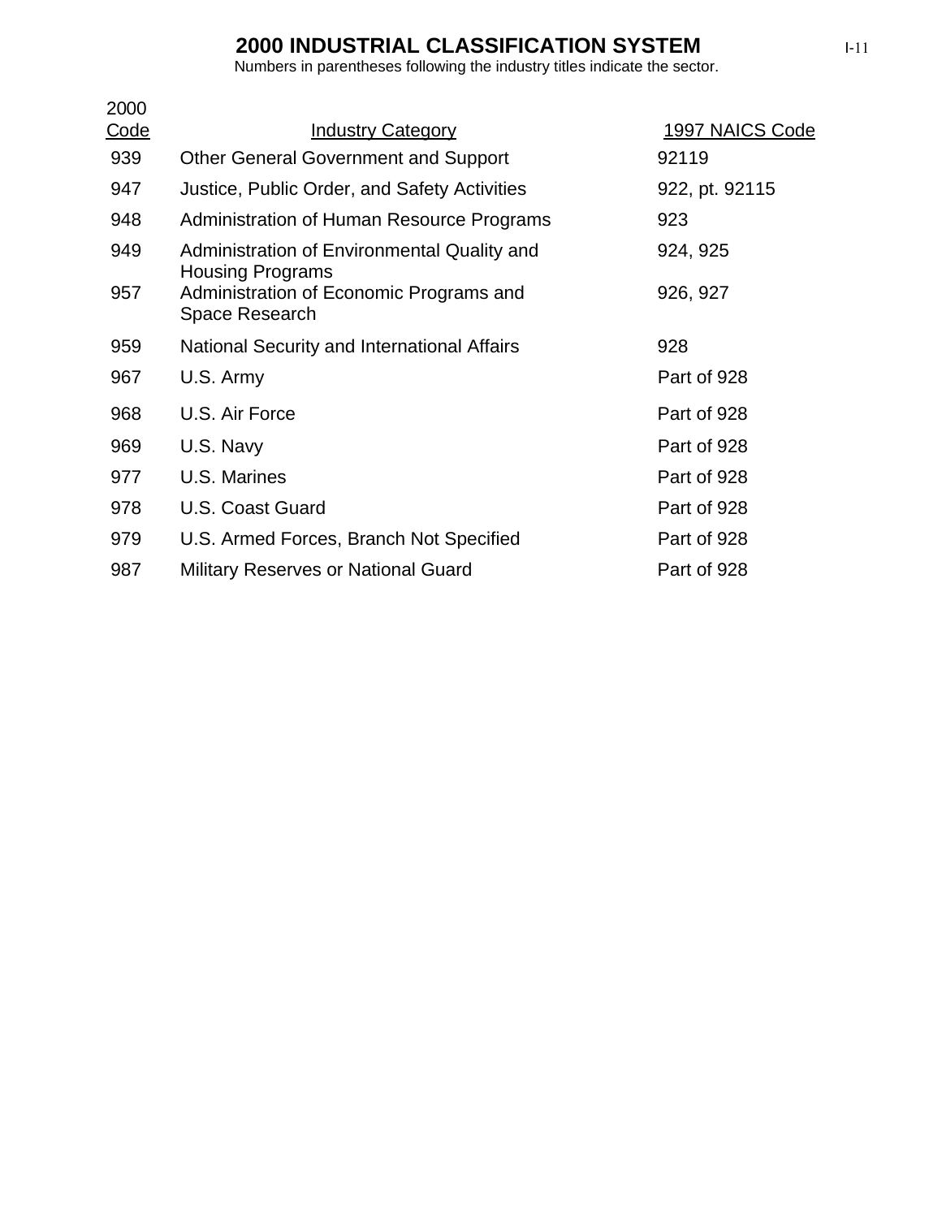# 2000 INDUSTRIAL CLASSIFICATION SYSTEM

Numbers in parentheses following the industry titles indicate the sector.

| 2000 Code | Industry Category | 1997 NAICS Code |
|---|---|---|
| 939 | Other General Government and Support | 92119 |
| 947 | Justice, Public Order, and Safety Activities | 922, pt. 92115 |
| 948 | Administration of Human Resource Programs | 923 |
| 949 | Administration of Environmental Quality and Housing Programs | 924, 925 |
| 957 | Administration of Economic Programs and Space Research | 926, 927 |
| 959 | National Security and International Affairs | 928 |
| 967 | U.S. Army | Part of 928 |
| 968 | U.S. Air Force | Part of 928 |
| 969 | U.S. Navy | Part of 928 |
| 977 | U.S. Marines | Part of 928 |
| 978 | U.S. Coast Guard | Part of 928 |
| 979 | U.S. Armed Forces, Branch Not Specified | Part of 928 |
| 987 | Military Reserves or National Guard | Part of 928 |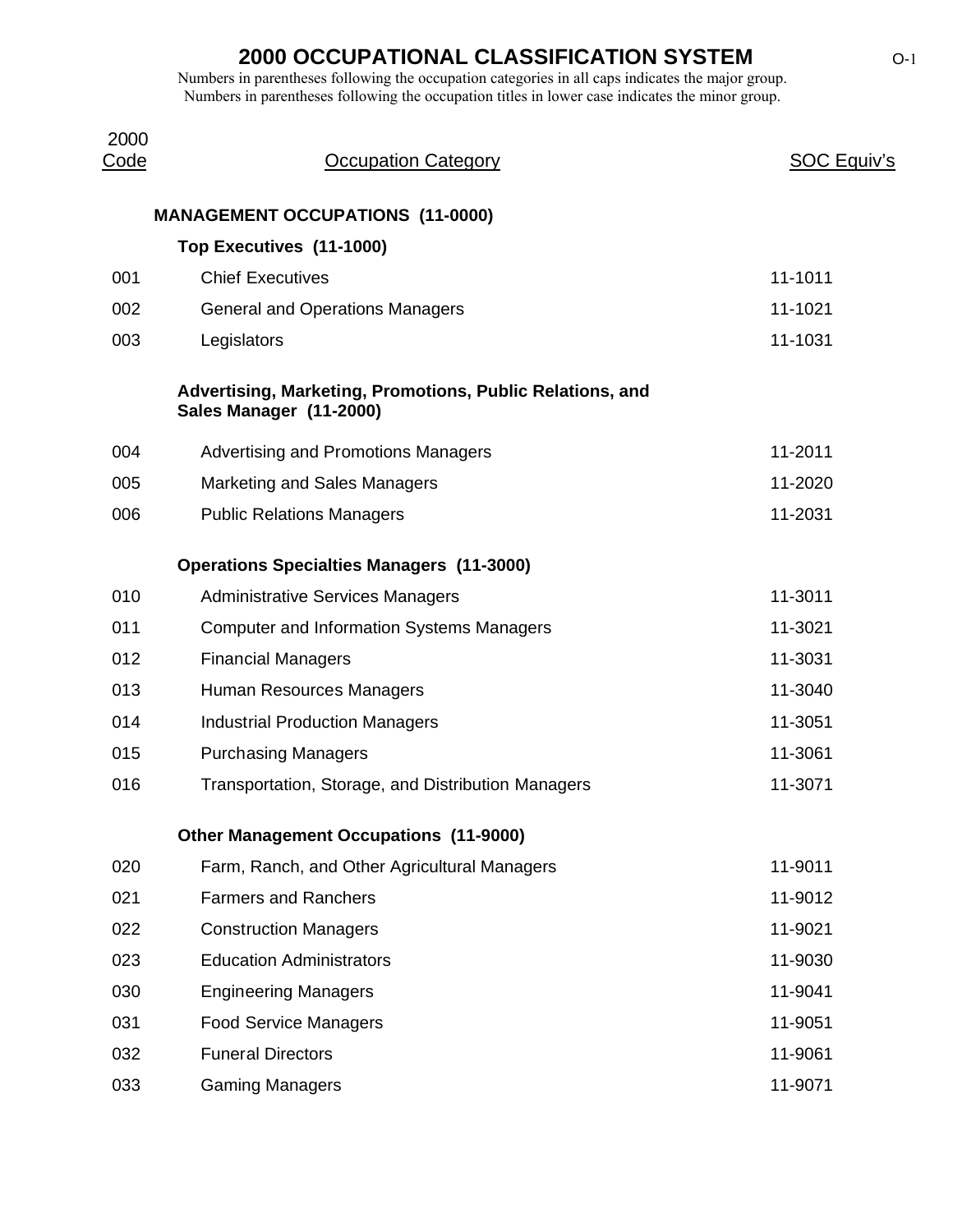# 2000 OCCUPATIONAL CLASSIFICATION SYSTEM

Numbers in parentheses following the occupation categories in all caps indicates the major group.
Numbers in parentheses following the occupation titles in lower case indicates the minor group.

| 2000 Code | Occupation Category | SOC Equiv's |
|---|---|---|
| | **MANAGEMENT OCCUPATIONS (11-0000)** | |
| | **Top Executives (11-1000)** | |
| 001 | Chief Executives | 11-1011 |
| 002 | General and Operations Managers | 11-1021 |
| 003 | Legislators | 11-1031 |
| | **Advertising, Marketing, Promotions, Public Relations, and Sales Manager (11-2000)** | |
| 004 | Advertising and Promotions Managers | 11-2011 |
| 005 | Marketing and Sales Managers | 11-2020 |
| 006 | Public Relations Managers | 11-2031 |
| | **Operations Specialties Managers (11-3000)** | |
| 010 | Administrative Services Managers | 11-3011 |
| 011 | Computer and Information Systems Managers | 11-3021 |
| 012 | Financial Managers | 11-3031 |
| 013 | Human Resources Managers | 11-3040 |
| 014 | Industrial Production Managers | 11-3051 |
| 015 | Purchasing Managers | 11-3061 |
| 016 | Transportation, Storage, and Distribution Managers | 11-3071 |
| | **Other Management Occupations (11-9000)** | |
| 020 | Farm, Ranch, and Other Agricultural Managers | 11-9011 |
| 021 | Farmers and Ranchers | 11-9012 |
| 022 | Construction Managers | 11-9021 |
| 023 | Education Administrators | 11-9030 |
| 030 | Engineering Managers | 11-9041 |
| 031 | Food Service Managers | 11-9051 |
| 032 | Funeral Directors | 11-9061 |
| 033 | Gaming Managers | 11-9071 |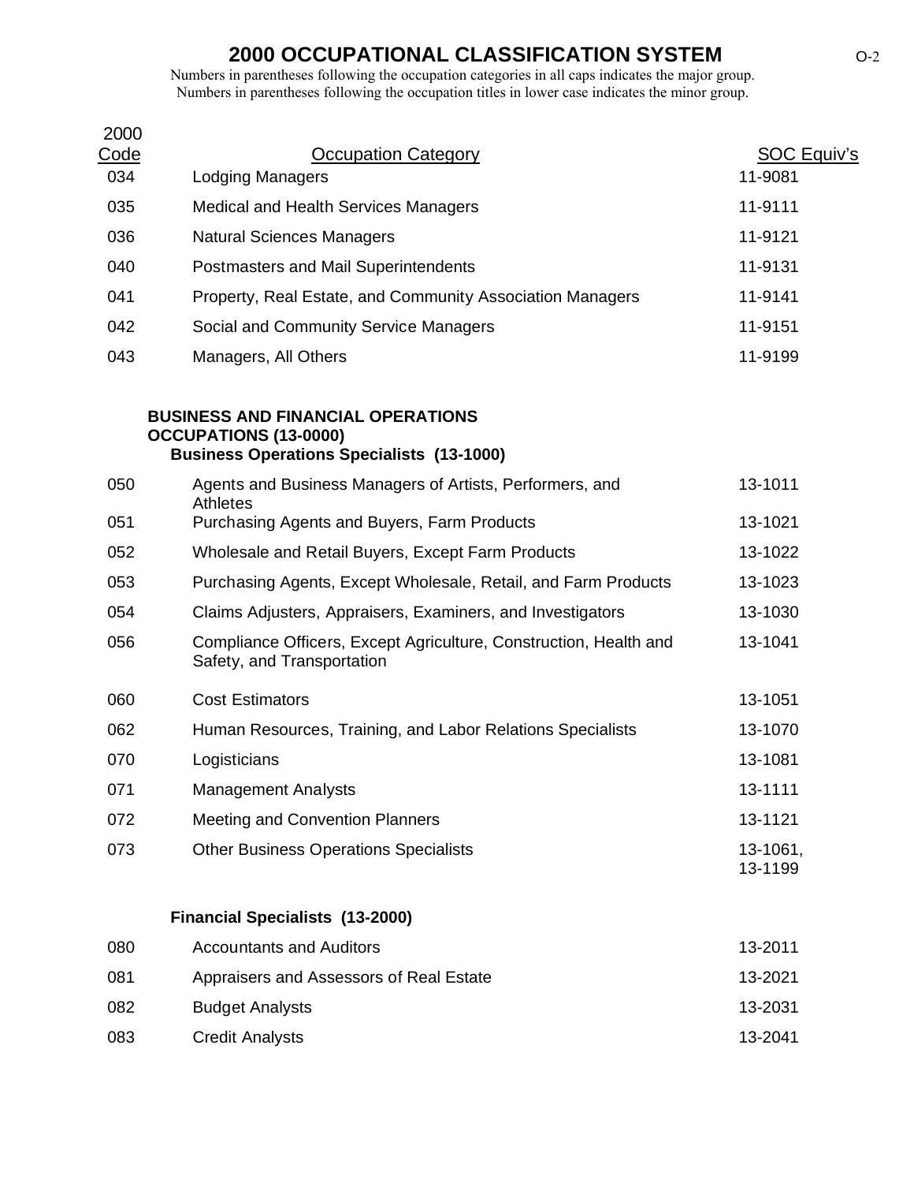# 2000 OCCUPATIONAL CLASSIFICATION SYSTEM

Numbers in parentheses following the occupation categories in all caps indicates the major group.
Numbers in parentheses following the occupation titles in lower case indicates the minor group.

| 2000 Code | Occupation Category | SOC Equiv's |
|---|---|---|
| 034 | Lodging Managers | 11-9081 |
| 035 | Medical and Health Services Managers | 11-9111 |
| 036 | Natural Sciences Managers | 11-9121 |
| 040 | Postmasters and Mail Superintendents | 11-9131 |
| 041 | Property, Real Estate, and Community Association Managers | 11-9141 |
| 042 | Social and Community Service Managers | 11-9151 |
| 043 | Managers, All Others | 11-9199 |
| | **BUSINESS AND FINANCIAL OPERATIONS OCCUPATIONS (13-0000)** | |
| | **Business Operations Specialists (13-1000)** | |
| 050 | Agents and Business Managers of Artists, Performers, and Athletes | 13-1011 |
| 051 | Purchasing Agents and Buyers, Farm Products | 13-1021 |
| 052 | Wholesale and Retail Buyers, Except Farm Products | 13-1022 |
| 053 | Purchasing Agents, Except Wholesale, Retail, and Farm Products | 13-1023 |
| 054 | Claims Adjusters, Appraisers, Examiners, and Investigators | 13-1030 |
| 056 | Compliance Officers, Except Agriculture, Construction, Health and Safety, and Transportation | 13-1041 |
| 060 | Cost Estimators | 13-1051 |
| 062 | Human Resources, Training, and Labor Relations Specialists | 13-1070 |
| 070 | Logisticians | 13-1081 |
| 071 | Management Analysts | 13-1111 |
| 072 | Meeting and Convention Planners | 13-1121 |
| 073 | Other Business Operations Specialists | 13-1061, 13-1199 |
| | **Financial Specialists (13-2000)** | |
| 080 | Accountants and Auditors | 13-2011 |
| 081 | Appraisers and Assessors of Real Estate | 13-2021 |
| 082 | Budget Analysts | 13-2031 |
| 083 | Credit Analysts | 13-2041 |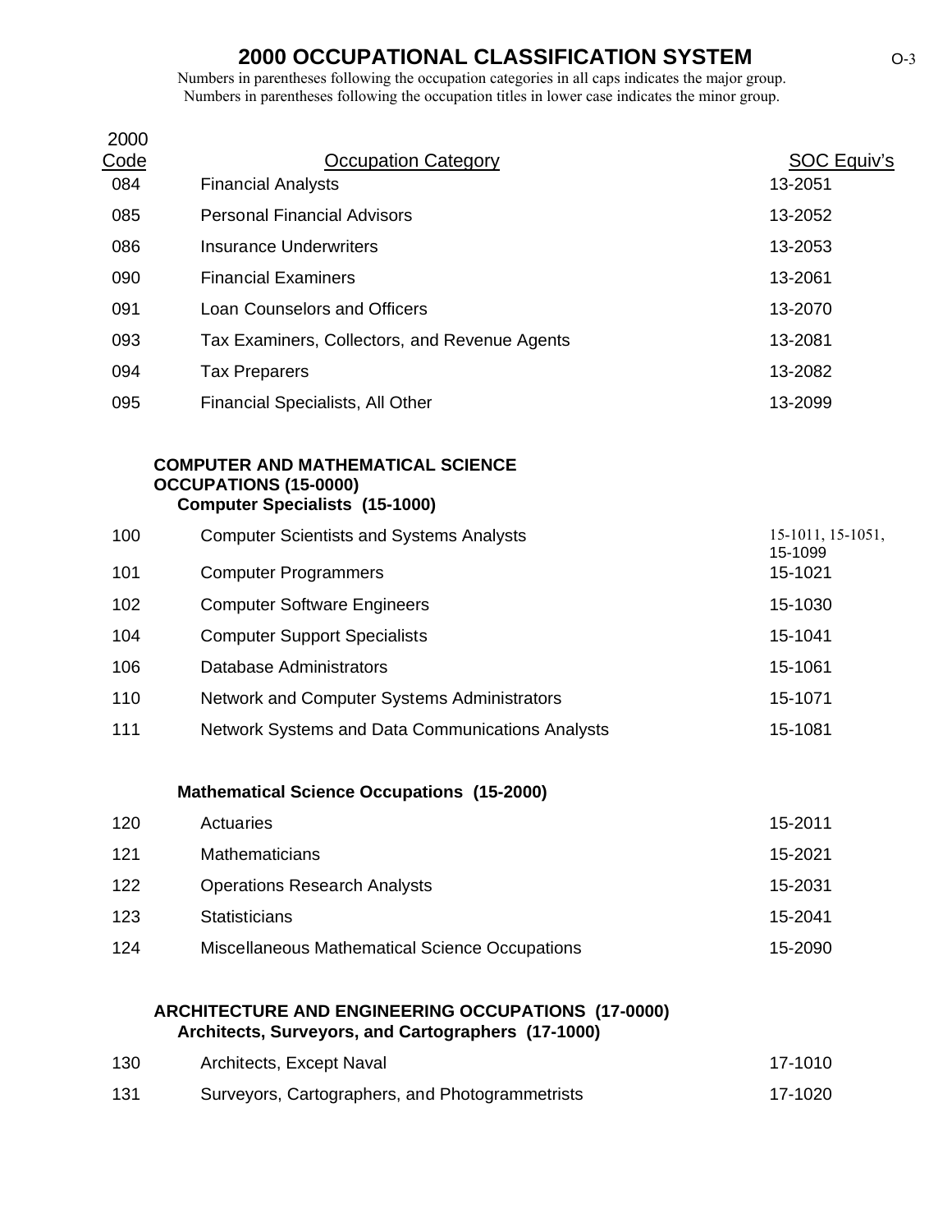# 2000 OCCUPATIONAL CLASSIFICATION SYSTEM

Numbers in parentheses following the occupation categories in all caps indicates the major group.
Numbers in parentheses following the occupation titles in lower case indicates the minor group.

| 2000 Code | Occupation Category | SOC Equiv's |
|---|---|---|
| 084 | Financial Analysts | 13-2051 |
| 085 | Personal Financial Advisors | 13-2052 |
| 086 | Insurance Underwriters | 13-2053 |
| 090 | Financial Examiners | 13-2061 |
| 091 | Loan Counselors and Officers | 13-2070 |
| 093 | Tax Examiners, Collectors, and Revenue Agents | 13-2081 |
| 094 | Tax Preparers | 13-2082 |
| 095 | Financial Specialists, All Other | 13-2099 |
| | **COMPUTER AND MATHEMATICAL SCIENCE OCCUPATIONS (15-0000)** | |
| | **Computer Specialists (15-1000)** | |
| 100 | Computer Scientists and Systems Analysts | 15-1011, 15-1051, 15-1099 |
| 101 | Computer Programmers | 15-1021 |
| 102 | Computer Software Engineers | 15-1030 |
| 104 | Computer Support Specialists | 15-1041 |
| 106 | Database Administrators | 15-1061 |
| 110 | Network and Computer Systems Administrators | 15-1071 |
| 111 | Network Systems and Data Communications Analysts | 15-1081 |
| | **Mathematical Science Occupations (15-2000)** | |
| 120 | Actuaries | 15-2011 |
| 121 | Mathematicians | 15-2021 |
| 122 | Operations Research Analysts | 15-2031 |
| 123 | Statisticians | 15-2041 |
| 124 | Miscellaneous Mathematical Science Occupations | 15-2090 |
| | **ARCHITECTURE AND ENGINEERING OCCUPATIONS (17-0000)** | |
| | **Architects, Surveyors, and Cartographers (17-1000)** | |
| 130 | Architects, Except Naval | 17-1010 |
| 131 | Surveyors, Cartographers, and Photogrammetrists | 17-1020 |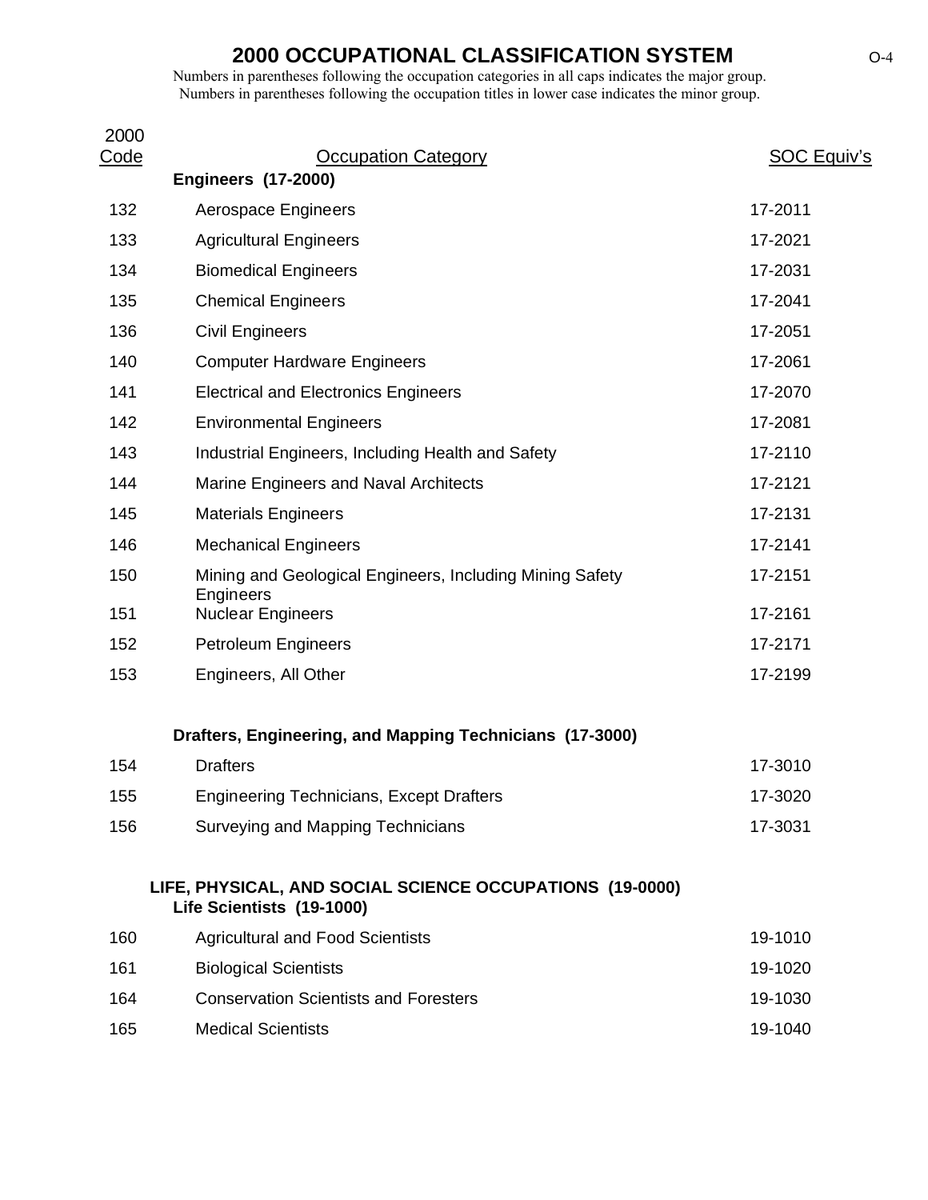# 2000 OCCUPATIONAL CLASSIFICATION SYSTEM

Numbers in parentheses following the occupation categories in all caps indicates the major group.
Numbers in parentheses following the occupation titles in lower case indicates the minor group.

| 2000 Code | Occupation Category | SOC Equiv's |
|---|---|---|
| | **Engineers (17-2000)** | |
| 132 | Aerospace Engineers | 17-2011 |
| 133 | Agricultural Engineers | 17-2021 |
| 134 | Biomedical Engineers | 17-2031 |
| 135 | Chemical Engineers | 17-2041 |
| 136 | Civil Engineers | 17-2051 |
| 140 | Computer Hardware Engineers | 17-2061 |
| 141 | Electrical and Electronics Engineers | 17-2070 |
| 142 | Environmental Engineers | 17-2081 |
| 143 | Industrial Engineers, Including Health and Safety | 17-2110 |
| 144 | Marine Engineers and Naval Architects | 17-2121 |
| 145 | Materials Engineers | 17-2131 |
| 146 | Mechanical Engineers | 17-2141 |
| 150 | Mining and Geological Engineers, Including Mining Safety Engineers | 17-2151 |
| 151 | Nuclear Engineers | 17-2161 |
| 152 | Petroleum Engineers | 17-2171 |
| 153 | Engineers, All Other | 17-2199 |
| | **Drafters, Engineering, and Mapping Technicians (17-3000)** | |
| 154 | Drafters | 17-3010 |
| 155 | Engineering Technicians, Except Drafters | 17-3020 |
| 156 | Surveying and Mapping Technicians | 17-3031 |
| | **LIFE, PHYSICAL, AND SOCIAL SCIENCE OCCUPATIONS (19-0000)** | |
| | **Life Scientists (19-1000)** | |
| 160 | Agricultural and Food Scientists | 19-1010 |
| 161 | Biological Scientists | 19-1020 |
| 164 | Conservation Scientists and Foresters | 19-1030 |
| 165 | Medical Scientists | 19-1040 |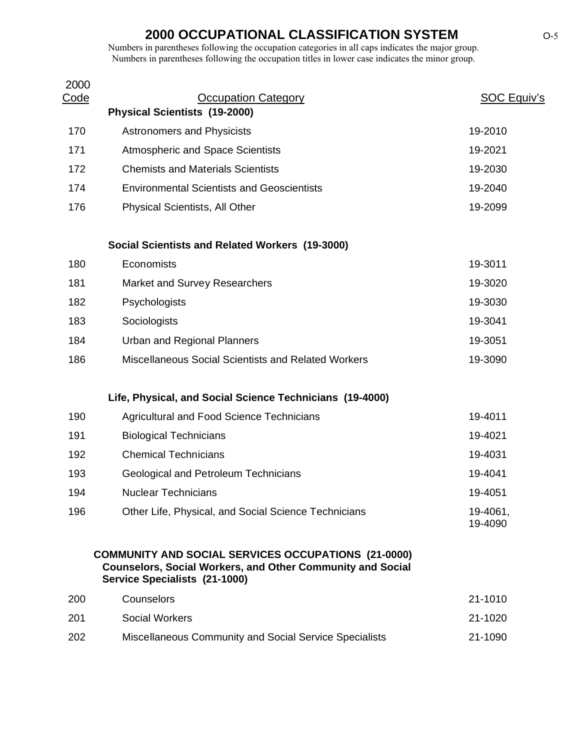# 2000 OCCUPATIONAL CLASSIFICATION SYSTEM

Numbers in parentheses following the occupation categories in all caps indicates the major group.
Numbers in parentheses following the occupation titles in lower case indicates the minor group.

| 2000 Code | Occupation Category | SOC Equiv's |
|---|---|---|
| | **Physical Scientists (19-2000)** | |
| 170 | Astronomers and Physicists | 19-2010 |
| 171 | Atmospheric and Space Scientists | 19-2021 |
| 172 | Chemists and Materials Scientists | 19-2030 |
| 174 | Environmental Scientists and Geoscientists | 19-2040 |
| 176 | Physical Scientists, All Other | 19-2099 |
| | **Social Scientists and Related Workers (19-3000)** | |
| 180 | Economists | 19-3011 |
| 181 | Market and Survey Researchers | 19-3020 |
| 182 | Psychologists | 19-3030 |
| 183 | Sociologists | 19-3041 |
| 184 | Urban and Regional Planners | 19-3051 |
| 186 | Miscellaneous Social Scientists and Related Workers | 19-3090 |
| | **Life, Physical, and Social Science Technicians (19-4000)** | |
| 190 | Agricultural and Food Science Technicians | 19-4011 |
| 191 | Biological Technicians | 19-4021 |
| 192 | Chemical Technicians | 19-4031 |
| 193 | Geological and Petroleum Technicians | 19-4041 |
| 194 | Nuclear Technicians | 19-4051 |
| 196 | Other Life, Physical, and Social Science Technicians | 19-4061, 19-4090 |
| | **COMMUNITY AND SOCIAL SERVICES OCCUPATIONS (21-0000)** | |
| | **Counselors, Social Workers, and Other Community and Social Service Specialists (21-1000)** | |
| 200 | Counselors | 21-1010 |
| 201 | Social Workers | 21-1020 |
| 202 | Miscellaneous Community and Social Service Specialists | 21-1090 |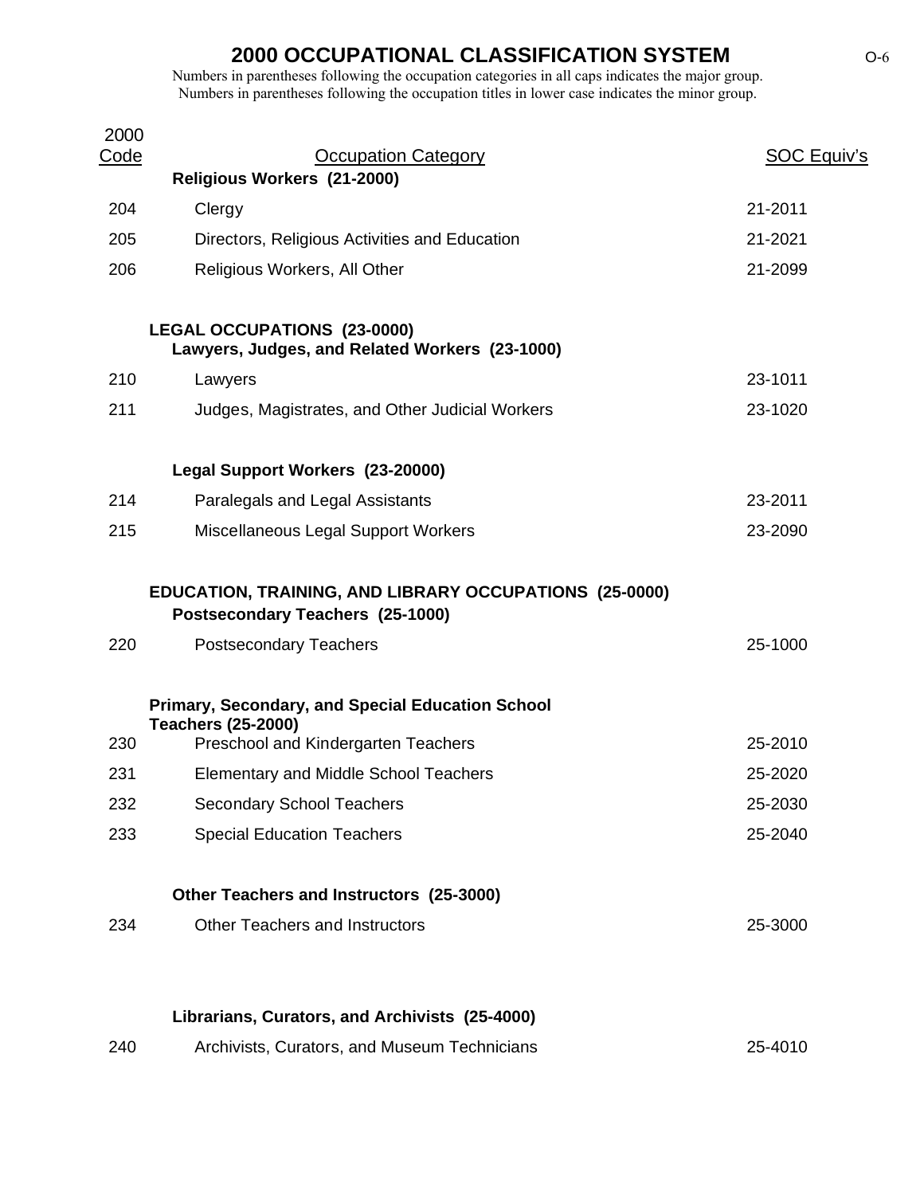# 2000 OCCUPATIONAL CLASSIFICATION SYSTEM

Numbers in parentheses following the occupation categories in all caps indicates the major group.
Numbers in parentheses following the occupation titles in lower case indicates the minor group.

| 2000 Code | Occupation Category | SOC Equiv's |
|---|---|---|
| | **Religious Workers (21-2000)** | |
| 204 | Clergy | 21-2011 |
| 205 | Directors, Religious Activities and Education | 21-2021 |
| 206 | Religious Workers, All Other | 21-2099 |
| | **LEGAL OCCUPATIONS (23-0000)** | |
| | **Lawyers, Judges, and Related Workers (23-1000)** | |
| 210 | Lawyers | 23-1011 |
| 211 | Judges, Magistrates, and Other Judicial Workers | 23-1020 |
| | **Legal Support Workers (23-20000)** | |
| 214 | Paralegals and Legal Assistants | 23-2011 |
| 215 | Miscellaneous Legal Support Workers | 23-2090 |
| | **EDUCATION, TRAINING, AND LIBRARY OCCUPATIONS (25-0000)** | |
| | **Postsecondary Teachers (25-1000)** | |
| 220 | Postsecondary Teachers | 25-1000 |
| | **Primary, Secondary, and Special Education School Teachers (25-2000)** | |
| 230 | Preschool and Kindergarten Teachers | 25-2010 |
| 231 | Elementary and Middle School Teachers | 25-2020 |
| 232 | Secondary School Teachers | 25-2030 |
| 233 | Special Education Teachers | 25-2040 |
| | **Other Teachers and Instructors (25-3000)** | |
| 234 | Other Teachers and Instructors | 25-3000 |
| | **Librarians, Curators, and Archivists (25-4000)** | |
| 240 | Archivists, Curators, and Museum Technicians | 25-4010 |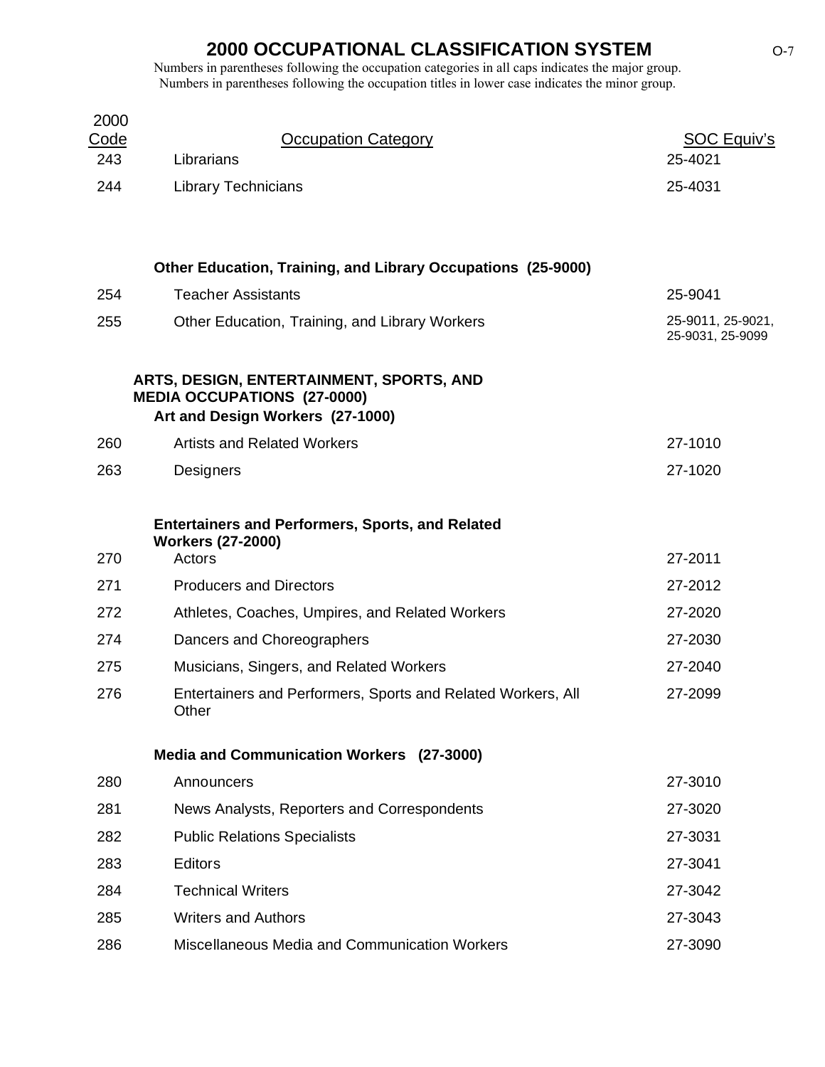# 2000 OCCUPATIONAL CLASSIFICATION SYSTEM

Numbers in parentheses following the occupation categories in all caps indicates the major group.
Numbers in parentheses following the occupation titles in lower case indicates the minor group.

| 2000 Code | Occupation Category | SOC Equiv's |
|---|---|---|
| 243 | Librarians | 25-4021 |
| 244 | Library Technicians | 25-4031 |
| | **Other Education, Training, and Library Occupations (25-9000)** | |
| 254 | Teacher Assistants | 25-9041 |
| 255 | Other Education, Training, and Library Workers | 25-9011, 25-9021, 25-9031, 25-9099 |
| | **ARTS, DESIGN, ENTERTAINMENT, SPORTS, AND MEDIA OCCUPATIONS (27-0000)** | |
| | **Art and Design Workers (27-1000)** | |
| 260 | Artists and Related Workers | 27-1010 |
| 263 | Designers | 27-1020 |
| | **Entertainers and Performers, Sports, and Related Workers (27-2000)** | |
| 270 | Actors | 27-2011 |
| 271 | Producers and Directors | 27-2012 |
| 272 | Athletes, Coaches, Umpires, and Related Workers | 27-2020 |
| 274 | Dancers and Choreographers | 27-2030 |
| 275 | Musicians, Singers, and Related Workers | 27-2040 |
| 276 | Entertainers and Performers, Sports and Related Workers, All Other | 27-2099 |
| | **Media and Communication Workers (27-3000)** | |
| 280 | Announcers | 27-3010 |
| 281 | News Analysts, Reporters and Correspondents | 27-3020 |
| 282 | Public Relations Specialists | 27-3031 |
| 283 | Editors | 27-3041 |
| 284 | Technical Writers | 27-3042 |
| 285 | Writers and Authors | 27-3043 |
| 286 | Miscellaneous Media and Communication Workers | 27-3090 |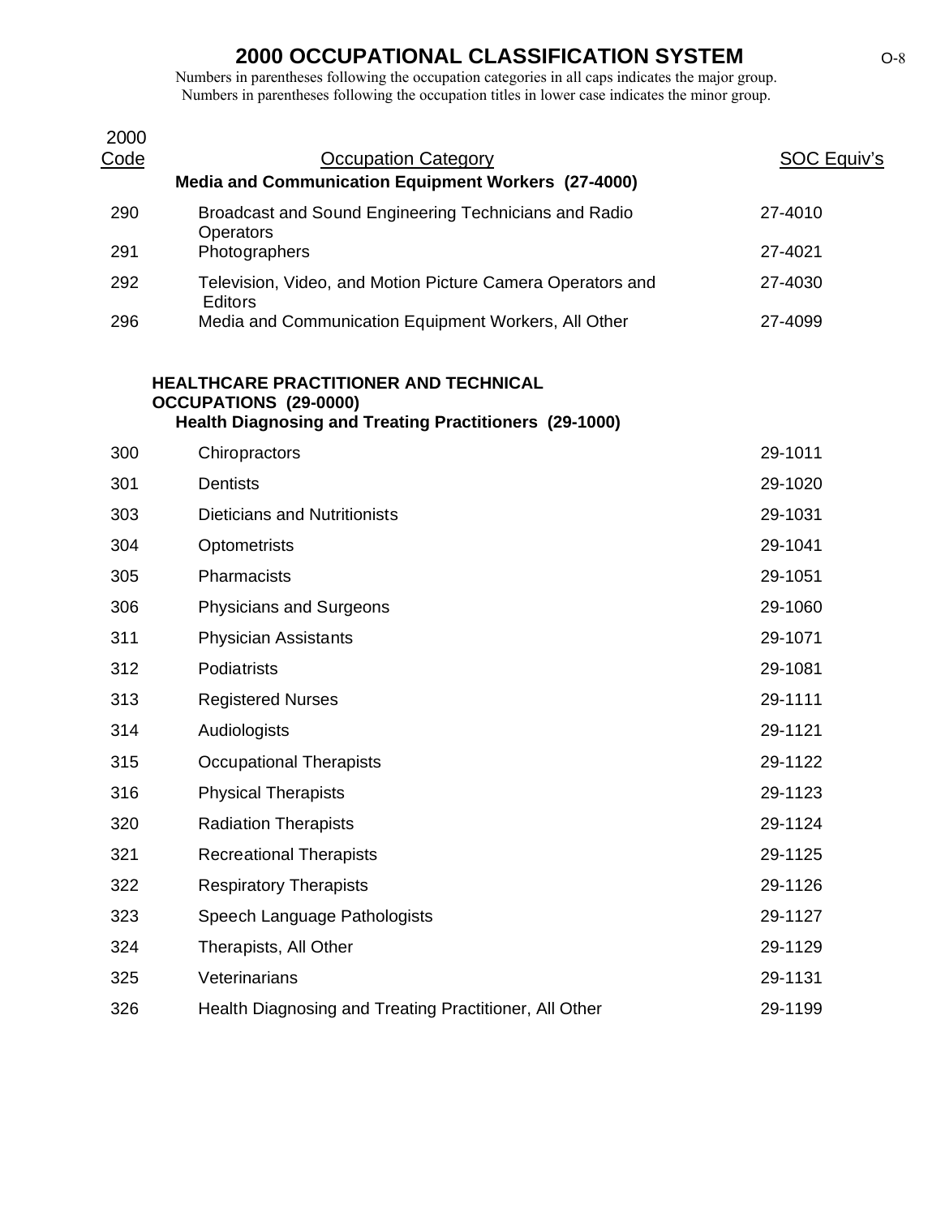# 2000 OCCUPATIONAL CLASSIFICATION SYSTEM

Numbers in parentheses following the occupation categories in all caps indicates the major group.
Numbers in parentheses following the occupation titles in lower case indicates the minor group.

| 2000 Code | Occupation Category | SOC Equiv's |
|---|---|---|
| | **Media and Communication Equipment Workers (27-4000)** | |
| 290 | Broadcast and Sound Engineering Technicians and Radio Operators | 27-4010 |
| 291 | Photographers | 27-4021 |
| 292 | Television, Video, and Motion Picture Camera Operators and Editors | 27-4030 |
| 296 | Media and Communication Equipment Workers, All Other | 27-4099 |
| | **HEALTHCARE PRACTITIONER AND TECHNICAL OCCUPATIONS (29-0000)** | |
| | **Health Diagnosing and Treating Practitioners (29-1000)** | |
| 300 | Chiropractors | 29-1011 |
| 301 | Dentists | 29-1020 |
| 303 | Dieticians and Nutritionists | 29-1031 |
| 304 | Optometrists | 29-1041 |
| 305 | Pharmacists | 29-1051 |
| 306 | Physicians and Surgeons | 29-1060 |
| 311 | Physician Assistants | 29-1071 |
| 312 | Podiatrists | 29-1081 |
| 313 | Registered Nurses | 29-1111 |
| 314 | Audiologists | 29-1121 |
| 315 | Occupational Therapists | 29-1122 |
| 316 | Physical Therapists | 29-1123 |
| 320 | Radiation Therapists | 29-1124 |
| 321 | Recreational Therapists | 29-1125 |
| 322 | Respiratory Therapists | 29-1126 |
| 323 | Speech Language Pathologists | 29-1127 |
| 324 | Therapists, All Other | 29-1129 |
| 325 | Veterinarians | 29-1131 |
| 326 | Health Diagnosing and Treating Practitioner, All Other | 29-1199 |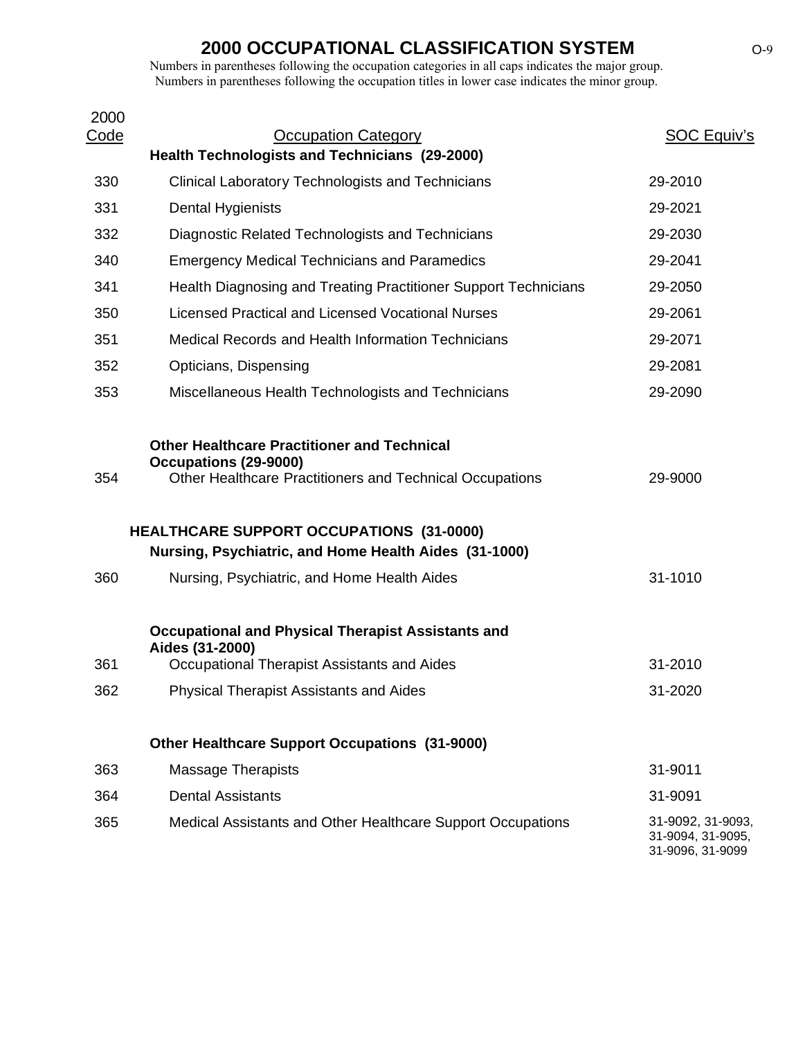# 2000 OCCUPATIONAL CLASSIFICATION SYSTEM

Numbers in parentheses following the occupation categories in all caps indicates the major group.
Numbers in parentheses following the occupation titles in lower case indicates the minor group.

| 2000 Code | Occupation Category | SOC Equiv's |
|---|---|---|
| | **Health Technologists and Technicians (29-2000)** | |
| 330 | Clinical Laboratory Technologists and Technicians | 29-2010 |
| 331 | Dental Hygienists | 29-2021 |
| 332 | Diagnostic Related Technologists and Technicians | 29-2030 |
| 340 | Emergency Medical Technicians and Paramedics | 29-2041 |
| 341 | Health Diagnosing and Treating Practitioner Support Technicians | 29-2050 |
| 350 | Licensed Practical and Licensed Vocational Nurses | 29-2061 |
| 351 | Medical Records and Health Information Technicians | 29-2071 |
| 352 | Opticians, Dispensing | 29-2081 |
| 353 | Miscellaneous Health Technologists and Technicians | 29-2090 |
| | **Other Healthcare Practitioner and Technical Occupations (29-9000)** | |
| 354 | Other Healthcare Practitioners and Technical Occupations | 29-9000 |
| | **HEALTHCARE SUPPORT OCCUPATIONS (31-0000)** | |
| | **Nursing, Psychiatric, and Home Health Aides (31-1000)** | |
| 360 | Nursing, Psychiatric, and Home Health Aides | 31-1010 |
| | **Occupational and Physical Therapist Assistants and Aides (31-2000)** | |
| 361 | Occupational Therapist Assistants and Aides | 31-2010 |
| 362 | Physical Therapist Assistants and Aides | 31-2020 |
| | **Other Healthcare Support Occupations (31-9000)** | |
| 363 | Massage Therapists | 31-9011 |
| 364 | Dental Assistants | 31-9091 |
| 365 | Medical Assistants and Other Healthcare Support Occupations | 31-9092, 31-9093, 31-9094, 31-9095, 31-9096, 31-9099 |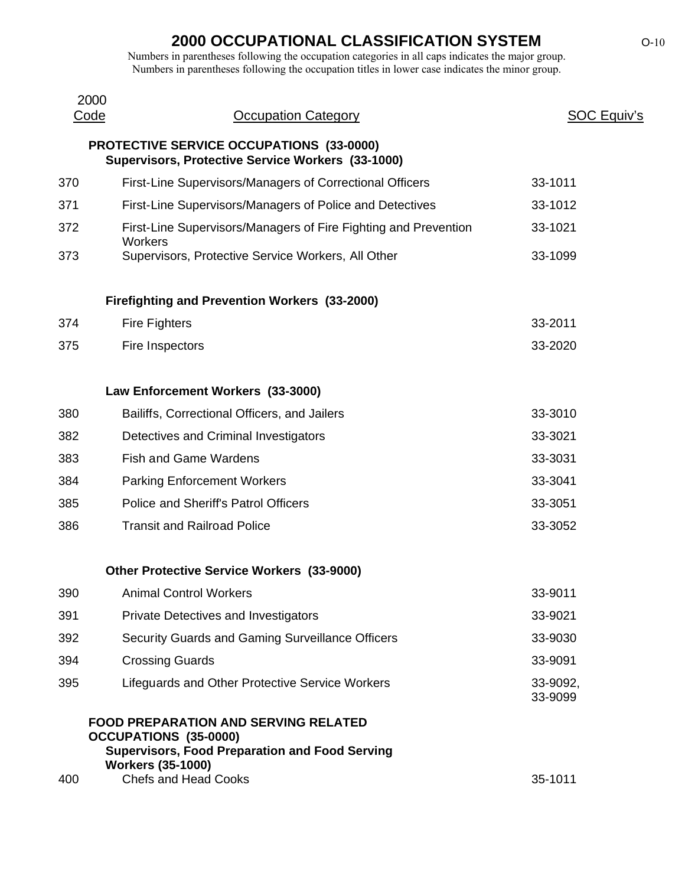# 2000 OCCUPATIONAL CLASSIFICATION SYSTEM

Numbers in parentheses following the occupation categories in all caps indicates the major group.
Numbers in parentheses following the occupation titles in lower case indicates the minor group.

| 2000 Code | Occupation Category | SOC Equiv's |
|---|---|---|
| | **PROTECTIVE SERVICE OCCUPATIONS (33-0000)** | |
| | **Supervisors, Protective Service Workers (33-1000)** | |
| 370 | First-Line Supervisors/Managers of Correctional Officers | 33-1011 |
| 371 | First-Line Supervisors/Managers of Police and Detectives | 33-1012 |
| 372 | First-Line Supervisors/Managers of Fire Fighting and Prevention Workers | 33-1021 |
| 373 | Supervisors, Protective Service Workers, All Other | 33-1099 |
| | **Firefighting and Prevention Workers (33-2000)** | |
| 374 | Fire Fighters | 33-2011 |
| 375 | Fire Inspectors | 33-2020 |
| | **Law Enforcement Workers (33-3000)** | |
| 380 | Bailiffs, Correctional Officers, and Jailers | 33-3010 |
| 382 | Detectives and Criminal Investigators | 33-3021 |
| 383 | Fish and Game Wardens | 33-3031 |
| 384 | Parking Enforcement Workers | 33-3041 |
| 385 | Police and Sheriff's Patrol Officers | 33-3051 |
| 386 | Transit and Railroad Police | 33-3052 |
| | **Other Protective Service Workers (33-9000)** | |
| 390 | Animal Control Workers | 33-9011 |
| 391 | Private Detectives and Investigators | 33-9021 |
| 392 | Security Guards and Gaming Surveillance Officers | 33-9030 |
| 394 | Crossing Guards | 33-9091 |
| 395 | Lifeguards and Other Protective Service Workers | 33-9092, 33-9099 |
| | **FOOD PREPARATION AND SERVING RELATED OCCUPATIONS (35-0000)** | |
| | **Supervisors, Food Preparation and Food Serving Workers (35-1000)** | |
| 400 | Chefs and Head Cooks | 35-1011 |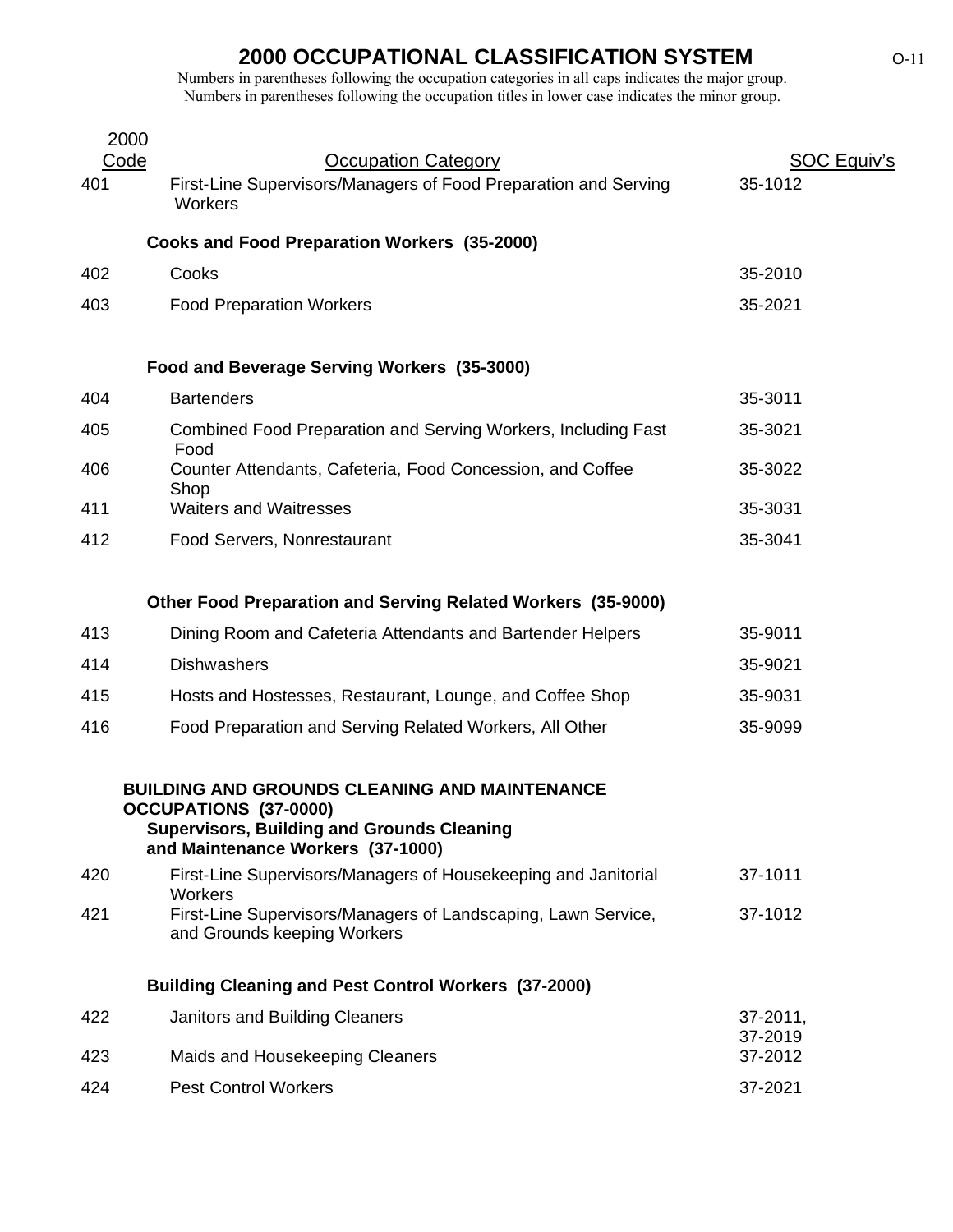# 2000 OCCUPATIONAL CLASSIFICATION SYSTEM

Numbers in parentheses following the occupation categories in all caps indicates the major group.
Numbers in parentheses following the occupation titles in lower case indicates the minor group.

| 2000 Code | Occupation Category | SOC Equiv's |
|---|---|---|
| 401 | First-Line Supervisors/Managers of Food Preparation and Serving Workers | 35-1012 |
| | **Cooks and Food Preparation Workers (35-2000)** | |
| 402 | Cooks | 35-2010 |
| 403 | Food Preparation Workers | 35-2021 |
| | **Food and Beverage Serving Workers (35-3000)** | |
| 404 | Bartenders | 35-3011 |
| 405 | Combined Food Preparation and Serving Workers, Including Fast Food | 35-3021 |
| 406 | Counter Attendants, Cafeteria, Food Concession, and Coffee Shop | 35-3022 |
| 411 | Waiters and Waitresses | 35-3031 |
| 412 | Food Servers, Nonrestaurant | 35-3041 |
| | **Other Food Preparation and Serving Related Workers (35-9000)** | |
| 413 | Dining Room and Cafeteria Attendants and Bartender Helpers | 35-9011 |
| 414 | Dishwashers | 35-9021 |
| 415 | Hosts and Hostesses, Restaurant, Lounge, and Coffee Shop | 35-9031 |
| 416 | Food Preparation and Serving Related Workers, All Other | 35-9099 |
| | **BUILDING AND GROUNDS CLEANING AND MAINTENANCE OCCUPATIONS (37-0000)** | |
| | **Supervisors, Building and Grounds Cleaning and Maintenance Workers (37-1000)** | |
| 420 | First-Line Supervisors/Managers of Housekeeping and Janitorial Workers | 37-1011 |
| 421 | First-Line Supervisors/Managers of Landscaping, Lawn Service, and Grounds keeping Workers | 37-1012 |
| | **Building Cleaning and Pest Control Workers (37-2000)** | |
| 422 | Janitors and Building Cleaners | 37-2011, 37-2019 |
| 423 | Maids and Housekeeping Cleaners | 37-2012 |
| 424 | Pest Control Workers | 37-2021 |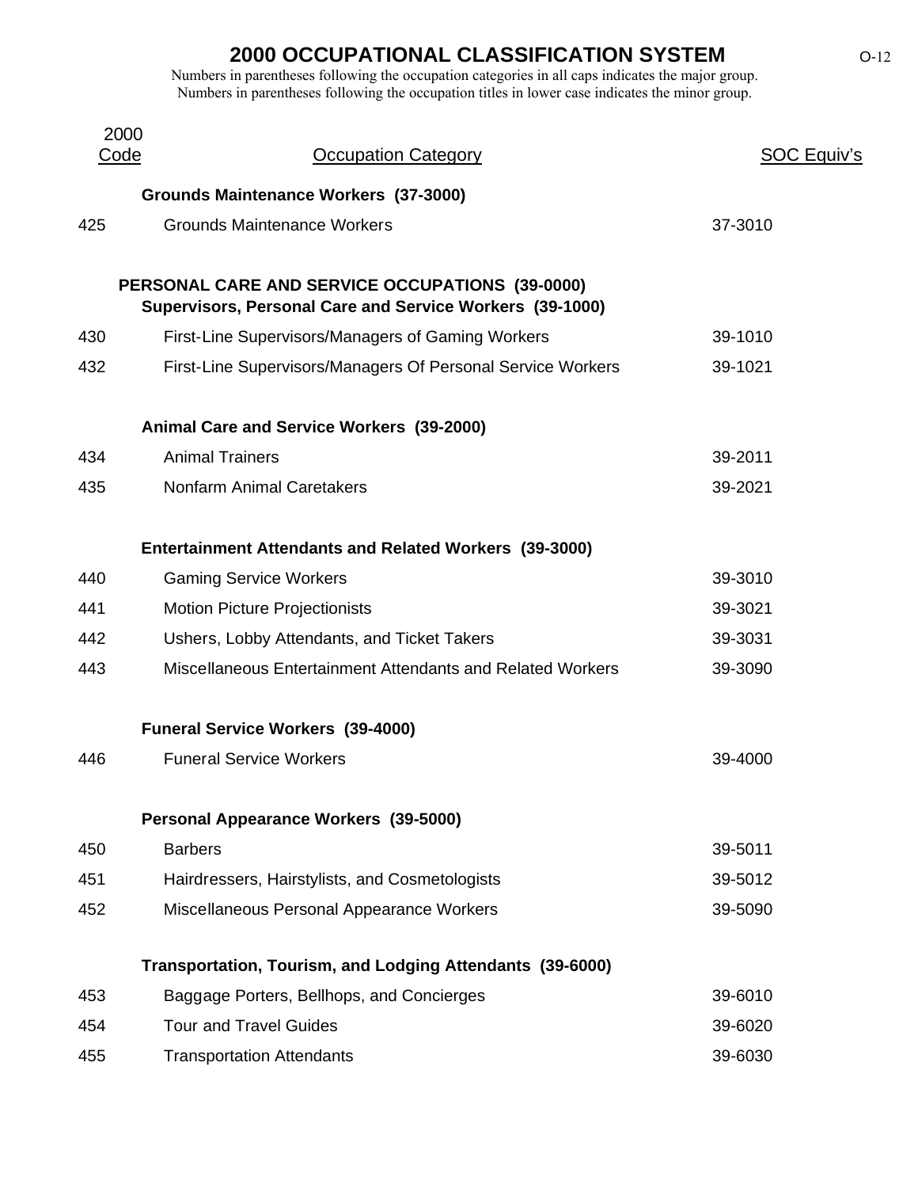# 2000 OCCUPATIONAL CLASSIFICATION SYSTEM

Numbers in parentheses following the occupation categories in all caps indicates the major group.
Numbers in parentheses following the occupation titles in lower case indicates the minor group.

| 2000 Code | Occupation Category | SOC Equiv's |
|---|---|---|
| | **Grounds Maintenance Workers (37-3000)** | |
| 425 | Grounds Maintenance Workers | 37-3010 |
| | **PERSONAL CARE AND SERVICE OCCUPATIONS (39-0000)** | |
| | **Supervisors, Personal Care and Service Workers (39-1000)** | |
| 430 | First-Line Supervisors/Managers of Gaming Workers | 39-1010 |
| 432 | First-Line Supervisors/Managers Of Personal Service Workers | 39-1021 |
| | **Animal Care and Service Workers (39-2000)** | |
| 434 | Animal Trainers | 39-2011 |
| 435 | Nonfarm Animal Caretakers | 39-2021 |
| | **Entertainment Attendants and Related Workers (39-3000)** | |
| 440 | Gaming Service Workers | 39-3010 |
| 441 | Motion Picture Projectionists | 39-3021 |
| 442 | Ushers, Lobby Attendants, and Ticket Takers | 39-3031 |
| 443 | Miscellaneous Entertainment Attendants and Related Workers | 39-3090 |
| | **Funeral Service Workers (39-4000)** | |
| 446 | Funeral Service Workers | 39-4000 |
| | **Personal Appearance Workers (39-5000)** | |
| 450 | Barbers | 39-5011 |
| 451 | Hairdressers, Hairstylists, and Cosmetologists | 39-5012 |
| 452 | Miscellaneous Personal Appearance Workers | 39-5090 |
| | **Transportation, Tourism, and Lodging Attendants (39-6000)** | |
| 453 | Baggage Porters, Bellhops, and Concierges | 39-6010 |
| 454 | Tour and Travel Guides | 39-6020 |
| 455 | Transportation Attendants | 39-6030 |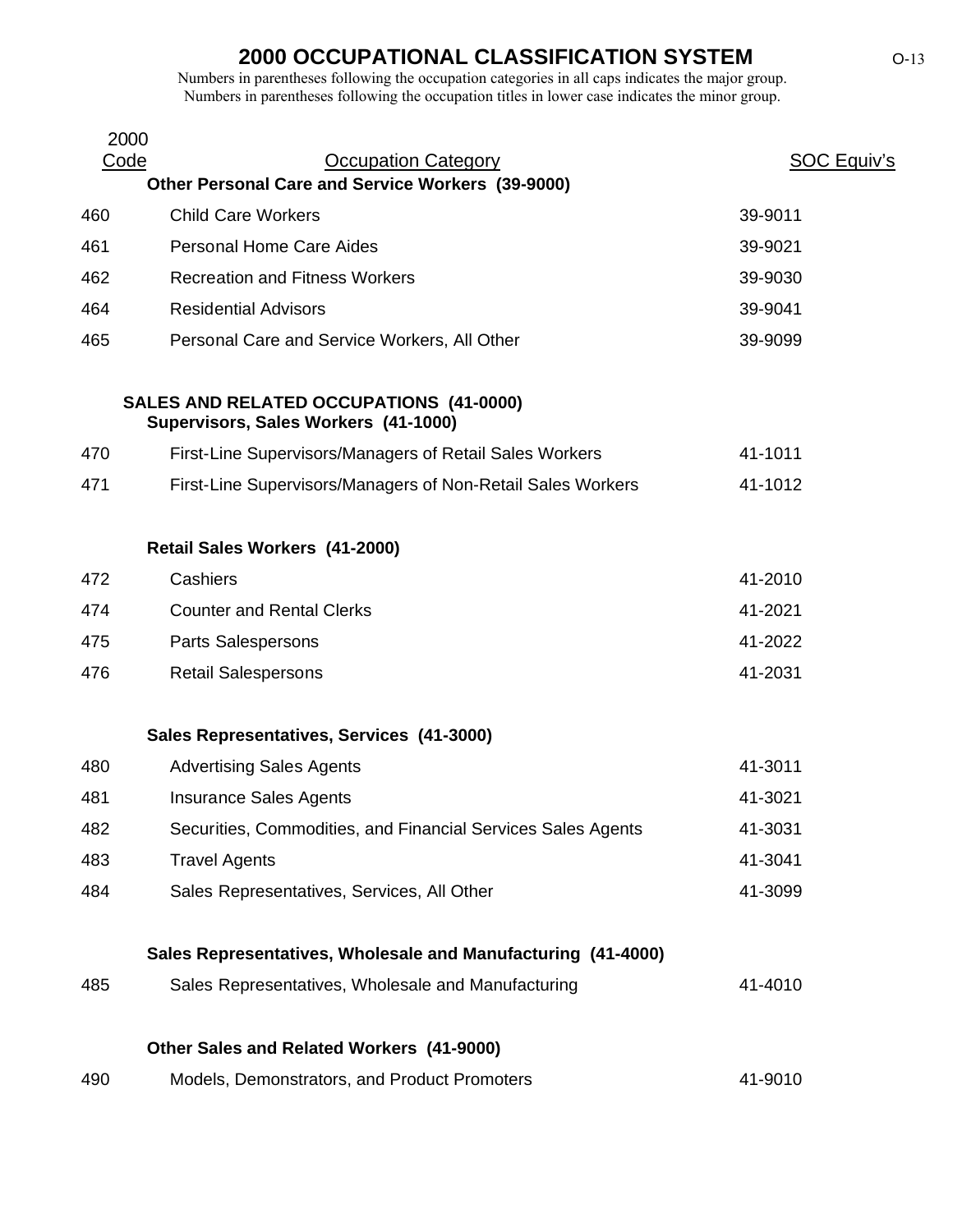# 2000 OCCUPATIONAL CLASSIFICATION SYSTEM

Numbers in parentheses following the occupation categories in all caps indicates the major group.
Numbers in parentheses following the occupation titles in lower case indicates the minor group.

| 2000 Code | Occupation Category | SOC Equiv's |
|---|---|---|
| | **Other Personal Care and Service Workers (39-9000)** | |
| 460 | Child Care Workers | 39-9011 |
| 461 | Personal Home Care Aides | 39-9021 |
| 462 | Recreation and Fitness Workers | 39-9030 |
| 464 | Residential Advisors | 39-9041 |
| 465 | Personal Care and Service Workers, All Other | 39-9099 |
| | **SALES AND RELATED OCCUPATIONS (41-0000)** | |
| | **Supervisors, Sales Workers (41-1000)** | |
| 470 | First-Line Supervisors/Managers of Retail Sales Workers | 41-1011 |
| 471 | First-Line Supervisors/Managers of Non-Retail Sales Workers | 41-1012 |
| | **Retail Sales Workers (41-2000)** | |
| 472 | Cashiers | 41-2010 |
| 474 | Counter and Rental Clerks | 41-2021 |
| 475 | Parts Salespersons | 41-2022 |
| 476 | Retail Salespersons | 41-2031 |
| | **Sales Representatives, Services (41-3000)** | |
| 480 | Advertising Sales Agents | 41-3011 |
| 481 | Insurance Sales Agents | 41-3021 |
| 482 | Securities, Commodities, and Financial Services Sales Agents | 41-3031 |
| 483 | Travel Agents | 41-3041 |
| 484 | Sales Representatives, Services, All Other | 41-3099 |
| | **Sales Representatives, Wholesale and Manufacturing (41-4000)** | |
| 485 | Sales Representatives, Wholesale and Manufacturing | 41-4010 |
| | **Other Sales and Related Workers (41-9000)** | |
| 490 | Models, Demonstrators, and Product Promoters | 41-9010 |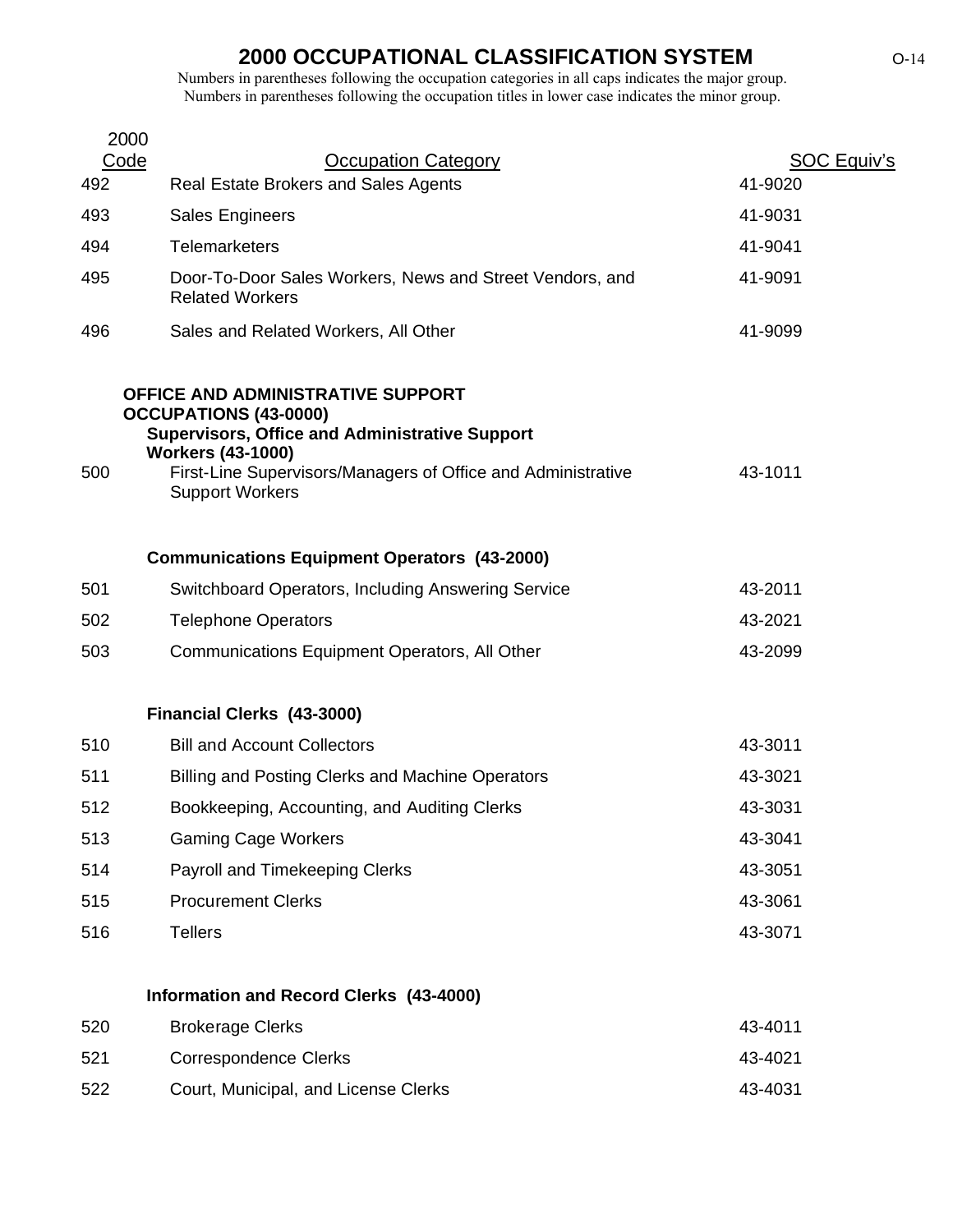# 2000 OCCUPATIONAL CLASSIFICATION SYSTEM

Numbers in parentheses following the occupation categories in all caps indicates the major group.
Numbers in parentheses following the occupation titles in lower case indicates the minor group.

| 2000 Code | Occupation Category | SOC Equiv's |
|---|---|---|
| 492 | Real Estate Brokers and Sales Agents | 41-9020 |
| 493 | Sales Engineers | 41-9031 |
| 494 | Telemarketers | 41-9041 |
| 495 | Door-To-Door Sales Workers, News and Street Vendors, and Related Workers | 41-9091 |
| 496 | Sales and Related Workers, All Other | 41-9099 |
| | **OFFICE AND ADMINISTRATIVE SUPPORT OCCUPATIONS (43-0000)** | |
| | **Supervisors, Office and Administrative Support Workers (43-1000)** | |
| 500 | First-Line Supervisors/Managers of Office and Administrative Support Workers | 43-1011 |
| | **Communications Equipment Operators (43-2000)** | |
| 501 | Switchboard Operators, Including Answering Service | 43-2011 |
| 502 | Telephone Operators | 43-2021 |
| 503 | Communications Equipment Operators, All Other | 43-2099 |
| | **Financial Clerks (43-3000)** | |
| 510 | Bill and Account Collectors | 43-3011 |
| 511 | Billing and Posting Clerks and Machine Operators | 43-3021 |
| 512 | Bookkeeping, Accounting, and Auditing Clerks | 43-3031 |
| 513 | Gaming Cage Workers | 43-3041 |
| 514 | Payroll and Timekeeping Clerks | 43-3051 |
| 515 | Procurement Clerks | 43-3061 |
| 516 | Tellers | 43-3071 |
| | **Information and Record Clerks (43-4000)** | |
| 520 | Brokerage Clerks | 43-4011 |
| 521 | Correspondence Clerks | 43-4021 |
| 522 | Court, Municipal, and License Clerks | 43-4031 |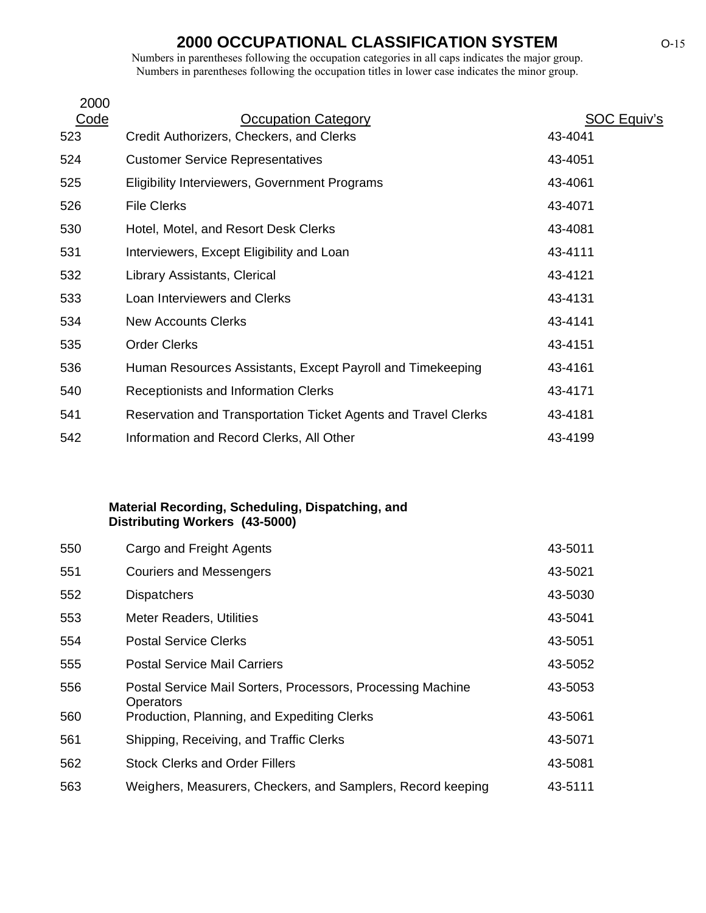# 2000 OCCUPATIONAL CLASSIFICATION SYSTEM

Numbers in parentheses following the occupation categories in all caps indicates the major group.
Numbers in parentheses following the occupation titles in lower case indicates the minor group.

| 2000 Code | Occupation Category | SOC Equiv's |
|---|---|---|
| 523 | Credit Authorizers, Checkers, and Clerks | 43-4041 |
| 524 | Customer Service Representatives | 43-4051 |
| 525 | Eligibility Interviewers, Government Programs | 43-4061 |
| 526 | File Clerks | 43-4071 |
| 530 | Hotel, Motel, and Resort Desk Clerks | 43-4081 |
| 531 | Interviewers, Except Eligibility and Loan | 43-4111 |
| 532 | Library Assistants, Clerical | 43-4121 |
| 533 | Loan Interviewers and Clerks | 43-4131 |
| 534 | New Accounts Clerks | 43-4141 |
| 535 | Order Clerks | 43-4151 |
| 536 | Human Resources Assistants, Except Payroll and Timekeeping | 43-4161 |
| 540 | Receptionists and Information Clerks | 43-4171 |
| 541 | Reservation and Transportation Ticket Agents and Travel Clerks | 43-4181 |
| 542 | Information and Record Clerks, All Other | 43-4199 |

**Material Recording, Scheduling, Dispatching, and Distributing Workers (43-5000)**

| 2000 Code | Occupation Category | SOC Equiv's |
|---|---|---|
| 550 | Cargo and Freight Agents | 43-5011 |
| 551 | Couriers and Messengers | 43-5021 |
| 552 | Dispatchers | 43-5030 |
| 553 | Meter Readers, Utilities | 43-5041 |
| 554 | Postal Service Clerks | 43-5051 |
| 555 | Postal Service Mail Carriers | 43-5052 |
| 556 | Postal Service Mail Sorters, Processors, Processing Machine Operators | 43-5053 |
| 560 | Production, Planning, and Expediting Clerks | 43-5061 |
| 561 | Shipping, Receiving, and Traffic Clerks | 43-5071 |
| 562 | Stock Clerks and Order Fillers | 43-5081 |
| 563 | Weighers, Measurers, Checkers, and Samplers, Record keeping | 43-5111 |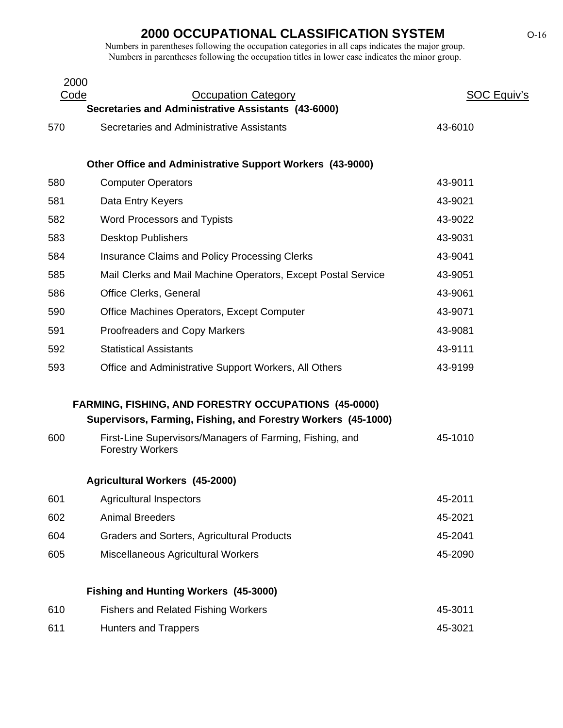# 2000 OCCUPATIONAL CLASSIFICATION SYSTEM

Numbers in parentheses following the occupation categories in all caps indicates the major group.
Numbers in parentheses following the occupation titles in lower case indicates the minor group.

| 2000 Code | Occupation Category | SOC Equiv's |
|---|---|---|
| | **Secretaries and Administrative Assistants (43-6000)** | |
| 570 | Secretaries and Administrative Assistants | 43-6010 |
| | **Other Office and Administrative Support Workers (43-9000)** | |
| 580 | Computer Operators | 43-9011 |
| 581 | Data Entry Keyers | 43-9021 |
| 582 | Word Processors and Typists | 43-9022 |
| 583 | Desktop Publishers | 43-9031 |
| 584 | Insurance Claims and Policy Processing Clerks | 43-9041 |
| 585 | Mail Clerks and Mail Machine Operators, Except Postal Service | 43-9051 |
| 586 | Office Clerks, General | 43-9061 |
| 590 | Office Machines Operators, Except Computer | 43-9071 |
| 591 | Proofreaders and Copy Markers | 43-9081 |
| 592 | Statistical Assistants | 43-9111 |
| 593 | Office and Administrative Support Workers, All Others | 43-9199 |
| | **FARMING, FISHING, AND FORESTRY OCCUPATIONS (45-0000)** | |
| | **Supervisors, Farming, Fishing, and Forestry Workers (45-1000)** | |
| 600 | First-Line Supervisors/Managers of Farming, Fishing, and Forestry Workers | 45-1010 |
| | **Agricultural Workers (45-2000)** | |
| 601 | Agricultural Inspectors | 45-2011 |
| 602 | Animal Breeders | 45-2021 |
| 604 | Graders and Sorters, Agricultural Products | 45-2041 |
| 605 | Miscellaneous Agricultural Workers | 45-2090 |
| | **Fishing and Hunting Workers (45-3000)** | |
| 610 | Fishers and Related Fishing Workers | 45-3011 |
| 611 | Hunters and Trappers | 45-3021 |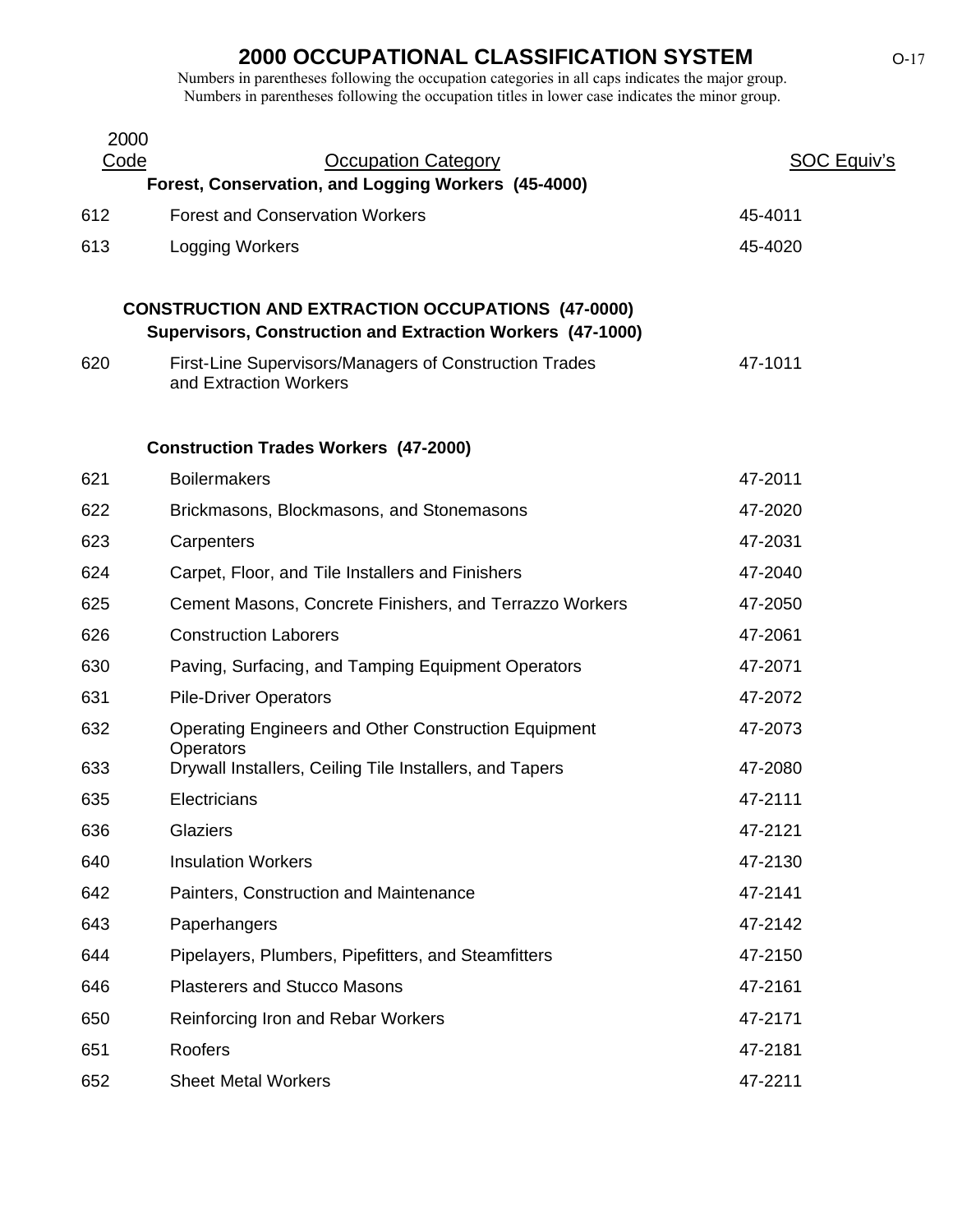# 2000 OCCUPATIONAL CLASSIFICATION SYSTEM

Numbers in parentheses following the occupation categories in all caps indicates the major group.
Numbers in parentheses following the occupation titles in lower case indicates the minor group.

| 2000 Code | Occupation Category | SOC Equiv's |
|---|---|---|
| | **Forest, Conservation, and Logging Workers (45-4000)** | |
| 612 | Forest and Conservation Workers | 45-4011 |
| 613 | Logging Workers | 45-4020 |
| | **CONSTRUCTION AND EXTRACTION OCCUPATIONS (47-0000)** | |
| | **Supervisors, Construction and Extraction Workers (47-1000)** | |
| 620 | First-Line Supervisors/Managers of Construction Trades and Extraction Workers | 47-1011 |
| | **Construction Trades Workers (47-2000)** | |
| 621 | Boilermakers | 47-2011 |
| 622 | Brickmasons, Blockmasons, and Stonemasons | 47-2020 |
| 623 | Carpenters | 47-2031 |
| 624 | Carpet, Floor, and Tile Installers and Finishers | 47-2040 |
| 625 | Cement Masons, Concrete Finishers, and Terrazzo Workers | 47-2050 |
| 626 | Construction Laborers | 47-2061 |
| 630 | Paving, Surfacing, and Tamping Equipment Operators | 47-2071 |
| 631 | Pile-Driver Operators | 47-2072 |
| 632 | Operating Engineers and Other Construction Equipment Operators | 47-2073 |
| 633 | Drywall Installers, Ceiling Tile Installers, and Tapers | 47-2080 |
| 635 | Electricians | 47-2111 |
| 636 | Glaziers | 47-2121 |
| 640 | Insulation Workers | 47-2130 |
| 642 | Painters, Construction and Maintenance | 47-2141 |
| 643 | Paperhangers | 47-2142 |
| 644 | Pipelayers, Plumbers, Pipefitters, and Steamfitters | 47-2150 |
| 646 | Plasterers and Stucco Masons | 47-2161 |
| 650 | Reinforcing Iron and Rebar Workers | 47-2171 |
| 651 | Roofers | 47-2181 |
| 652 | Sheet Metal Workers | 47-2211 |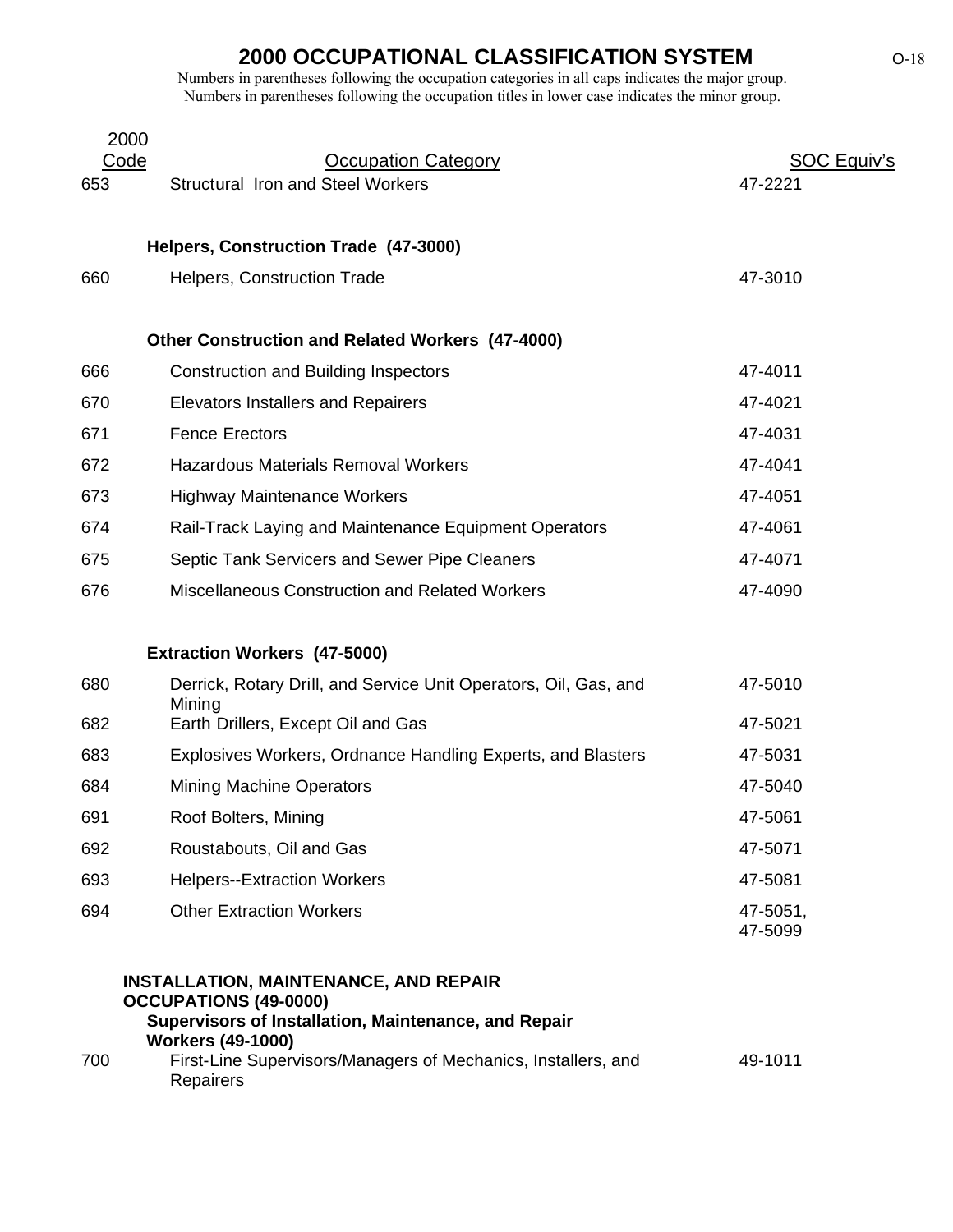# 2000 OCCUPATIONAL CLASSIFICATION SYSTEM

Numbers in parentheses following the occupation categories in all caps indicates the major group.
Numbers in parentheses following the occupation titles in lower case indicates the minor group.

| 2000 Code | Occupation Category | SOC Equiv's |
|---|---|---|
| 653 | Structural Iron and Steel Workers | 47-2221 |
| | **Helpers, Construction Trade (47-3000)** | |
| 660 | Helpers, Construction Trade | 47-3010 |
| | **Other Construction and Related Workers (47-4000)** | |
| 666 | Construction and Building Inspectors | 47-4011 |
| 670 | Elevators Installers and Repairers | 47-4021 |
| 671 | Fence Erectors | 47-4031 |
| 672 | Hazardous Materials Removal Workers | 47-4041 |
| 673 | Highway Maintenance Workers | 47-4051 |
| 674 | Rail-Track Laying and Maintenance Equipment Operators | 47-4061 |
| 675 | Septic Tank Servicers and Sewer Pipe Cleaners | 47-4071 |
| 676 | Miscellaneous Construction and Related Workers | 47-4090 |
| | **Extraction Workers (47-5000)** | |
| 680 | Derrick, Rotary Drill, and Service Unit Operators, Oil, Gas, and Mining | 47-5010 |
| 682 | Earth Drillers, Except Oil and Gas | 47-5021 |
| 683 | Explosives Workers, Ordnance Handling Experts, and Blasters | 47-5031 |
| 684 | Mining Machine Operators | 47-5040 |
| 691 | Roof Bolters, Mining | 47-5061 |
| 692 | Roustabouts, Oil and Gas | 47-5071 |
| 693 | Helpers--Extraction Workers | 47-5081 |
| 694 | Other Extraction Workers | 47-5051, 47-5099 |
| | **INSTALLATION, MAINTENANCE, AND REPAIR OCCUPATIONS (49-0000)** | |
| | **Supervisors of Installation, Maintenance, and Repair Workers (49-1000)** | |
| 700 | First-Line Supervisors/Managers of Mechanics, Installers, and Repairers | 49-1011 |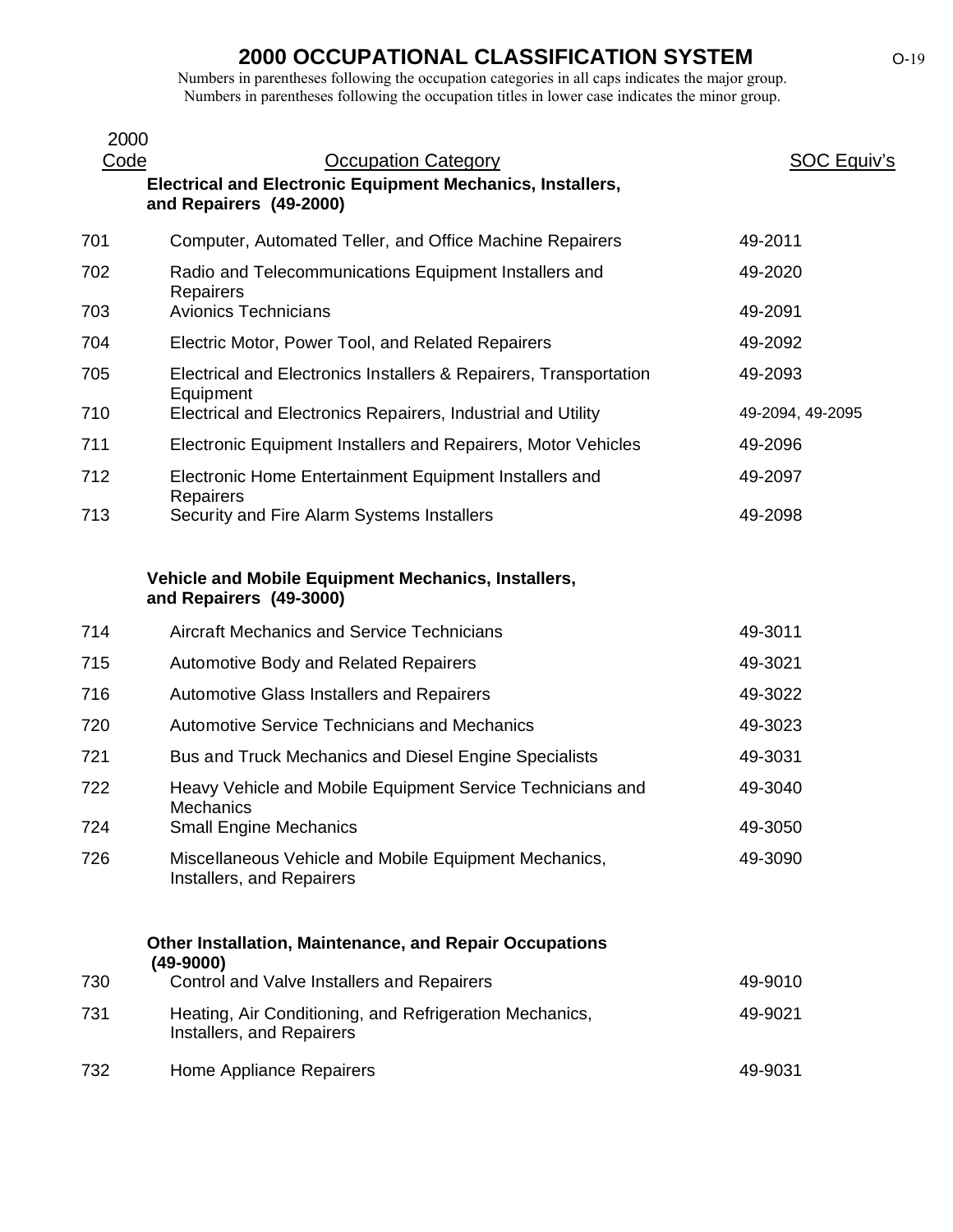# 2000 OCCUPATIONAL CLASSIFICATION SYSTEM

Numbers in parentheses following the occupation categories in all caps indicates the major group.
Numbers in parentheses following the occupation titles in lower case indicates the minor group.

| 2000 Code | Occupation Category | SOC Equiv's |
|---|---|---|
| | **Electrical and Electronic Equipment Mechanics, Installers, and Repairers (49-2000)** | |
| 701 | Computer, Automated Teller, and Office Machine Repairers | 49-2011 |
| 702 | Radio and Telecommunications Equipment Installers and Repairers | 49-2020 |
| 703 | Avionics Technicians | 49-2091 |
| 704 | Electric Motor, Power Tool, and Related Repairers | 49-2092 |
| 705 | Electrical and Electronics Installers & Repairers, Transportation Equipment | 49-2093 |
| 710 | Electrical and Electronics Repairers, Industrial and Utility | 49-2094, 49-2095 |
| 711 | Electronic Equipment Installers and Repairers, Motor Vehicles | 49-2096 |
| 712 | Electronic Home Entertainment Equipment Installers and Repairers | 49-2097 |
| 713 | Security and Fire Alarm Systems Installers | 49-2098 |
| | **Vehicle and Mobile Equipment Mechanics, Installers, and Repairers (49-3000)** | |
| 714 | Aircraft Mechanics and Service Technicians | 49-3011 |
| 715 | Automotive Body and Related Repairers | 49-3021 |
| 716 | Automotive Glass Installers and Repairers | 49-3022 |
| 720 | Automotive Service Technicians and Mechanics | 49-3023 |
| 721 | Bus and Truck Mechanics and Diesel Engine Specialists | 49-3031 |
| 722 | Heavy Vehicle and Mobile Equipment Service Technicians and Mechanics | 49-3040 |
| 724 | Small Engine Mechanics | 49-3050 |
| 726 | Miscellaneous Vehicle and Mobile Equipment Mechanics, Installers, and Repairers | 49-3090 |
| | **Other Installation, Maintenance, and Repair Occupations (49-9000)** | |
| 730 | Control and Valve Installers and Repairers | 49-9010 |
| 731 | Heating, Air Conditioning, and Refrigeration Mechanics, Installers, and Repairers | 49-9021 |
| 732 | Home Appliance Repairers | 49-9031 |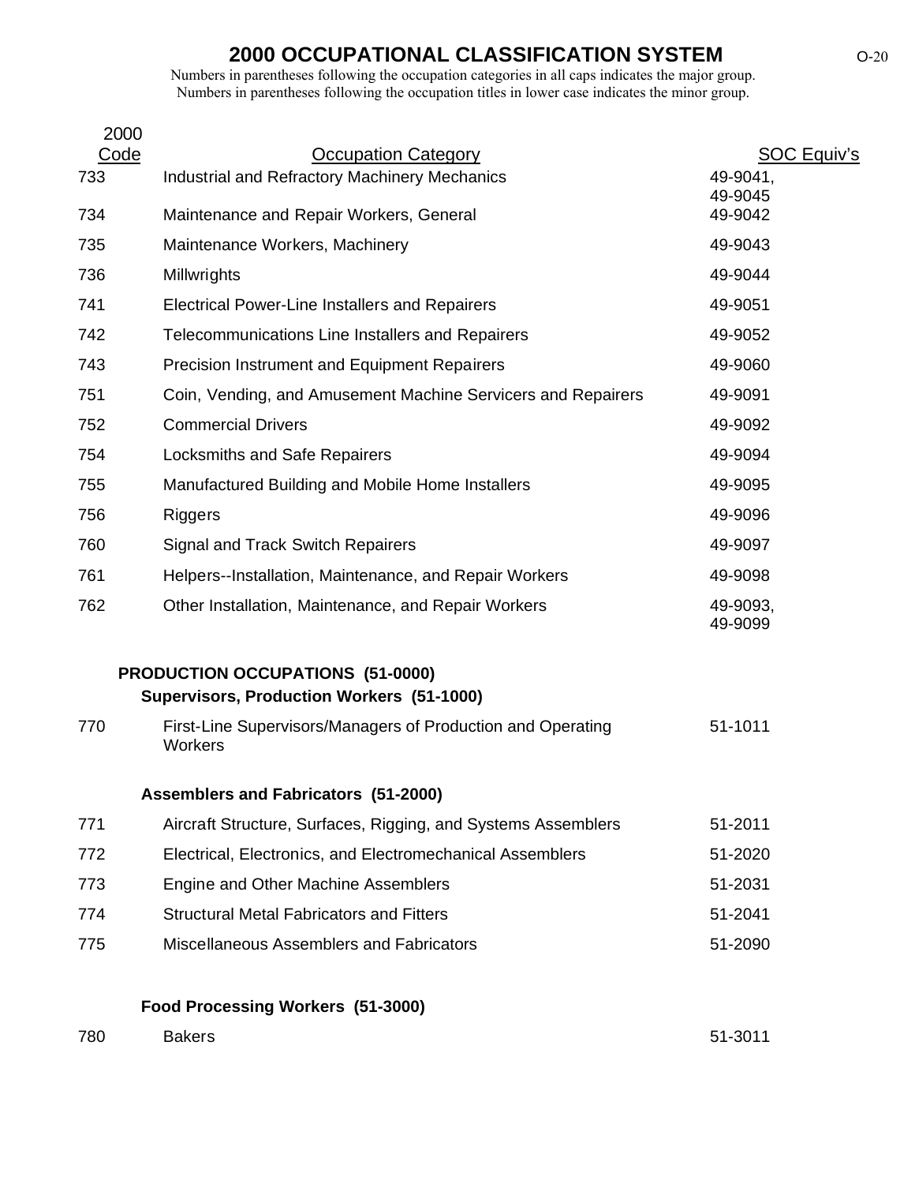# 2000 OCCUPATIONAL CLASSIFICATION SYSTEM

Numbers in parentheses following the occupation categories in all caps indicates the major group.
Numbers in parentheses following the occupation titles in lower case indicates the minor group.

| 2000 Code | Occupation Category | SOC Equiv's |
|---|---|---|
| 733 | Industrial and Refractory Machinery Mechanics | 49-9041, 49-9045 |
| 734 | Maintenance and Repair Workers, General | 49-9042 |
| 735 | Maintenance Workers, Machinery | 49-9043 |
| 736 | Millwrights | 49-9044 |
| 741 | Electrical Power-Line Installers and Repairers | 49-9051 |
| 742 | Telecommunications Line Installers and Repairers | 49-9052 |
| 743 | Precision Instrument and Equipment Repairers | 49-9060 |
| 751 | Coin, Vending, and Amusement Machine Servicers and Repairers | 49-9091 |
| 752 | Commercial Drivers | 49-9092 |
| 754 | Locksmiths and Safe Repairers | 49-9094 |
| 755 | Manufactured Building and Mobile Home Installers | 49-9095 |
| 756 | Riggers | 49-9096 |
| 760 | Signal and Track Switch Repairers | 49-9097 |
| 761 | Helpers--Installation, Maintenance, and Repair Workers | 49-9098 |
| 762 | Other Installation, Maintenance, and Repair Workers | 49-9093, 49-9099 |
| | **PRODUCTION OCCUPATIONS (51-0000)** | |
| | **Supervisors, Production Workers (51-1000)** | |
| 770 | First-Line Supervisors/Managers of Production and Operating Workers | 51-1011 |
| | **Assemblers and Fabricators (51-2000)** | |
| 771 | Aircraft Structure, Surfaces, Rigging, and Systems Assemblers | 51-2011 |
| 772 | Electrical, Electronics, and Electromechanical Assemblers | 51-2020 |
| 773 | Engine and Other Machine Assemblers | 51-2031 |
| 774 | Structural Metal Fabricators and Fitters | 51-2041 |
| 775 | Miscellaneous Assemblers and Fabricators | 51-2090 |
| | **Food Processing Workers (51-3000)** | |
| 780 | Bakers | 51-3011 |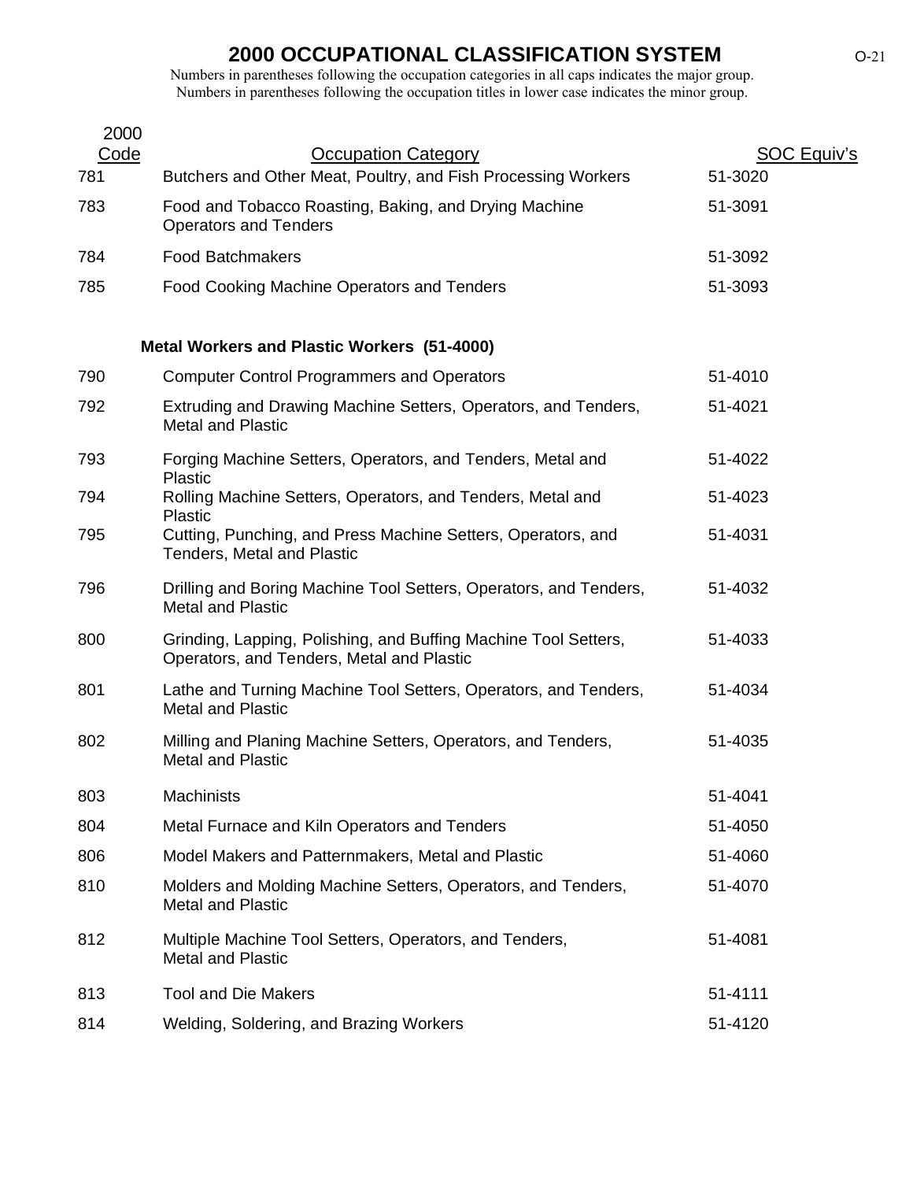# 2000 OCCUPATIONAL CLASSIFICATION SYSTEM

Numbers in parentheses following the occupation categories in all caps indicates the major group.
Numbers in parentheses following the occupation titles in lower case indicates the minor group.

| 2000 Code | Occupation Category | SOC Equiv's |
|---|---|---|
| 781 | Butchers and Other Meat, Poultry, and Fish Processing Workers | 51-3020 |
| 783 | Food and Tobacco Roasting, Baking, and Drying Machine Operators and Tenders | 51-3091 |
| 784 | Food Batchmakers | 51-3092 |
| 785 | Food Cooking Machine Operators and Tenders | 51-3093 |
| | **Metal Workers and Plastic Workers (51-4000)** | |
| 790 | Computer Control Programmers and Operators | 51-4010 |
| 792 | Extruding and Drawing Machine Setters, Operators, and Tenders, Metal and Plastic | 51-4021 |
| 793 | Forging Machine Setters, Operators, and Tenders, Metal and Plastic | 51-4022 |
| 794 | Rolling Machine Setters, Operators, and Tenders, Metal and Plastic | 51-4023 |
| 795 | Cutting, Punching, and Press Machine Setters, Operators, and Tenders, Metal and Plastic | 51-4031 |
| 796 | Drilling and Boring Machine Tool Setters, Operators, and Tenders, Metal and Plastic | 51-4032 |
| 800 | Grinding, Lapping, Polishing, and Buffing Machine Tool Setters, Operators, and Tenders, Metal and Plastic | 51-4033 |
| 801 | Lathe and Turning Machine Tool Setters, Operators, and Tenders, Metal and Plastic | 51-4034 |
| 802 | Milling and Planing Machine Setters, Operators, and Tenders, Metal and Plastic | 51-4035 |
| 803 | Machinists | 51-4041 |
| 804 | Metal Furnace and Kiln Operators and Tenders | 51-4050 |
| 806 | Model Makers and Patternmakers, Metal and Plastic | 51-4060 |
| 810 | Molders and Molding Machine Setters, Operators, and Tenders, Metal and Plastic | 51-4070 |
| 812 | Multiple Machine Tool Setters, Operators, and Tenders, Metal and Plastic | 51-4081 |
| 813 | Tool and Die Makers | 51-4111 |
| 814 | Welding, Soldering, and Brazing Workers | 51-4120 |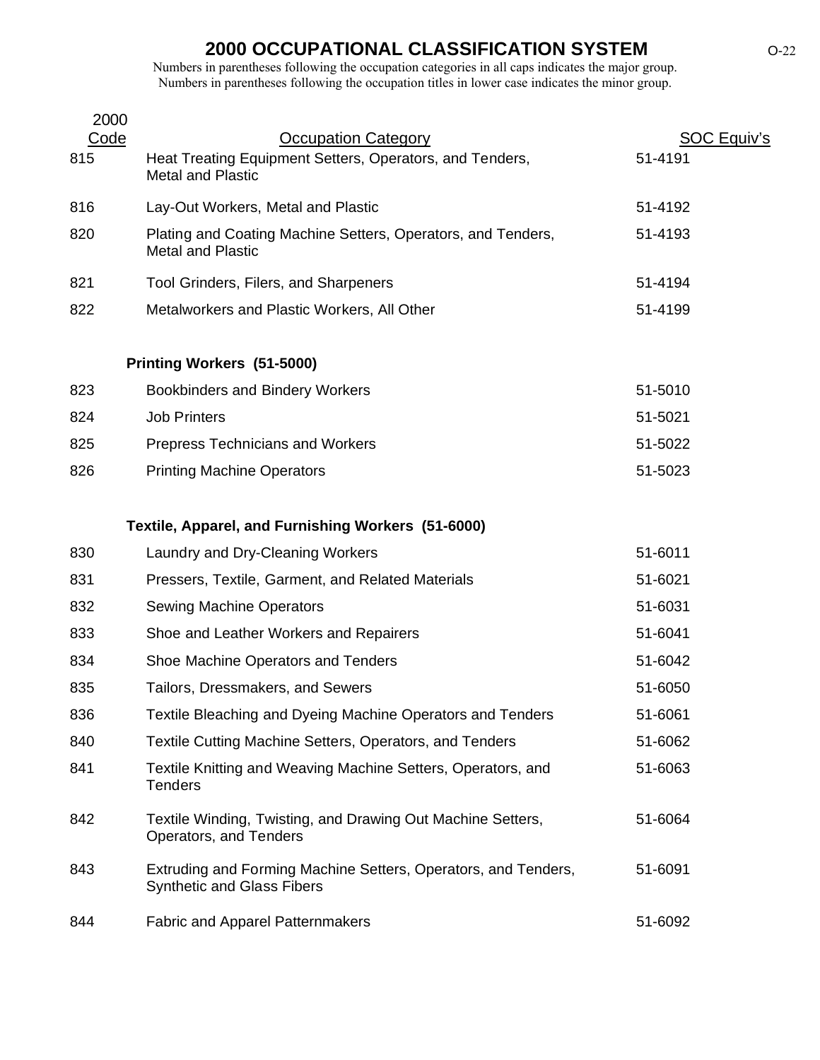# 2000 OCCUPATIONAL CLASSIFICATION SYSTEM

Numbers in parentheses following the occupation categories in all caps indicates the major group.
Numbers in parentheses following the occupation titles in lower case indicates the minor group.

| 2000 Code | Occupation Category | SOC Equiv's |
|---|---|---|
| 815 | Heat Treating Equipment Setters, Operators, and Tenders, Metal and Plastic | 51-4191 |
| 816 | Lay-Out Workers, Metal and Plastic | 51-4192 |
| 820 | Plating and Coating Machine Setters, Operators, and Tenders, Metal and Plastic | 51-4193 |
| 821 | Tool Grinders, Filers, and Sharpeners | 51-4194 |
| 822 | Metalworkers and Plastic Workers, All Other | 51-4199 |
| | **Printing Workers (51-5000)** | |
| 823 | Bookbinders and Bindery Workers | 51-5010 |
| 824 | Job Printers | 51-5021 |
| 825 | Prepress Technicians and Workers | 51-5022 |
| 826 | Printing Machine Operators | 51-5023 |
| | **Textile, Apparel, and Furnishing Workers (51-6000)** | |
| 830 | Laundry and Dry-Cleaning Workers | 51-6011 |
| 831 | Pressers, Textile, Garment, and Related Materials | 51-6021 |
| 832 | Sewing Machine Operators | 51-6031 |
| 833 | Shoe and Leather Workers and Repairers | 51-6041 |
| 834 | Shoe Machine Operators and Tenders | 51-6042 |
| 835 | Tailors, Dressmakers, and Sewers | 51-6050 |
| 836 | Textile Bleaching and Dyeing Machine Operators and Tenders | 51-6061 |
| 840 | Textile Cutting Machine Setters, Operators, and Tenders | 51-6062 |
| 841 | Textile Knitting and Weaving Machine Setters, Operators, and Tenders | 51-6063 |
| 842 | Textile Winding, Twisting, and Drawing Out Machine Setters, Operators, and Tenders | 51-6064 |
| 843 | Extruding and Forming Machine Setters, Operators, and Tenders, Synthetic and Glass Fibers | 51-6091 |
| 844 | Fabric and Apparel Patternmakers | 51-6092 |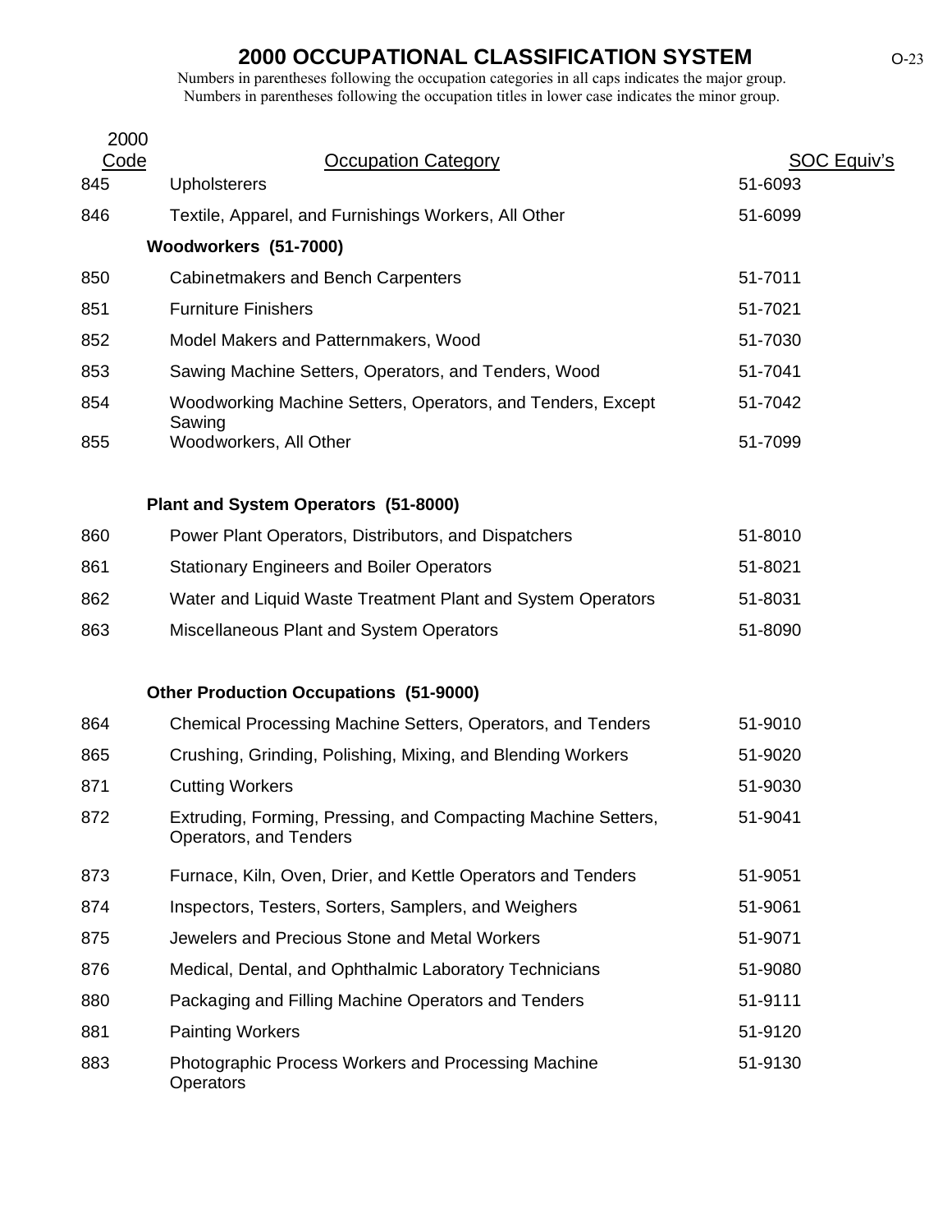# 2000 OCCUPATIONAL CLASSIFICATION SYSTEM

Numbers in parentheses following the occupation categories in all caps indicates the major group.
Numbers in parentheses following the occupation titles in lower case indicates the minor group.

| 2000 Code | Occupation Category | SOC Equiv's |
|---|---|---|
| 845 | Upholsterers | 51-6093 |
| 846 | Textile, Apparel, and Furnishings Workers, All Other | 51-6099 |
| | **Woodworkers (51-7000)** | |
| 850 | Cabinetmakers and Bench Carpenters | 51-7011 |
| 851 | Furniture Finishers | 51-7021 |
| 852 | Model Makers and Patternmakers, Wood | 51-7030 |
| 853 | Sawing Machine Setters, Operators, and Tenders, Wood | 51-7041 |
| 854 | Woodworking Machine Setters, Operators, and Tenders, Except Sawing | 51-7042 |
| 855 | Woodworkers, All Other | 51-7099 |
| | **Plant and System Operators (51-8000)** | |
| 860 | Power Plant Operators, Distributors, and Dispatchers | 51-8010 |
| 861 | Stationary Engineers and Boiler Operators | 51-8021 |
| 862 | Water and Liquid Waste Treatment Plant and System Operators | 51-8031 |
| 863 | Miscellaneous Plant and System Operators | 51-8090 |
| | **Other Production Occupations (51-9000)** | |
| 864 | Chemical Processing Machine Setters, Operators, and Tenders | 51-9010 |
| 865 | Crushing, Grinding, Polishing, Mixing, and Blending Workers | 51-9020 |
| 871 | Cutting Workers | 51-9030 |
| 872 | Extruding, Forming, Pressing, and Compacting Machine Setters, Operators, and Tenders | 51-9041 |
| 873 | Furnace, Kiln, Oven, Drier, and Kettle Operators and Tenders | 51-9051 |
| 874 | Inspectors, Testers, Sorters, Samplers, and Weighers | 51-9061 |
| 875 | Jewelers and Precious Stone and Metal Workers | 51-9071 |
| 876 | Medical, Dental, and Ophthalmic Laboratory Technicians | 51-9080 |
| 880 | Packaging and Filling Machine Operators and Tenders | 51-9111 |
| 881 | Painting Workers | 51-9120 |
| 883 | Photographic Process Workers and Processing Machine Operators | 51-9130 |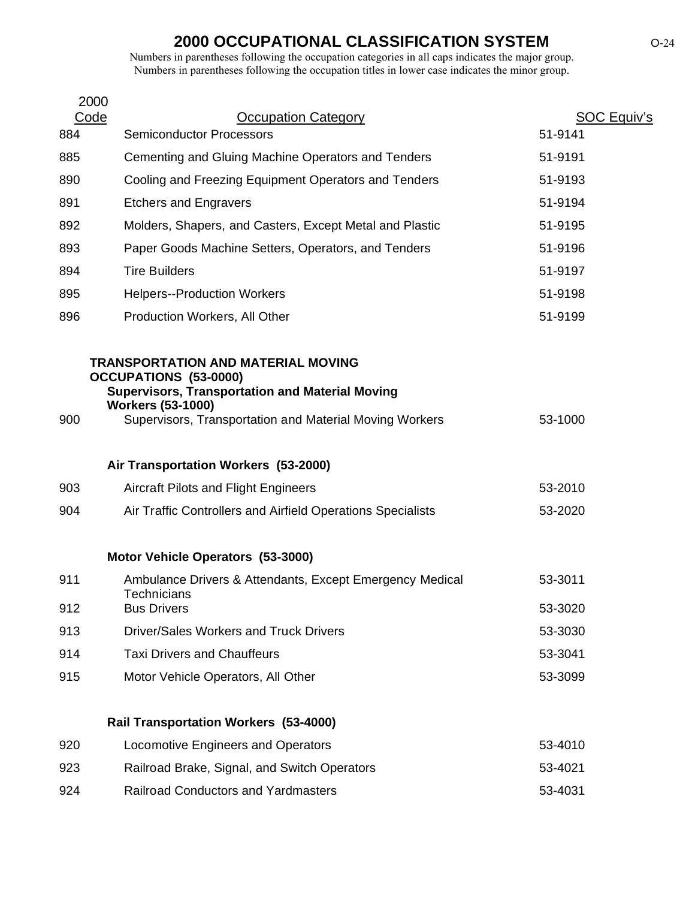# 2000 OCCUPATIONAL CLASSIFICATION SYSTEM

Numbers in parentheses following the occupation categories in all caps indicates the major group.
Numbers in parentheses following the occupation titles in lower case indicates the minor group.

| 2000 Code | Occupation Category | SOC Equiv's |
|---|---|---|
| 884 | Semiconductor Processors | 51-9141 |
| 885 | Cementing and Gluing Machine Operators and Tenders | 51-9191 |
| 890 | Cooling and Freezing Equipment Operators and Tenders | 51-9193 |
| 891 | Etchers and Engravers | 51-9194 |
| 892 | Molders, Shapers, and Casters, Except Metal and Plastic | 51-9195 |
| 893 | Paper Goods Machine Setters, Operators, and Tenders | 51-9196 |
| 894 | Tire Builders | 51-9197 |
| 895 | Helpers--Production Workers | 51-9198 |
| 896 | Production Workers, All Other | 51-9199 |
| | **TRANSPORTATION AND MATERIAL MOVING OCCUPATIONS (53-0000)** | |
| | **Supervisors, Transportation and Material Moving Workers (53-1000)** | |
| 900 | Supervisors, Transportation and Material Moving Workers | 53-1000 |
| | **Air Transportation Workers (53-2000)** | |
| 903 | Aircraft Pilots and Flight Engineers | 53-2010 |
| 904 | Air Traffic Controllers and Airfield Operations Specialists | 53-2020 |
| | **Motor Vehicle Operators (53-3000)** | |
| 911 | Ambulance Drivers & Attendants, Except Emergency Medical Technicians | 53-3011 |
| 912 | Bus Drivers | 53-3020 |
| 913 | Driver/Sales Workers and Truck Drivers | 53-3030 |
| 914 | Taxi Drivers and Chauffeurs | 53-3041 |
| 915 | Motor Vehicle Operators, All Other | 53-3099 |
| | **Rail Transportation Workers (53-4000)** | |
| 920 | Locomotive Engineers and Operators | 53-4010 |
| 923 | Railroad Brake, Signal, and Switch Operators | 53-4021 |
| 924 | Railroad Conductors and Yardmasters | 53-4031 |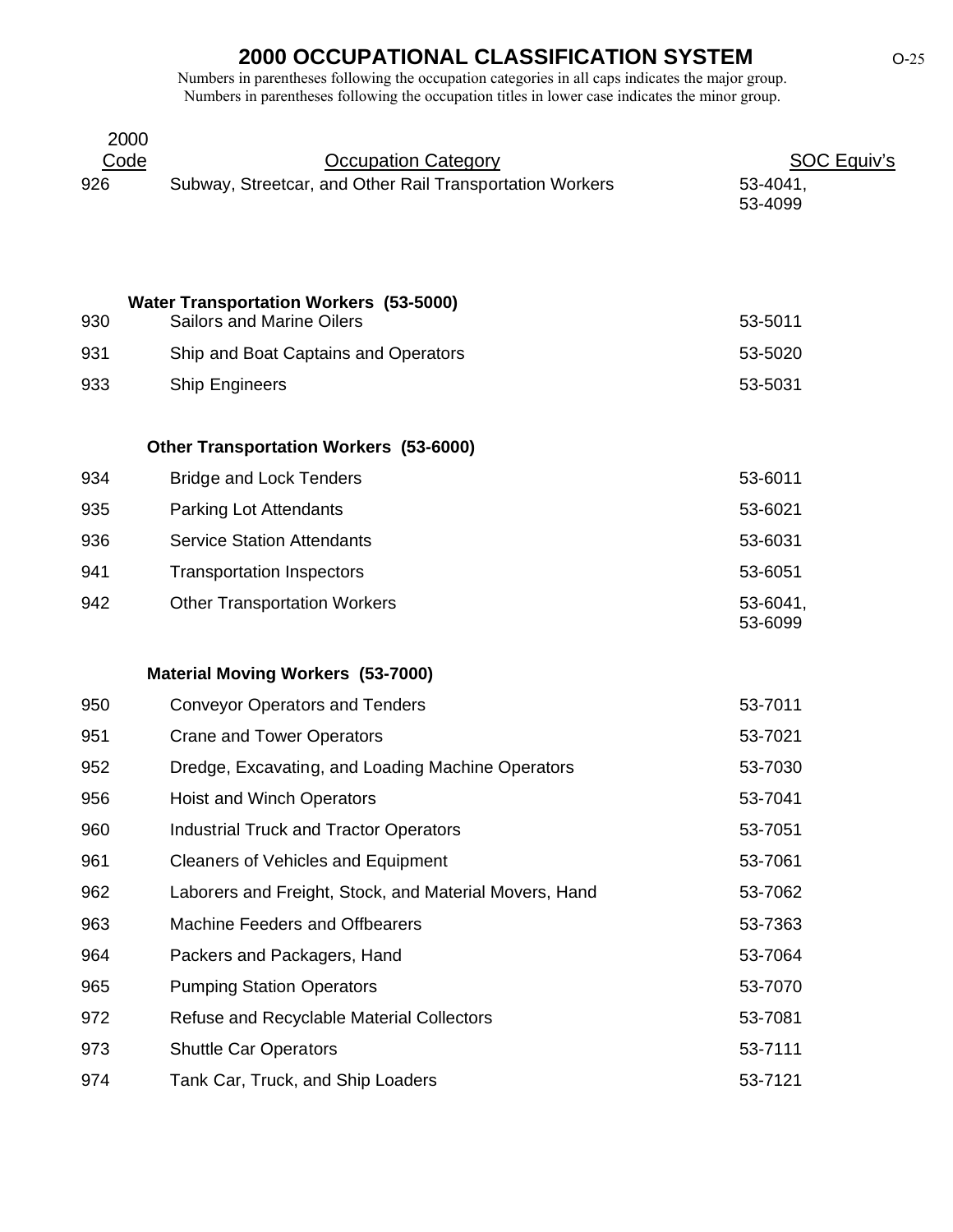# 2000 OCCUPATIONAL CLASSIFICATION SYSTEM

Numbers in parentheses following the occupation categories in all caps indicates the major group.
Numbers in parentheses following the occupation titles in lower case indicates the minor group.

| 2000 Code | Occupation Category | SOC Equiv's |
|---|---|---|
| 926 | Subway, Streetcar, and Other Rail Transportation Workers | 53-4041, 53-4099 |
| | **Water Transportation Workers (53-5000)** | |
| 930 | Sailors and Marine Oilers | 53-5011 |
| 931 | Ship and Boat Captains and Operators | 53-5020 |
| 933 | Ship Engineers | 53-5031 |
| | **Other Transportation Workers (53-6000)** | |
| 934 | Bridge and Lock Tenders | 53-6011 |
| 935 | Parking Lot Attendants | 53-6021 |
| 936 | Service Station Attendants | 53-6031 |
| 941 | Transportation Inspectors | 53-6051 |
| 942 | Other Transportation Workers | 53-6041, 53-6099 |
| | **Material Moving Workers (53-7000)** | |
| 950 | Conveyor Operators and Tenders | 53-7011 |
| 951 | Crane and Tower Operators | 53-7021 |
| 952 | Dredge, Excavating, and Loading Machine Operators | 53-7030 |
| 956 | Hoist and Winch Operators | 53-7041 |
| 960 | Industrial Truck and Tractor Operators | 53-7051 |
| 961 | Cleaners of Vehicles and Equipment | 53-7061 |
| 962 | Laborers and Freight, Stock, and Material Movers, Hand | 53-7062 |
| 963 | Machine Feeders and Offbearers | 53-7363 |
| 964 | Packers and Packagers, Hand | 53-7064 |
| 965 | Pumping Station Operators | 53-7070 |
| 972 | Refuse and Recyclable Material Collectors | 53-7081 |
| 973 | Shuttle Car Operators | 53-7111 |
| 974 | Tank Car, Truck, and Ship Loaders | 53-7121 |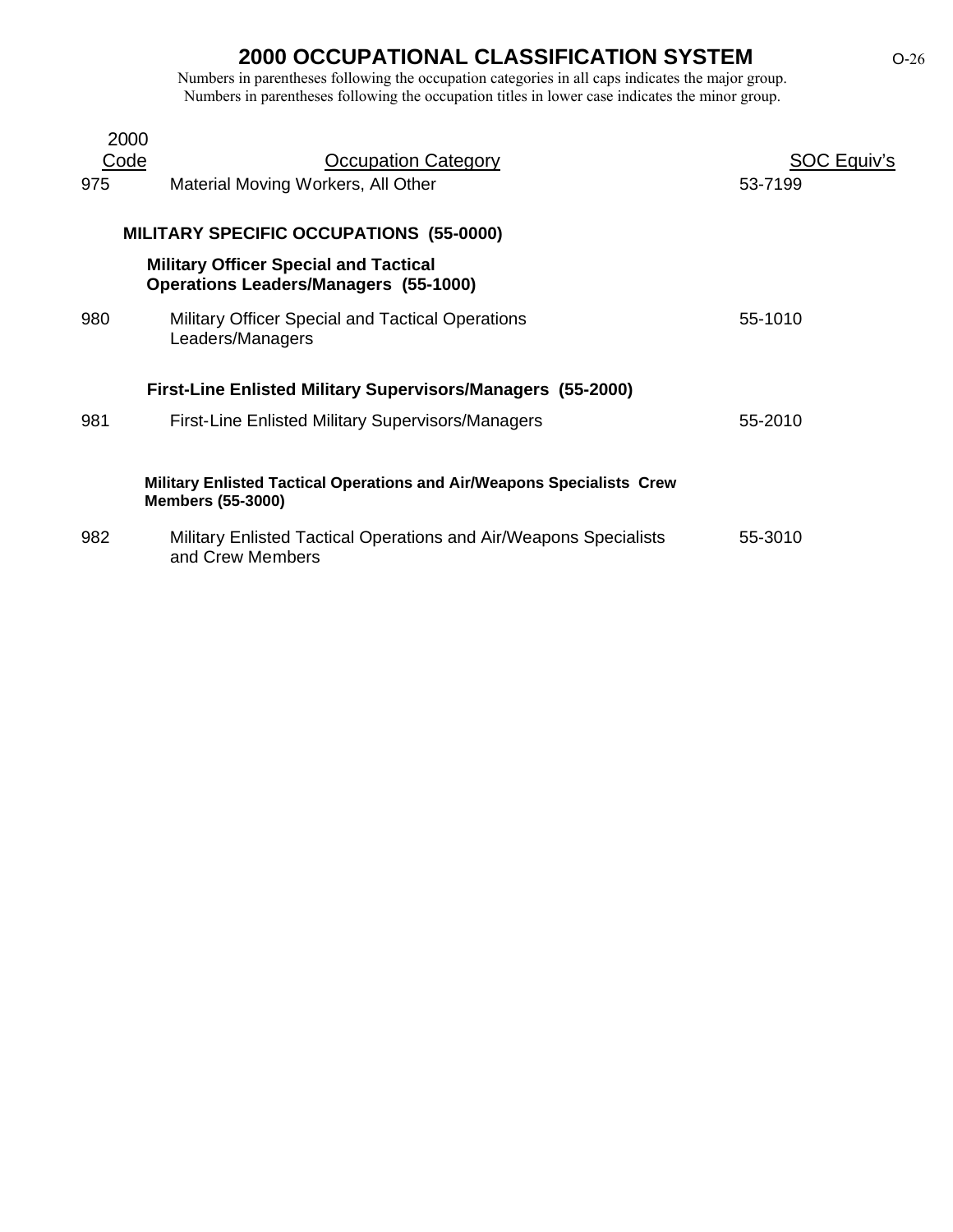# 2000 OCCUPATIONAL CLASSIFICATION SYSTEM

Numbers in parentheses following the occupation categories in all caps indicates the major group.
Numbers in parentheses following the occupation titles in lower case indicates the minor group.

| 2000 Code | Occupation Category | SOC Equiv's |
|---|---|---|
| 975 | Material Moving Workers, All Other | 53-7199 |
| | **MILITARY SPECIFIC OCCUPATIONS (55-0000)** | |
| | **Military Officer Special and Tactical Operations Leaders/Managers (55-1000)** | |
| 980 | Military Officer Special and Tactical Operations Leaders/Managers | 55-1010 |
| | **First-Line Enlisted Military Supervisors/Managers (55-2000)** | |
| 981 | First-Line Enlisted Military Supervisors/Managers | 55-2010 |
| | **Military Enlisted Tactical Operations and Air/Weapons Specialists Crew Members (55-3000)** | |
| 982 | Military Enlisted Tactical Operations and Air/Weapons Specialists and Crew Members | 55-3010 |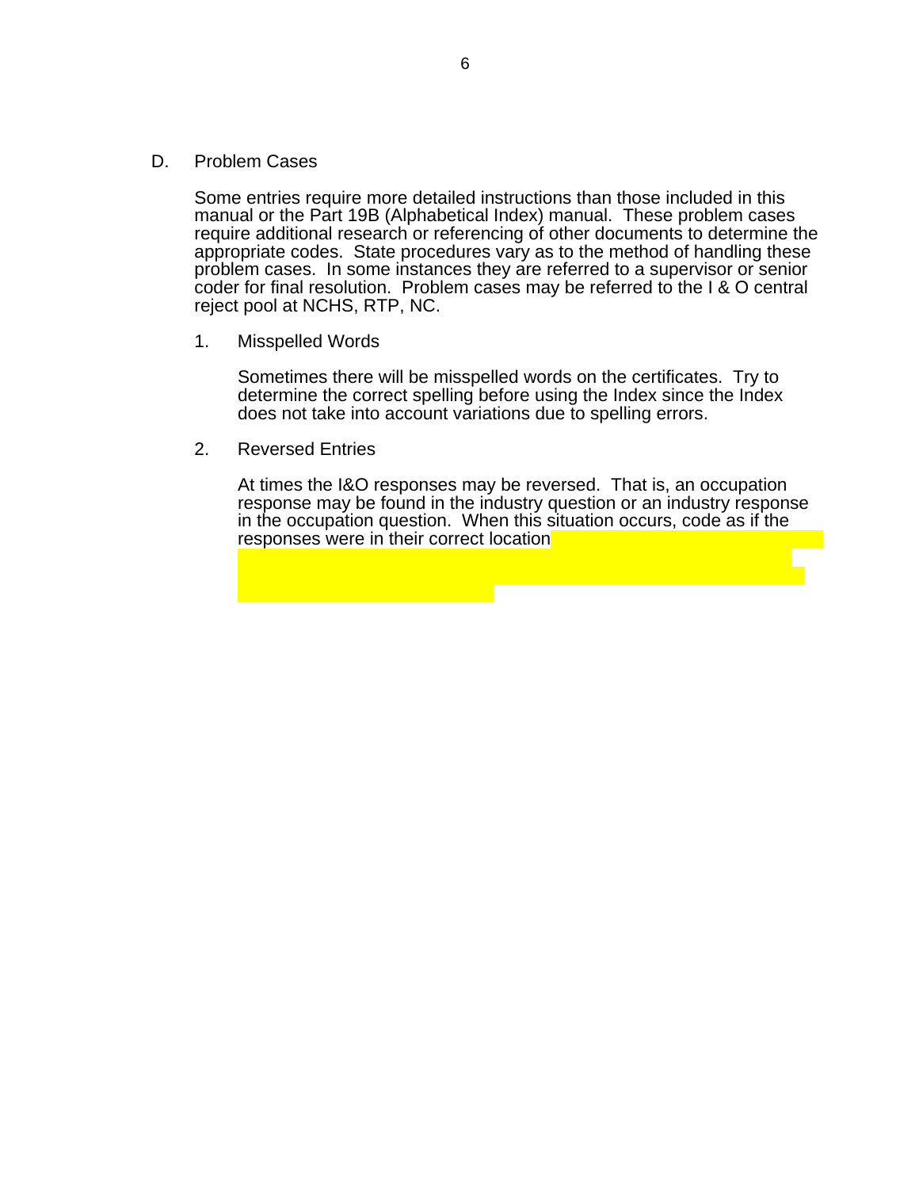## D. Problem Cases

Some entries require more detailed instructions than those included in this manual or the Part 19B (Alphabetical Index) manual. These problem cases require additional research or referencing of other documents to determine the appropriate codes. State procedures vary as to the method of handling these problem cases. In some instances they are referred to a supervisor or senior coder for final resolution. Problem cases may be referred to the I & O central reject pool at NCHS, RTP, NC.

### 1. Misspelled Words

Sometimes there will be misspelled words on the certificates. Try to determine the correct spelling before using the Index since the Index does not take into account variations due to spelling errors.

### 2. Reversed Entries

At times the I&O responses may be reversed. That is, an occupation response may be found in the industry question or an industry response in the occupation question. When this situation occurs, code as if the responses were in their correct location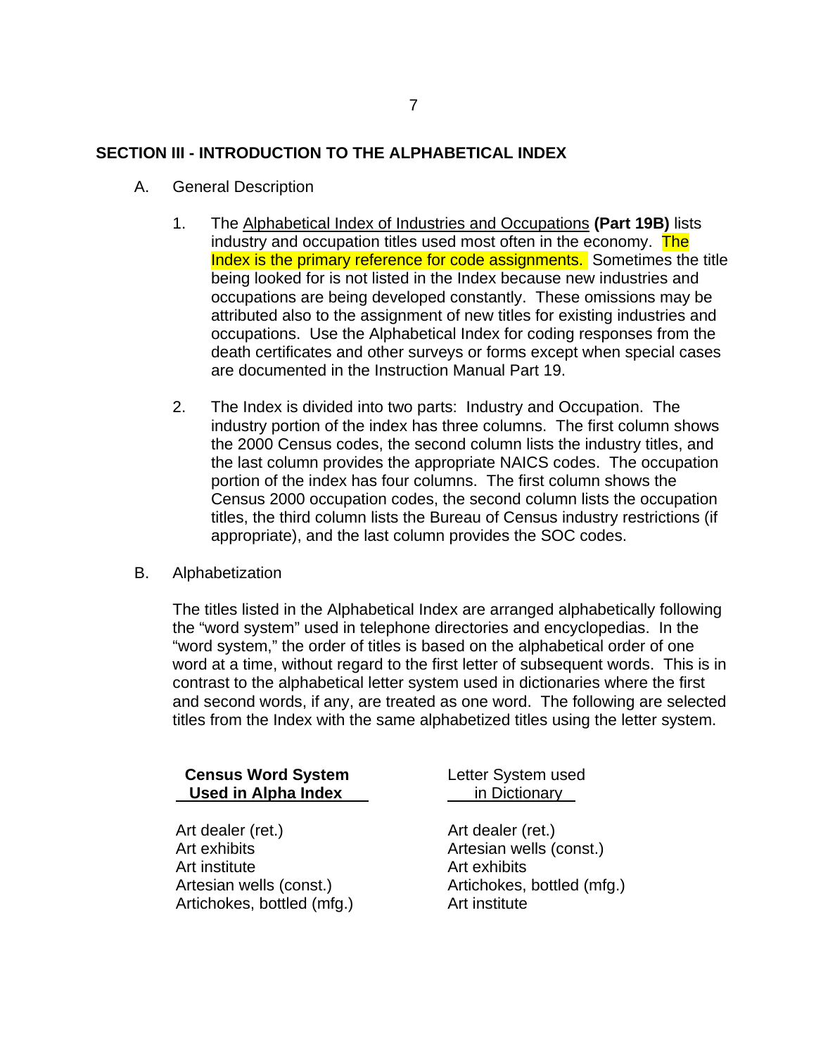## SECTION III - INTRODUCTION TO THE ALPHABETICAL INDEX

A. General Description

1. The Alphabetical Index of Industries and Occupations **(Part 19B)** lists industry and occupation titles used most often in the economy. The Index is the primary reference for code assignments. Sometimes the title being looked for is not listed in the Index because new industries and occupations are being developed constantly. These omissions may be attributed also to the assignment of new titles for existing industries and occupations. Use the Alphabetical Index for coding responses from the death certificates and other surveys or forms except when special cases are documented in the Instruction Manual Part 19.

2. The Index is divided into two parts: Industry and Occupation. The industry portion of the index has three columns. The first column shows the 2000 Census codes, the second column lists the industry titles, and the last column provides the appropriate NAICS codes. The occupation portion of the index has four columns. The first column shows the Census 2000 occupation codes, the second column lists the occupation titles, the third column lists the Bureau of Census industry restrictions (if appropriate), and the last column provides the SOC codes.

B. Alphabetization

The titles listed in the Alphabetical Index are arranged alphabetically following the "word system" used in telephone directories and encyclopedias. In the "word system," the order of titles is based on the alphabetical order of one word at a time, without regard to the first letter of subsequent words. This is in contrast to the alphabetical letter system used in dictionaries where the first and second words, if any, are treated as one word. The following are selected titles from the Index with the same alphabetized titles using the letter system.

| **Census Word System Used in Alpha Index** | Letter System used in Dictionary |
|---|---|
| Art dealer (ret.) | Art dealer (ret.) |
| Art exhibits | Artesian wells (const.) |
| Art institute | Art exhibits |
| Artesian wells (const.) | Artichokes, bottled (mfg.) |
| Artichokes, bottled (mfg.) | Art institute |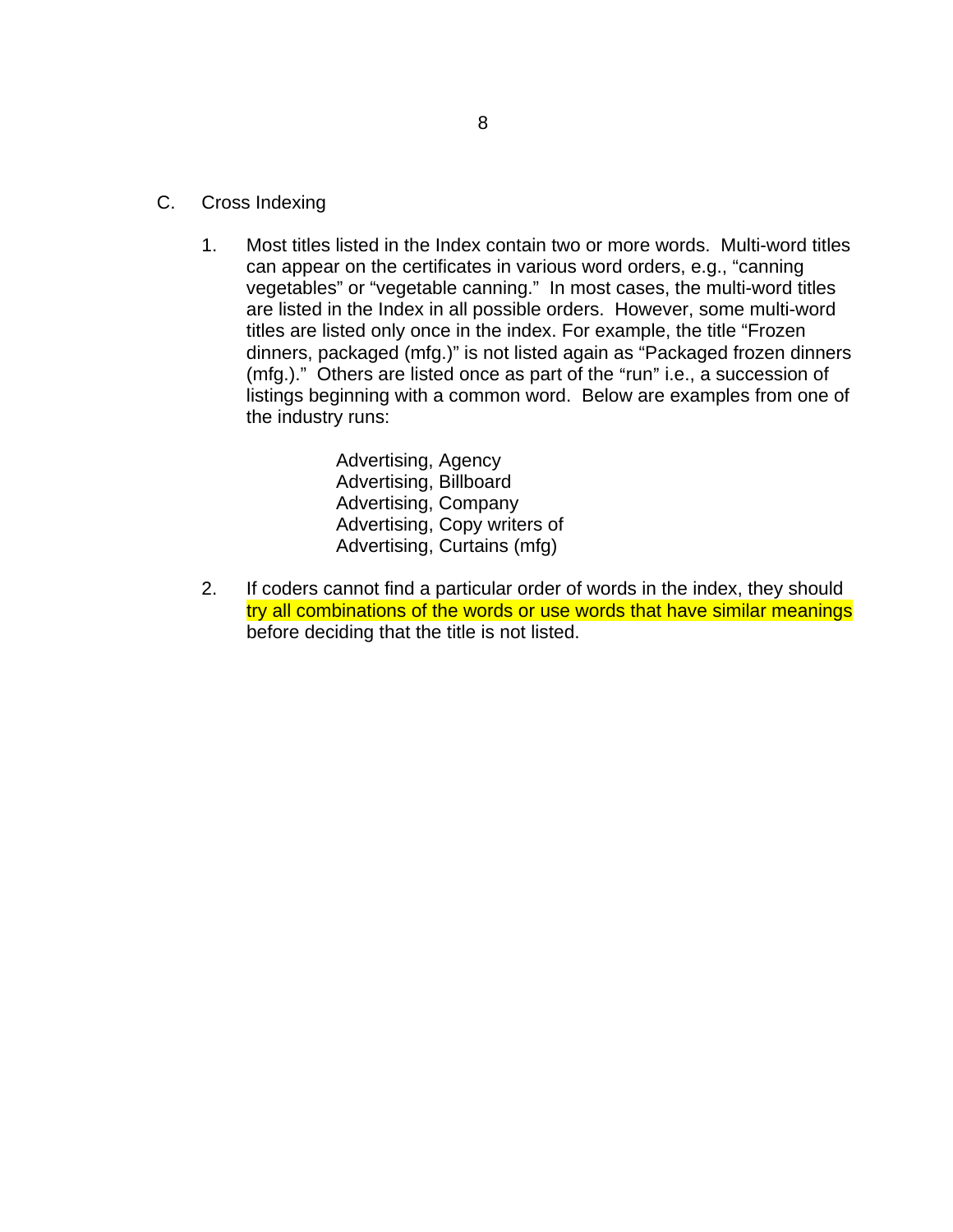C. Cross Indexing

1. Most titles listed in the Index contain two or more words. Multi-word titles can appear on the certificates in various word orders, e.g., “canning vegetables” or “vegetable canning.” In most cases, the multi-word titles are listed in the Index in all possible orders. However, some multi-word titles are listed only once in the index. For example, the title “Frozen dinners, packaged (mfg.)” is not listed again as “Packaged frozen dinners (mfg.).” Others are listed once as part of the “run” i.e., a succession of listings beginning with a common word. Below are examples from one of the industry runs:

   Advertising, Agency
   Advertising, Billboard
   Advertising, Company
   Advertising, Copy writers of
   Advertising, Curtains (mfg)

2. If coders cannot find a particular order of words in the index, they should try all combinations of the words or use words that have similar meanings before deciding that the title is not listed.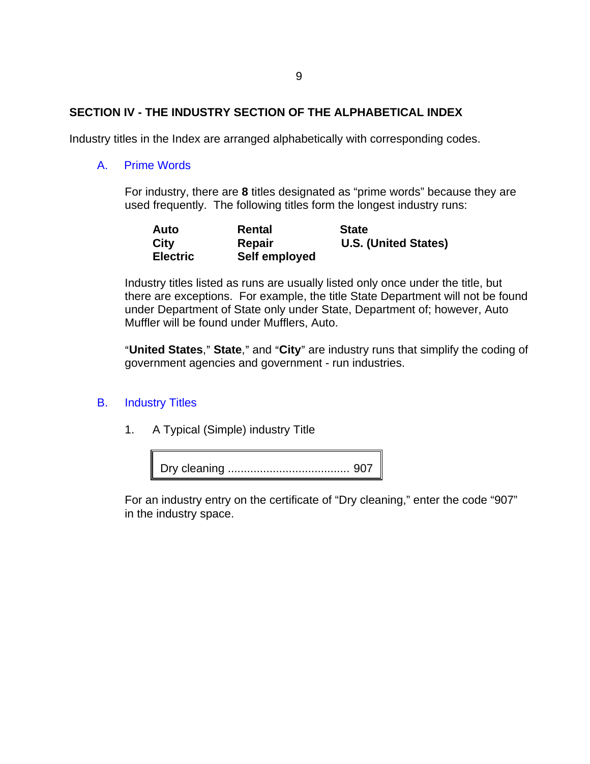## SECTION IV - THE INDUSTRY SECTION OF THE ALPHABETICAL INDEX

Industry titles in the Index are arranged alphabetically with corresponding codes.

### A. Prime Words

For industry, there are **8** titles designated as “prime words” because they are used frequently. The following titles form the longest industry runs:

| | | |
|---|---|---|
| **Auto** | **Rental** | **State** |
| **City** | **Repair** | **U.S. (United States)** |
| **Electric** | **Self employed** | |

Industry titles listed as runs are usually listed only once under the title, but there are exceptions. For example, the title State Department will not be found under Department of State only under State, Department of; however, Auto Muffler will be found under Mufflers, Auto.

“**United States**,” **State**,” and “**City**” are industry runs that simplify the coding of government agencies and government - run industries.

### B. Industry Titles

1. A Typical (Simple) industry Title

```
Dry cleaning ..................................... 907
```

For an industry entry on the certificate of “Dry cleaning,” enter the code “907” in the industry space.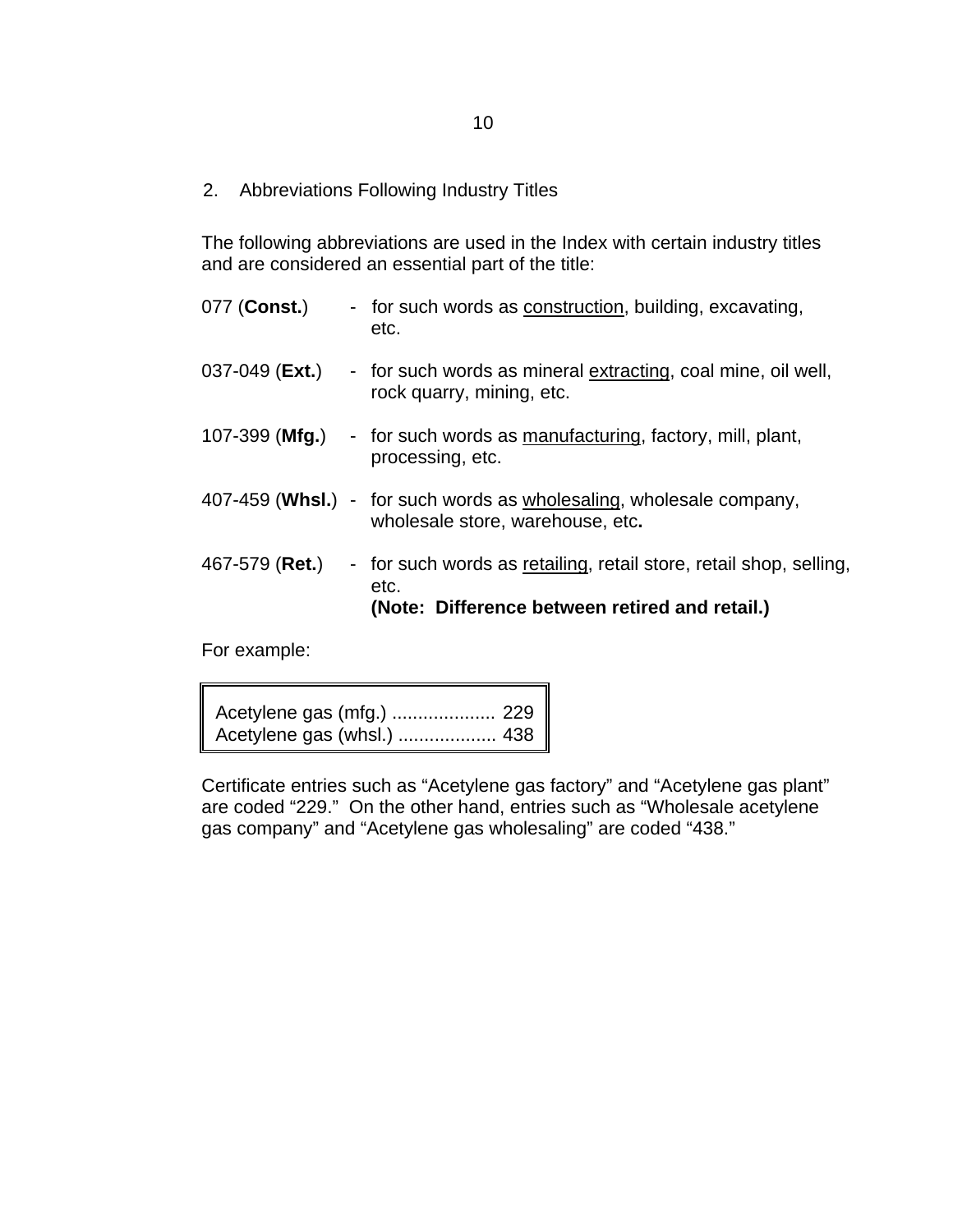## 2. Abbreviations Following Industry Titles

The following abbreviations are used in the Index with certain industry titles and are considered an essential part of the title:

077 (**Const.**) - for such words as construction, building, excavating, etc.

037-049 (**Ext.**) - for such words as mineral extracting, coal mine, oil well, rock quarry, mining, etc.

107-399 (**Mfg.**) - for such words as manufacturing, factory, mill, plant, processing, etc.

407-459 (**Whsl.**) - for such words as wholesaling, wholesale company, wholesale store, warehouse, etc**.**

467-579 (**Ret.**) - for such words as retailing, retail store, retail shop, selling, etc.
**(Note: Difference between retired and retail.)**

For example:

| | |
|---|---|
| Acetylene gas (mfg.) .................... | 229 |
| Acetylene gas (whsl.) ................... | 438 |

Certificate entries such as "Acetylene gas factory" and "Acetylene gas plant" are coded "229." On the other hand, entries such as "Wholesale acetylene gas company" and "Acetylene gas wholesaling" are coded "438."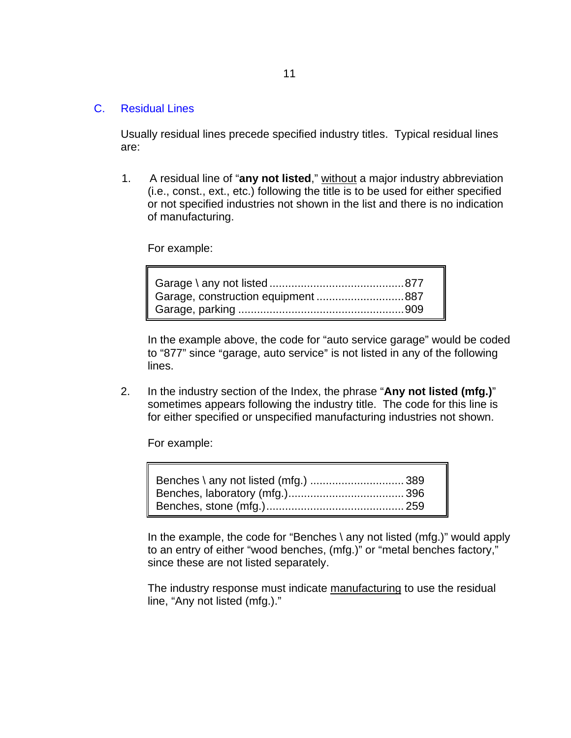## C. Residual Lines

Usually residual lines precede specified industry titles. Typical residual lines are:

1. A residual line of "**any not listed**," <u>without</u> a major industry abbreviation (i.e., const., ext., etc.) following the title is to be used for either specified or not specified industries not shown in the list and there is no indication of manufacturing.

   For example:

   | | |
   |---|---|
   | Garage \ any not listed | 877 |
   | Garage, construction equipment | 887 |
   | Garage, parking | 909 |

   In the example above, the code for "auto service garage" would be coded to "877" since "garage, auto service" is not listed in any of the following lines.

2. In the industry section of the Index, the phrase "**Any not listed (mfg.)**" sometimes appears following the industry title. The code for this line is for either specified or unspecified manufacturing industries not shown.

   For example:

   | | |
   |---|---|
   | Benches \ any not listed (mfg.) | 389 |
   | Benches, laboratory (mfg.) | 396 |
   | Benches, stone (mfg.) | 259 |

   In the example, the code for "Benches \ any not listed (mfg.)" would apply to an entry of either "wood benches, (mfg.)" or "metal benches factory," since these are not listed separately.

   The industry response must indicate <u>manufacturing</u> to use the residual line, "Any not listed (mfg.)."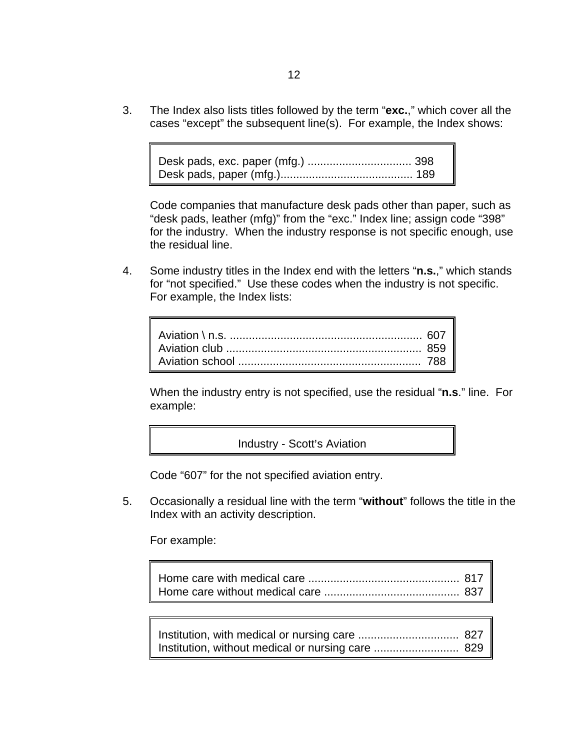3. The Index also lists titles followed by the term "**exc.**," which cover all the cases "except" the subsequent line(s). For example, the Index shows:

   ```
   Desk pads, exc. paper (mfg.) ................................. 398
   Desk pads, paper (mfg.).......................................... 189
   ```

   Code companies that manufacture desk pads other than paper, such as "desk pads, leather (mfg)" from the "exc." Index line; assign code "398" for the industry. When the industry response is not specific enough, use the residual line.

4. Some industry titles in the Index end with the letters "**n.s.**," which stands for "not specified." Use these codes when the industry is not specific. For example, the Index lists:

   ```
   Aviation \ n.s. ............................................................ 607
   Aviation club ............................................................. 859
   Aviation school .......................................................... 788
   ```

   When the industry entry is not specified, use the residual "**n.s**." line. For example:

   ```
   Industry - Scott's Aviation
   ```

   Code "607" for the not specified aviation entry.

5. Occasionally a residual line with the term "**without**" follows the title in the Index with an activity description.

   For example:

   ```
   Home care with medical care ................................................ 817
   Home care without medical care ........................................... 837
   ```

   ```
   Institution, with medical or nursing care ................................ 827
   Institution, without medical or nursing care ........................... 829
   ```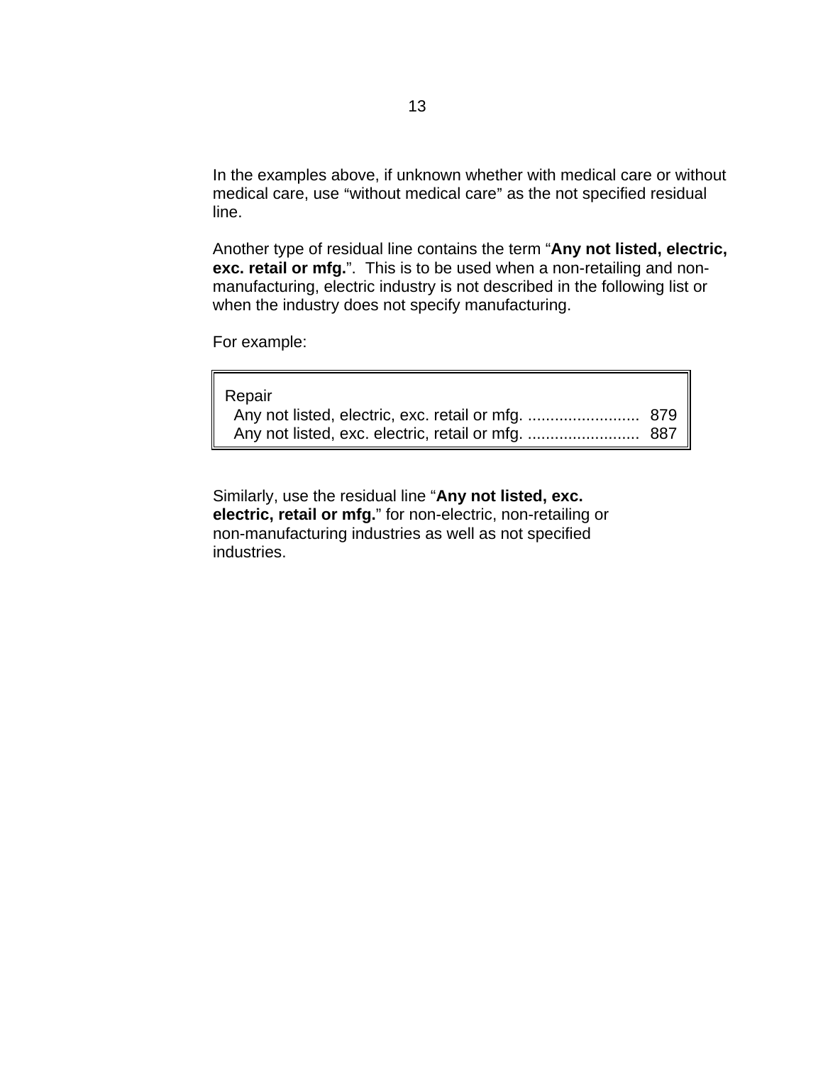In the examples above, if unknown whether with medical care or without medical care, use "without medical care" as the not specified residual line.

Another type of residual line contains the term "**Any not listed, electric, exc. retail or mfg.**".  This is to be used when a non-retailing and non-manufacturing, electric industry is not described in the following list or when the industry does not specify manufacturing.

For example:

| Repair | |
|---|---|
| Any not listed, electric, exc. retail or mfg. ......................... | 879 |
| Any not listed, exc. electric, retail or mfg. ......................... | 887 |

Similarly, use the residual line "**Any not listed, exc. electric, retail or mfg.**" for non-electric, non-retailing or non-manufacturing industries as well as not specified industries.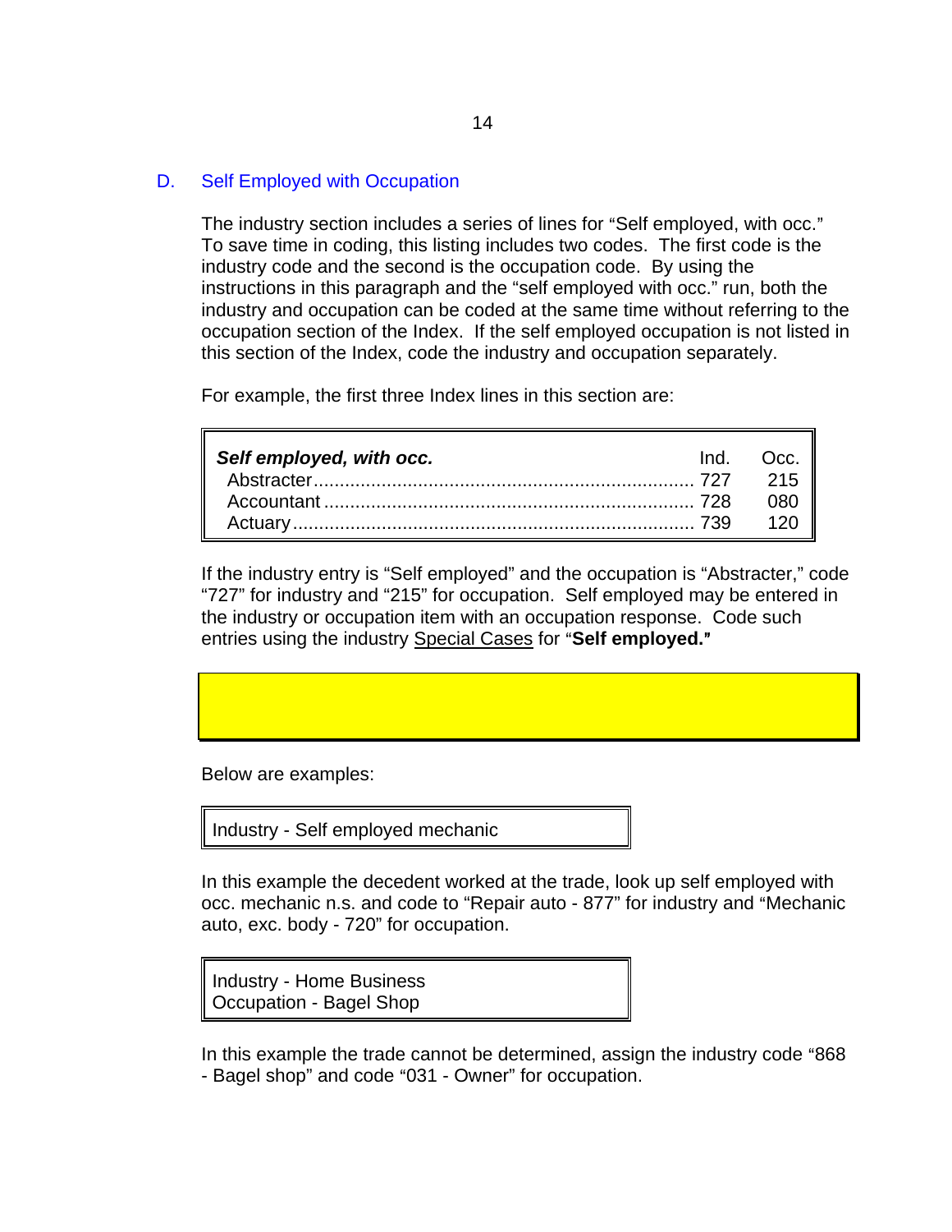## D. Self Employed with Occupation

The industry section includes a series of lines for "Self employed, with occ." To save time in coding, this listing includes two codes. The first code is the industry code and the second is the occupation code. By using the instructions in this paragraph and the "self employed with occ." run, both the industry and occupation can be coded at the same time without referring to the occupation section of the Index. If the self employed occupation is not listed in this section of the Index, code the industry and occupation separately.

For example, the first three Index lines in this section are:

| ***Self employed, with occ.*** | Ind. | Occ. |
|---|---|---|
| Abstracter........................................ | 727 | 215 |
| Accountant ....................................... | 728 | 080 |
| Actuary ............................................ | 739 | 120 |

If the industry entry is "Self employed" and the occupation is "Abstracter," code "727" for industry and "215" for occupation. Self employed may be entered in the industry or occupation item with an occupation response. Code such entries using the industry Special Cases for "**Self employed.**"

Below are examples:

> Industry - Self employed mechanic

In this example the decedent worked at the trade, look up self employed with occ. mechanic n.s. and code to "Repair auto - 877" for industry and "Mechanic auto, exc. body - 720" for occupation.

> Industry - Home Business
> Occupation - Bagel Shop

In this example the trade cannot be determined, assign the industry code "868 - Bagel shop" and code "031 - Owner" for occupation.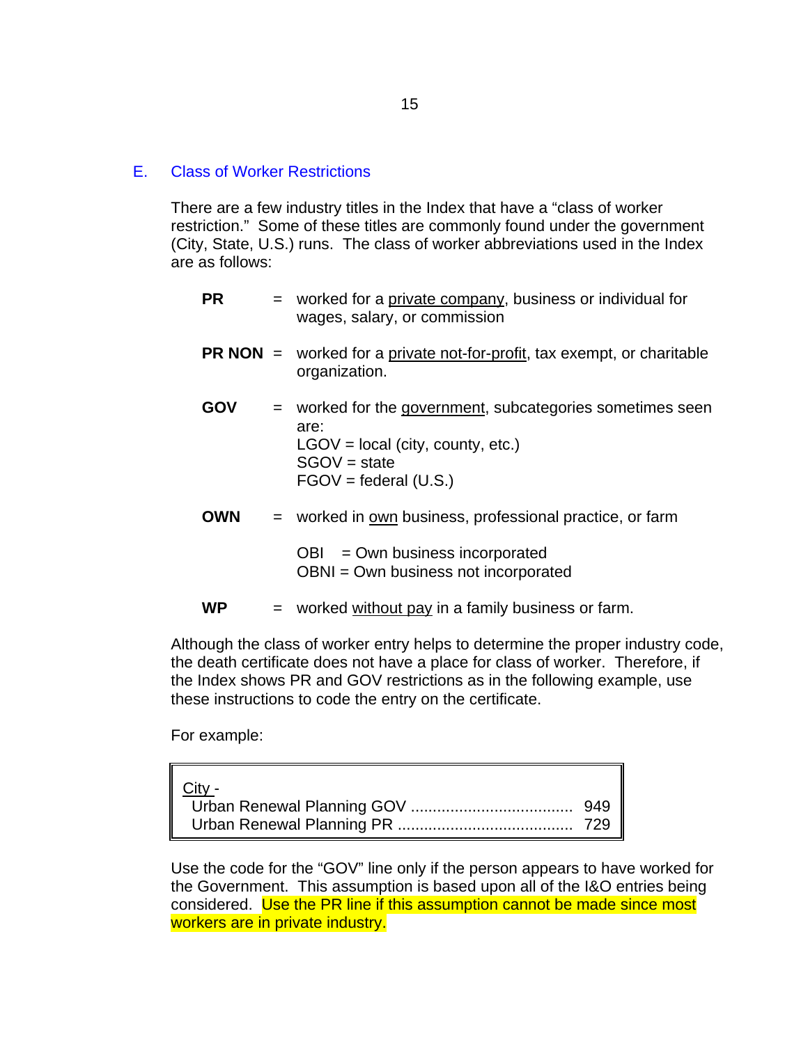## E. Class of Worker Restrictions

There are a few industry titles in the Index that have a "class of worker restriction." Some of these titles are commonly found under the government (City, State, U.S.) runs. The class of worker abbreviations used in the Index are as follows:

**PR** = worked for a private company, business or individual for wages, salary, or commission

**PR NON** = worked for a private not-for-profit, tax exempt, or charitable organization.

**GOV** = worked for the government, subcategories sometimes seen are:
LGOV = local (city, county, etc.)
SGOV = state
FGOV = federal (U.S.)

**OWN** = worked in own business, professional practice, or farm

OBI = Own business incorporated
OBNI = Own business not incorporated

**WP** = worked without pay in a family business or farm.

Although the class of worker entry helps to determine the proper industry code, the death certificate does not have a place for class of worker. Therefore, if the Index shows PR and GOV restrictions as in the following example, use these instructions to code the entry on the certificate.

For example:

```
City -
  Urban Renewal Planning GOV ..................................... 949
  Urban Renewal Planning PR ........................................ 729
```

Use the code for the "GOV" line only if the person appears to have worked for the Government. This assumption is based upon all of the I&O entries being considered. Use the PR line if this assumption cannot be made since most workers are in private industry.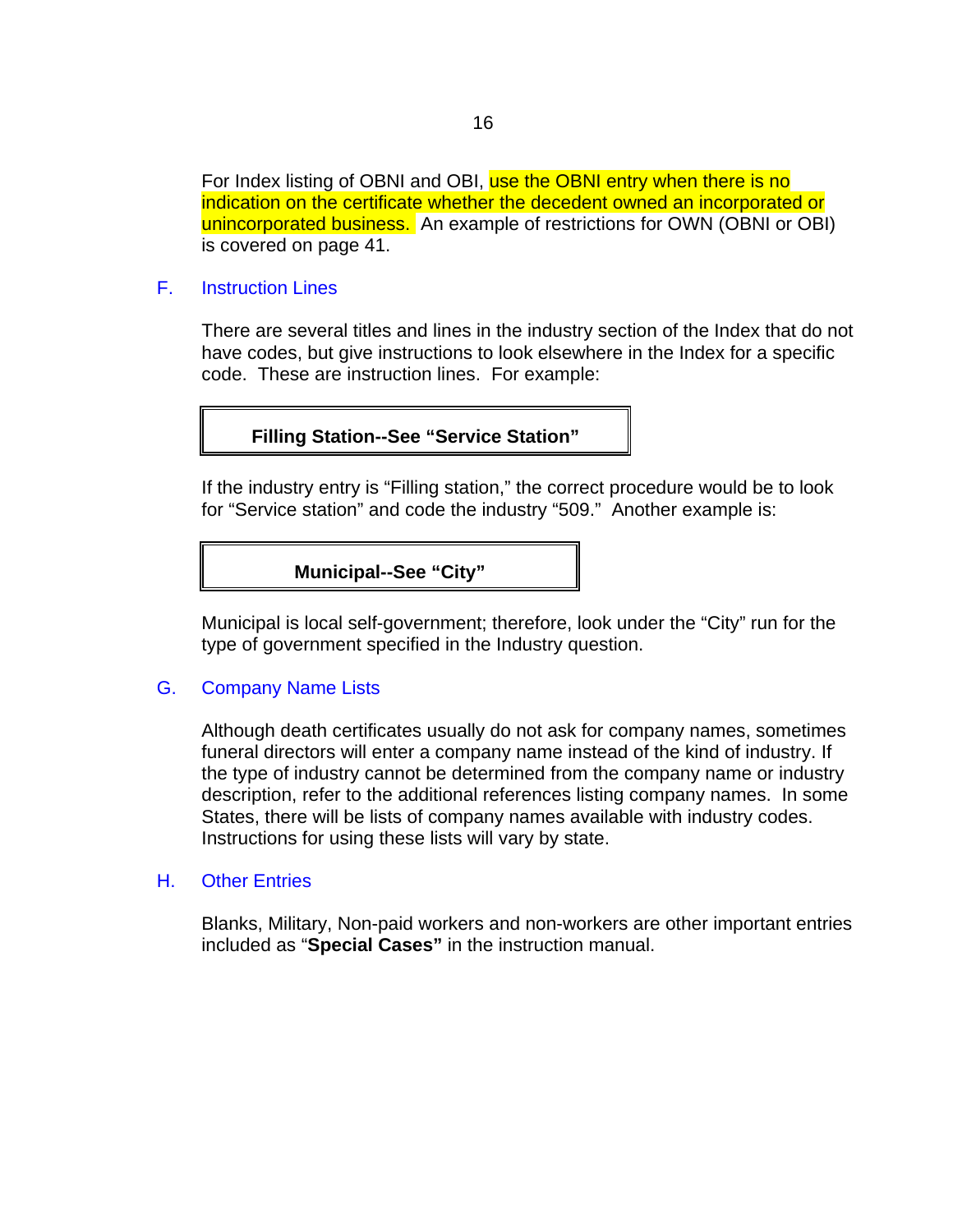For Index listing of OBNI and OBI, use the OBNI entry when there is no indication on the certificate whether the decedent owned an incorporated or unincorporated business. An example of restrictions for OWN (OBNI or OBI) is covered on page 41.

## F. Instruction Lines

There are several titles and lines in the industry section of the Index that do not have codes, but give instructions to look elsewhere in the Index for a specific code. These are instruction lines. For example:

| **Filling Station--See "Service Station"** |
|---|

If the industry entry is "Filling station," the correct procedure would be to look for "Service station" and code the industry "509." Another example is:

| **Municipal--See "City"** |
|---|

Municipal is local self-government; therefore, look under the "City" run for the type of government specified in the Industry question.

## G. Company Name Lists

Although death certificates usually do not ask for company names, sometimes funeral directors will enter a company name instead of the kind of industry. If the type of industry cannot be determined from the company name or industry description, refer to the additional references listing company names. In some States, there will be lists of company names available with industry codes. Instructions for using these lists will vary by state.

## H. Other Entries

Blanks, Military, Non-paid workers and non-workers are other important entries included as "**Special Cases"** in the instruction manual.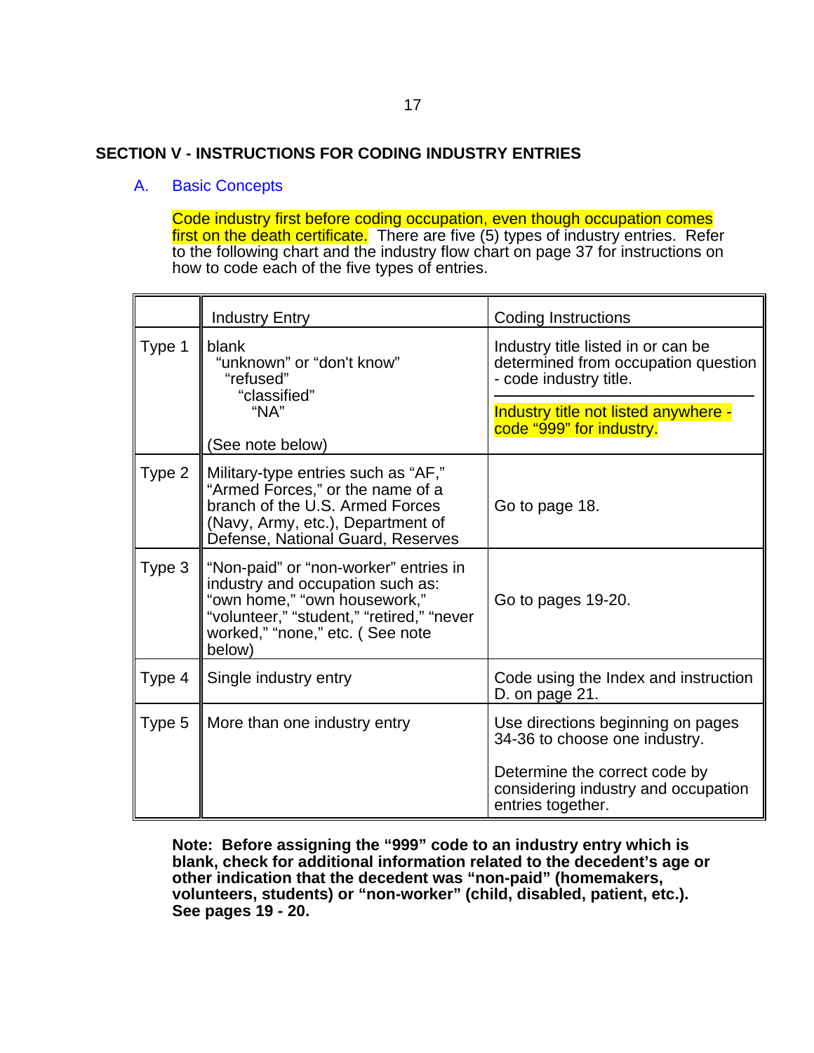## SECTION V - INSTRUCTIONS FOR CODING INDUSTRY ENTRIES

### A. Basic Concepts

Code industry first before coding occupation, even though occupation comes first on the death certificate. There are five (5) types of industry entries. Refer to the following chart and the industry flow chart on page 37 for instructions on how to code each of the five types of entries.

| | Industry Entry | Coding Instructions |
|---|---|---|
| Type 1 | blank<br>"unknown" or "don't know"<br>"refused"<br>"classified"<br>"NA"<br><br>(See note below) | Industry title listed in or can be determined from occupation question - code industry title.<br><br>Industry title not listed anywhere - code "999" for industry. |
| Type 2 | Military-type entries such as "AF," "Armed Forces," or the name of a branch of the U.S. Armed Forces (Navy, Army, etc.), Department of Defense, National Guard, Reserves | Go to page 18. |
| Type 3 | "Non-paid" or "non-worker" entries in industry and occupation such as: "own home," "own housework," "volunteer," "student," "retired," "never worked," "none," etc. ( See note below) | Go to pages 19-20. |
| Type 4 | Single industry entry | Code using the Index and instruction D. on page 21. |
| Type 5 | More than one industry entry | Use directions beginning on pages 34-36 to choose one industry.<br><br>Determine the correct code by considering industry and occupation entries together. |

**Note: Before assigning the "999" code to an industry entry which is blank, check for additional information related to the decedent's age or other indication that the decedent was "non-paid" (homemakers, volunteers, students) or "non-worker" (child, disabled, patient, etc.). See pages 19 - 20.**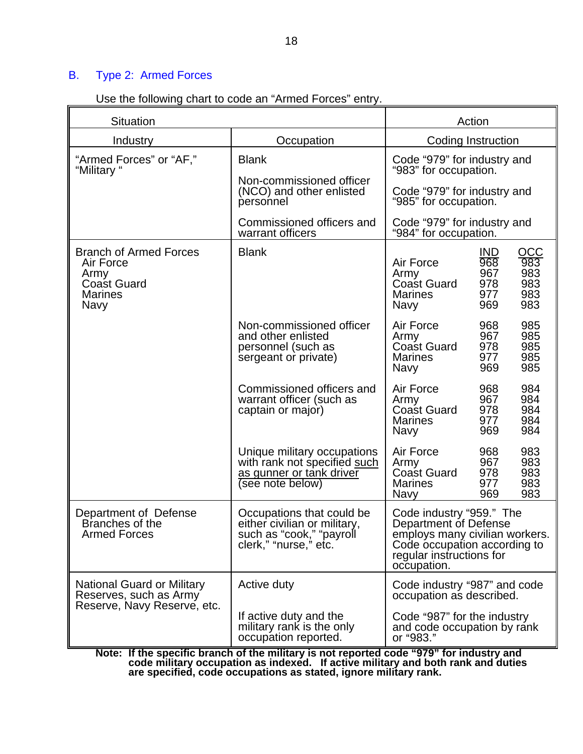## B. Type 2: Armed Forces

Use the following chart to code an "Armed Forces" entry.

| Situation | | Action |
|---|---|---|
| **Industry** | **Occupation** | **Coding Instruction** |
| "Armed Forces" or "AF," "Military " | Blank | Code "979" for industry and "983" for occupation. |
| | Non-commissioned officer (NCO) and other enlisted personnel | Code "979" for industry and "985" for occupation. |
| | Commissioned officers and warrant officers | Code "979" for industry and "984" for occupation. |
| Branch of Armed Forces: Air Force, Army, Coast Guard, Marines, Navy | Blank | IND / OCC<br>Air Force 968 983<br>Army 967 983<br>Coast Guard 978 983<br>Marines 977 983<br>Navy 969 983 |
| | Non-commissioned officer and other enlisted personnel (such as sergeant or private) | Air Force 968 985<br>Army 967 985<br>Coast Guard 978 985<br>Marines 977 985<br>Navy 969 985 |
| | Commissioned officers and warrant officer (such as captain or major) | Air Force 968 984<br>Army 967 984<br>Coast Guard 978 984<br>Marines 977 984<br>Navy 969 984 |
| | Unique military occupations with rank not specified <u>such as gunner or tank driver</u> (see note below) | Air Force 968 983<br>Army 967 983<br>Coast Guard 978 983<br>Marines 977 983<br>Navy 969 983 |
| Department of Defense Branches of the Armed Forces | Occupations that could be either civilian or military, such as "cook," "payroll clerk," "nurse," etc. | Code industry "959." The Department of Defense employs many civilian workers. Code occupation according to regular instructions for occupation. |
| National Guard or Military Reserves, such as Army Reserve, Navy Reserve, etc. | Active duty | Code industry "987" and code occupation as described. |
| | If active duty and the military rank is the only occupation reported. | Code "987" for the industry and code occupation by rank or "983." |

**Note: If the specific branch of the military is not reported code "979" for industry and code military occupation as indexed. If active military and both rank and duties are specified, code occupations as stated, ignore military rank.**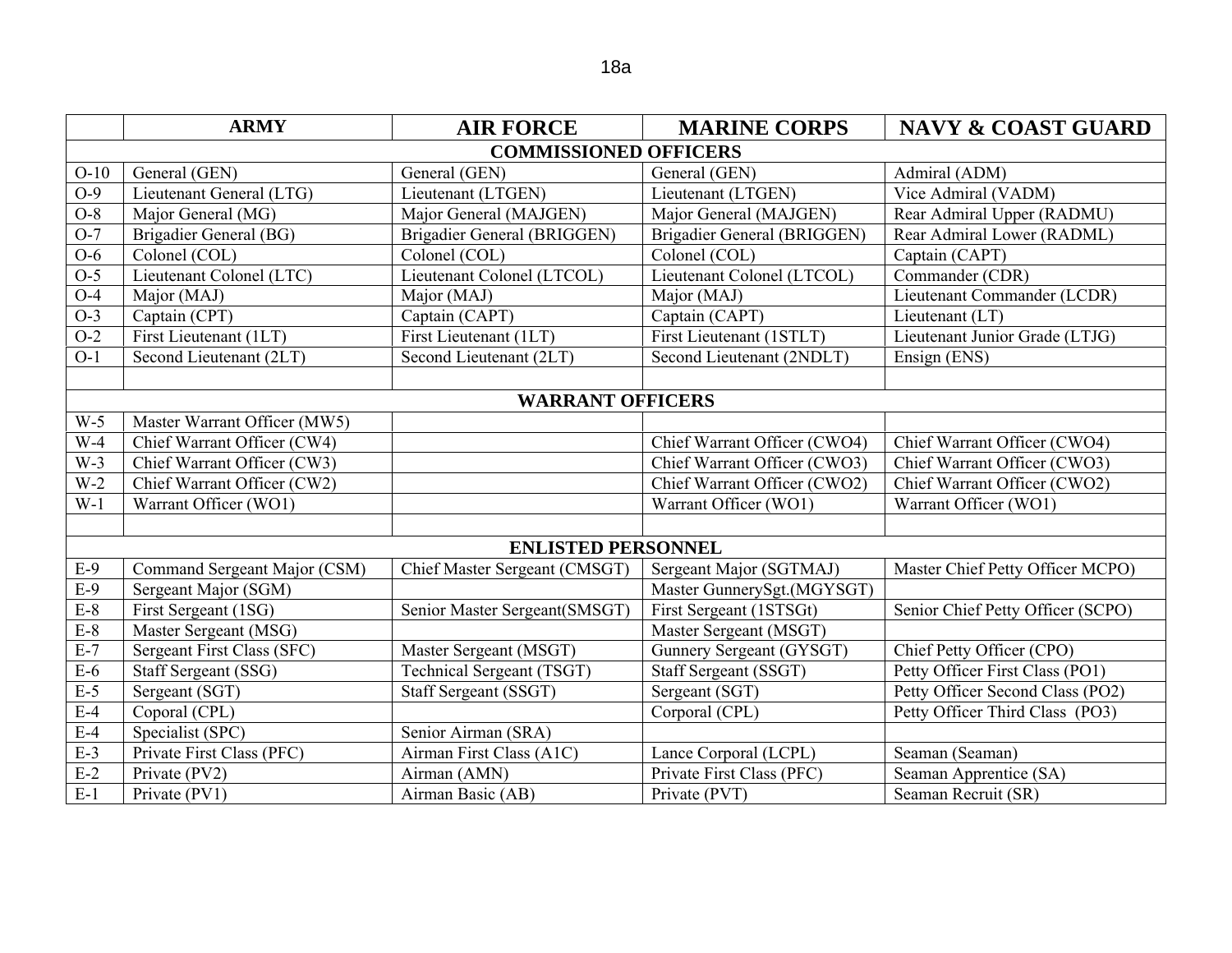| | ARMY | AIR FORCE | MARINE CORPS | NAVY & COAST GUARD |
|---|---|---|---|---|
| **COMMISSIONED OFFICERS** | | | | |
| O-10 | General (GEN) | General (GEN) | General (GEN) | Admiral (ADM) |
| O-9 | Lieutenant General (LTG) | Lieutenant (LTGEN) | Lieutenant (LTGEN) | Vice Admiral (VADM) |
| O-8 | Major General (MG) | Major General (MAJGEN) | Major General (MAJGEN) | Rear Admiral Upper (RADMU) |
| O-7 | Brigadier General (BG) | Brigadier General (BRIGGEN) | Brigadier General (BRIGGEN) | Rear Admiral Lower (RADML) |
| O-6 | Colonel (COL) | Colonel (COL) | Colonel (COL) | Captain (CAPT) |
| O-5 | Lieutenant Colonel (LTC) | Lieutenant Colonel (LTCOL) | Lieutenant Colonel (LTCOL) | Commander (CDR) |
| O-4 | Major (MAJ) | Major (MAJ) | Major (MAJ) | Lieutenant Commander (LCDR) |
| O-3 | Captain (CPT) | Captain (CAPT) | Captain (CAPT) | Lieutenant (LT) |
| O-2 | First Lieutenant (1LT) | First Lieutenant (1LT) | First Lieutenant (1STLT) | Lieutenant Junior Grade (LTJG) |
| O-1 | Second Lieutenant (2LT) | Second Lieutenant (2LT) | Second Lieutenant (2NDLT) | Ensign (ENS) |
| | | | | |
| **WARRANT OFFICERS** | | | | |
| W-5 | Master Warrant Officer (MW5) | | | |
| W-4 | Chief Warrant Officer (CW4) | | Chief Warrant Officer (CWO4) | Chief Warrant Officer (CWO4) |
| W-3 | Chief Warrant Officer (CW3) | | Chief Warrant Officer (CWO3) | Chief Warrant Officer (CWO3) |
| W-2 | Chief Warrant Officer (CW2) | | Chief Warrant Officer (CWO2) | Chief Warrant Officer (CWO2) |
| W-1 | Warrant Officer (WO1) | | Warrant Officer (WO1) | Warrant Officer (WO1) |
| | | | | |
| **ENLISTED PERSONNEL** | | | | |
| E-9 | Command Sergeant Major (CSM) | Chief Master Sergeant (CMSGT) | Sergeant Major (SGTMAJ) | Master Chief Petty Officer MCPO) |
| E-9 | Sergeant Major (SGM) | | Master GunnerySgt.(MGYSGT) | |
| E-8 | First Sergeant (1SG) | Senior Master Sergeant(SMSGT) | First Sergeant (1STSGt) | Senior Chief Petty Officer (SCPO) |
| E-8 | Master Sergeant (MSG) | | Master Sergeant (MSGT) | |
| E-7 | Sergeant First Class (SFC) | Master Sergeant (MSGT) | Gunnery Sergeant (GYSGT) | Chief Petty Officer (CPO) |
| E-6 | Staff Sergeant (SSG) | Technical Sergeant (TSGT) | Staff Sergeant (SSGT) | Petty Officer First Class (PO1) |
| E-5 | Sergeant (SGT) | Staff Sergeant (SSGT) | Sergeant (SGT) | Petty Officer Second Class (PO2) |
| E-4 | Coporal (CPL) | | Corporal (CPL) | Petty Officer Third Class (PO3) |
| E-4 | Specialist (SPC) | Senior Airman (SRA) | | |
| E-3 | Private First Class (PFC) | Airman First Class (A1C) | Lance Corporal (LCPL) | Seaman (Seaman) |
| E-2 | Private (PV2) | Airman (AMN) | Private First Class (PFC) | Seaman Apprentice (SA) |
| E-1 | Private (PV1) | Airman Basic (AB) | Private (PVT) | Seaman Recruit (SR) |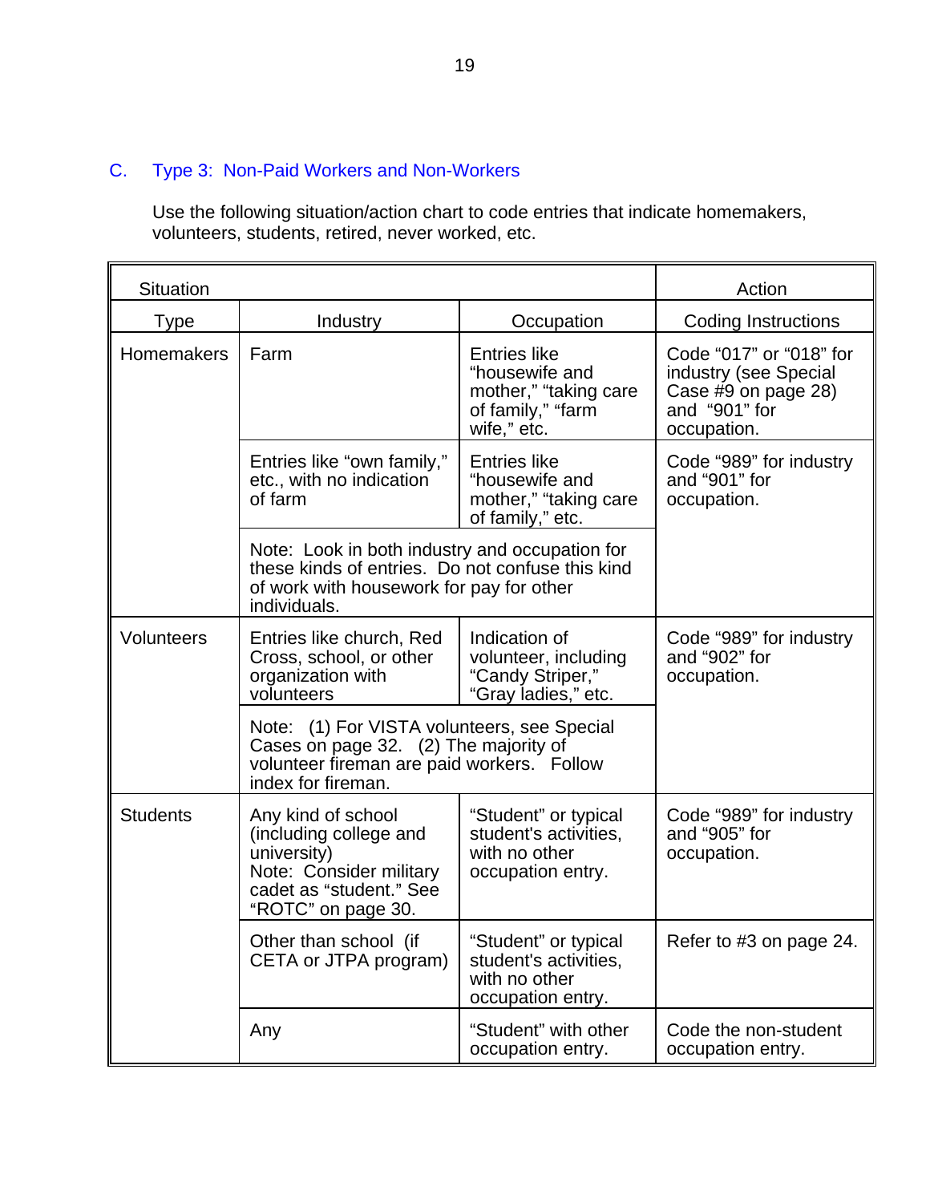## C. Type 3: Non-Paid Workers and Non-Workers

Use the following situation/action chart to code entries that indicate homemakers, volunteers, students, retired, never worked, etc.

| Situation | | | Action |
|---|---|---|---|
| Type | Industry | Occupation | Coding Instructions |
| Homemakers | Farm | Entries like "housewife and mother," "taking care of family," "farm wife," etc. | Code "017" or "018" for industry (see Special Case #9 on page 28) and "901" for occupation. |
| | Entries like "own family," etc., with no indication of farm | Entries like "housewife and mother," "taking care of family," etc. | Code "989" for industry and "901" for occupation. |
| | Note: Look in both industry and occupation for these kinds of entries. Do not confuse this kind of work with housework for pay for other individuals. | | |
| Volunteers | Entries like church, Red Cross, school, or other organization with volunteers | Indication of volunteer, including "Candy Striper," "Gray ladies," etc. | Code "989" for industry and "902" for occupation. |
| | Note: (1) For VISTA volunteers, see Special Cases on page 32. (2) The majority of volunteer fireman are paid workers. Follow index for fireman. | | |
| Students | Any kind of school (including college and university) Note: Consider military cadet as "student." See "ROTC" on page 30. | "Student" or typical student's activities, with no other occupation entry. | Code "989" for industry and "905" for occupation. |
| | Other than school (if CETA or JTPA program) | "Student" or typical student's activities, with no other occupation entry. | Refer to #3 on page 24. |
| | Any | "Student" with other occupation entry. | Code the non-student occupation entry. |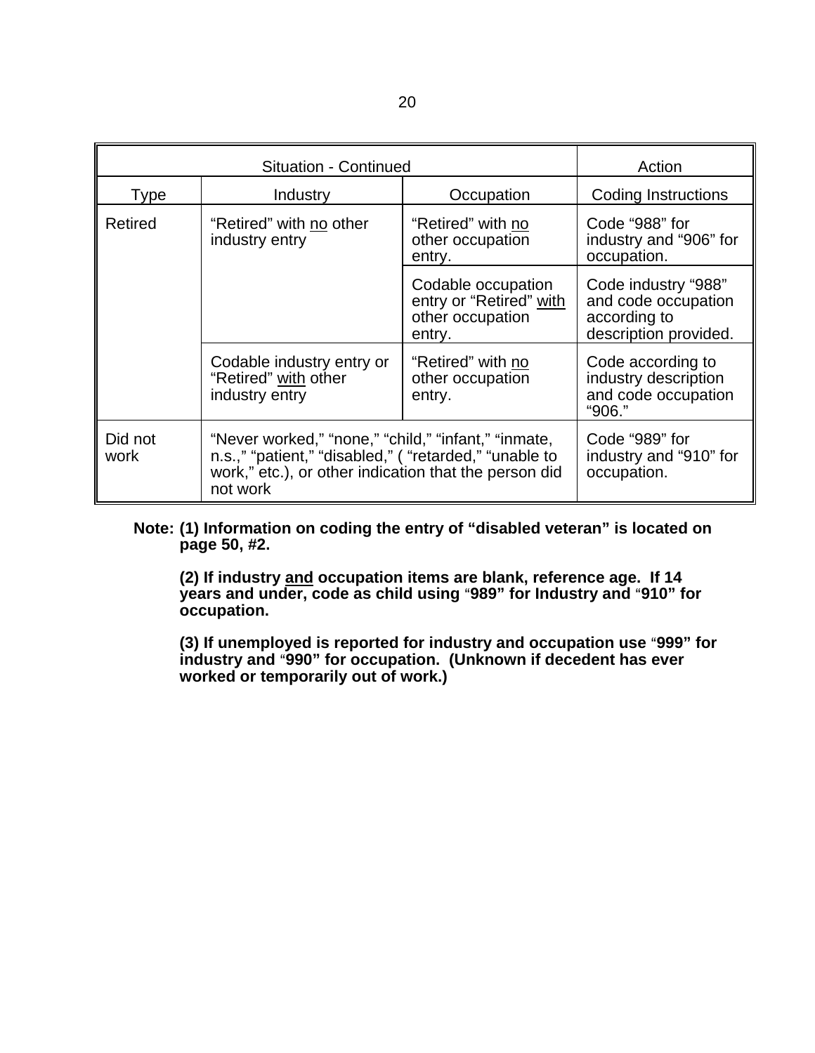| Situation - Continued | | | Action |
|---|---|---|---|
| Type | Industry | Occupation | Coding Instructions |
| Retired | "Retired" with no other industry entry | "Retired" with no other occupation entry. | Code "988" for industry and "906" for occupation. |
| | | Codable occupation entry or "Retired" with other occupation entry. | Code industry "988" and code occupation according to description provided. |
| | Codable industry entry or "Retired" with other industry entry | "Retired" with no other occupation entry. | Code according to industry description and code occupation "906." |
| Did not work | "Never worked," "none," "child," "infant," "inmate, n.s.," "patient," "disabled," ( "retarded," "unable to work," etc.), or other indication that the person did not work | | Code "989" for industry and "910" for occupation. |

**Note: (1) Information on coding the entry of "disabled veteran" is located on page 50, #2.**

**(2) If industry and occupation items are blank, reference age. If 14 years and under, code as child using "989" for Industry and "910" for occupation.**

**(3) If unemployed is reported for industry and occupation use "999" for industry and "990" for occupation. (Unknown if decedent has ever worked or temporarily out of work.)**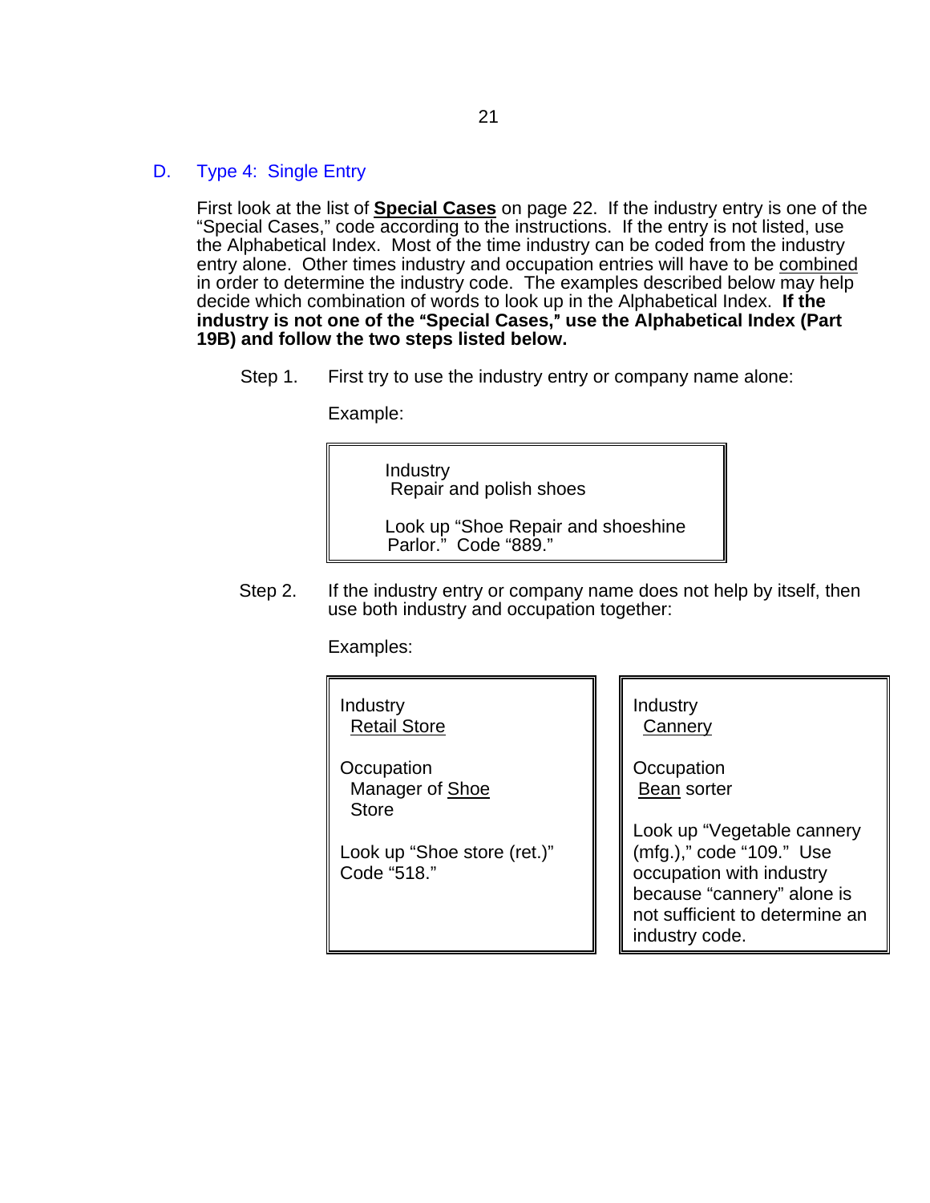## D. Type 4: Single Entry

First look at the list of **<u>Special Cases</u>** on page 22. If the industry entry is one of the "Special Cases," code according to the instructions. If the entry is not listed, use the Alphabetical Index. Most of the time industry can be coded from the industry entry alone. Other times industry and occupation entries will have to be <u>combined</u> in order to determine the industry code. The examples described below may help decide which combination of words to look up in the Alphabetical Index. **If the industry is not one of the "Special Cases," use the Alphabetical Index (Part 19B) and follow the two steps listed below.**

Step 1. First try to use the industry entry or company name alone:

Example:

> Industry
> Repair and polish shoes
>
> Look up "Shoe Repair and shoeshine Parlor." Code "889."

Step 2. If the industry entry or company name does not help by itself, then use both industry and occupation together:

Examples:

> Industry
> <u>Retail Store</u>
>
> Occupation
> Manager of <u>Shoe</u> Store
>
> Look up "Shoe store (ret.)" Code "518."

> Industry
> <u>Cannery</u>
>
> Occupation
> <u>Bean</u> sorter
>
> Look up "Vegetable cannery (mfg.)," code "109." Use occupation with industry because "cannery" alone is not sufficient to determine an industry code.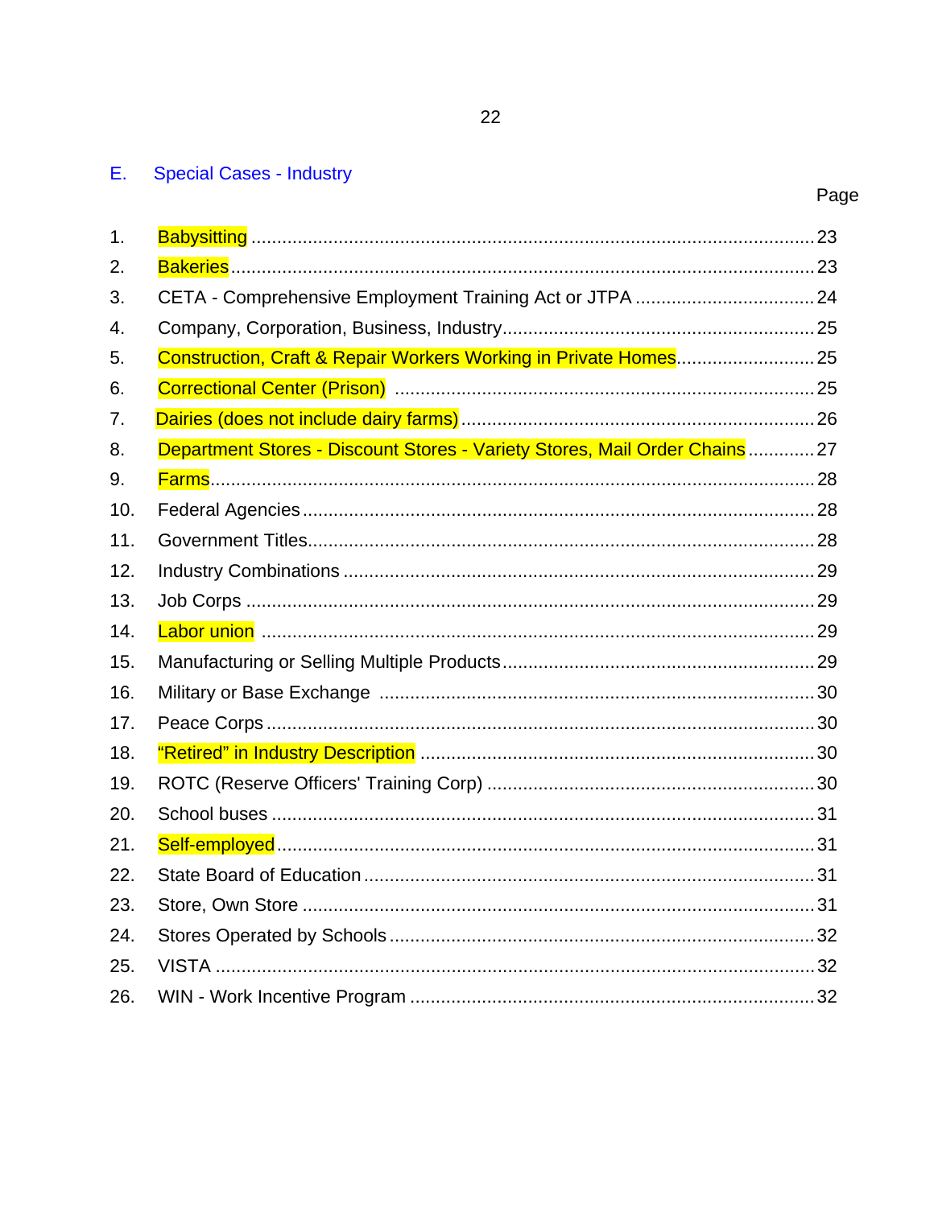## E. Special Cases - Industry

| | | Page |
|---|---|---|
| 1. | Babysitting | 23 |
| 2. | Bakeries | 23 |
| 3. | CETA - Comprehensive Employment Training Act or JTPA | 24 |
| 4. | Company, Corporation, Business, Industry | 25 |
| 5. | Construction, Craft & Repair Workers Working in Private Homes | 25 |
| 6. | Correctional Center (Prison) | 25 |
| 7. | Dairies (does not include dairy farms) | 26 |
| 8. | Department Stores - Discount Stores - Variety Stores, Mail Order Chains | 27 |
| 9. | Farms | 28 |
| 10. | Federal Agencies | 28 |
| 11. | Government Titles | 28 |
| 12. | Industry Combinations | 29 |
| 13. | Job Corps | 29 |
| 14. | Labor union | 29 |
| 15. | Manufacturing or Selling Multiple Products | 29 |
| 16. | Military or Base Exchange | 30 |
| 17. | Peace Corps | 30 |
| 18. | “Retired” in Industry Description | 30 |
| 19. | ROTC (Reserve Officers' Training Corp) | 30 |
| 20. | School buses | 31 |
| 21. | Self-employed | 31 |
| 22. | State Board of Education | 31 |
| 23. | Store, Own Store | 31 |
| 24. | Stores Operated by Schools | 32 |
| 25. | VISTA | 32 |
| 26. | WIN - Work Incentive Program | 32 |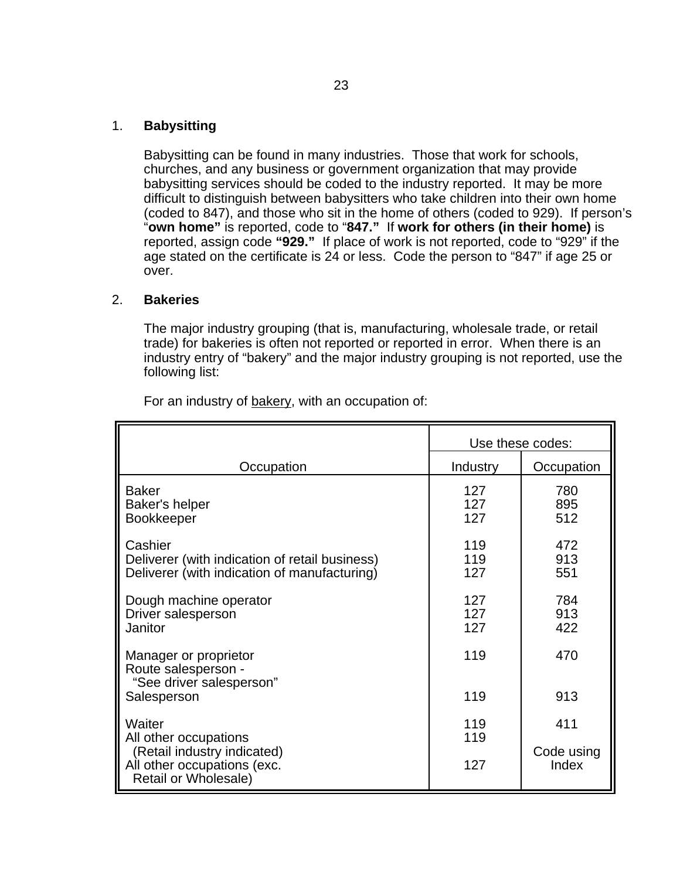1. **Babysitting**

   Babysitting can be found in many industries. Those that work for schools, churches, and any business or government organization that may provide babysitting services should be coded to the industry reported. It may be more difficult to distinguish between babysitters who take children into their own home (coded to 847), and those who sit in the home of others (coded to 929). If person's "**own home"** is reported, code to "**847."** If **work for others (in their home)** is reported, assign code **"929."** If place of work is not reported, code to "929" if the age stated on the certificate is 24 or less. Code the person to "847" if age 25 or over.

2. **Bakeries**

   The major industry grouping (that is, manufacturing, wholesale trade, or retail trade) for bakeries is often not reported or reported in error. When there is an industry entry of "bakery" and the major industry grouping is not reported, use the following list:

   For an industry of <u>bakery</u>, with an occupation of:

| Occupation | Use these codes: Industry | Occupation |
|---|---|---|
| Baker | 127 | 780 |
| Baker's helper | 127 | 895 |
| Bookkeeper | 127 | 512 |
| Cashier | 119 | 472 |
| Deliverer (with indication of retail business) | 119 | 913 |
| Deliverer (with indication of manufacturing) | 127 | 551 |
| Dough machine operator | 127 | 784 |
| Driver salesperson | 127 | 913 |
| Janitor | 127 | 422 |
| Manager or proprietor | 119 | 470 |
| Route salesperson - "See driver salesperson" | | |
| Salesperson | 119 | 913 |
| Waiter | 119 | 411 |
| All other occupations (Retail industry indicated) | 119 | Code using Index |
| All other occupations (exc. Retail or Wholesale) | 127 | |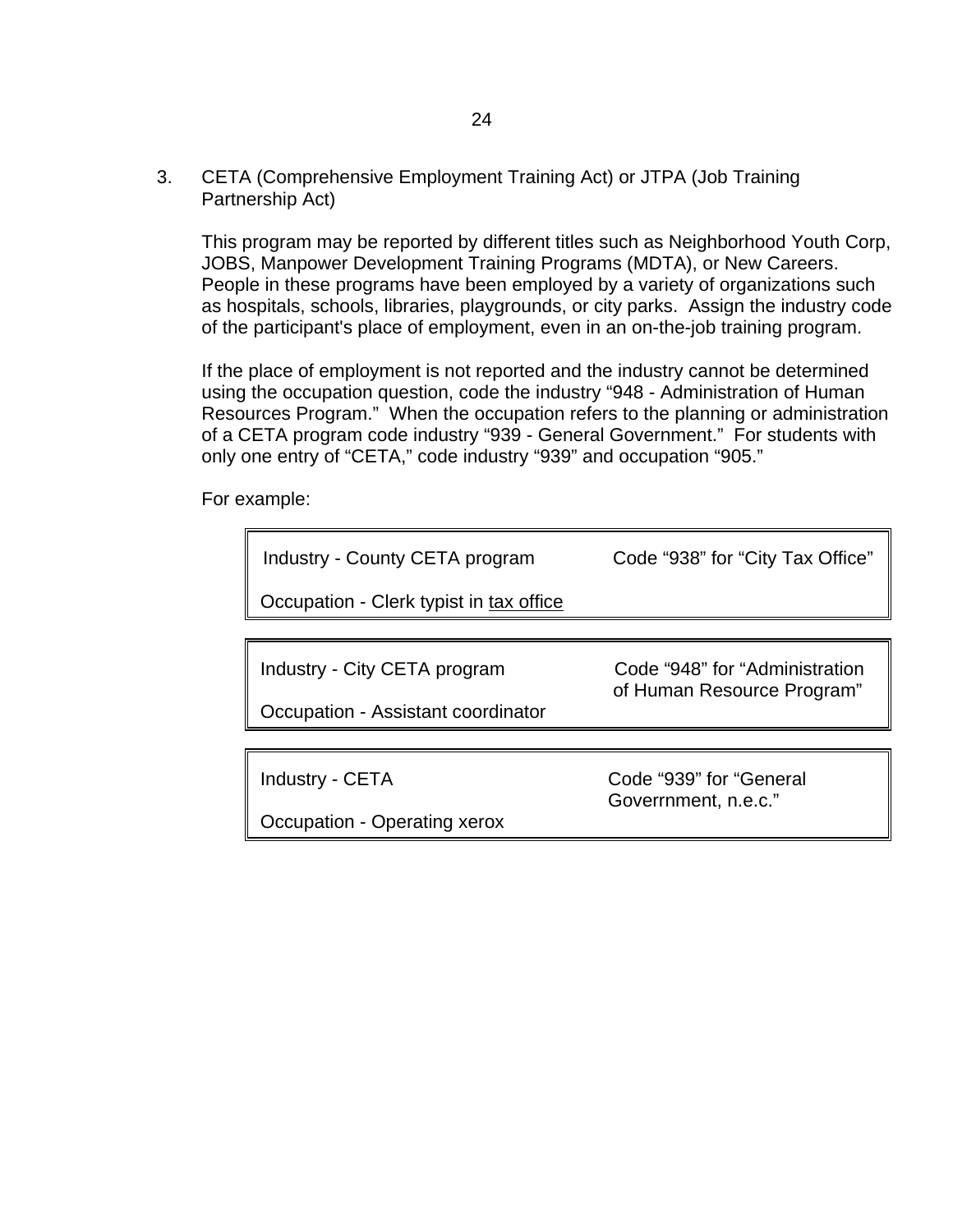3. CETA (Comprehensive Employment Training Act) or JTPA (Job Training Partnership Act)

   This program may be reported by different titles such as Neighborhood Youth Corp, JOBS, Manpower Development Training Programs (MDTA), or New Careers. People in these programs have been employed by a variety of organizations such as hospitals, schools, libraries, playgrounds, or city parks. Assign the industry code of the participant's place of employment, even in an on-the-job training program.

   If the place of employment is not reported and the industry cannot be determined using the occupation question, code the industry "948 - Administration of Human Resources Program." When the occupation refers to the planning or administration of a CETA program code industry "939 - General Government." For students with only one entry of "CETA," code industry "939" and occupation "905."

   For example:

| | |
|---|---|
| Industry - County CETA program<br><br>Occupation - Clerk typist in <u>tax office</u> | Code "938" for "City Tax Office" |

| | |
|---|---|
| Industry - City CETA program<br><br>Occupation - Assistant coordinator | Code "948" for "Administration of Human Resource Program" |

| | |
|---|---|
| Industry - CETA<br><br>Occupation - Operating xerox | Code "939" for "General Goverrnment, n.e.c." |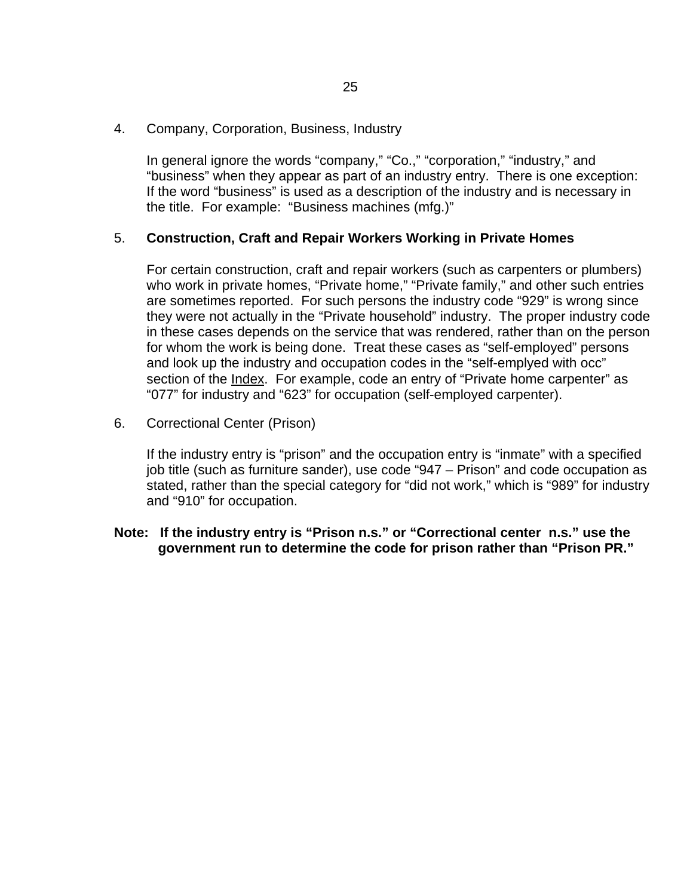4. Company, Corporation, Business, Industry

   In general ignore the words "company," "Co.," "corporation," "industry," and "business" when they appear as part of an industry entry. There is one exception: If the word "business" is used as a description of the industry and is necessary in the title. For example: "Business machines (mfg.)"

5. **Construction, Craft and Repair Workers Working in Private Homes**

   For certain construction, craft and repair workers (such as carpenters or plumbers) who work in private homes, "Private home," "Private family," and other such entries are sometimes reported. For such persons the industry code "929" is wrong since they were not actually in the "Private household" industry. The proper industry code in these cases depends on the service that was rendered, rather than on the person for whom the work is being done. Treat these cases as "self-employed" persons and look up the industry and occupation codes in the "self-emplyed with occ" section of the Index. For example, code an entry of "Private home carpenter" as "077" for industry and "623" for occupation (self-employed carpenter).

6. Correctional Center (Prison)

   If the industry entry is "prison" and the occupation entry is "inmate" with a specified job title (such as furniture sander), use code "947 – Prison" and code occupation as stated, rather than the special category for "did not work," which is "989" for industry and "910" for occupation.

**Note: If the industry entry is "Prison n.s." or "Correctional center n.s." use the government run to determine the code for prison rather than "Prison PR."**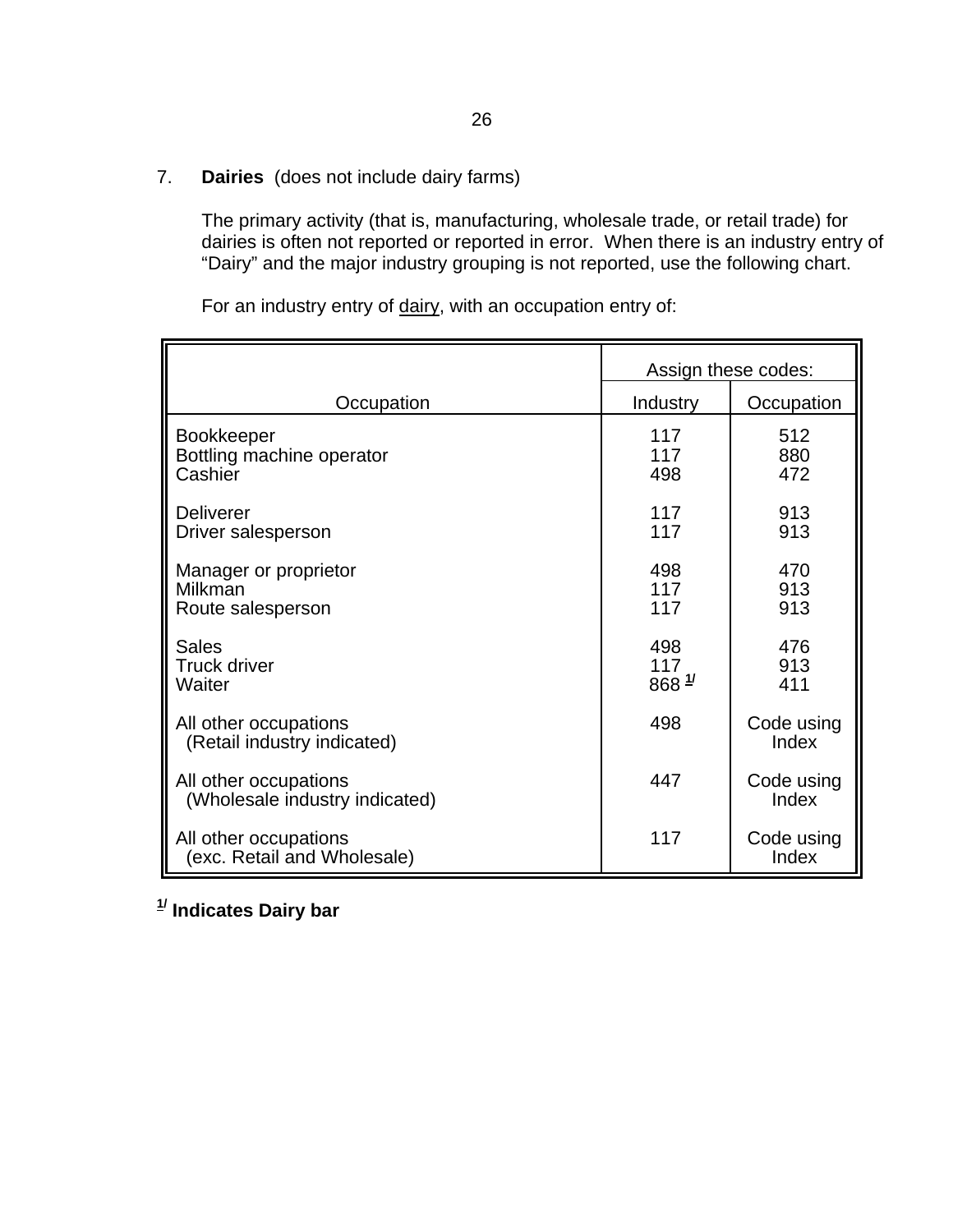7. **Dairies** (does not include dairy farms)

The primary activity (that is, manufacturing, wholesale trade, or retail trade) for dairies is often not reported or reported in error. When there is an industry entry of "Dairy" and the major industry grouping is not reported, use the following chart.

For an industry entry of dairy, with an occupation entry of:

| Occupation | Assign these codes: Industry | Occupation |
|---|---|---|
| Bookkeeper | 117 | 512 |
| Bottling machine operator | 117 | 880 |
| Cashier | 498 | 472 |
| Deliverer | 117 | 913 |
| Driver salesperson | 117 | 913 |
| Manager or proprietor | 498 | 470 |
| Milkman | 117 | 913 |
| Route salesperson | 117 | 913 |
| Sales | 498 | 476 |
| Truck driver | 117 | 913 |
| Waiter | 868 [1/] | 411 |
| All other occupations (Retail industry indicated) | 498 | Code using Index |
| All other occupations (Wholesale industry indicated) | 447 | Code using Index |
| All other occupations (exc. Retail and Wholesale) | 117 | Code using Index |

[1/] **Indicates Dairy bar**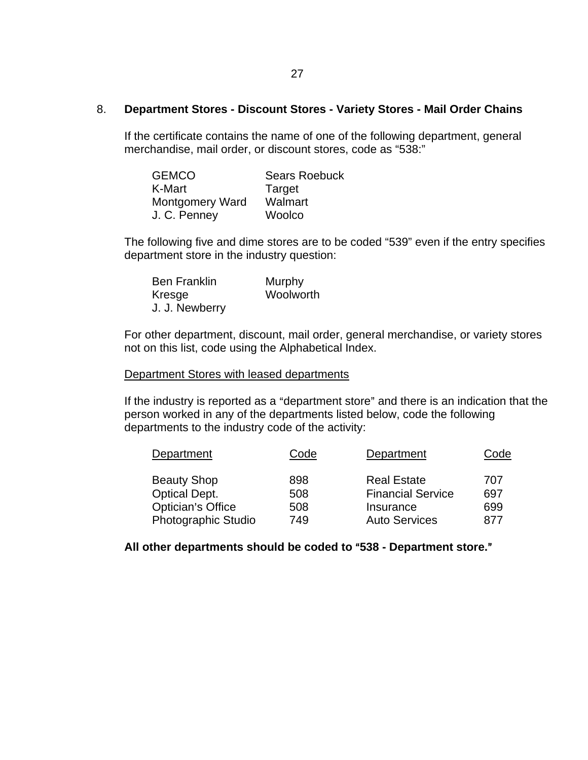8. **Department Stores - Discount Stores - Variety Stores - Mail Order Chains**

If the certificate contains the name of one of the following department, general merchandise, mail order, or discount stores, code as “538:”

| | |
|---|---|
| GEMCO | Sears Roebuck |
| K-Mart | Target |
| Montgomery Ward | Walmart |
| J. C. Penney | Woolco |

The following five and dime stores are to be coded “539” even if the entry specifies department store in the industry question:

| | |
|---|---|
| Ben Franklin | Murphy |
| Kresge | Woolworth |
| J. J. Newberry | |

For other department, discount, mail order, general merchandise, or variety stores not on this list, code using the Alphabetical Index.

Department Stores with leased departments

If the industry is reported as a “department store” and there is an indication that the person worked in any of the departments listed below, code the following departments to the industry code of the activity:

| Department | Code | Department | Code |
|---|---|---|---|
| Beauty Shop | 898 | Real Estate | 707 |
| Optical Dept. | 508 | Financial Service | 697 |
| Optician’s Office | 508 | Insurance | 699 |
| Photographic Studio | 749 | Auto Services | 877 |

**All other departments should be coded to “538 - Department store.”**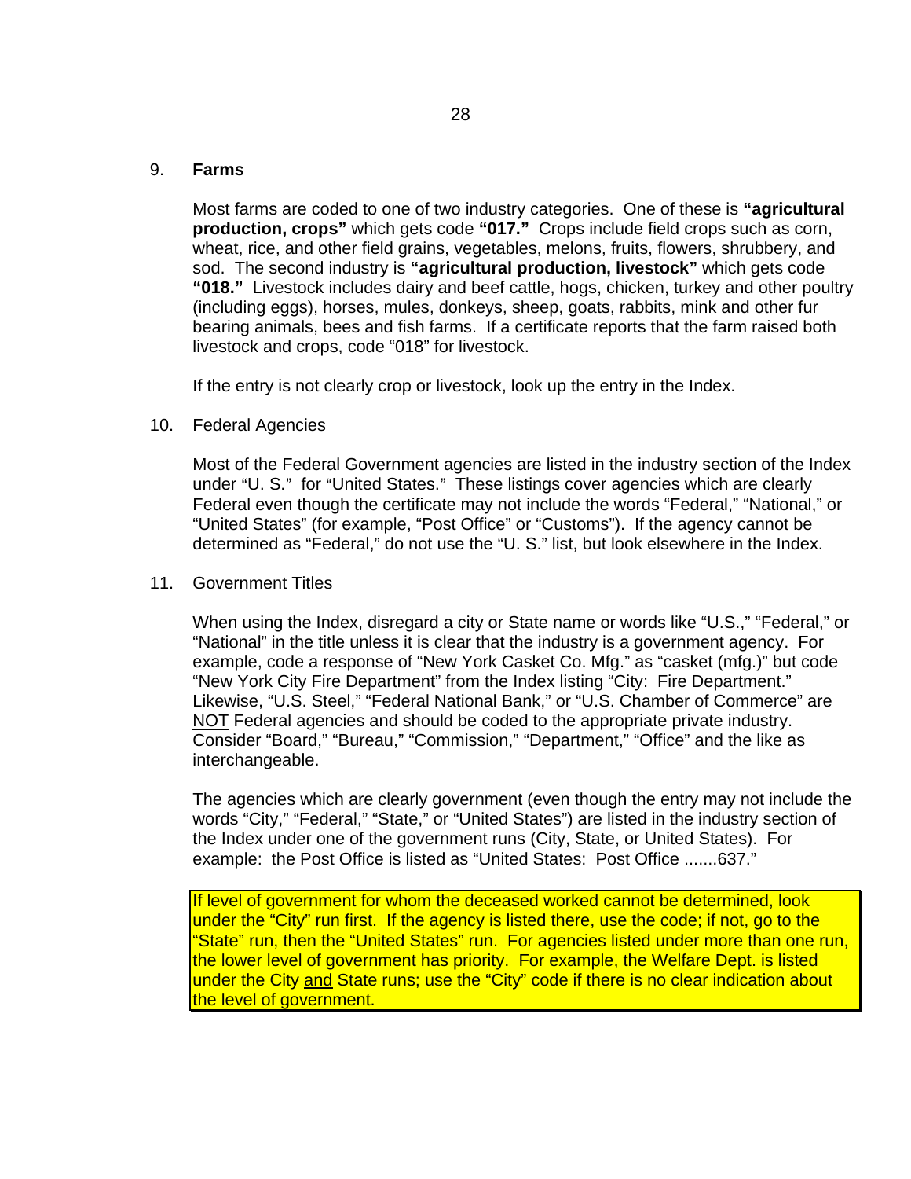9. **Farms**

Most farms are coded to one of two industry categories. One of these is **"agricultural production, crops"** which gets code **"017."** Crops include field crops such as corn, wheat, rice, and other field grains, vegetables, melons, fruits, flowers, shrubbery, and sod. The second industry is **"agricultural production, livestock"** which gets code **"018."** Livestock includes dairy and beef cattle, hogs, chicken, turkey and other poultry (including eggs), horses, mules, donkeys, sheep, goats, rabbits, mink and other fur bearing animals, bees and fish farms. If a certificate reports that the farm raised both livestock and crops, code "018" for livestock.

If the entry is not clearly crop or livestock, look up the entry in the Index.

10. Federal Agencies

Most of the Federal Government agencies are listed in the industry section of the Index under "U. S." for "United States." These listings cover agencies which are clearly Federal even though the certificate may not include the words "Federal," "National," or "United States" (for example, "Post Office" or "Customs"). If the agency cannot be determined as "Federal," do not use the "U. S." list, but look elsewhere in the Index.

11. Government Titles

When using the Index, disregard a city or State name or words like "U.S.," "Federal," or "National" in the title unless it is clear that the industry is a government agency. For example, code a response of "New York Casket Co. Mfg." as "casket (mfg.)" but code "New York City Fire Department" from the Index listing "City: Fire Department." Likewise, "U.S. Steel," "Federal National Bank," or "U.S. Chamber of Commerce" are NOT Federal agencies and should be coded to the appropriate private industry. Consider "Board," "Bureau," "Commission," "Department," "Office" and the like as interchangeable.

The agencies which are clearly government (even though the entry may not include the words "City," "Federal," "State," or "United States") are listed in the industry section of the Index under one of the government runs (City, State, or United States). For example: the Post Office is listed as "United States: Post Office .......637."

If level of government for whom the deceased worked cannot be determined, look under the "City" run first. If the agency is listed there, use the code; if not, go to the "State" run, then the "United States" run. For agencies listed under more than one run, the lower level of government has priority. For example, the Welfare Dept. is listed under the City and State runs; use the "City" code if there is no clear indication about the level of government.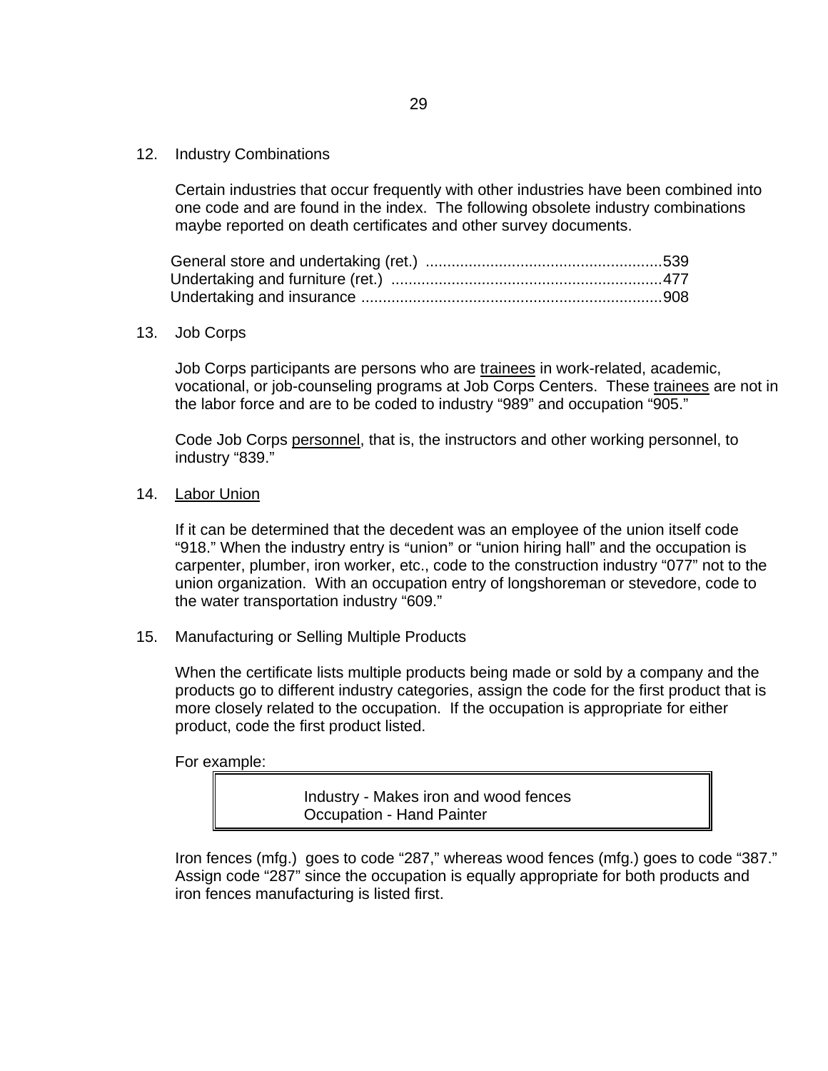12. Industry Combinations

    Certain industries that occur frequently with other industries have been combined into one code and are found in the index. The following obsolete industry combinations maybe reported on death certificates and other survey documents.

    General store and undertaking (ret.) ......................................................539
    Undertaking and furniture (ret.) ..............................................................477
    Undertaking and insurance .....................................................................908

13. Job Corps

    Job Corps participants are persons who are <u>trainees</u> in work-related, academic, vocational, or job-counseling programs at Job Corps Centers. These <u>trainees</u> are not in the labor force and are to be coded to industry “989” and occupation “905.”

    Code Job Corps <u>personnel</u>, that is, the instructors and other working personnel, to industry “839.”

14. <u>Labor Union</u>

    If it can be determined that the decedent was an employee of the union itself code “918.” When the industry entry is “union” or “union hiring hall” and the occupation is carpenter, plumber, iron worker, etc., code to the construction industry “077” not to the union organization. With an occupation entry of longshoreman or stevedore, code to the water transportation industry “609.”

15. Manufacturing or Selling Multiple Products

    When the certificate lists multiple products being made or sold by a company and the products go to different industry categories, assign the code for the first product that is more closely related to the occupation. If the occupation is appropriate for either product, code the first product listed.

    For example:

    > Industry - Makes iron and wood fences
    > Occupation - Hand Painter

    Iron fences (mfg.) goes to code “287,” whereas wood fences (mfg.) goes to code “387.” Assign code “287” since the occupation is equally appropriate for both products and iron fences manufacturing is listed first.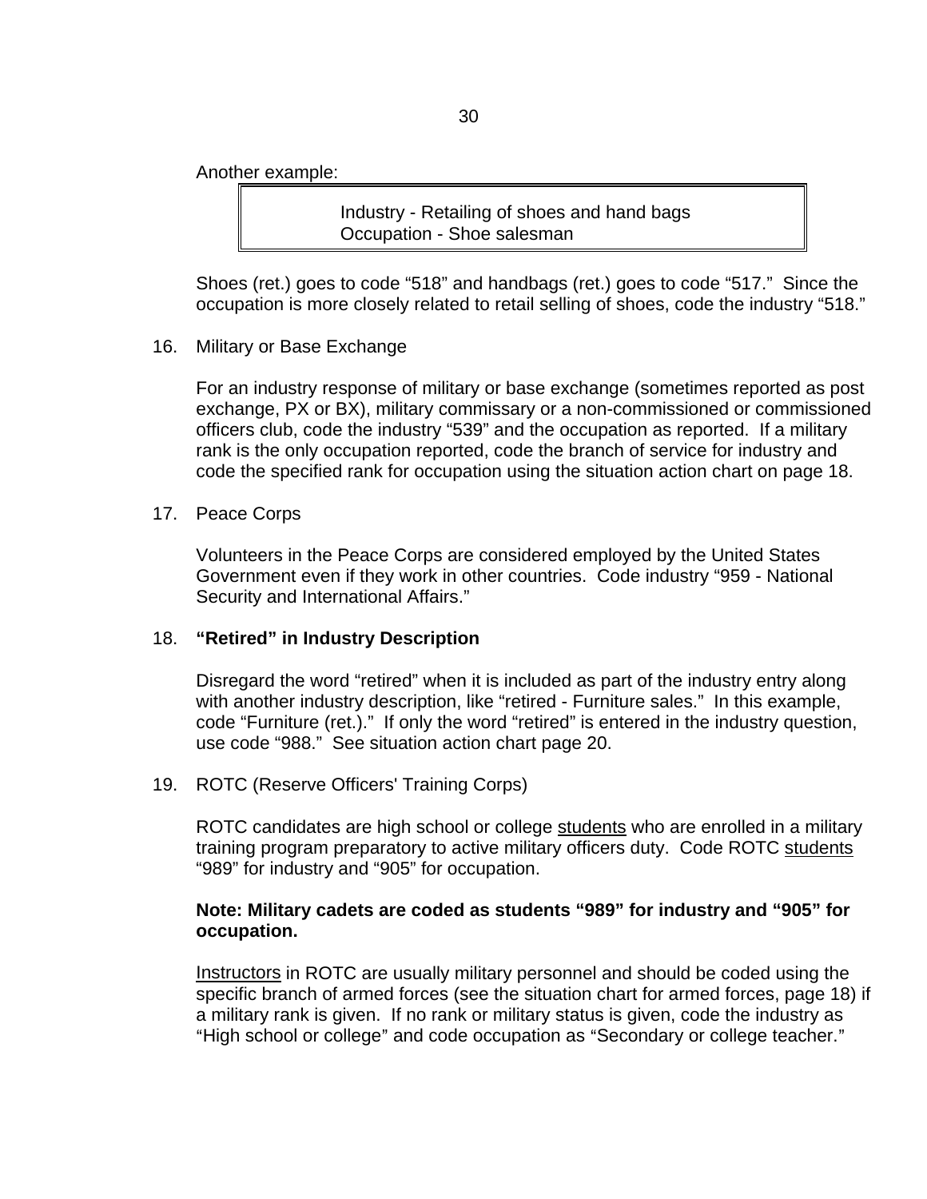Another example:

> Industry - Retailing of shoes and hand bags
> Occupation - Shoe salesman

Shoes (ret.) goes to code "518" and handbags (ret.) goes to code "517." Since the occupation is more closely related to retail selling of shoes, code the industry "518."

16. Military or Base Exchange

    For an industry response of military or base exchange (sometimes reported as post exchange, PX or BX), military commissary or a non-commissioned or commissioned officers club, code the industry "539" and the occupation as reported. If a military rank is the only occupation reported, code the branch of service for industry and code the specified rank for occupation using the situation action chart on page 18.

17. Peace Corps

    Volunteers in the Peace Corps are considered employed by the United States Government even if they work in other countries. Code industry "959 - National Security and International Affairs."

18. **"Retired" in Industry Description**

    Disregard the word "retired" when it is included as part of the industry entry along with another industry description, like "retired - Furniture sales." In this example, code "Furniture (ret.)." If only the word "retired" is entered in the industry question, use code "988." See situation action chart page 20.

19. ROTC (Reserve Officers' Training Corps)

    ROTC candidates are high school or college <u>students</u> who are enrolled in a military training program preparatory to active military officers duty. Code ROTC <u>students</u> "989" for industry and "905" for occupation.

    **Note: Military cadets are coded as students "989" for industry and "905" for occupation.**

    <u>Instructors</u> in ROTC are usually military personnel and should be coded using the specific branch of armed forces (see the situation chart for armed forces, page 18) if a military rank is given. If no rank or military status is given, code the industry as "High school or college" and code occupation as "Secondary or college teacher."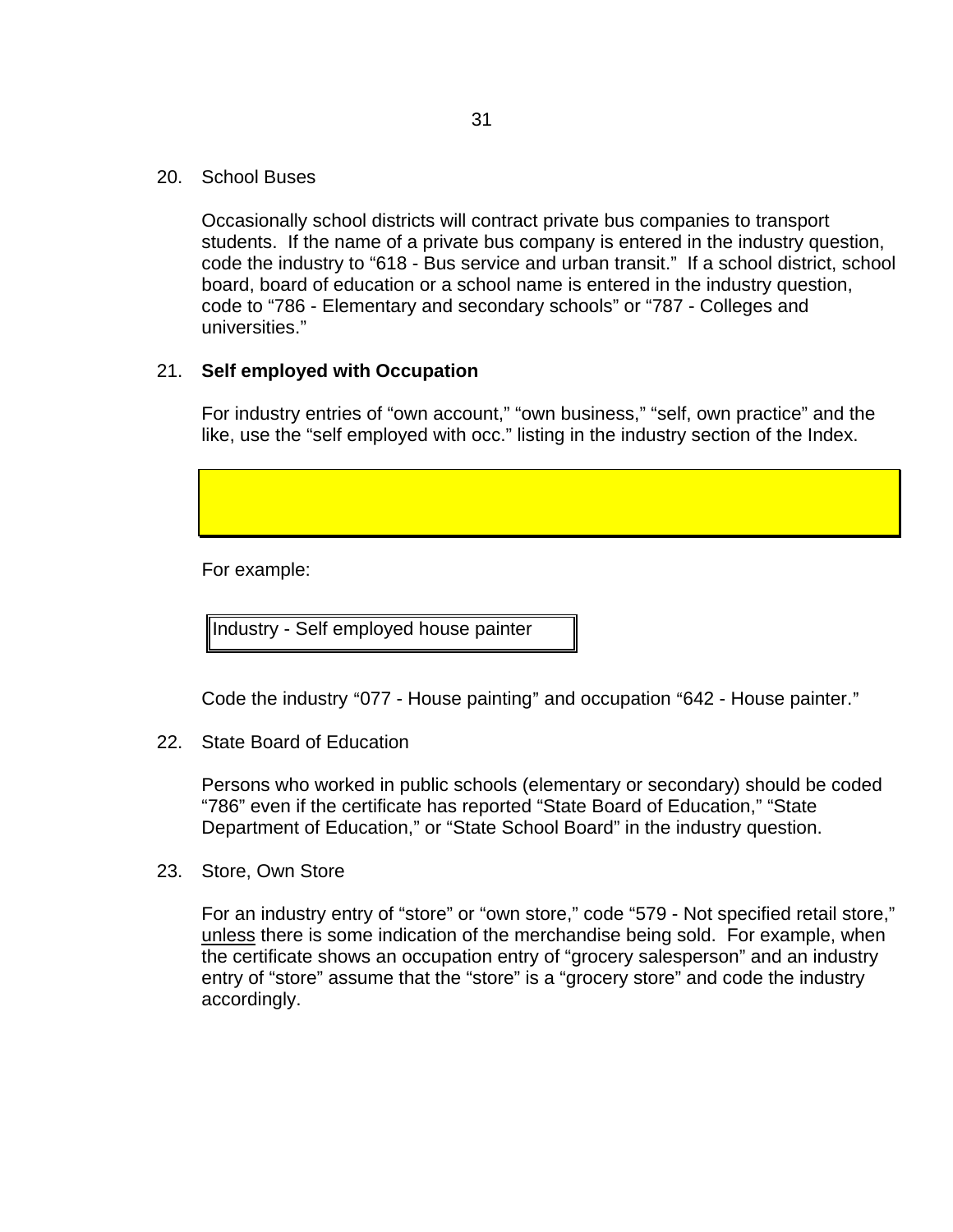20. School Buses

    Occasionally school districts will contract private bus companies to transport students. If the name of a private bus company is entered in the industry question, code the industry to "618 - Bus service and urban transit." If a school district, school board, board of education or a school name is entered in the industry question, code to "786 - Elementary and secondary schools" or "787 - Colleges and universities."

21. **Self employed with Occupation**

    For industry entries of "own account," "own business," "self, own practice" and the like, use the "self employed with occ." listing in the industry section of the Index.

    For example:

    | Industry - Self employed house painter |
    |---|

    Code the industry "077 - House painting" and occupation "642 - House painter."

22. State Board of Education

    Persons who worked in public schools (elementary or secondary) should be coded "786" even if the certificate has reported "State Board of Education," "State Department of Education," or "State School Board" in the industry question.

23. Store, Own Store

    For an industry entry of "store" or "own store," code "579 - Not specified retail store," unless there is some indication of the merchandise being sold. For example, when the certificate shows an occupation entry of "grocery salesperson" and an industry entry of "store" assume that the "store" is a "grocery store" and code the industry accordingly.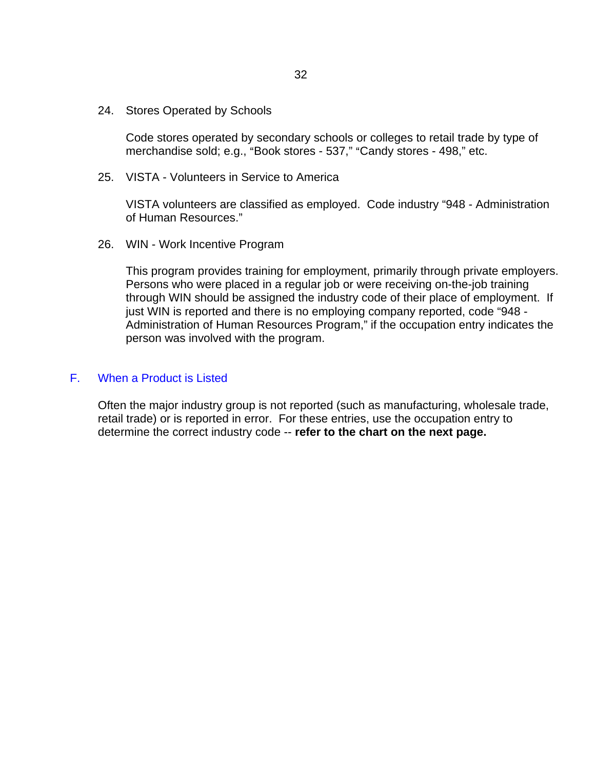24. Stores Operated by Schools

    Code stores operated by secondary schools or colleges to retail trade by type of merchandise sold; e.g., "Book stores - 537," "Candy stores - 498," etc.

25. VISTA - Volunteers in Service to America

    VISTA volunteers are classified as employed. Code industry "948 - Administration of Human Resources."

26. WIN - Work Incentive Program

    This program provides training for employment, primarily through private employers. Persons who were placed in a regular job or were receiving on-the-job training through WIN should be assigned the industry code of their place of employment. If just WIN is reported and there is no employing company reported, code "948 - Administration of Human Resources Program," if the occupation entry indicates the person was involved with the program.

## F. When a Product is Listed

Often the major industry group is not reported (such as manufacturing, wholesale trade, retail trade) or is reported in error. For these entries, use the occupation entry to determine the correct industry code -- **refer to the chart on the next page.**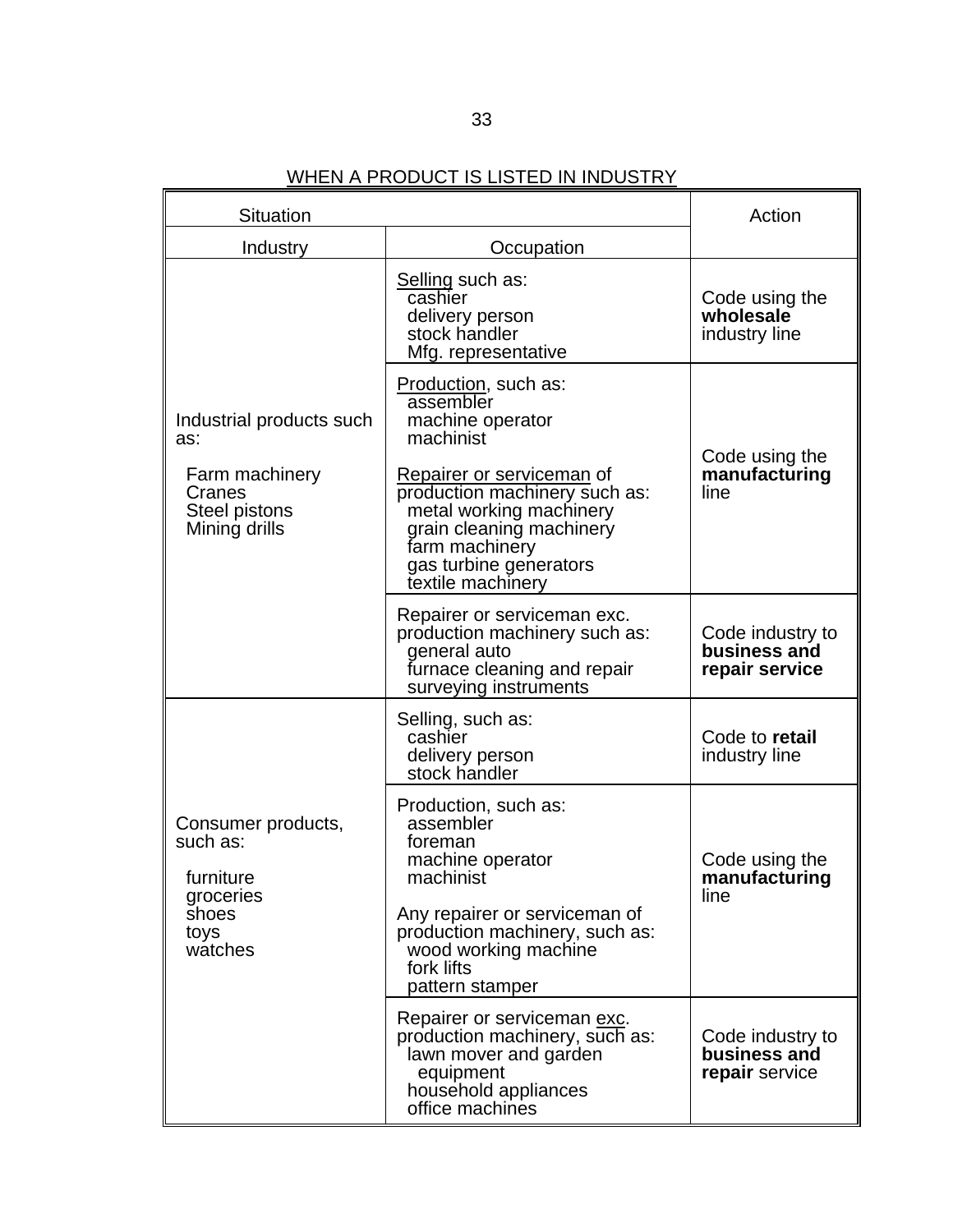WHEN A PRODUCT IS LISTED IN INDUSTRY

| Situation | | Action |
|---|---|---|
| Industry | Occupation | |
| Industrial products such as:<br><br>Farm machinery<br>Cranes<br>Steel pistons<br>Mining drills | Selling such as:<br>cashier<br>delivery person<br>stock handler<br>Mfg. representative | Code using the **wholesale** industry line |
| | Production, such as:<br>assembler<br>machine operator<br>machinist<br><br>Repairer or serviceman of production machinery such as:<br>metal working machinery<br>grain cleaning machinery<br>farm machinery<br>gas turbine generators<br>textile machinery | Code using the **manufacturing** line |
| | Repairer or serviceman exc. production machinery such as:<br>general auto<br>furnace cleaning and repair<br>surveying instruments | Code industry to **business and repair service** |
| Consumer products, such as:<br><br>furniture<br>groceries<br>shoes<br>toys<br>watches | Selling, such as:<br>cashier<br>delivery person<br>stock handler | Code to **retail** industry line |
| | Production, such as:<br>assembler<br>foreman<br>machine operator<br>machinist<br><br>Any repairer or serviceman of production machinery, such as:<br>wood working machine<br>fork lifts<br>pattern stamper | Code using the **manufacturing** line |
| | Repairer or serviceman exc. production machinery, such as:<br>lawn mover and garden equipment<br>household appliances<br>office machines | Code industry to **business and repair** service |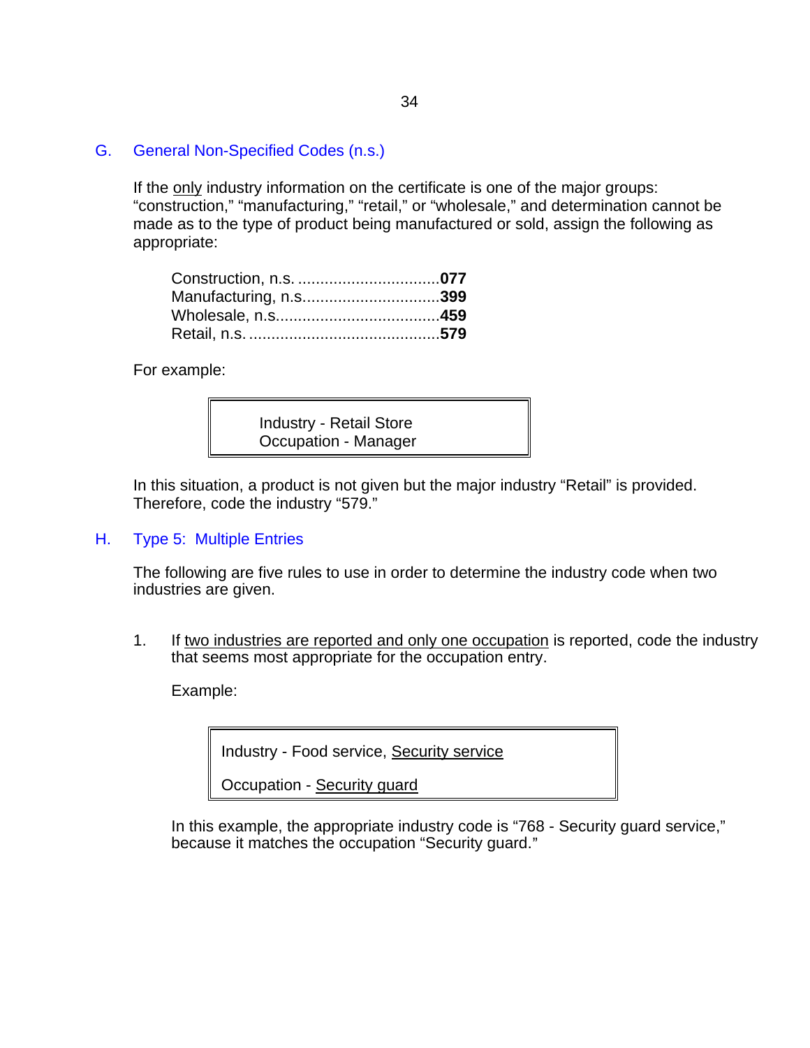## G. General Non-Specified Codes (n.s.)

If the only industry information on the certificate is one of the major groups: "construction," "manufacturing," "retail," or "wholesale," and determination cannot be made as to the type of product being manufactured or sold, assign the following as appropriate:

Construction, n.s. ................................**077**
Manufacturing, n.s...............................**399**
Wholesale, n.s....................................**459**
Retail, n.s. ..........................................**579**

For example:

> Industry - Retail Store
> Occupation - Manager

In this situation, a product is not given but the major industry "Retail" is provided. Therefore, code the industry "579."

## H. Type 5: Multiple Entries

The following are five rules to use in order to determine the industry code when two industries are given.

1. If two industries are reported and only one occupation is reported, code the industry that seems most appropriate for the occupation entry.

   Example:

   > Industry - Food service, Security service
   >
   > Occupation - Security guard

   In this example, the appropriate industry code is "768 - Security guard service," because it matches the occupation "Security guard."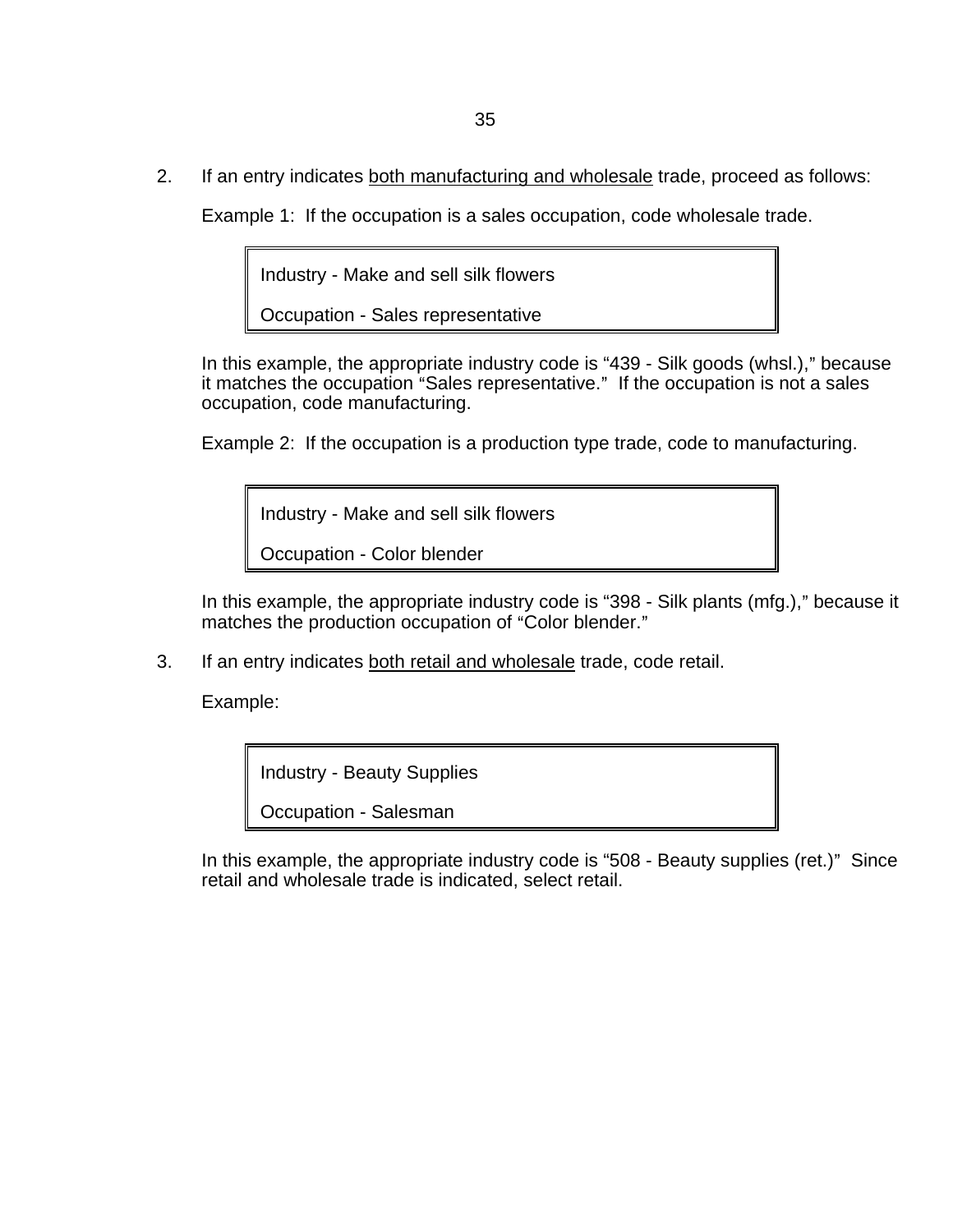2. If an entry indicates both manufacturing and wholesale trade, proceed as follows:

   Example 1: If the occupation is a sales occupation, code wholesale trade.

   > Industry - Make and sell silk flowers
   >
   > Occupation - Sales representative

   In this example, the appropriate industry code is "439 - Silk goods (whsl.)," because it matches the occupation "Sales representative." If the occupation is not a sales occupation, code manufacturing.

   Example 2: If the occupation is a production type trade, code to manufacturing.

   > Industry - Make and sell silk flowers
   >
   > Occupation - Color blender

   In this example, the appropriate industry code is "398 - Silk plants (mfg.)," because it matches the production occupation of "Color blender."

3. If an entry indicates both retail and wholesale trade, code retail.

   Example:

   > Industry - Beauty Supplies
   >
   > Occupation - Salesman

   In this example, the appropriate industry code is "508 - Beauty supplies (ret.)" Since retail and wholesale trade is indicated, select retail.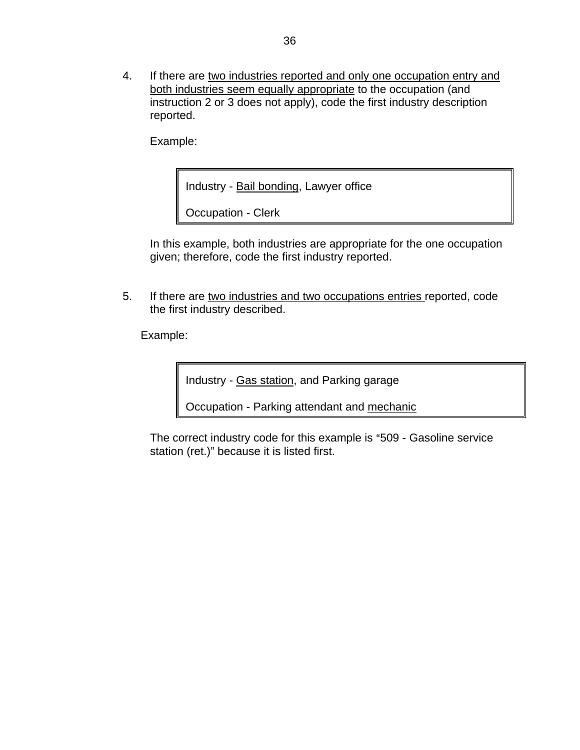4. If there are <u>two industries reported and only one occupation entry and both industries seem equally appropriate</u> to the occupation (and instruction 2 or 3 does not apply), code the first industry description reported.

   Example:

   > Industry - <u>Bail bonding</u>, Lawyer office
   >
   > Occupation - Clerk

   In this example, both industries are appropriate for the one occupation given; therefore, code the first industry reported.

5. If there are <u>two industries and two occupations entries</u> reported, code the first industry described.

   Example:

   > Industry - <u>Gas station</u>, and Parking garage
   >
   > Occupation - Parking attendant and <u>mechanic</u>

   The correct industry code for this example is "509 - Gasoline service station (ret.)" because it is listed first.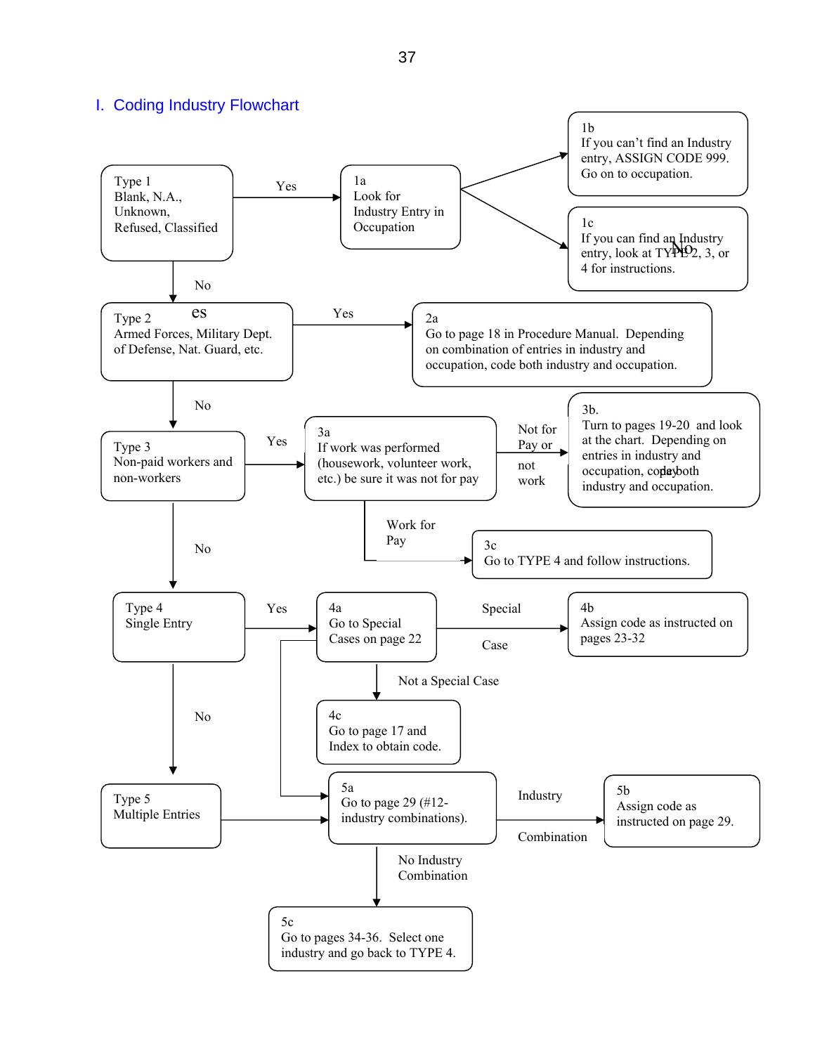## I. Coding Industry Flowchart

**Type 1**
Blank, N.A., Unknown, Refused, Classified

- **Yes** → **1a** Look for Industry Entry in Occupation
  - → **1b** If you can't find an Industry entry, ASSIGN CODE 999. Go on to occupation.
  - → **1c** If you can find an Industry entry, look at TYPE 2, 3, or 4 for instructions.
- **No** → Type 2

**Type 2**
Armed Forces, Military Dept. of Defense, Nat. Guard, etc.

- **Yes** → **2a** Go to page 18 in Procedure Manual. Depending on combination of entries in industry and occupation, code both industry and occupation.
- **No** → Type 3

**Type 3**
Non-paid workers and non-workers

- **Yes** → **3a** If work was performed (housework, volunteer work, etc.) be sure it was not for pay
  - **Not for Pay or not work** → **3b.** Turn to pages 19-20 and look at the chart. Depending on entries in industry and occupation, code both industry and occupation.
  - **Work for Pay** → **3c** Go to TYPE 4 and follow instructions.
- **No** → Type 4

**Type 4**
Single Entry

- **Yes** → **4a** Go to Special Cases on page 22
  - **Special Case** → **4b** Assign code as instructed on pages 23-32
  - **Not a Special Case** → **4c** Go to page 17 and Index to obtain code.
- **No** → Type 5

**Type 5**
Multiple Entries

- → **5a** Go to page 29 (#12- industry combinations).
  - **Industry Combination** → **5b** Assign code as instructed on page 29.
  - **No Industry Combination** → **5c** Go to pages 34-36. Select one industry and go back to TYPE 4.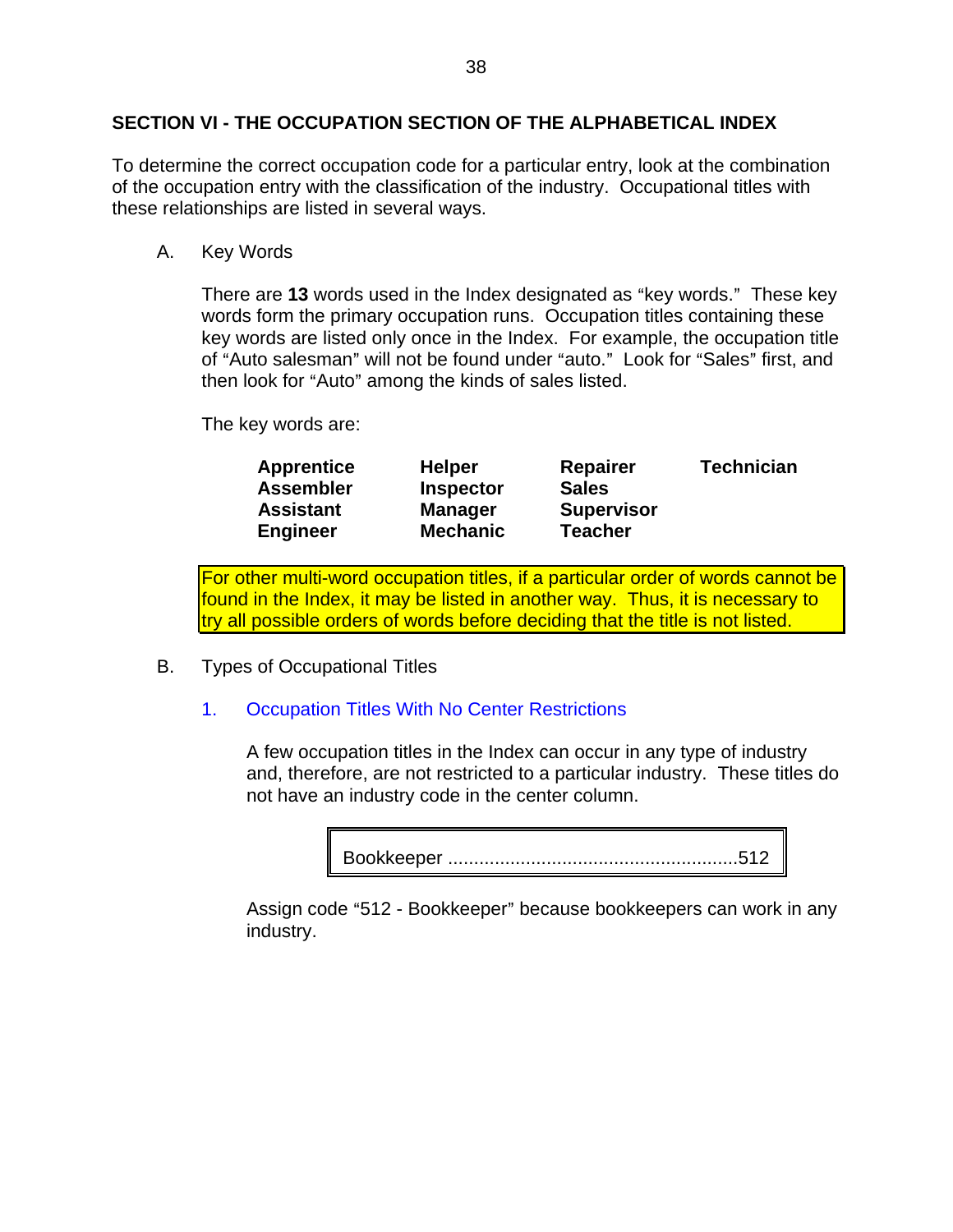## SECTION VI - THE OCCUPATION SECTION OF THE ALPHABETICAL INDEX

To determine the correct occupation code for a particular entry, look at the combination of the occupation entry with the classification of the industry. Occupational titles with these relationships are listed in several ways.

A. Key Words

There are **13** words used in the Index designated as "key words." These key words form the primary occupation runs. Occupation titles containing these key words are listed only once in the Index. For example, the occupation title of "Auto salesman" will not be found under "auto." Look for "Sales" first, and then look for "Auto" among the kinds of sales listed.

The key words are:

| | | | |
|---|---|---|---|
| **Apprentice** | **Helper** | **Repairer** | **Technician** |
| **Assembler** | **Inspector** | **Sales** | |
| **Assistant** | **Manager** | **Supervisor** | |
| **Engineer** | **Mechanic** | **Teacher** | |

For other multi-word occupation titles, if a particular order of words cannot be found in the Index, it may be listed in another way. Thus, it is necessary to try all possible orders of words before deciding that the title is not listed.

B. Types of Occupational Titles

1. Occupation Titles With No Center Restrictions

A few occupation titles in the Index can occur in any type of industry and, therefore, are not restricted to a particular industry. These titles do not have an industry code in the center column.

| Bookkeeper ....................................................... 512 |
|---|

Assign code "512 - Bookkeeper" because bookkeepers can work in any industry.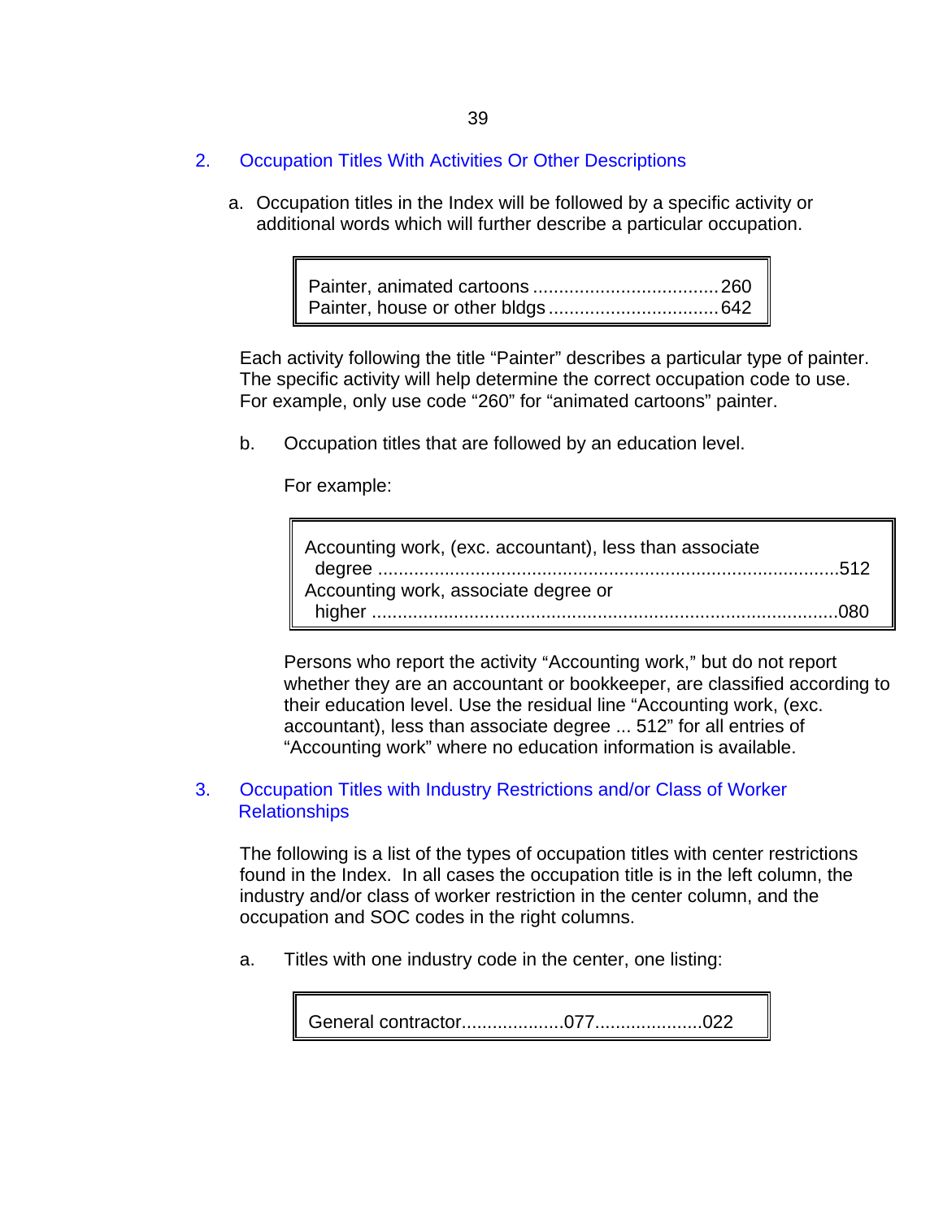## 2. Occupation Titles With Activities Or Other Descriptions

a. Occupation titles in the Index will be followed by a specific activity or additional words which will further describe a particular occupation.

```
Painter, animated cartoons ....................................260
Painter, house or other bldgs .................................642
```

Each activity following the title "Painter" describes a particular type of painter. The specific activity will help determine the correct occupation code to use. For example, only use code "260" for "animated cartoons" painter.

b. Occupation titles that are followed by an education level.

For example:

```
Accounting work, (exc. accountant), less than associate
  degree .........................................................................512
Accounting work, associate degree or
  higher .........................................................................080
```

Persons who report the activity "Accounting work," but do not report whether they are an accountant or bookkeeper, are classified according to their education level. Use the residual line "Accounting work, (exc. accountant), less than associate degree ... 512" for all entries of "Accounting work" where no education information is available.

## 3. Occupation Titles with Industry Restrictions and/or Class of Worker Relationships

The following is a list of the types of occupation titles with center restrictions found in the Index. In all cases the occupation title is in the left column, the industry and/or class of worker restriction in the center column, and the occupation and SOC codes in the right columns.

a. Titles with one industry code in the center, one listing:

```
General contractor...................077.....................022
```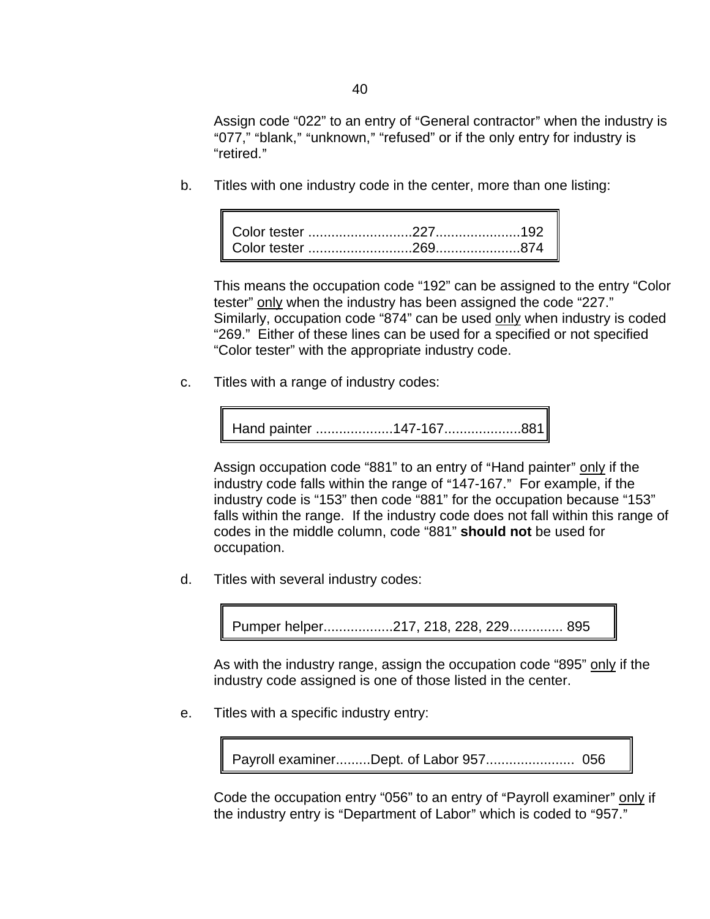Assign code "022" to an entry of "General contractor" when the industry is "077," "blank," "unknown," "refused" or if the only entry for industry is "retired."

b. Titles with one industry code in the center, more than one listing:

```
Color tester ..........................227......................192
Color tester ..........................269......................874
```

This means the occupation code "192" can be assigned to the entry "Color tester" <u>only</u> when the industry has been assigned the code "227." Similarly, occupation code "874" can be used <u>only</u> when industry is coded "269." Either of these lines can be used for a specified or not specified "Color tester" with the appropriate industry code.

c. Titles with a range of industry codes:

```
Hand painter ....................147-167....................881
```

Assign occupation code "881" to an entry of "Hand painter" <u>only</u> if the industry code falls within the range of "147-167." For example, if the industry code is "153" then code "881" for the occupation because "153" falls within the range. If the industry code does not fall within this range of codes in the middle column, code "881" **should not** be used for occupation.

d. Titles with several industry codes:

```
Pumper helper..................217, 218, 228, 229.............. 895
```

As with the industry range, assign the occupation code "895" <u>only</u> if the industry code assigned is one of those listed in the center.

e. Titles with a specific industry entry:

```
Payroll examiner.........Dept. of Labor 957.......................  056
```

Code the occupation entry "056" to an entry of "Payroll examiner" <u>only</u> if the industry entry is "Department of Labor" which is coded to "957."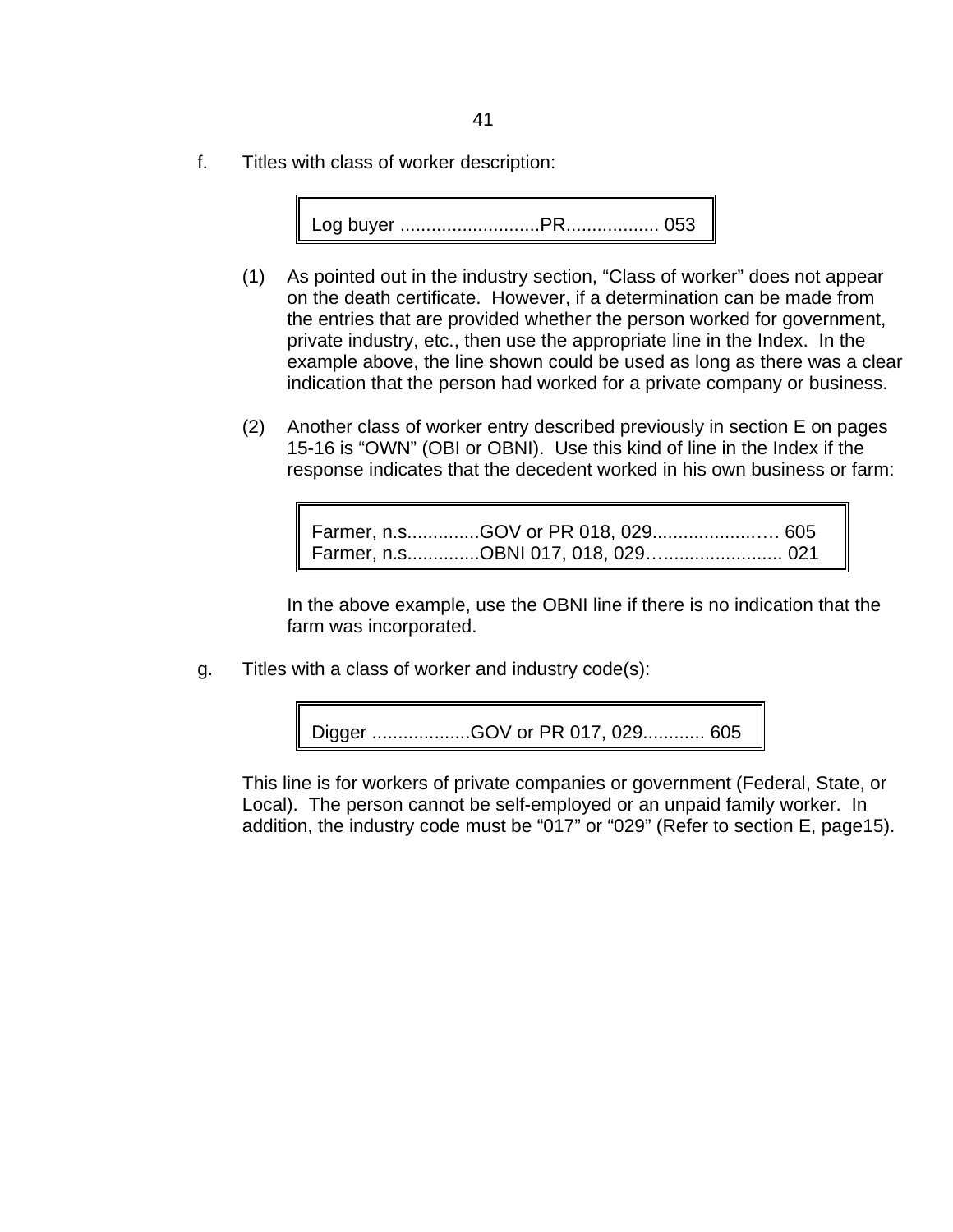f. Titles with class of worker description:

```
Log buyer ...........................PR.................. 053
```

(1) As pointed out in the industry section, "Class of worker" does not appear on the death certificate. However, if a determination can be made from the entries that are provided whether the person worked for government, private industry, etc., then use the appropriate line in the Index. In the example above, the line shown could be used as long as there was a clear indication that the person had worked for a private company or business.

(2) Another class of worker entry described previously in section E on pages 15-16 is "OWN" (OBI or OBNI). Use this kind of line in the Index if the response indicates that the decedent worked in his own business or farm:

```
Farmer, n.s..............GOV or PR 018, 029......................… 605
Farmer, n.s..............OBNI 017, 018, 029…....................... 021
```

In the above example, use the OBNI line if there is no indication that the farm was incorporated.

g. Titles with a class of worker and industry code(s):

```
Digger ...................GOV or PR 017, 029............ 605
```

This line is for workers of private companies or government (Federal, State, or Local). The person cannot be self-employed or an unpaid family worker. In addition, the industry code must be "017" or "029" (Refer to section E, page15).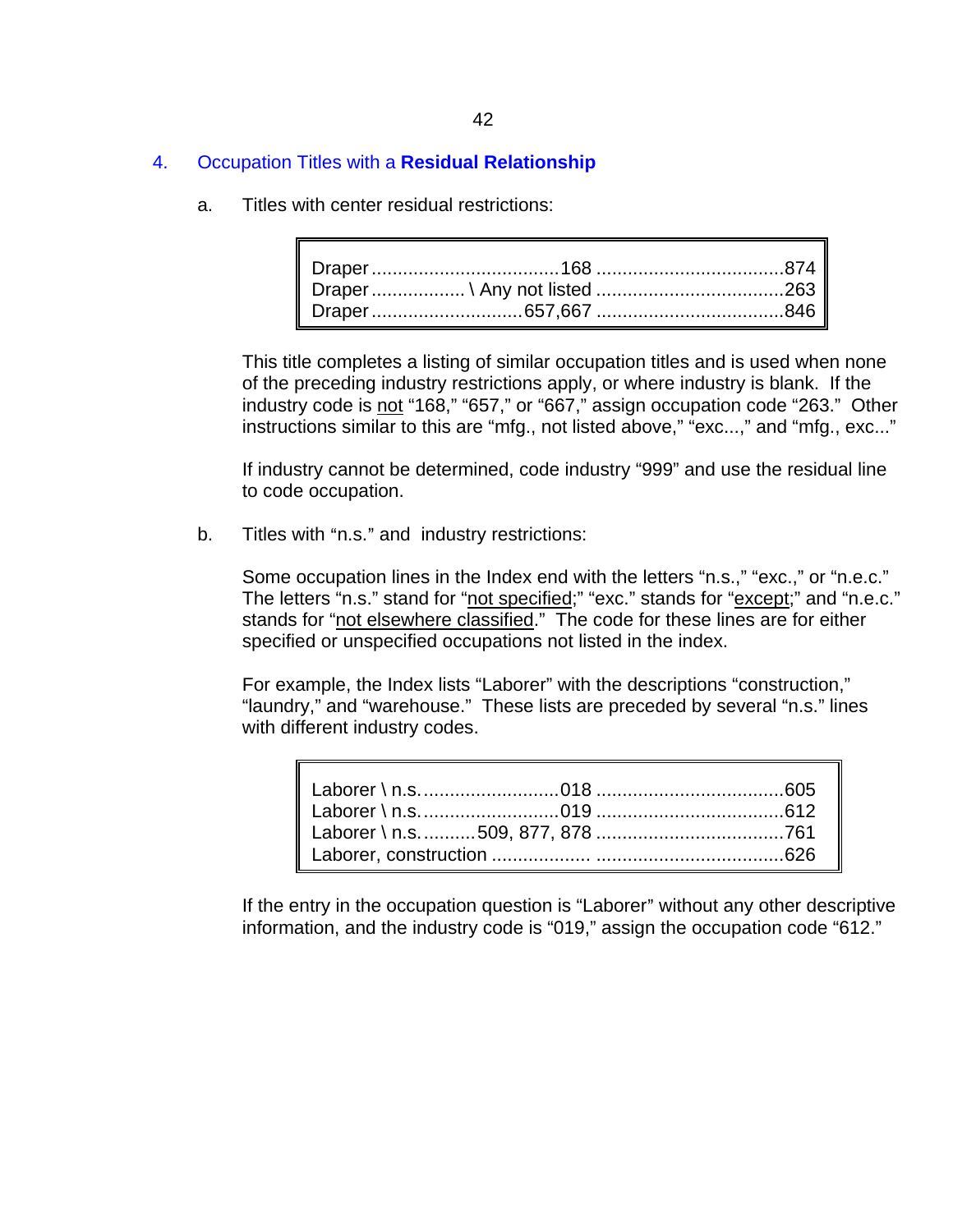## 4. Occupation Titles with a **Residual Relationship**

a. Titles with center residual restrictions:

| Title | Industry | Code |
|---|---|---|
| Draper | 168 | 874 |
| Draper | \ Any not listed | 263 |
| Draper | 657,667 | 846 |

This title completes a listing of similar occupation titles and is used when none of the preceding industry restrictions apply, or where industry is blank. If the industry code is <u>not</u> "168," "657," or "667," assign occupation code "263." Other instructions similar to this are "mfg., not listed above," "exc...," and "mfg., exc..."

If industry cannot be determined, code industry "999" and use the residual line to code occupation.

b. Titles with "n.s." and industry restrictions:

Some occupation lines in the Index end with the letters "n.s.," "exc.," or "n.e.c." The letters "n.s." stand for "<u>not specified</u>;" "exc." stands for "<u>except</u>;" and "n.e.c." stands for "<u>not elsewhere classified</u>." The code for these lines are for either specified or unspecified occupations not listed in the index.

For example, the Index lists "Laborer" with the descriptions "construction," "laundry," and "warehouse." These lists are preceded by several "n.s." lines with different industry codes.

| Title | Industry | Code |
|---|---|---|
| Laborer \ n.s. | 018 | 605 |
| Laborer \ n.s. | 019 | 612 |
| Laborer \ n.s. | 509, 877, 878 | 761 |
| Laborer, construction | | 626 |

If the entry in the occupation question is "Laborer" without any other descriptive information, and the industry code is "019," assign the occupation code "612."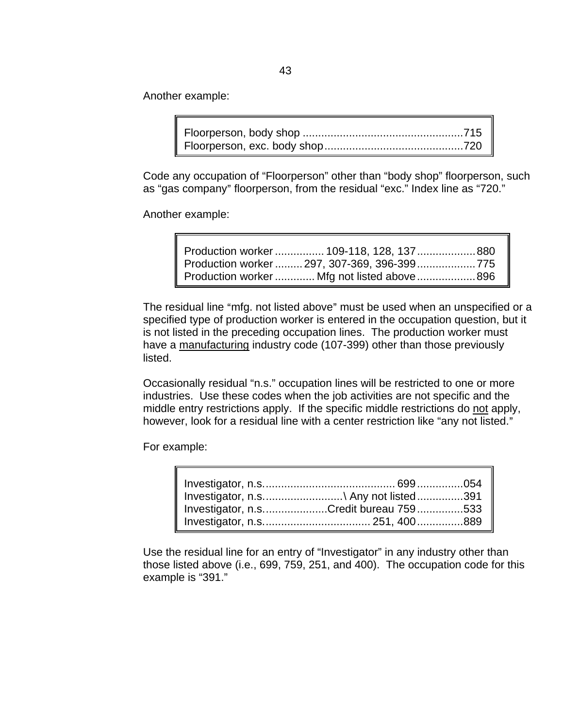Another example:

```
Floorperson, body shop ....................................................715
Floorperson, exc. body shop.............................................720
```

Code any occupation of “Floorperson” other than “body shop” floorperson, such as “gas company” floorperson, from the residual “exc.” Index line as “720.”

Another example:

```
Production worker ................ 109-118, 128, 137...................880
Production worker ......... 297, 307-369, 396-399...................775
Production worker ............. Mfg not listed above...................896
```

The residual line “mfg. not listed above” must be used when an unspecified or a specified type of production worker is entered in the occupation question, but it is not listed in the preceding occupation lines. The production worker must have a <u>manufacturing</u> industry code (107-399) other than those previously listed.

Occasionally residual “n.s.” occupation lines will be restricted to one or more industries. Use these codes when the job activities are not specific and the middle entry restrictions apply. If the specific middle restrictions do <u>not</u> apply, however, look for a residual line with a center restriction like “any not listed.”

For example:

```
Investigator, n.s.......................................... 699...............054
Investigator, n.s.........................\ Any not listed...............391
Investigator, n.s....................Credit bureau 759...............533
Investigator, n.s.................................. 251, 400...............889
```

Use the residual line for an entry of “Investigator” in any industry other than those listed above (i.e., 699, 759, 251, and 400). The occupation code for this example is “391.”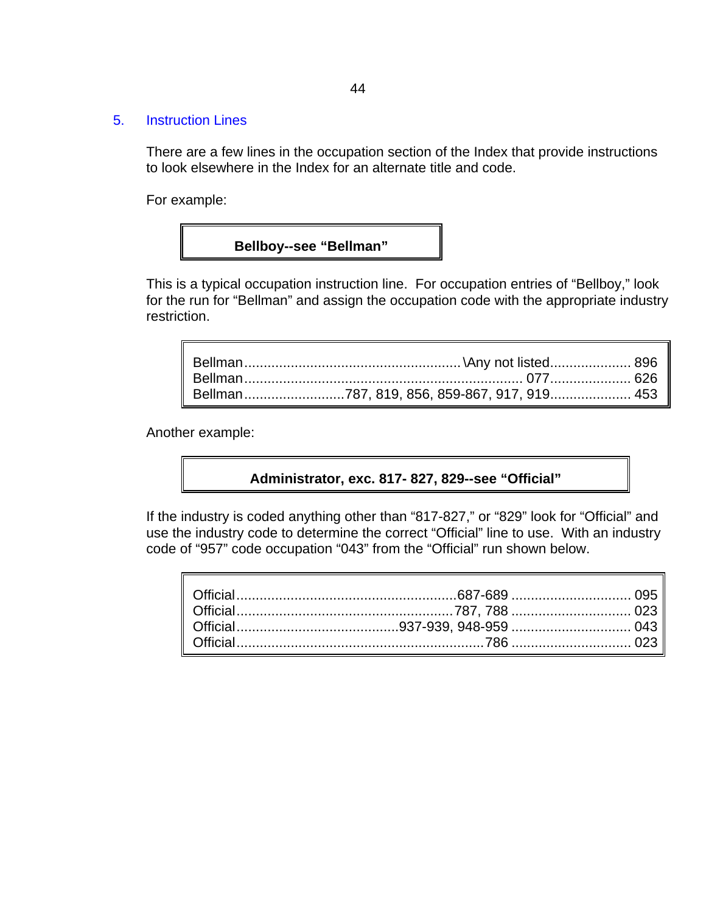## 5. Instruction Lines

There are a few lines in the occupation section of the Index that provide instructions to look elsewhere in the Index for an alternate title and code.

For example:

**Bellboy--see "Bellman"**

This is a typical occupation instruction line. For occupation entries of "Bellboy," look for the run for "Bellman" and assign the occupation code with the appropriate industry restriction.

| | | |
|---|---|---|
| Bellman | \Any not listed | 896 |
| Bellman | 077 | 626 |
| Bellman | 787, 819, 856, 859-867, 917, 919 | 453 |

Another example:

**Administrator, exc. 817- 827, 829--see "Official"**

If the industry is coded anything other than "817-827," or "829" look for "Official" and use the industry code to determine the correct "Official" line to use. With an industry code of "957" code occupation "043" from the "Official" run shown below.

| | | |
|---|---|---|
| Official | 687-689 | 095 |
| Official | 787, 788 | 023 |
| Official | 937-939, 948-959 | 043 |
| Official | 786 | 023 |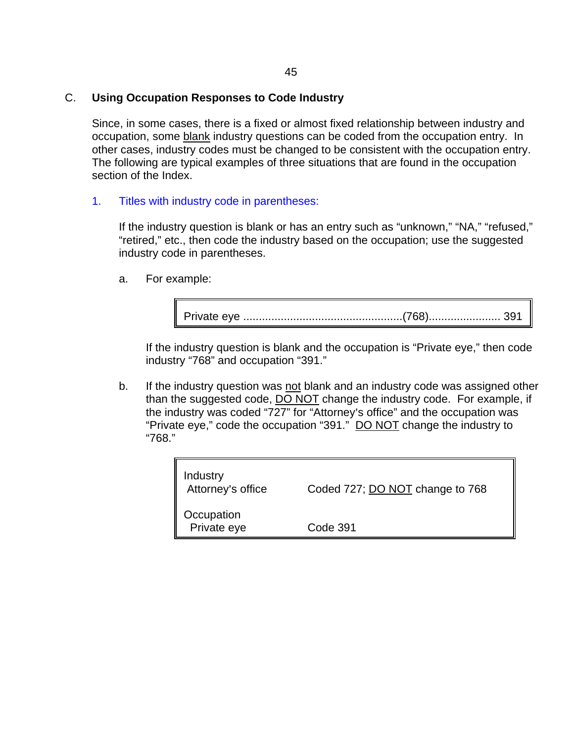## C. Using Occupation Responses to Code Industry

Since, in some cases, there is a fixed or almost fixed relationship between industry and occupation, some <u>blank</u> industry questions can be coded from the occupation entry. In other cases, industry codes must be changed to be consistent with the occupation entry. The following are typical examples of three situations that are found in the occupation section of the Index.

### 1. Titles with industry code in parentheses:

If the industry question is blank or has an entry such as "unknown," "NA," "refused," "retired," etc., then code the industry based on the occupation; use the suggested industry code in parentheses.

a. For example:

```
Private eye ..................................................(768)...................... 391
```

If the industry question is blank and the occupation is "Private eye," then code industry "768" and occupation "391."

b. If the industry question was <u>not</u> blank and an industry code was assigned other than the suggested code, <u>DO NOT</u> change the industry code. For example, if the industry was coded "727" for "Attorney's office" and the occupation was "Private eye," code the occupation "391." <u>DO NOT</u> change the industry to "768."

| | |
|---|---|
| Industry<br>Attorney's office | Coded 727; <u>DO NOT</u> change to 768 |
| Occupation<br>Private eye | Code 391 |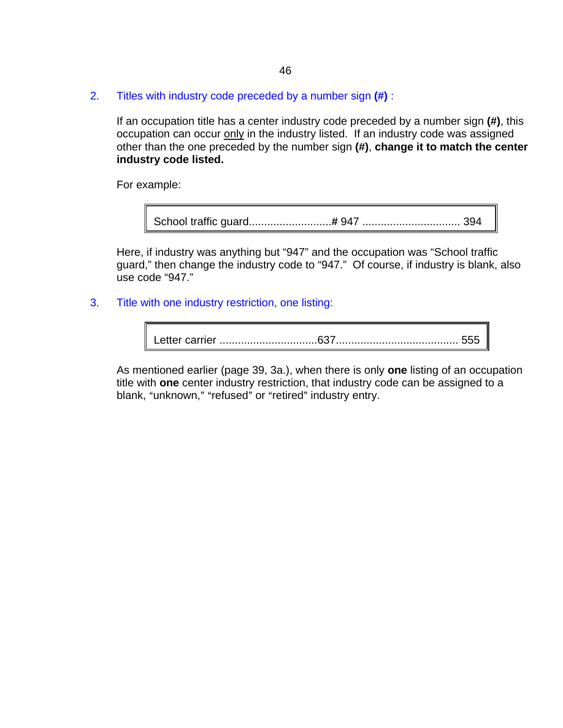2. Titles with industry code preceded by a number sign **(#)** :

If an occupation title has a center industry code preceded by a number sign **(#)**, this occupation can occur only in the industry listed. If an industry code was assigned other than the one preceded by the number sign **(#)**, **change it to match the center industry code listed.**

For example:

| School traffic guard...........................# 947 ................................ 394 |
|---|

Here, if industry was anything but “947” and the occupation was “School traffic guard,” then change the industry code to “947.” Of course, if industry is blank, also use code “947.”

3. Title with one industry restriction, one listing:

| Letter carrier ................................637....................................... 555 |
|---|

As mentioned earlier (page 39, 3a.), when there is only **one** listing of an occupation title with **one** center industry restriction, that industry code can be assigned to a blank, “unknown,” “refused” or “retired” industry entry.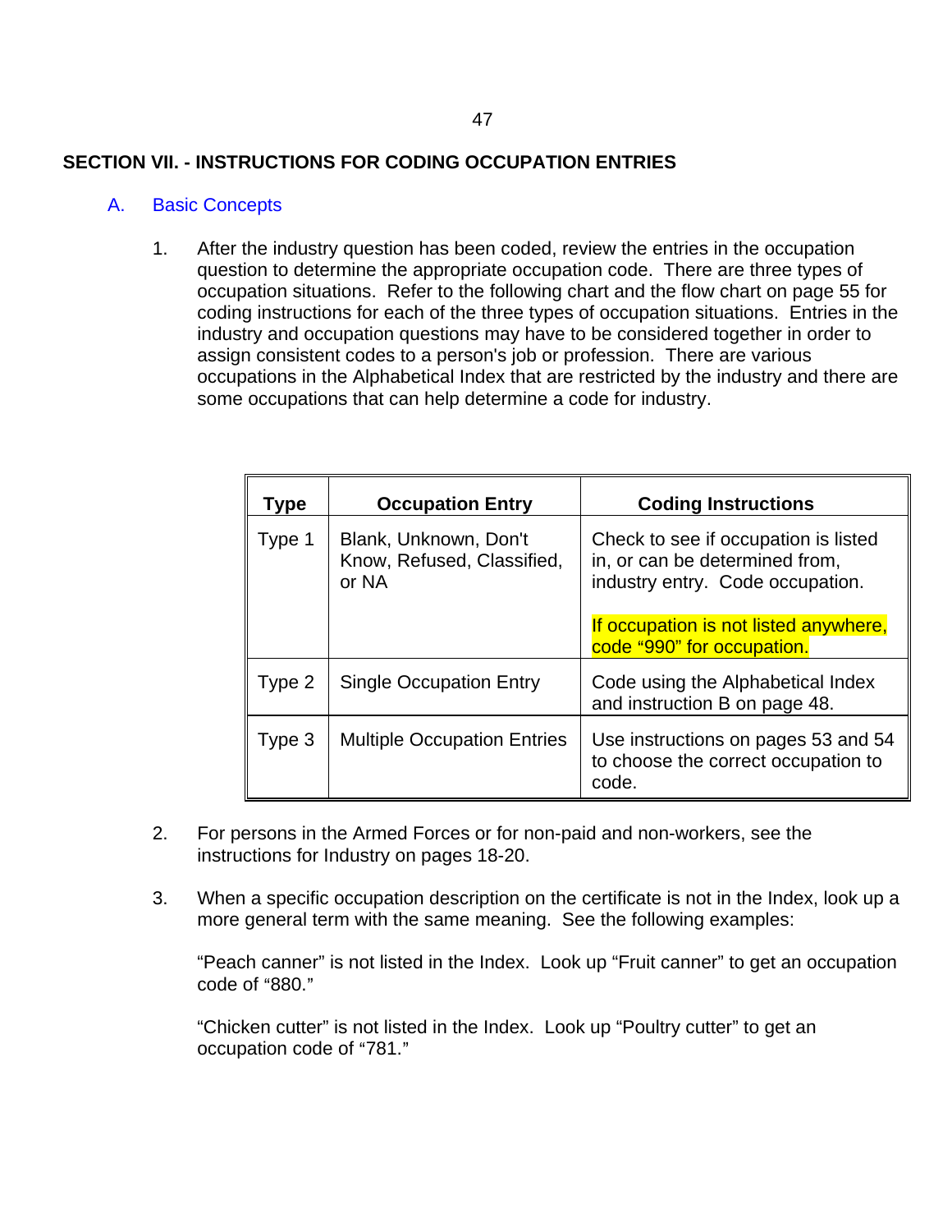## SECTION VII. - INSTRUCTIONS FOR CODING OCCUPATION ENTRIES

### A. Basic Concepts

1. After the industry question has been coded, review the entries in the occupation question to determine the appropriate occupation code. There are three types of occupation situations. Refer to the following chart and the flow chart on page 55 for coding instructions for each of the three types of occupation situations. Entries in the industry and occupation questions may have to be considered together in order to assign consistent codes to a person's job or profession. There are various occupations in the Alphabetical Index that are restricted by the industry and there are some occupations that can help determine a code for industry.

| Type | Occupation Entry | Coding Instructions |
|---|---|---|
| Type 1 | Blank, Unknown, Don't Know, Refused, Classified, or NA | Check to see if occupation is listed in, or can be determined from, industry entry. Code occupation.<br><br>If occupation is not listed anywhere, code "990" for occupation. |
| Type 2 | Single Occupation Entry | Code using the Alphabetical Index and instruction B on page 48. |
| Type 3 | Multiple Occupation Entries | Use instructions on pages 53 and 54 to choose the correct occupation to code. |

2. For persons in the Armed Forces or for non-paid and non-workers, see the instructions for Industry on pages 18-20.

3. When a specific occupation description on the certificate is not in the Index, look up a more general term with the same meaning. See the following examples:

   "Peach canner" is not listed in the Index. Look up "Fruit canner" to get an occupation code of "880."

   "Chicken cutter" is not listed in the Index. Look up "Poultry cutter" to get an occupation code of "781."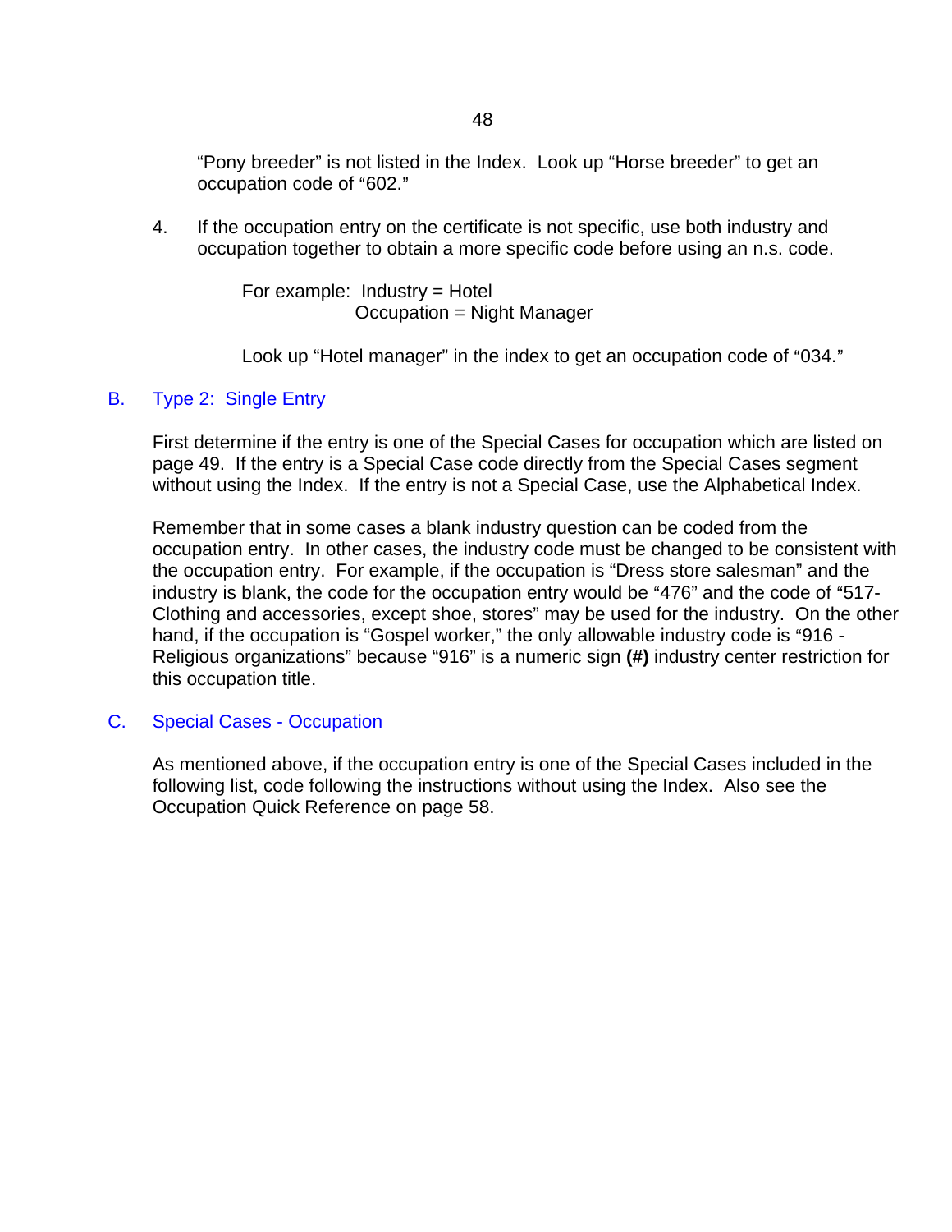"Pony breeder" is not listed in the Index. Look up "Horse breeder" to get an occupation code of "602."

4. If the occupation entry on the certificate is not specific, use both industry and occupation together to obtain a more specific code before using an n.s. code.

   For example: Industry = Hotel
   Occupation = Night Manager

   Look up "Hotel manager" in the index to get an occupation code of "034."

## B. Type 2: Single Entry

First determine if the entry is one of the Special Cases for occupation which are listed on page 49. If the entry is a Special Case code directly from the Special Cases segment without using the Index. If the entry is not a Special Case, use the Alphabetical Index.

Remember that in some cases a blank industry question can be coded from the occupation entry. In other cases, the industry code must be changed to be consistent with the occupation entry. For example, if the occupation is "Dress store salesman" and the industry is blank, the code for the occupation entry would be "476" and the code of "517-Clothing and accessories, except shoe, stores" may be used for the industry. On the other hand, if the occupation is "Gospel worker," the only allowable industry code is "916 - Religious organizations" because "916" is a numeric sign **(#)** industry center restriction for this occupation title.

## C. Special Cases - Occupation

As mentioned above, if the occupation entry is one of the Special Cases included in the following list, code following the instructions without using the Index. Also see the Occupation Quick Reference on page 58.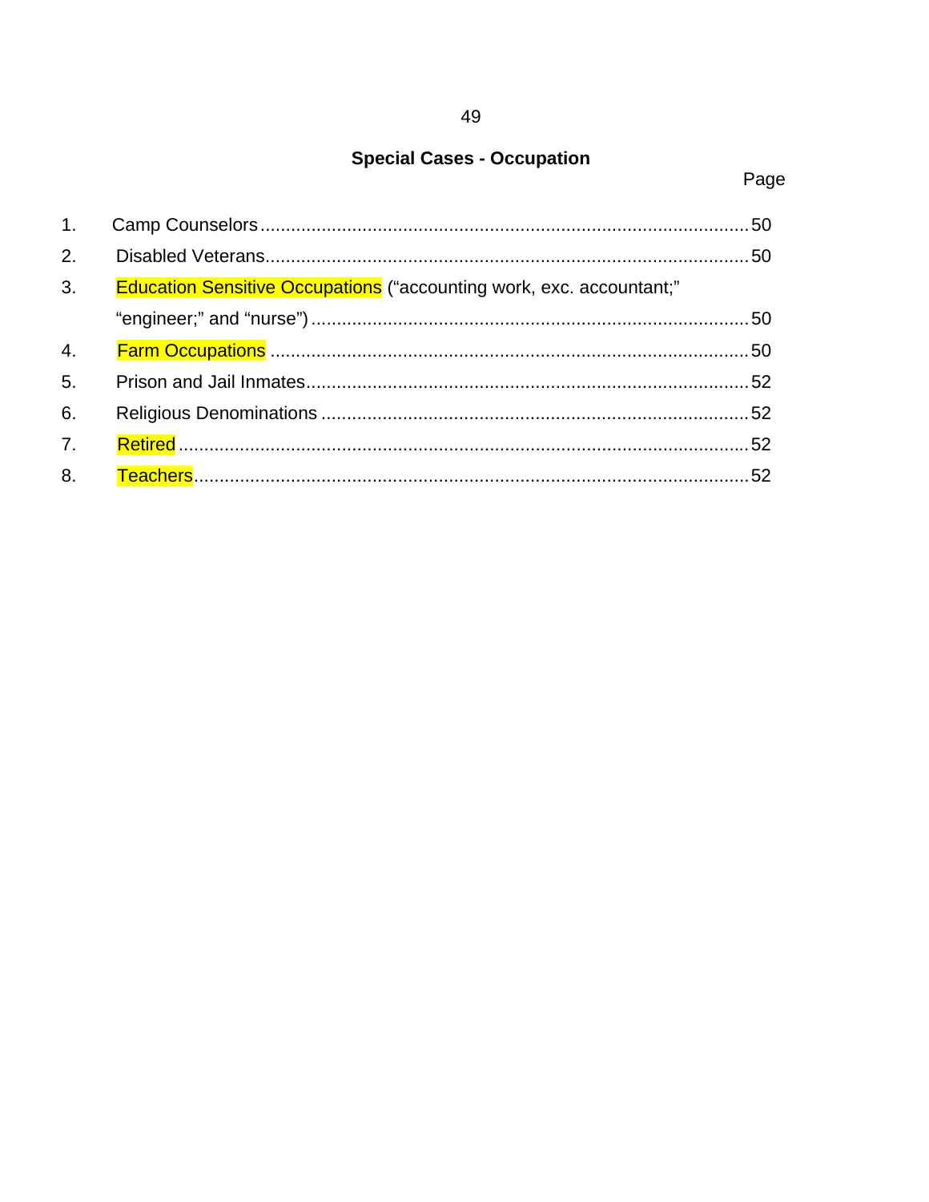## Special Cases - Occupation

Page

1. Camp Counselors ........................................................................................ 50
2. Disabled Veterans ........................................................................................ 50
3. Education Sensitive Occupations ("accounting work, exc. accountant;" "engineer;" and "nurse") ........................................................................................ 50
4. Farm Occupations ........................................................................................ 50
5. Prison and Jail Inmates ........................................................................................ 52
6. Religious Denominations ........................................................................................ 52
7. Retired ........................................................................................ 52
8. Teachers ........................................................................................ 52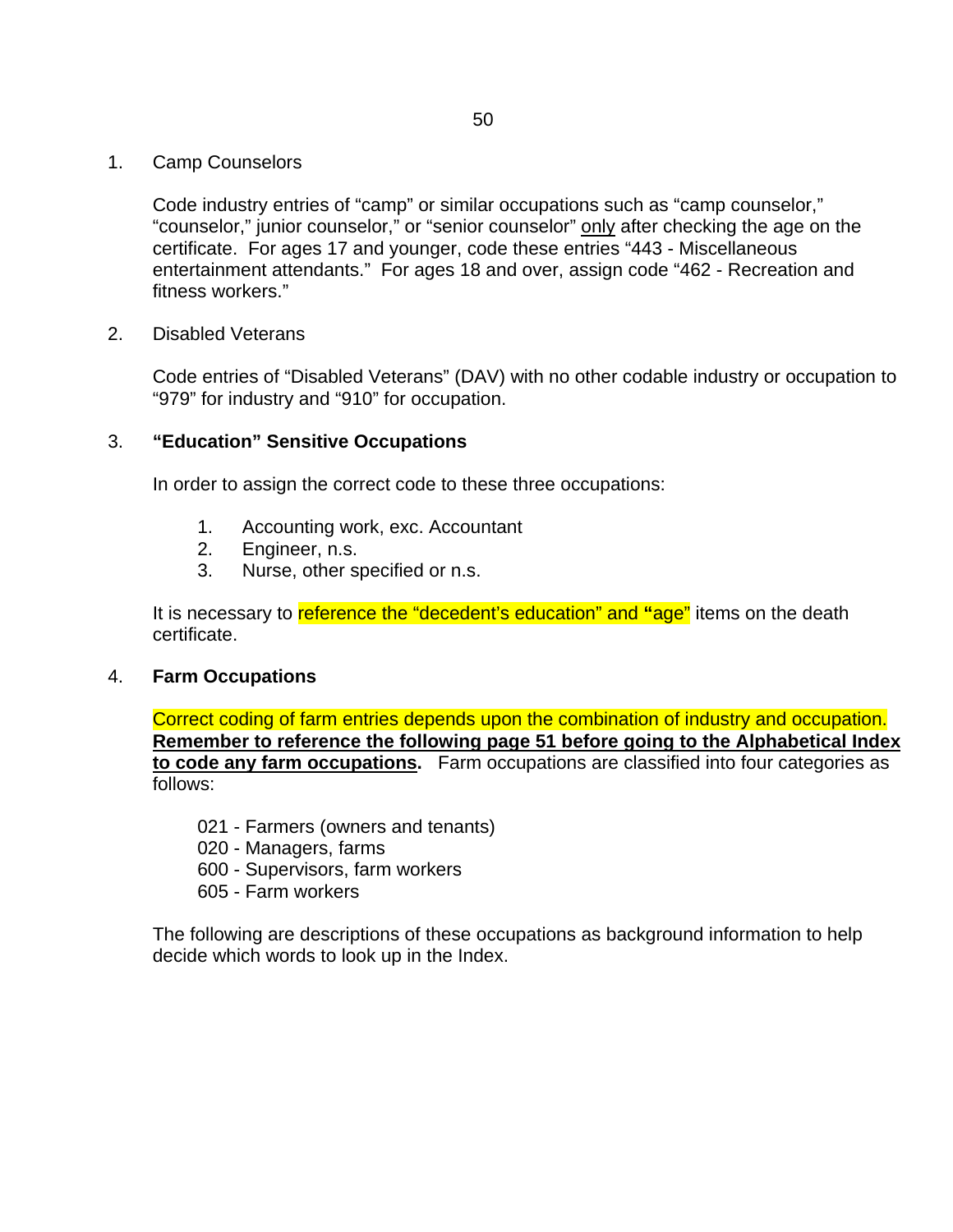1. Camp Counselors

   Code industry entries of “camp” or similar occupations such as “camp counselor,” “counselor,” junior counselor,” or “senior counselor” <u>only</u> after checking the age on the certificate. For ages 17 and younger, code these entries “443 - Miscellaneous entertainment attendants.” For ages 18 and over, assign code “462 - Recreation and fitness workers.”

2. Disabled Veterans

   Code entries of “Disabled Veterans” (DAV) with no other codable industry or occupation to “979” for industry and “910” for occupation.

3. **“Education” Sensitive Occupations**

   In order to assign the correct code to these three occupations:

   1. Accounting work, exc. Accountant
   2. Engineer, n.s.
   3. Nurse, other specified or n.s.

   It is necessary to reference the “decedent’s education” and “age” items on the death certificate.

4. **Farm Occupations**

   Correct coding of farm entries depends upon the combination of industry and occupation. **<u>Remember to reference the following page 51 before going to the Alphabetical Index to code any farm occupations</u>.** Farm occupations are classified into four categories as follows:

   021 - Farmers (owners and tenants)
   020 - Managers, farms
   600 - Supervisors, farm workers
   605 - Farm workers

   The following are descriptions of these occupations as background information to help decide which words to look up in the Index.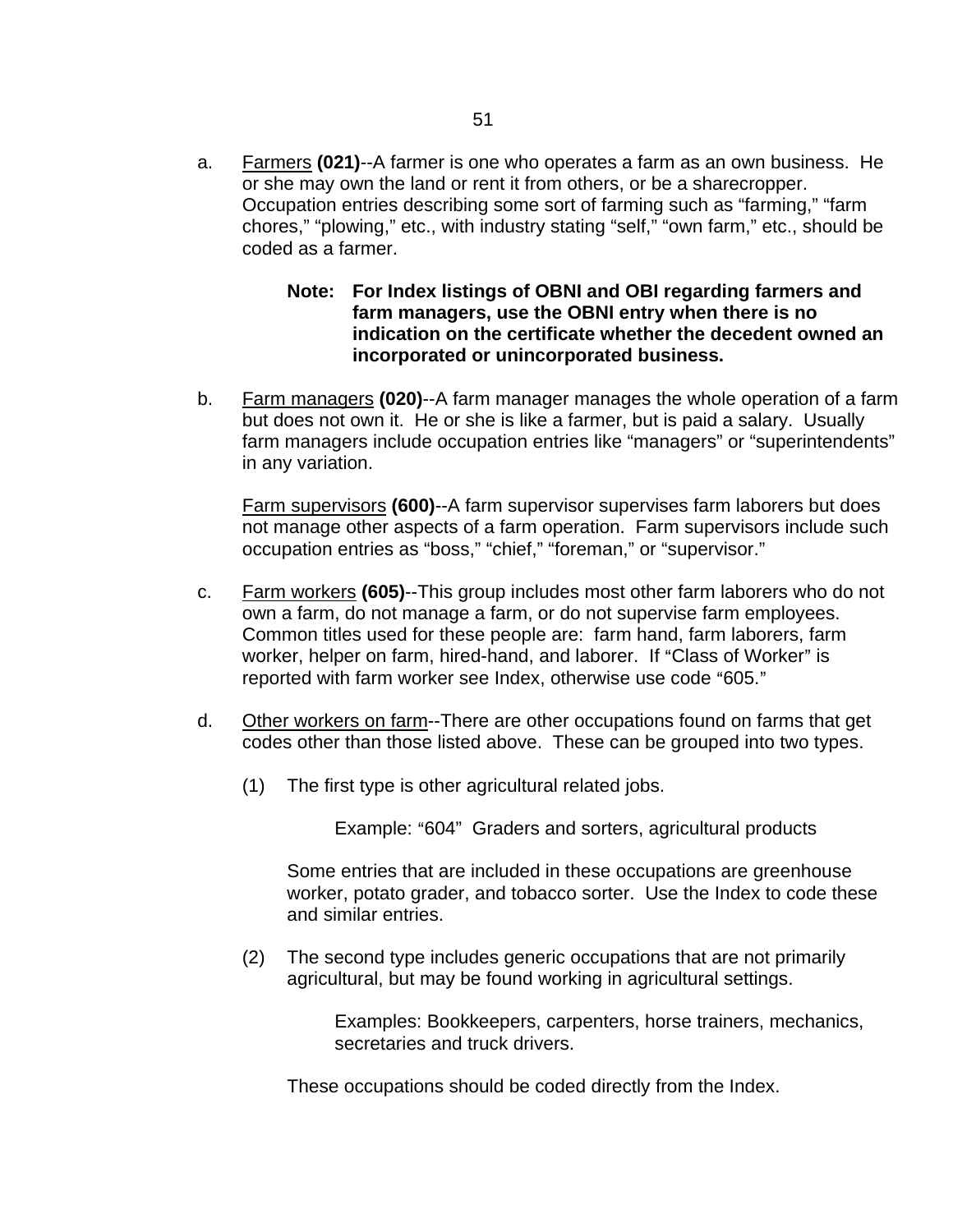a. Farmers **(021)**--A farmer is one who operates a farm as an own business. He or she may own the land or rent it from others, or be a sharecropper. Occupation entries describing some sort of farming such as “farming,” “farm chores,” “plowing,” etc., with industry stating “self,” “own farm,” etc., should be coded as a farmer.

   **Note: For Index listings of OBNI and OBI regarding farmers and farm managers, use the OBNI entry when there is no indication on the certificate whether the decedent owned an incorporated or unincorporated business.**

b. Farm managers **(020)**--A farm manager manages the whole operation of a farm but does not own it. He or she is like a farmer, but is paid a salary. Usually farm managers include occupation entries like “managers” or “superintendents” in any variation.

   Farm supervisors **(600)**--A farm supervisor supervises farm laborers but does not manage other aspects of a farm operation. Farm supervisors include such occupation entries as “boss,” “chief,” “foreman,” or “supervisor.”

c. Farm workers **(605)**--This group includes most other farm laborers who do not own a farm, do not manage a farm, or do not supervise farm employees. Common titles used for these people are: farm hand, farm laborers, farm worker, helper on farm, hired-hand, and laborer. If “Class of Worker” is reported with farm worker see Index, otherwise use code “605.”

d. Other workers on farm--There are other occupations found on farms that get codes other than those listed above. These can be grouped into two types.

   (1) The first type is other agricultural related jobs.

      Example: “604” Graders and sorters, agricultural products

      Some entries that are included in these occupations are greenhouse worker, potato grader, and tobacco sorter. Use the Index to code these and similar entries.

   (2) The second type includes generic occupations that are not primarily agricultural, but may be found working in agricultural settings.

      Examples: Bookkeepers, carpenters, horse trainers, mechanics, secretaries and truck drivers.

      These occupations should be coded directly from the Index.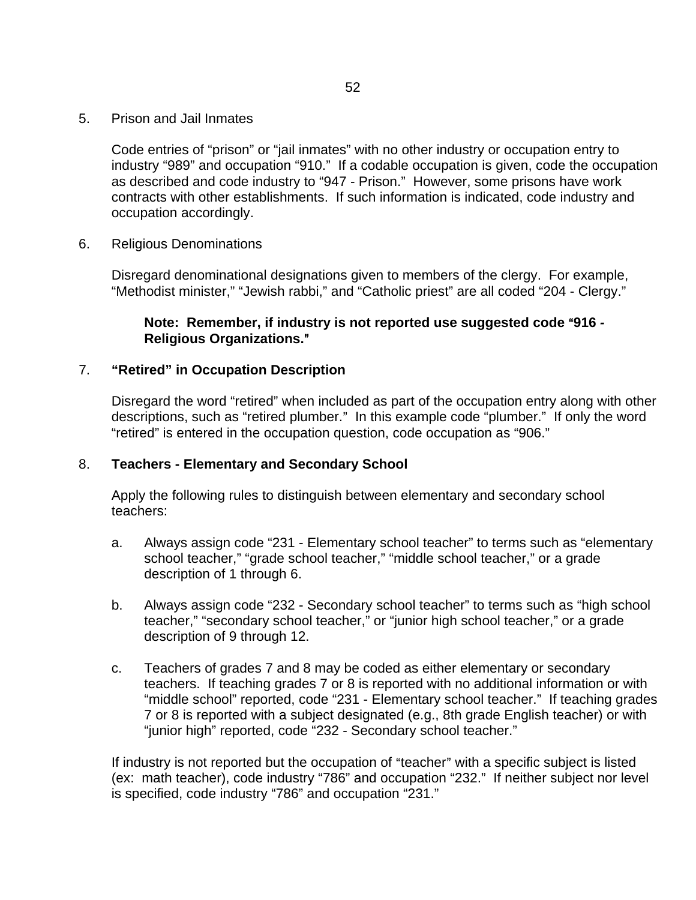5. Prison and Jail Inmates

   Code entries of “prison” or “jail inmates” with no other industry or occupation entry to industry “989” and occupation “910.”  If a codable occupation is given, code the occupation as described and code industry to “947 - Prison.”  However, some prisons have work contracts with other establishments.  If such information is indicated, code industry and occupation accordingly.

6. Religious Denominations

   Disregard denominational designations given to members of the clergy.  For example, “Methodist minister,” “Jewish rabbi,” and “Catholic priest” are all coded “204 - Clergy.”

   **Note:  Remember, if industry is not reported use suggested code “916 - Religious Organizations.”**

7. **“Retired” in Occupation Description**

   Disregard the word “retired” when included as part of the occupation entry along with other descriptions, such as “retired plumber.”  In this example code “plumber.”  If only the word “retired” is entered in the occupation question, code occupation as “906.”

8. **Teachers - Elementary and Secondary School**

   Apply the following rules to distinguish between elementary and secondary school teachers:

   a. Always assign code “231 - Elementary school teacher” to terms such as “elementary school teacher,” “grade school teacher,” “middle school teacher,” or a grade description of 1 through 6.

   b. Always assign code “232 - Secondary school teacher” to terms such as “high school teacher,” “secondary school teacher,” or “junior high school teacher,” or a grade description of 9 through 12.

   c. Teachers of grades 7 and 8 may be coded as either elementary or secondary teachers.  If teaching grades 7 or 8 is reported with no additional information or with “middle school” reported, code “231 - Elementary school teacher.”  If teaching grades 7 or 8 is reported with a subject designated (e.g., 8th grade English teacher) or with “junior high” reported, code “232 - Secondary school teacher.”

   If industry is not reported but the occupation of “teacher” with a specific subject is listed (ex:  math teacher), code industry “786” and occupation “232.”  If neither subject nor level is specified, code industry “786” and occupation “231.”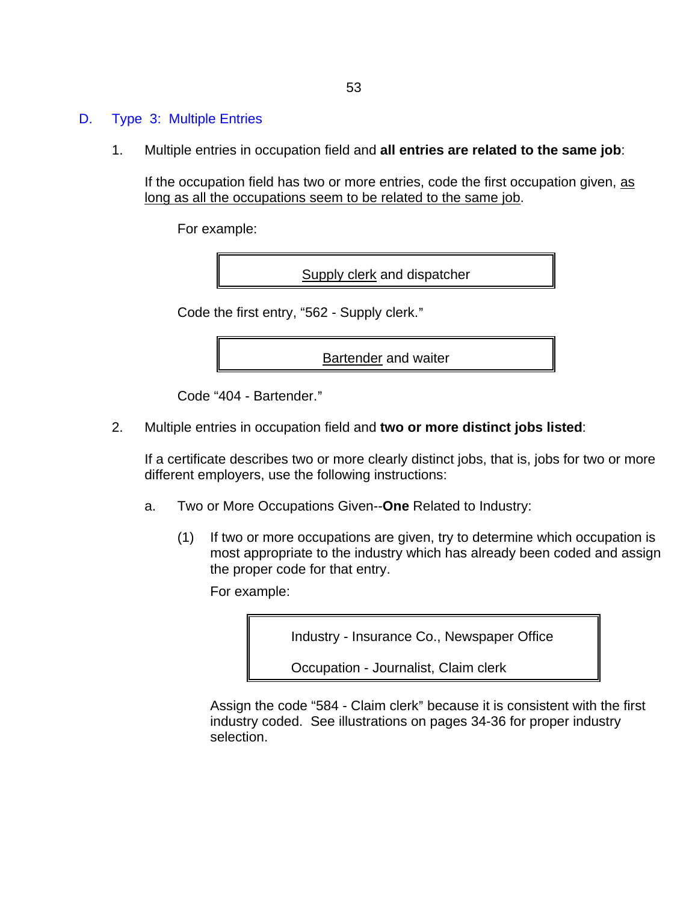## D. Type 3: Multiple Entries

1. Multiple entries in occupation field and **all entries are related to the same job**:

   If the occupation field has two or more entries, code the first occupation given, as long as all the occupations seem to be related to the same job.

   For example:

   | Supply clerk and dispatcher |
   |---|

   Code the first entry, "562 - Supply clerk."

   | Bartender and waiter |
   |---|

   Code "404 - Bartender."

2. Multiple entries in occupation field and **two or more distinct jobs listed**:

   If a certificate describes two or more clearly distinct jobs, that is, jobs for two or more different employers, use the following instructions:

   a. Two or More Occupations Given--**One** Related to Industry:

      (1) If two or more occupations are given, try to determine which occupation is most appropriate to the industry which has already been coded and assign the proper code for that entry.

      For example:

      | Industry - Insurance Co., Newspaper Office |
      |---|
      | Occupation - Journalist, Claim clerk |

      Assign the code "584 - Claim clerk" because it is consistent with the first industry coded. See illustrations on pages 34-36 for proper industry selection.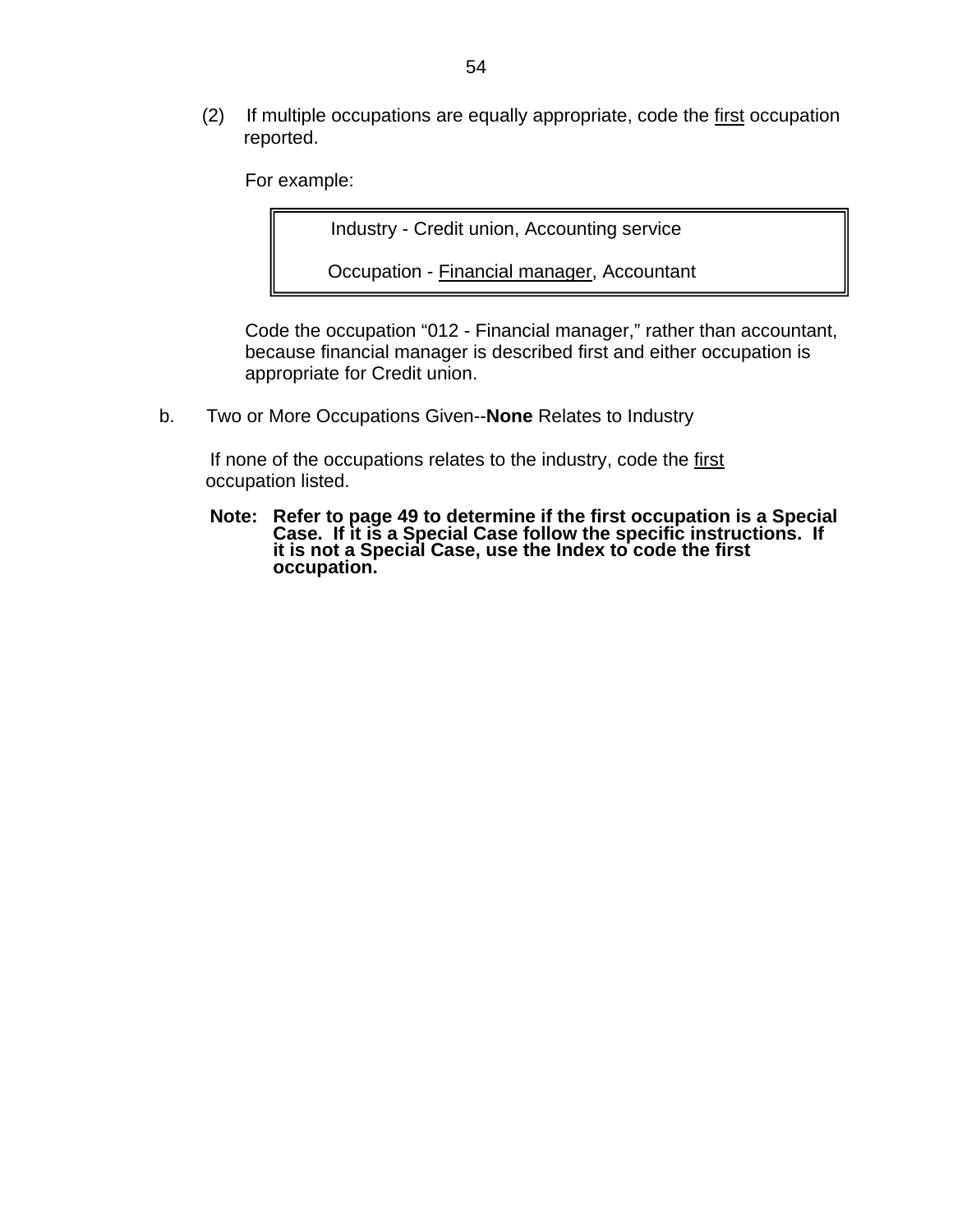(2) If multiple occupations are equally appropriate, code the <u>first</u> occupation reported.

For example:

| Industry - Credit union, Accounting service<br><br>Occupation - <u>Financial manager</u>, Accountant |
|---|

Code the occupation “012 - Financial manager,” rather than accountant, because financial manager is described first and either occupation is appropriate for Credit union.

b. Two or More Occupations Given--**None** Relates to Industry

If none of the occupations relates to the industry, code the <u>first</u> occupation listed.

**Note: Refer to page 49 to determine if the first occupation is a Special Case. If it is a Special Case follow the specific instructions. If it is not a Special Case, use the Index to code the first occupation.**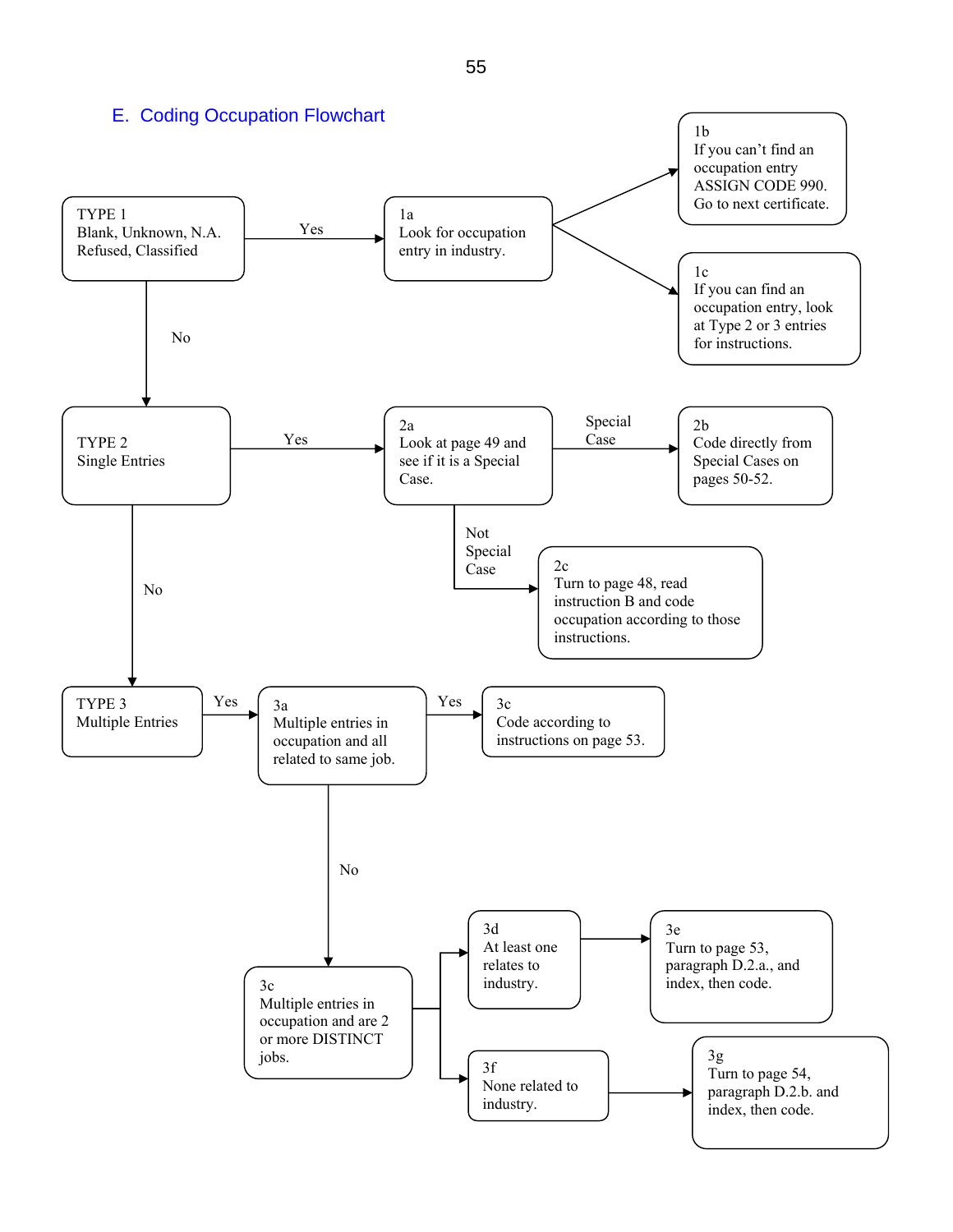## E. Coding Occupation Flowchart

**TYPE 1**
Blank, Unknown, N.A.
Refused, Classified

- **Yes** → **1a** Look for occupation entry in industry.
  - → **1b** If you can't find an occupation entry ASSIGN CODE 990. Go to next certificate.
  - → **1c** If you can find an occupation entry, look at Type 2 or 3 entries for instructions.
- **No** → TYPE 2

**TYPE 2**
Single Entries

- **Yes** → **2a** Look at page 49 and see if it is a Special Case.
  - **Special Case** → **2b** Code directly from Special Cases on pages 50-52.
  - **Not Special Case** → **2c** Turn to page 48, read instruction B and code occupation according to those instructions.
- **No** → TYPE 3

**TYPE 3**
Multiple Entries

- **Yes** → **3a** Multiple entries in occupation and all related to same job.
  - **Yes** → **3c** Code according to instructions on page 53.
  - **No** → **3c** Multiple entries in occupation and are 2 or more DISTINCT jobs.
    - → **3d** At least one relates to industry. → **3e** Turn to page 53, paragraph D.2.a., and index, then code.
    - → **3f** None related to industry. → **3g** Turn to page 54, paragraph D.2.b. and index, then code.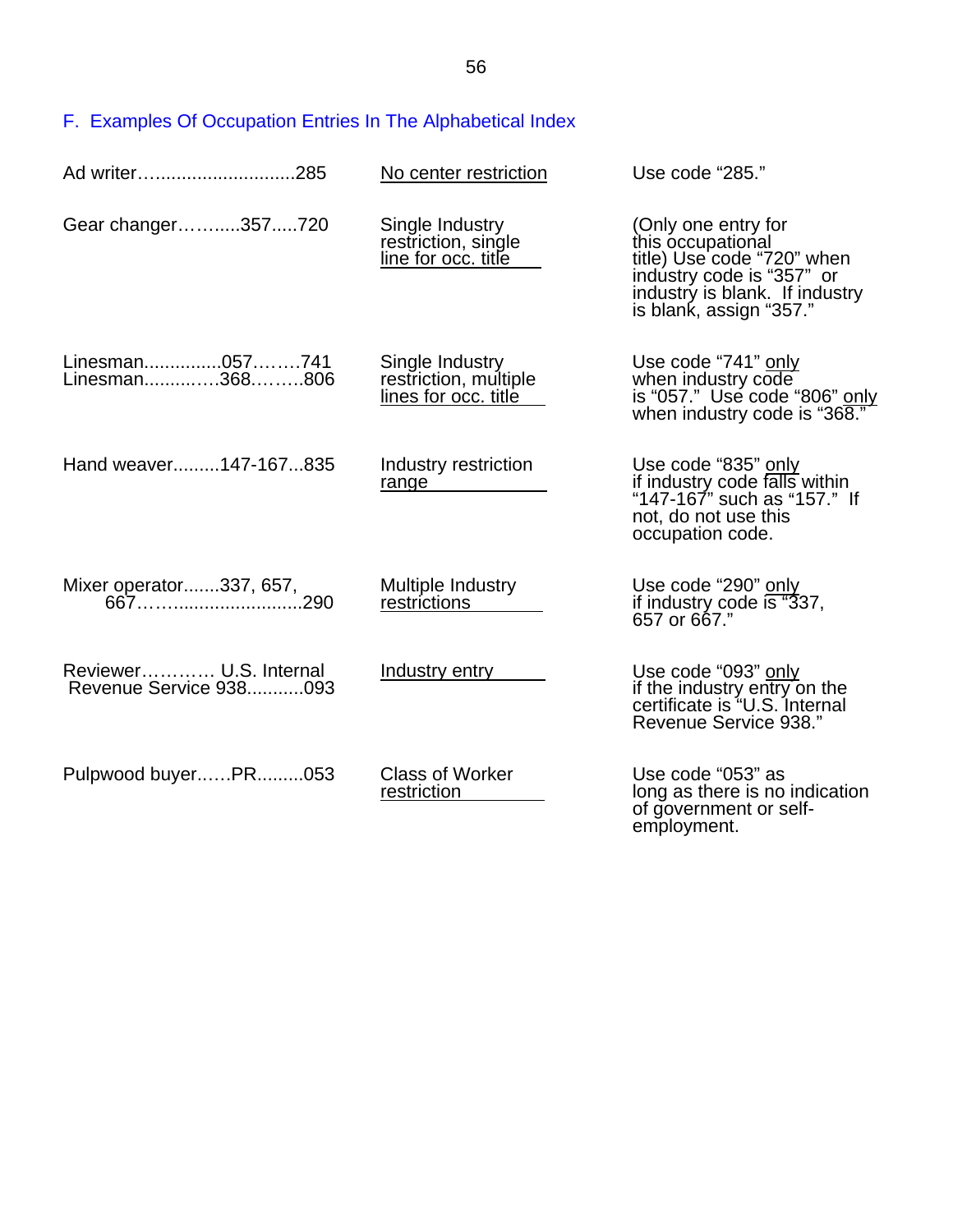## F. Examples Of Occupation Entries In The Alphabetical Index

| | | |
|---|---|---|
| Ad writer…...........................285 | No center restriction | Use code “285.” |
| Gear changer……....357.....720 | Single Industry restriction, single line for occ. title | (Only one entry for this occupational title) Use code “720” when industry code is “357” or industry is blank. If industry is blank, assign “357.” |
| Linesman...............057……..741<br>Linesman..............368……...806 | Single Industry restriction, multiple lines for occ. title | Use code “741” only when industry code is “057.” Use code “806” only when industry code is “368.” |
| Hand weaver.........147-167...835 | Industry restriction range | Use code “835” only if industry code falls within “147-167” such as “157.” If not, do not use this occupation code. |
| Mixer operator.......337, 657, 667…….........................290 | Multiple Industry restrictions | Use code “290” only if industry code is “337, 657 or 667.” |
| Reviewer………… U.S. Internal Revenue Service 938...........093 | Industry entry | Use code “093” only if the industry entry on the certificate is “U.S. Internal Revenue Service 938.” |
| Pulpwood buyer.…..PR.........053 | Class of Worker restriction | Use code “053” as long as there is no indication of government or self-employment. |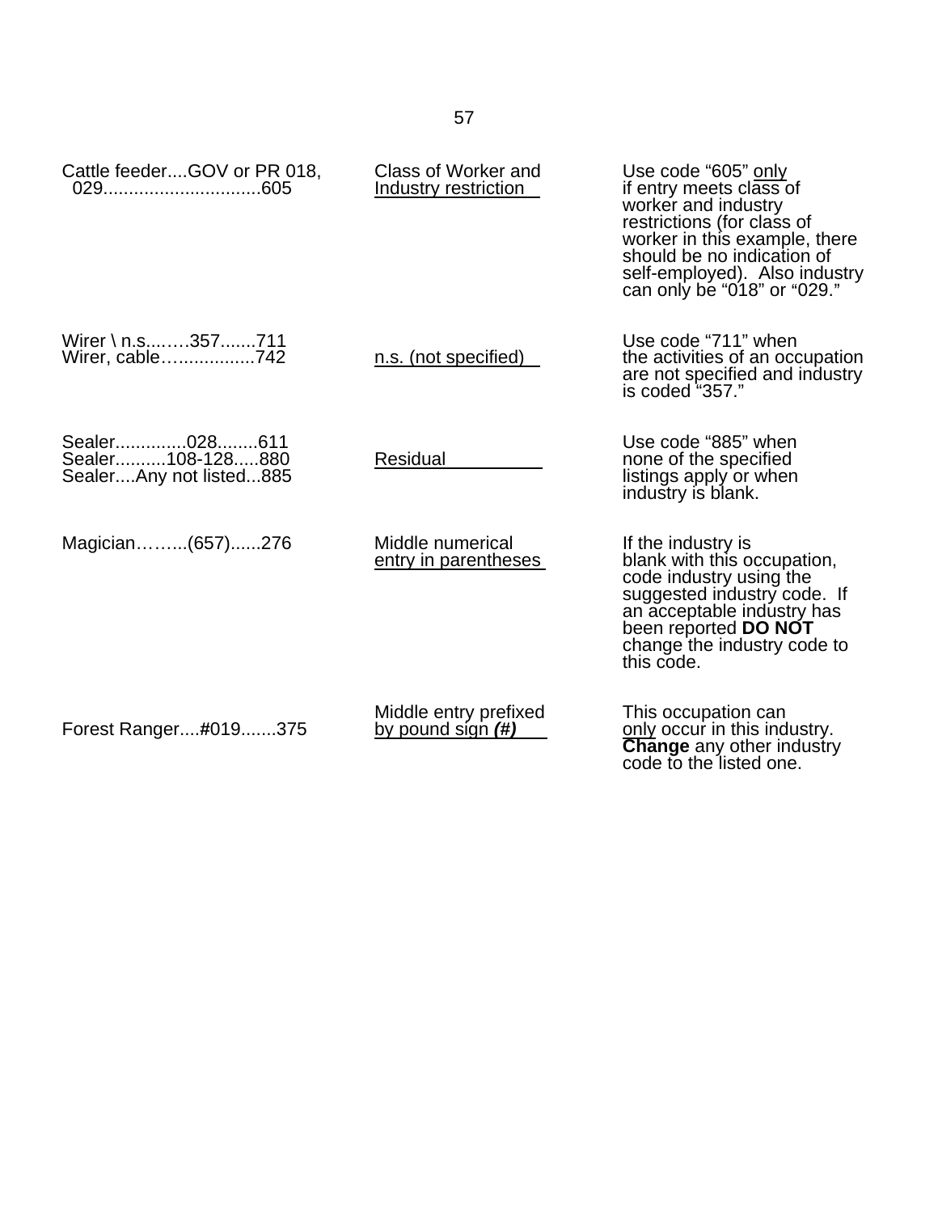| | | |
|---|---|---|
| Cattle feeder....GOV or PR 018, 029..............................605 | Class of Worker and Industry restriction | Use code “605” only if entry meets class of worker and industry restrictions (for class of worker in this example, there should be no indication of self-employed). Also industry can only be “018” or “029.” |
| Wirer \ n.s....…357.......711<br>Wirer, cable…...............742 | n.s. (not specified) | Use code “711” when the activities of an occupation are not specified and industry is coded “357.” |
| Sealer.............028........611<br>Sealer..........108-128.....880<br>Sealer....Any not listed...885 | Residual | Use code “885” when none of the specified listings apply or when industry is blank. |
| Magician……..(657)......276 | Middle numerical entry in parentheses | If the industry is blank with this occupation, code industry using the suggested industry code. If an acceptable industry has been reported **DO NOT** change the industry code to this code. |
| Forest Ranger....#019.......375 | Middle entry prefixed by pound sign ***(#)*** | This occupation can only occur in this industry. **Change** any other industry code to the listed one. |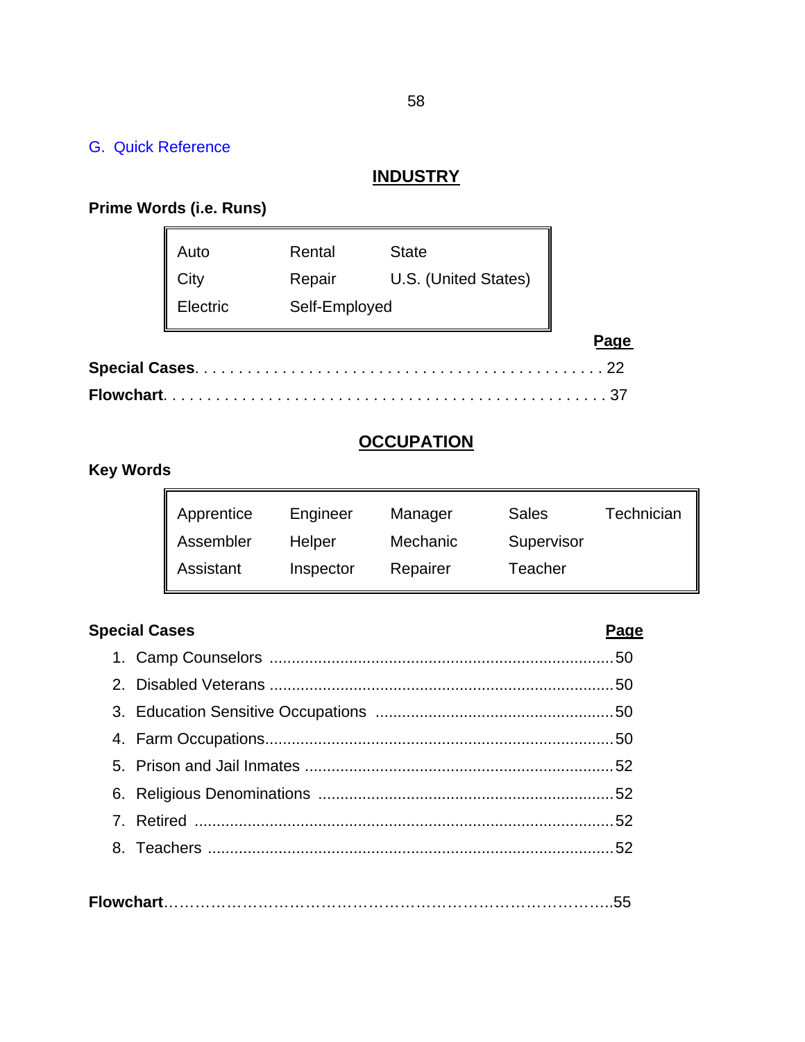## G. Quick Reference

### INDUSTRY

**Prime Words (i.e. Runs)**

| | | |
|---|---|---|
| Auto | Rental | State |
| City | Repair | U.S. (United States) |
| Electric | Self-Employed | |

| | Page |
|---|---|
| **Special Cases** | 22 |
| **Flowchart** | 37 |

### OCCUPATION

**Key Words**

| | | | | |
|---|---|---|---|---|
| Apprentice | Engineer | Manager | Sales | Technician |
| Assembler | Helper | Mechanic | Supervisor | |
| Assistant | Inspector | Repairer | Teacher | |

| **Special Cases** | **Page** |
|---|---|
| 1. Camp Counselors | 50 |
| 2. Disabled Veterans | 50 |
| 3. Education Sensitive Occupations | 50 |
| 4. Farm Occupations | 50 |
| 5. Prison and Jail Inmates | 52 |
| 6. Religious Denominations | 52 |
| 7. Retired | 52 |
| 8. Teachers | 52 |

**Flowchart**……55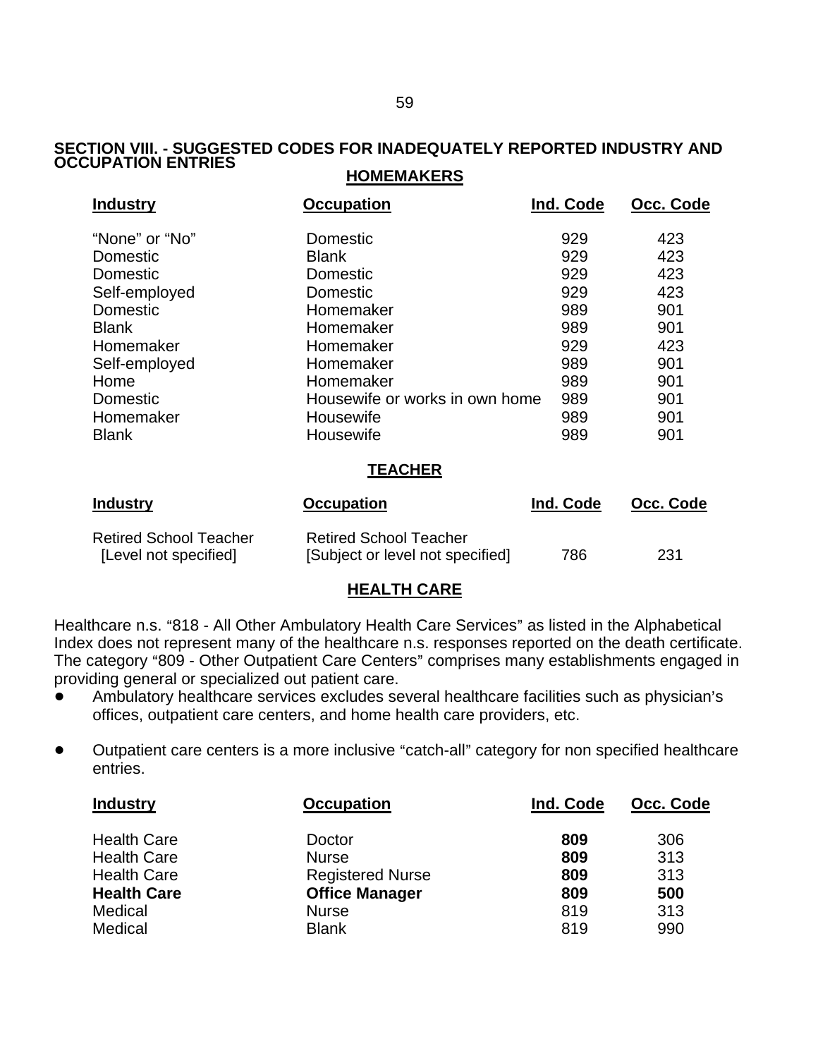## SECTION VIII. - SUGGESTED CODES FOR INADEQUATELY REPORTED INDUSTRY AND OCCUPATION ENTRIES

### HOMEMAKERS

| Industry | Occupation | Ind. Code | Occ. Code |
|---|---|---|---|
| “None” or “No” | Domestic | 929 | 423 |
| Domestic | Blank | 929 | 423 |
| Domestic | Domestic | 929 | 423 |
| Self-employed | Domestic | 929 | 423 |
| Domestic | Homemaker | 989 | 901 |
| Blank | Homemaker | 989 | 901 |
| Homemaker | Homemaker | 929 | 423 |
| Self-employed | Homemaker | 989 | 901 |
| Home | Homemaker | 989 | 901 |
| Domestic | Housewife or works in own home | 989 | 901 |
| Homemaker | Housewife | 989 | 901 |
| Blank | Housewife | 989 | 901 |

### TEACHER

| Industry | Occupation | Ind. Code | Occ. Code |
|---|---|---|---|
| Retired School Teacher [Level not specified] | Retired School Teacher [Subject or level not specified] | 786 | 231 |

### HEALTH CARE

Healthcare n.s. “818 - All Other Ambulatory Health Care Services” as listed in the Alphabetical Index does not represent many of the healthcare n.s. responses reported on the death certificate. The category “809 - Other Outpatient Care Centers” comprises many establishments engaged in providing general or specialized out patient care.

- Ambulatory healthcare services excludes several healthcare facilities such as physician’s offices, outpatient care centers, and home health care providers, etc.
- Outpatient care centers is a more inclusive “catch-all” category for non specified healthcare entries.

| Industry | Occupation | Ind. Code | Occ. Code |
|---|---|---|---|
| Health Care | Doctor | **809** | 306 |
| Health Care | Nurse | **809** | 313 |
| Health Care | Registered Nurse | **809** | 313 |
| **Health Care** | **Office Manager** | **809** | **500** |
| Medical | Nurse | 819 | 313 |
| Medical | Blank | 819 | 990 |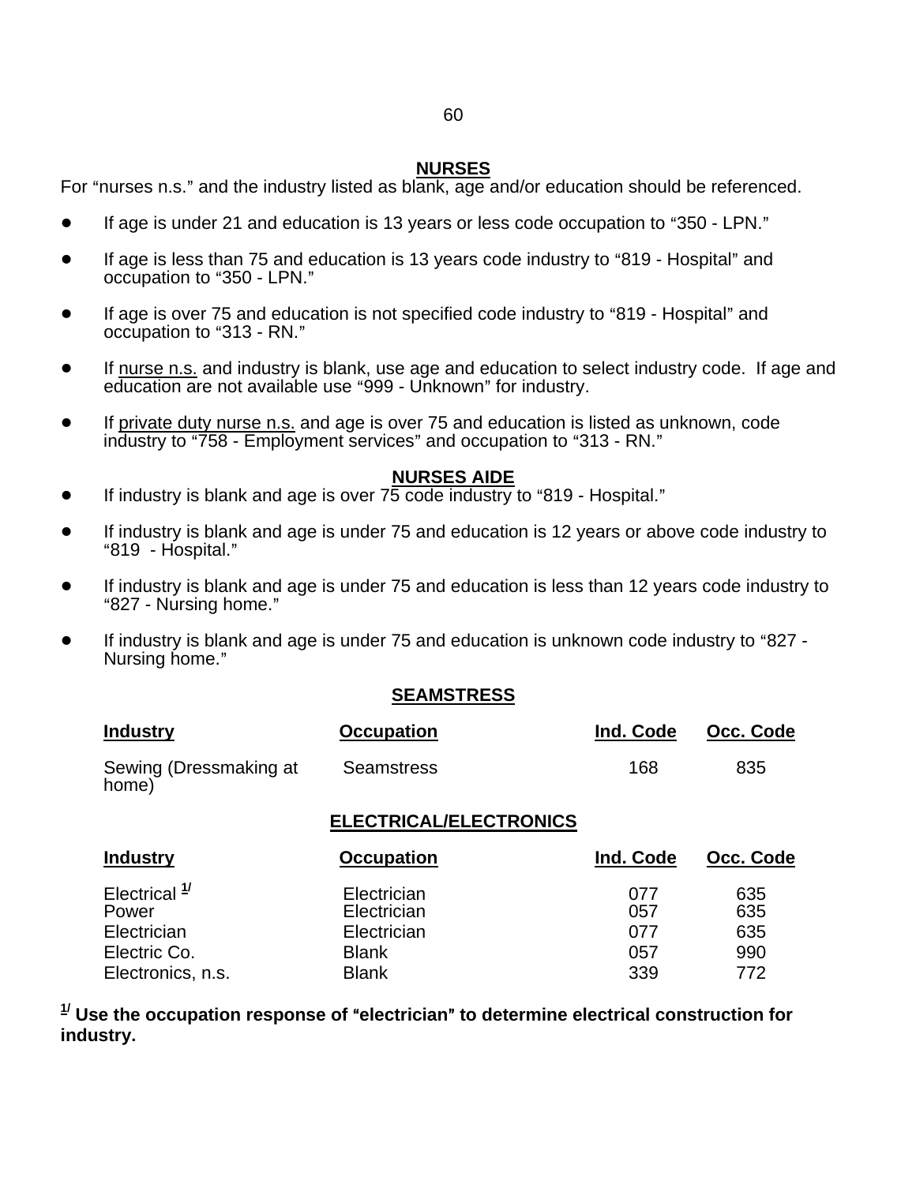## NURSES

For "nurses n.s." and the industry listed as blank, age and/or education should be referenced.

- If age is under 21 and education is 13 years or less code occupation to "350 - LPN."
- If age is less than 75 and education is 13 years code industry to "819 - Hospital" and occupation to "350 - LPN."
- If age is over 75 and education is not specified code industry to "819 - Hospital" and occupation to "313 - RN."
- If nurse n.s. and industry is blank, use age and education to select industry code. If age and education are not available use "999 - Unknown" for industry.
- If private duty nurse n.s. and age is over 75 and education is listed as unknown, code industry to "758 - Employment services" and occupation to "313 - RN."

## NURSES AIDE

- If industry is blank and age is over 75 code industry to "819 - Hospital."
- If industry is blank and age is under 75 and education is 12 years or above code industry to "819 - Hospital."
- If industry is blank and age is under 75 and education is less than 12 years code industry to "827 - Nursing home."
- If industry is blank and age is under 75 and education is unknown code industry to "827 - Nursing home."

## SEAMSTRESS

| Industry | Occupation | Ind. Code | Occ. Code |
|---|---|---|---|
| Sewing (Dressmaking at home) | Seamstress | 168 | 835 |

## ELECTRICAL/ELECTRONICS

| Industry | Occupation | Ind. Code | Occ. Code |
|---|---|---|---|
| Electrical [1/] | Electrician | 077 | 635 |
| Power | Electrician | 057 | 635 |
| Electrician | Electrician | 077 | 635 |
| Electric Co. | Blank | 057 | 990 |
| Electronics, n.s. | Blank | 339 | 772 |

**[1/] Use the occupation response of "electrician" to determine electrical construction for industry.**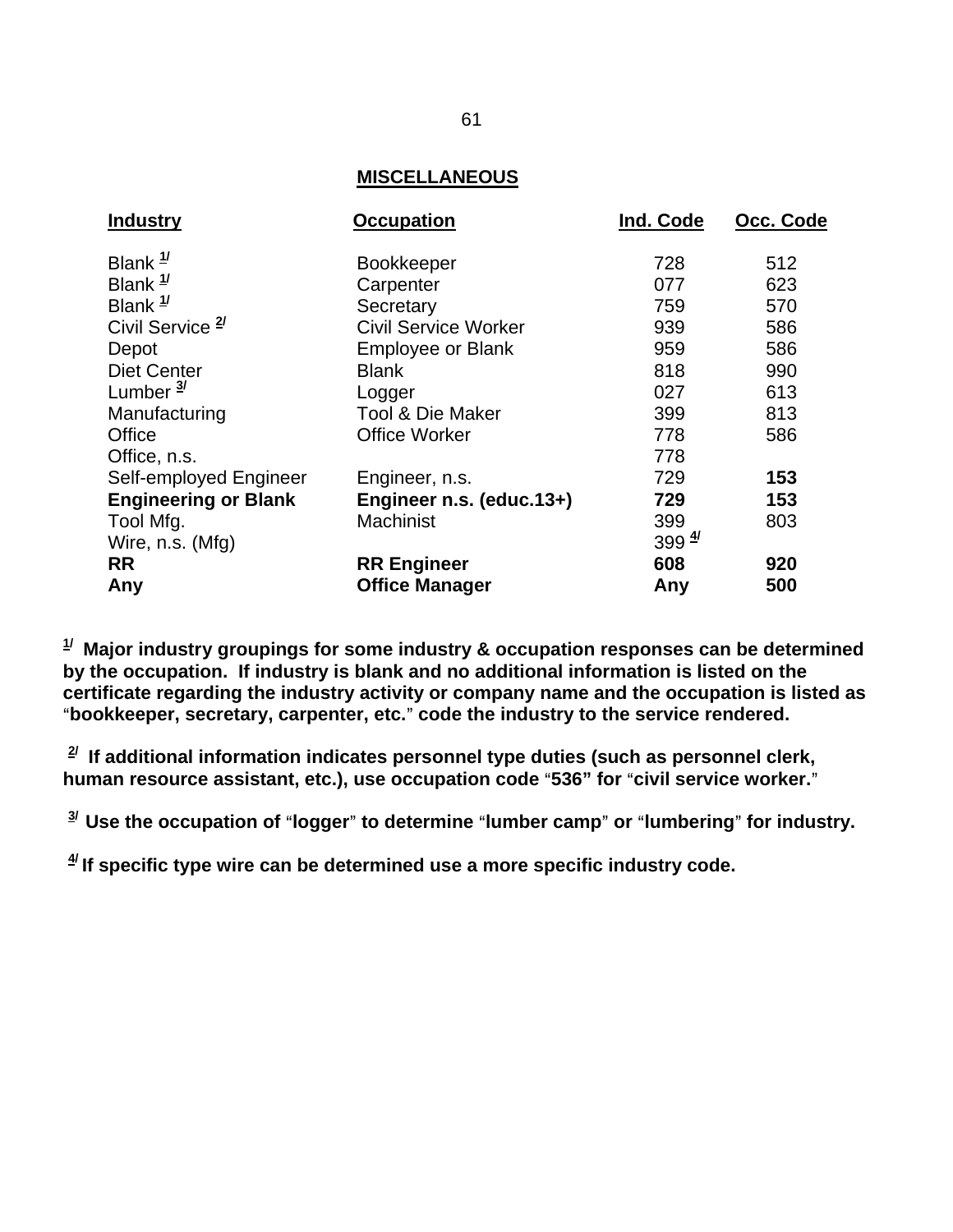## MISCELLANEOUS

| Industry | Occupation | Ind. Code | Occ. Code |
|---|---|---|---|
| Blank [1/] | Bookkeeper | 728 | 512 |
| Blank [1/] | Carpenter | 077 | 623 |
| Blank [1/] | Secretary | 759 | 570 |
| Civil Service [2/] | Civil Service Worker | 939 | 586 |
| Depot | Employee or Blank | 959 | 586 |
| Diet Center | Blank | 818 | 990 |
| Lumber [3/] | Logger | 027 | 613 |
| Manufacturing | Tool & Die Maker | 399 | 813 |
| Office | Office Worker | 778 | 586 |
| Office, n.s. | | 778 | |
| Self-employed Engineer | Engineer, n.s. | 729 | **153** |
| **Engineering or Blank** | **Engineer n.s. (educ.13+)** | **729** | **153** |
| Tool Mfg. | Machinist | 399 | 803 |
| Wire, n.s. (Mfg) | | 399 [4/] | |
| **RR** | **RR Engineer** | **608** | **920** |
| **Any** | **Office Manager** | **Any** | **500** |

**[1/] Major industry groupings for some industry & occupation responses can be determined by the occupation. If industry is blank and no additional information is listed on the certificate regarding the industry activity or company name and the occupation is listed as "bookkeeper, secretary, carpenter, etc." code the industry to the service rendered.**

**[2/] If additional information indicates personnel type duties (such as personnel clerk, human resource assistant, etc.), use occupation code "536" for "civil service worker."**

**[3/] Use the occupation of "logger" to determine "lumber camp" or "lumbering" for industry.**

**[4/] If specific type wire can be determined use a more specific industry code.**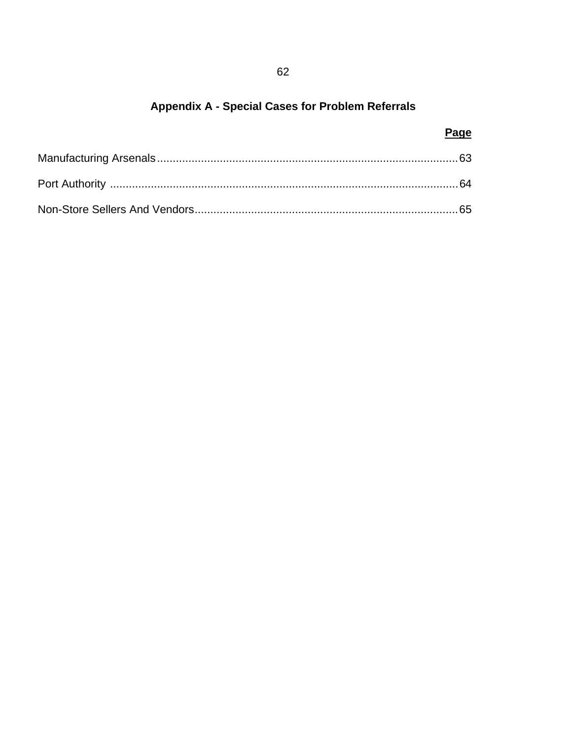## Appendix A - Special Cases for Problem Referrals

| | **Page** |
|---|---|
| Manufacturing Arsenals | 63 |
| Port Authority | 64 |
| Non-Store Sellers And Vendors | 65 |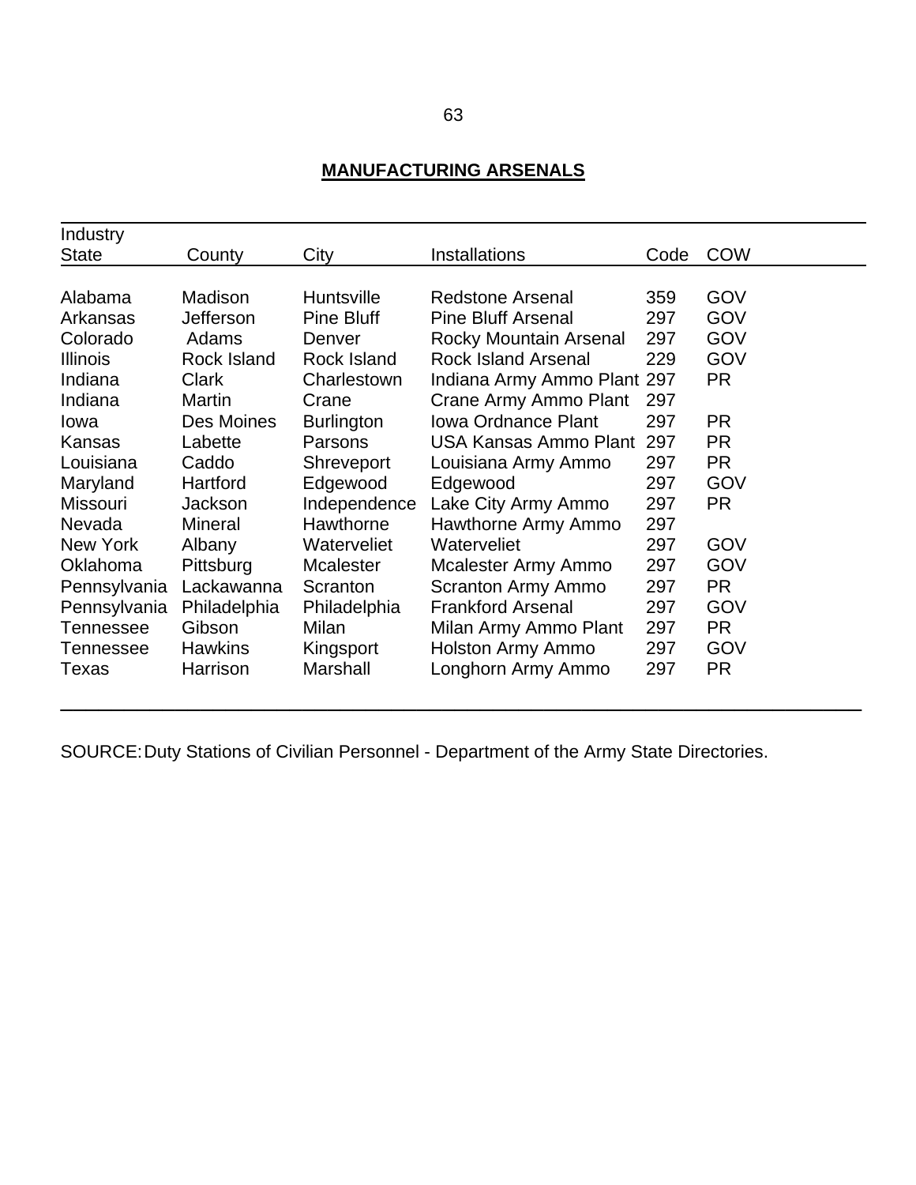## MANUFACTURING ARSENALS

| Industry State | County | City | Installations | Code | COW |
|---|---|---|---|---|---|
| Alabama | Madison | Huntsville | Redstone Arsenal | 359 | GOV |
| Arkansas | Jefferson | Pine Bluff | Pine Bluff Arsenal | 297 | GOV |
| Colorado | Adams | Denver | Rocky Mountain Arsenal | 297 | GOV |
| Illinois | Rock Island | Rock Island | Rock Island Arsenal | 229 | GOV |
| Indiana | Clark | Charlestown | Indiana Army Ammo Plant | 297 | PR |
| Indiana | Martin | Crane | Crane Army Ammo Plant | 297 | |
| Iowa | Des Moines | Burlington | Iowa Ordnance Plant | 297 | PR |
| Kansas | Labette | Parsons | USA Kansas Ammo Plant | 297 | PR |
| Louisiana | Caddo | Shreveport | Louisiana Army Ammo | 297 | PR |
| Maryland | Hartford | Edgewood | Edgewood | 297 | GOV |
| Missouri | Jackson | Independence | Lake City Army Ammo | 297 | PR |
| Nevada | Mineral | Hawthorne | Hawthorne Army Ammo | 297 | |
| New York | Albany | Waterveliet | Waterveliet | 297 | GOV |
| Oklahoma | Pittsburg | Mcalester | Mcalester Army Ammo | 297 | GOV |
| Pennsylvania | Lackawanna | Scranton | Scranton Army Ammo | 297 | PR |
| Pennsylvania | Philadelphia | Philadelphia | Frankford Arsenal | 297 | GOV |
| Tennessee | Gibson | Milan | Milan Army Ammo Plant | 297 | PR |
| Tennessee | Hawkins | Kingsport | Holston Army Ammo | 297 | GOV |
| Texas | Harrison | Marshall | Longhorn Army Ammo | 297 | PR |

SOURCE: Duty Stations of Civilian Personnel - Department of the Army State Directories.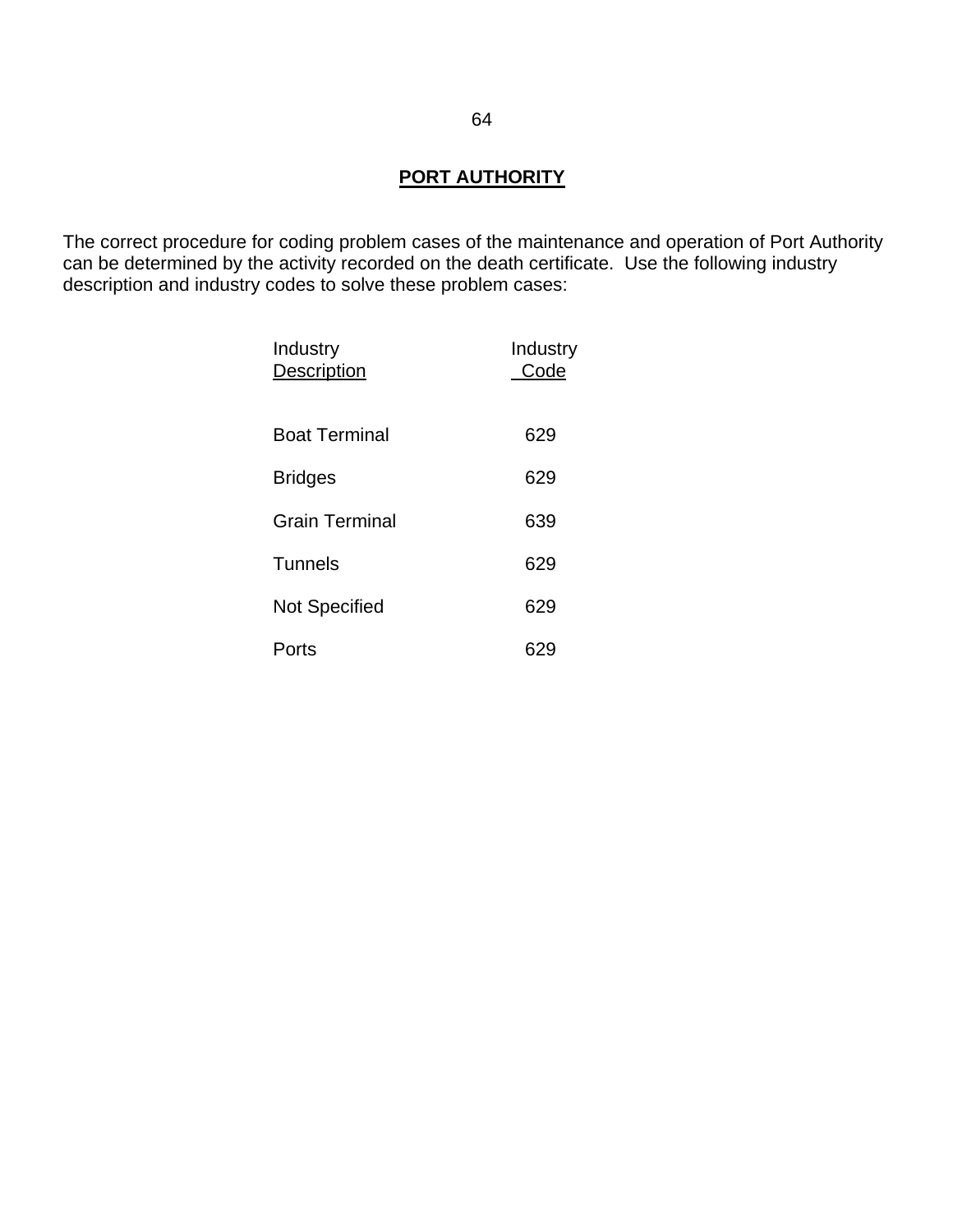## PORT AUTHORITY

The correct procedure for coding problem cases of the maintenance and operation of Port Authority can be determined by the activity recorded on the death certificate. Use the following industry description and industry codes to solve these problem cases:

| Industry Description | Industry Code |
|---|---|
| Boat Terminal | 629 |
| Bridges | 629 |
| Grain Terminal | 639 |
| Tunnels | 629 |
| Not Specified | 629 |
| Ports | 629 |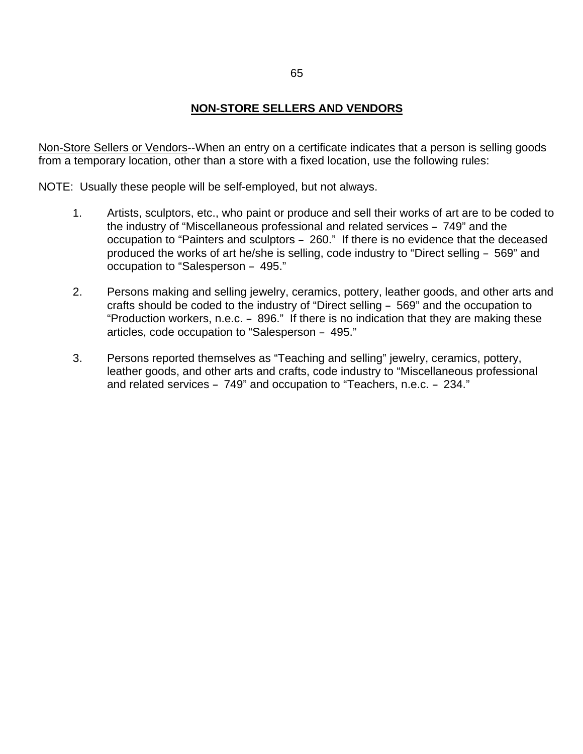# NON-STORE SELLERS AND VENDORS

<u>Non-Store Sellers or Vendors</u>--When an entry on a certificate indicates that a person is selling goods from a temporary location, other than a store with a fixed location, use the following rules:

NOTE: Usually these people will be self-employed, but not always.

1. Artists, sculptors, etc., who paint or produce and sell their works of art are to be coded to the industry of “Miscellaneous professional and related services – 749” and the occupation to “Painters and sculptors – 260.” If there is no evidence that the deceased produced the works of art he/she is selling, code industry to “Direct selling – 569” and occupation to “Salesperson – 495.”

2. Persons making and selling jewelry, ceramics, pottery, leather goods, and other arts and crafts should be coded to the industry of “Direct selling – 569” and the occupation to “Production workers, n.e.c. – 896.” If there is no indication that they are making these articles, code occupation to “Salesperson – 495.”

3. Persons reported themselves as “Teaching and selling” jewelry, ceramics, pottery, leather goods, and other arts and crafts, code industry to “Miscellaneous professional and related services – 749” and occupation to “Teachers, n.e.c. – 234.”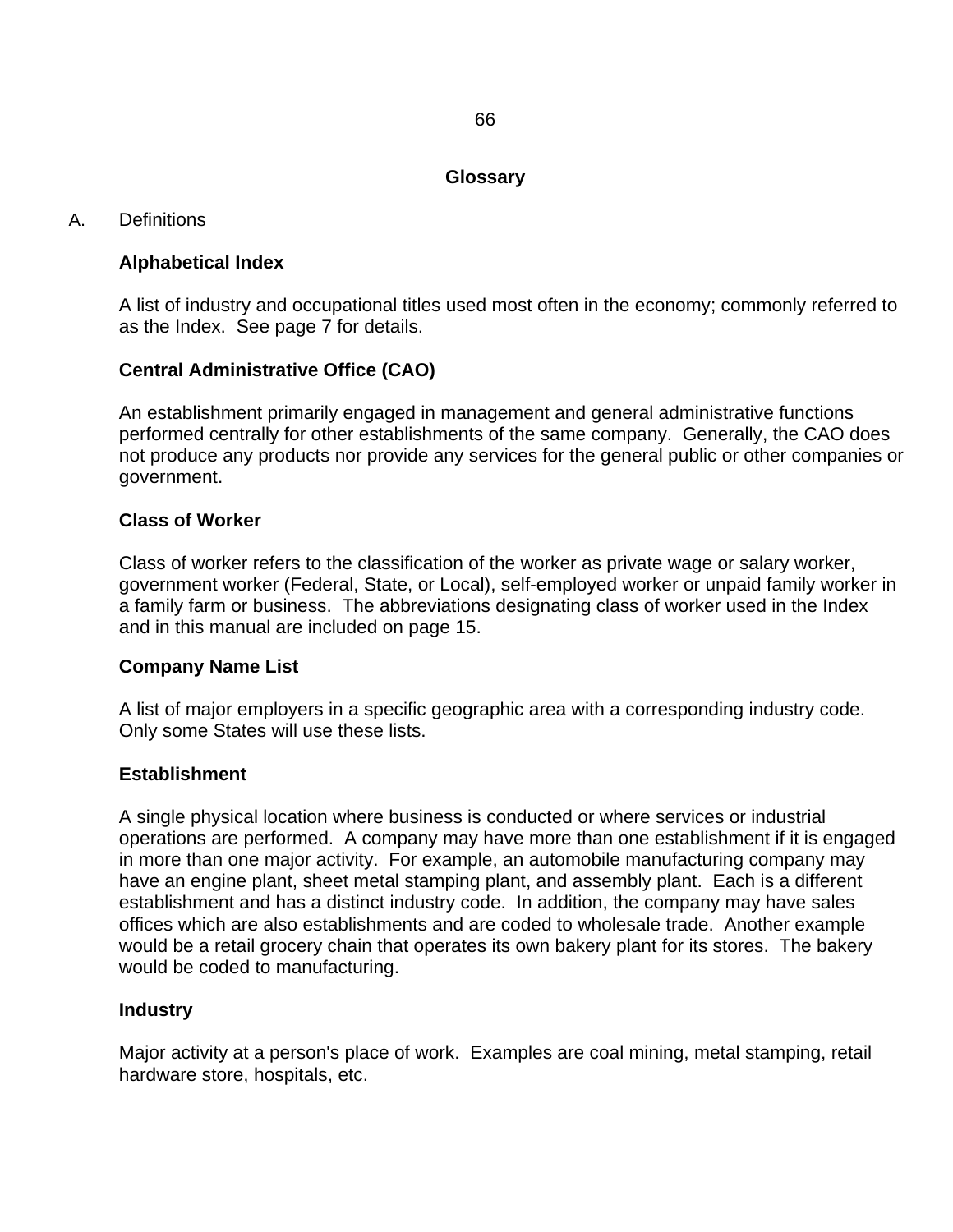## Glossary

A. Definitions

**Alphabetical Index**

A list of industry and occupational titles used most often in the economy; commonly referred to as the Index. See page 7 for details.

**Central Administrative Office (CAO)**

An establishment primarily engaged in management and general administrative functions performed centrally for other establishments of the same company. Generally, the CAO does not produce any products nor provide any services for the general public or other companies or government.

**Class of Worker**

Class of worker refers to the classification of the worker as private wage or salary worker, government worker (Federal, State, or Local), self-employed worker or unpaid family worker in a family farm or business. The abbreviations designating class of worker used in the Index and in this manual are included on page 15.

**Company Name List**

A list of major employers in a specific geographic area with a corresponding industry code. Only some States will use these lists.

**Establishment**

A single physical location where business is conducted or where services or industrial operations are performed. A company may have more than one establishment if it is engaged in more than one major activity. For example, an automobile manufacturing company may have an engine plant, sheet metal stamping plant, and assembly plant. Each is a different establishment and has a distinct industry code. In addition, the company may have sales offices which are also establishments and are coded to wholesale trade. Another example would be a retail grocery chain that operates its own bakery plant for its stores. The bakery would be coded to manufacturing.

**Industry**

Major activity at a person's place of work. Examples are coal mining, metal stamping, retail hardware store, hospitals, etc.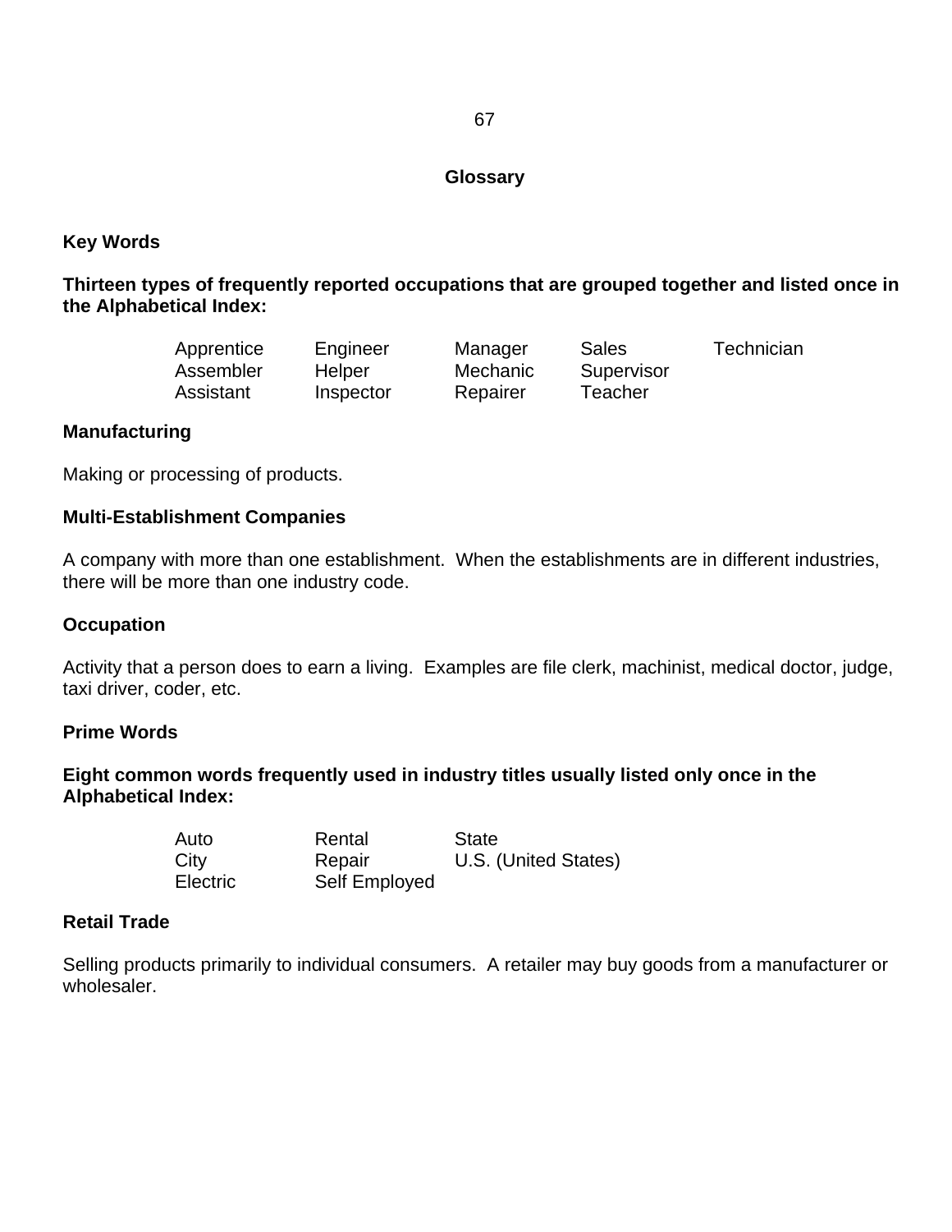# Glossary

## Key Words

**Thirteen types of frequently reported occupations that are grouped together and listed once in the Alphabetical Index:**

| | | | | |
|---|---|---|---|---|
| Apprentice | Engineer | Manager | Sales | Technician |
| Assembler | Helper | Mechanic | Supervisor | |
| Assistant | Inspector | Repairer | Teacher | |

## Manufacturing

Making or processing of products.

## Multi-Establishment Companies

A company with more than one establishment. When the establishments are in different industries, there will be more than one industry code.

## Occupation

Activity that a person does to earn a living. Examples are file clerk, machinist, medical doctor, judge, taxi driver, coder, etc.

## Prime Words

**Eight common words frequently used in industry titles usually listed only once in the Alphabetical Index:**

| | | |
|---|---|---|
| Auto | Rental | State |
| City | Repair | U.S. (United States) |
| Electric | Self Employed | |

## Retail Trade

Selling products primarily to individual consumers. A retailer may buy goods from a manufacturer or wholesaler.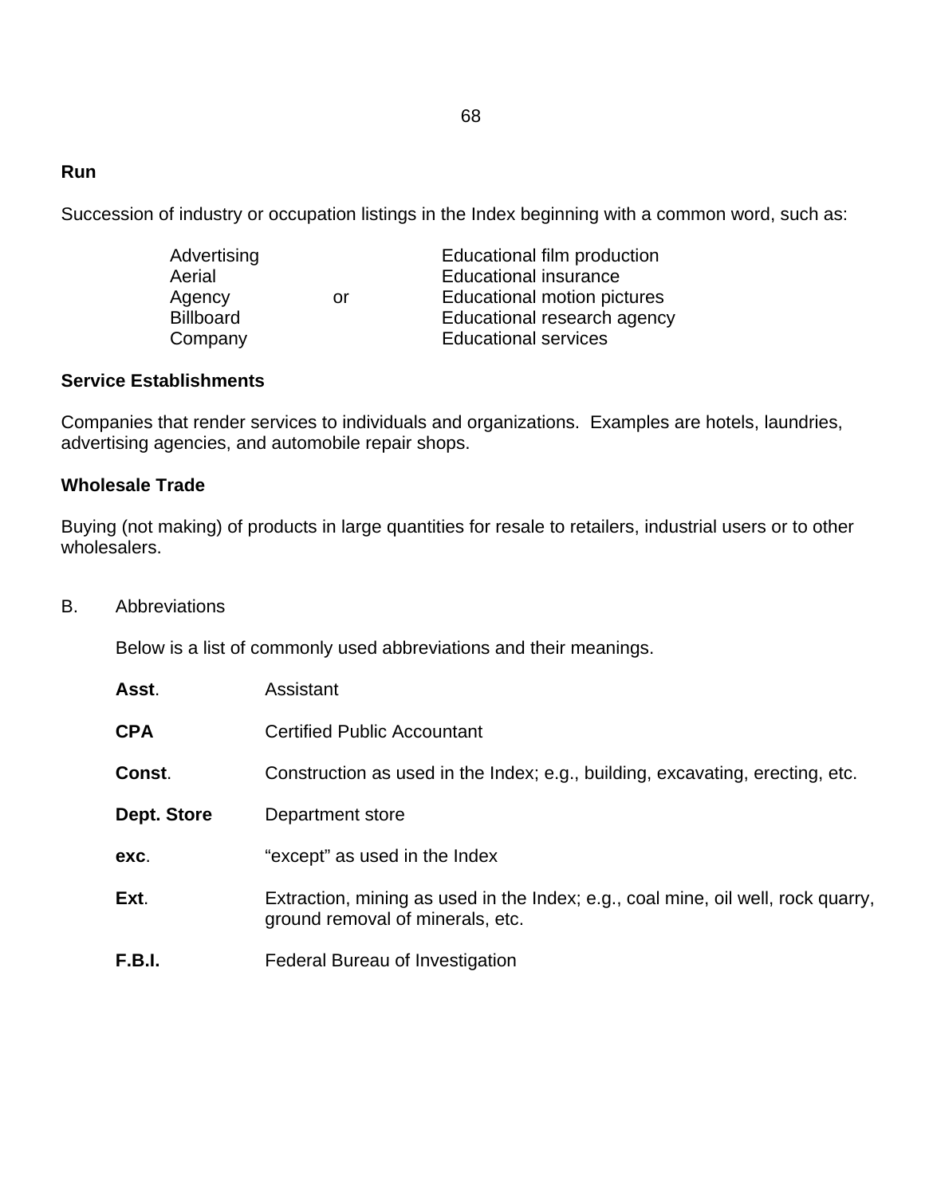**Run**

Succession of industry or occupation listings in the Index beginning with a common word, such as:

| | | |
|---|---|---|
| Advertising | | Educational film production |
| Aerial | | Educational insurance |
| Agency | or | Educational motion pictures |
| Billboard | | Educational research agency |
| Company | | Educational services |

**Service Establishments**

Companies that render services to individuals and organizations. Examples are hotels, laundries, advertising agencies, and automobile repair shops.

**Wholesale Trade**

Buying (not making) of products in large quantities for resale to retailers, industrial users or to other wholesalers.

B. Abbreviations

Below is a list of commonly used abbreviations and their meanings.

**Asst**. Assistant

**CPA** Certified Public Accountant

**Const**. Construction as used in the Index; e.g., building, excavating, erecting, etc.

**Dept. Store** Department store

**exc**. “except” as used in the Index

**Ext**. Extraction, mining as used in the Index; e.g., coal mine, oil well, rock quarry, ground removal of minerals, etc.

**F.B.I.** Federal Bureau of Investigation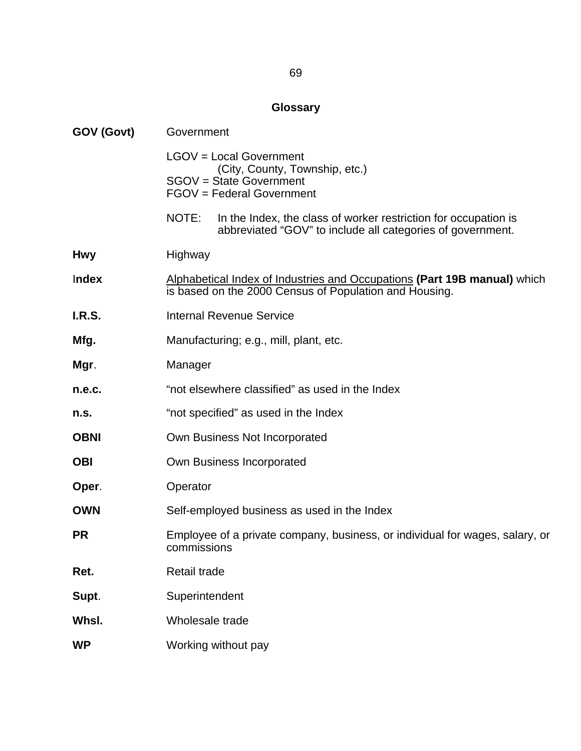## Glossary

**GOV (Govt)** Government

LGOV = Local Government
(City, County, Township, etc.)
SGOV = State Government
FGOV = Federal Government

NOTE: In the Index, the class of worker restriction for occupation is abbreviated “GOV” to include all categories of government.

**Hwy** Highway

**Index** Alphabetical Index of Industries and Occupations **(Part 19B manual)** which is based on the 2000 Census of Population and Housing.

**I.R.S.** Internal Revenue Service

**Mfg.** Manufacturing; e.g., mill, plant, etc.

**Mgr**. Manager

**n.e.c.** “not elsewhere classified” as used in the Index

**n.s.** “not specified” as used in the Index

**OBNI** Own Business Not Incorporated

**OBI** Own Business Incorporated

**Oper**. Operator

**OWN** Self-employed business as used in the Index

**PR** Employee of a private company, business, or individual for wages, salary, or commissions

**Ret.** Retail trade

**Supt**. Superintendent

**Whsl.** Wholesale trade

**WP** Working without pay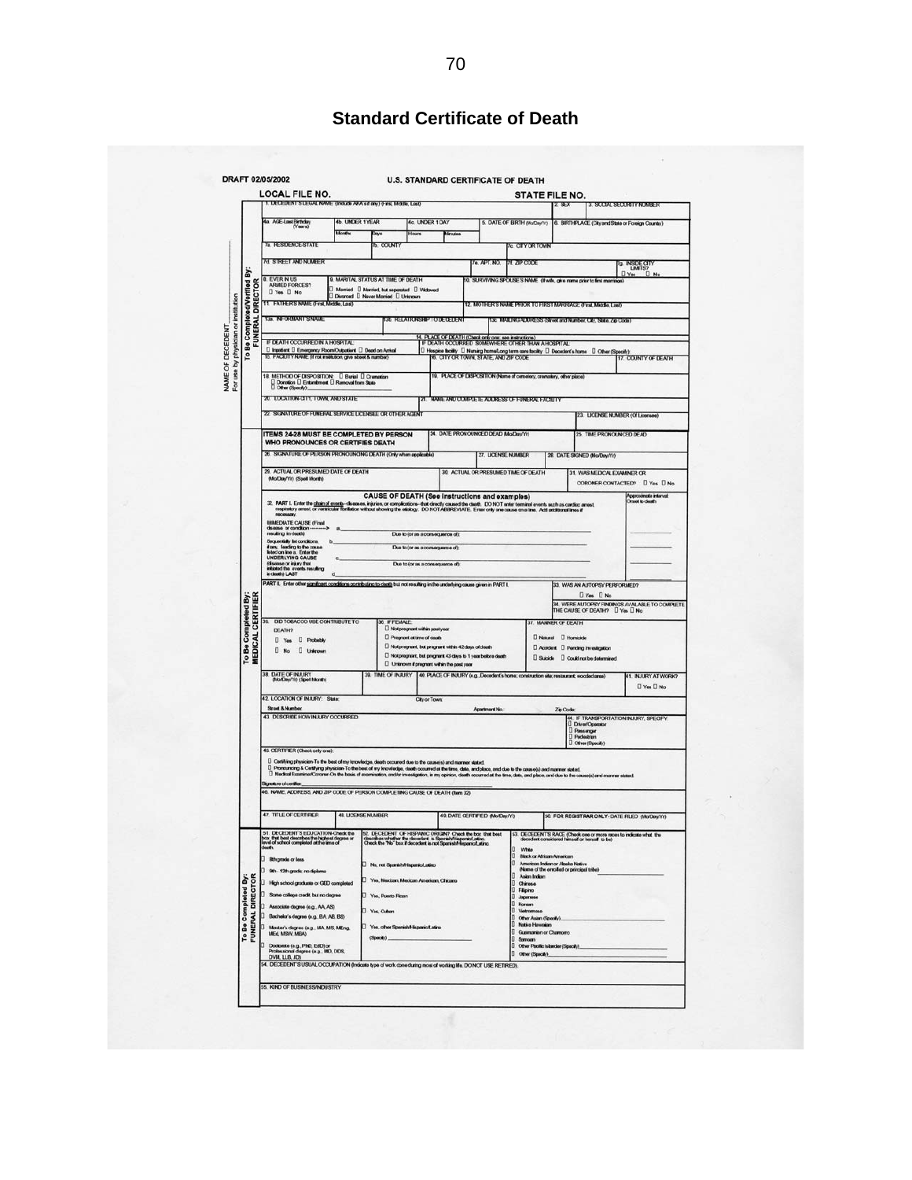# Standard Certificate of Death

DRAFT 02/05/2002

**U.S. STANDARD CERTIFICATE OF DEATH**

LOCAL FILE NO. STATE FILE NO.

NAME OF DECEDENT_______________ For use by physician or institution

**To Be Completed/Verified By: FUNERAL DIRECTOR**

1. DECEDENT'S LEGAL NAME (Include AKA's if any) (First, Middle, Last)
2. SEX
3. SOCIAL SECURITY NUMBER

4a. AGE-Last Birthday (Years)
4b. UNDER 1 YEAR — Months / Days
4c. UNDER 1 DAY — Hours / Minutes
5. DATE OF BIRTH (Mo/Day/Yr)
6. BIRTHPLACE (City and State or Foreign Country)

7a. RESIDENCE-STATE
7b. COUNTY
7c. CITY OR TOWN
7d. STREET AND NUMBER
7e. APT. NO.
7f. ZIP CODE
7g. INSIDE CITY LIMITS? ☐ Yes ☐ No

8. EVER IN US ARMED FORCES? ☐ Yes ☐ No
9. MARITAL STATUS AT TIME OF DEATH ☐ Married ☐ Married, but separated ☐ Widowed ☐ Divorced ☐ Never Married ☐ Unknown
10. SURVIVING SPOUSE'S NAME (If wife, give name prior to first marriage)

11. FATHER'S NAME (First, Middle, Last)
12. MOTHER'S NAME PRIOR TO FIRST MARRIAGE (First, Middle, Last)

13a. INFORMANT'S NAME
13b. RELATIONSHIP TO DECEDENT
13c. MAILING ADDRESS (Street and Number, City, State, Zip Code)

14. PLACE OF DEATH (Check only one: see instructions)
IF DEATH OCCURRED IN A HOSPITAL: ☐ Inpatient ☐ Emergency Room/Outpatient ☐ Dead on Arrival
IF DEATH OCCURRED SOMEWHERE OTHER THAN A HOSPITAL: ☐ Hospice facility ☐ Nursing home/Long term care facility ☐ Decedent's home ☐ Other (Specify):

15. FACILITY NAME (If not institution, give street & number)
16. CITY OR TOWN, STATE, AND ZIP CODE
17. COUNTY OF DEATH

18. METHOD OF DISPOSITION: ☐ Burial ☐ Cremation ☐ Donation ☐ Entombment ☐ Removal from State ☐ Other (Specify):_______________
19. PLACE OF DISPOSITION (Name of cemetery, crematory, other place)

20. LOCATION-CITY, TOWN, AND STATE
21. NAME AND COMPLETE ADDRESS OF FUNERAL FACILITY

22. SIGNATURE OF FUNERAL SERVICE LICENSEE OR OTHER AGENT
23. LICENSE NUMBER (Of Licensee)

**To Be Completed By: MEDICAL CERTIFIER**

**ITEMS 24-28 MUST BE COMPLETED BY PERSON WHO PRONOUNCES OR CERTIFIES DEATH**

24. DATE PRONOUNCED DEAD (Mo/Day/Yr)
25. TIME PRONOUNCED DEAD

26. SIGNATURE OF PERSON PRONOUNCING DEATH (Only when applicable)
27. LICENSE NUMBER
28. DATE SIGNED (Mo/Day/Yr)

29. ACTUAL OR PRESUMED DATE OF DEATH (Mo/Day/Yr) (Spell Month)
30. ACTUAL OR PRESUMED TIME OF DEATH
31. WAS MEDICAL EXAMINER OR CORONER CONTACTED? ☐ Yes ☐ No

**CAUSE OF DEATH (See instructions and examples)**

32. PART I. Enter the chain of events--diseases, injuries, or complications--that directly caused the death. DO NOT enter terminal events such as cardiac arrest, respiratory arrest, or ventricular fibrillation without showing the etiology. DO NOT ABBREVIATE. Enter only one cause on a line. Add additional lines if necessary.

Approximate interval: Onset to death

IMMEDIATE CAUSE (Final disease or condition ---------> resulting in death) a. _______________
Due to (or as a consequence of):
Sequentially list conditions, if any, leading to the cause listed on line a. Enter the UNDERLYING CAUSE (disease or injury that initiated the events resulting in death) LAST
b. _______________
Due to (or as a consequence of):
c. _______________
Due to (or as a consequence of):
d. _______________

PART II. Enter other significant conditions contributing to death but not resulting in the underlying cause given in PART I.

33. WAS AN AUTOPSY PERFORMED? ☐ Yes ☐ No
34. WERE AUTOPSY FINDINGS AVAILABLE TO COMPLETE THE CAUSE OF DEATH? ☐ Yes ☐ No

35. DID TOBACCO USE CONTRIBUTE TO DEATH? ☐ Yes ☐ Probably ☐ No ☐ Unknown
36. IF FEMALE: ☐ Not pregnant within past year ☐ Pregnant at time of death ☐ Not pregnant, but pregnant within 42 days of death ☐ Not pregnant, but pregnant 43 days to 1 year before death ☐ Unknown if pregnant within the past year
37. MANNER OF DEATH ☐ Natural ☐ Homicide ☐ Accident ☐ Pending Investigation ☐ Suicide ☐ Could not be determined

38. DATE OF INJURY (Mo/Day/Yr) (Spell Month)
39. TIME OF INJURY
40. PLACE OF INJURY (e.g., Decedent's home; construction site; restaurant; wooded area)
41. INJURY AT WORK? ☐ Yes ☐ No

42. LOCATION OF INJURY: State: City or Town:
Street & Number: Apartment No.: Zip Code:

43. DESCRIBE HOW INJURY OCCURRED:
44. IF TRANSPORTATION INJURY, SPECIFY: ☐ Driver/Operator ☐ Passenger ☐ Pedestrian ☐ Other (Specify)

45. CERTIFIER (Check only one):
☐ Certifying physician-To the best of my knowledge, death occurred due to the cause(s) and manner stated.
☐ Pronouncing & Certifying physician-To the best of my knowledge, death occurred at the time, date, and place, and due to the cause(s) and manner stated.
☐ Medical Examiner/Coroner-On the basis of examination, and/or investigation, in my opinion, death occurred at the time, date, and place, and due to the cause(s) and manner stated.

Signature of certifier:_______________

46. NAME, ADDRESS, AND ZIP CODE OF PERSON COMPLETING CAUSE OF DEATH (Item 32)

47. TITLE OF CERTIFIER
48. LICENSE NUMBER
49. DATE CERTIFIED (Mo/Day/Yr)
50. FOR REGISTRAR ONLY- DATE FILED (Mo/Day/Yr)

**To Be Completed By: FUNERAL DIRECTOR**

51. DECEDENT'S EDUCATION-Check the box that best describes the highest degree or level of school completed at the time of death.
☐ 8th grade or less
☐ 9th - 12th grade; no diploma
☐ High school graduate or GED completed
☐ Some college credit, but no degree
☐ Associate degree (e.g., AA, AS)
☐ Bachelor's degree (e.g., BA, AB, BS)
☐ Master's degree (e.g., MA, MS, MEng, MEd, MSW, MBA)
☐ Doctorate (e.g., PhD, EdD) or Professional degree (e.g., MD, DDS, DVM, LLB, JD)

52. DECEDENT OF HISPANIC ORIGIN? Check the box that best describes whether the decedent is Spanish/Hispanic/Latino. Check the "No" box if decedent is not Spanish/Hispanic/Latino.
☐ No, not Spanish/Hispanic/Latino
☐ Yes, Mexican, Mexican American, Chicano
☐ Yes, Puerto Rican
☐ Yes, Cuban
☐ Yes, other Spanish/Hispanic/Latino (Specify)_______________

53. DECEDENT'S RACE (Check one or more races to indicate what the decedent considered himself or herself to be)
☐ White
☐ Black or African American
☐ American Indian or Alaska Native (Name of the enrolled or principal tribe)_______________
☐ Asian Indian
☐ Chinese
☐ Filipino
☐ Japanese
☐ Korean
☐ Vietnamese
☐ Other Asian (Specify)_______________
☐ Native Hawaiian
☐ Guamanian or Chamorro
☐ Samoan
☐ Other Pacific Islander (Specify)_______________
☐ Other (Specify)_______________

54. DECEDENT'S USUAL OCCUPATION (Indicate type of work done during most of working life. DO NOT USE RETIRED).

55. KIND OF BUSINESS/INDUSTRY